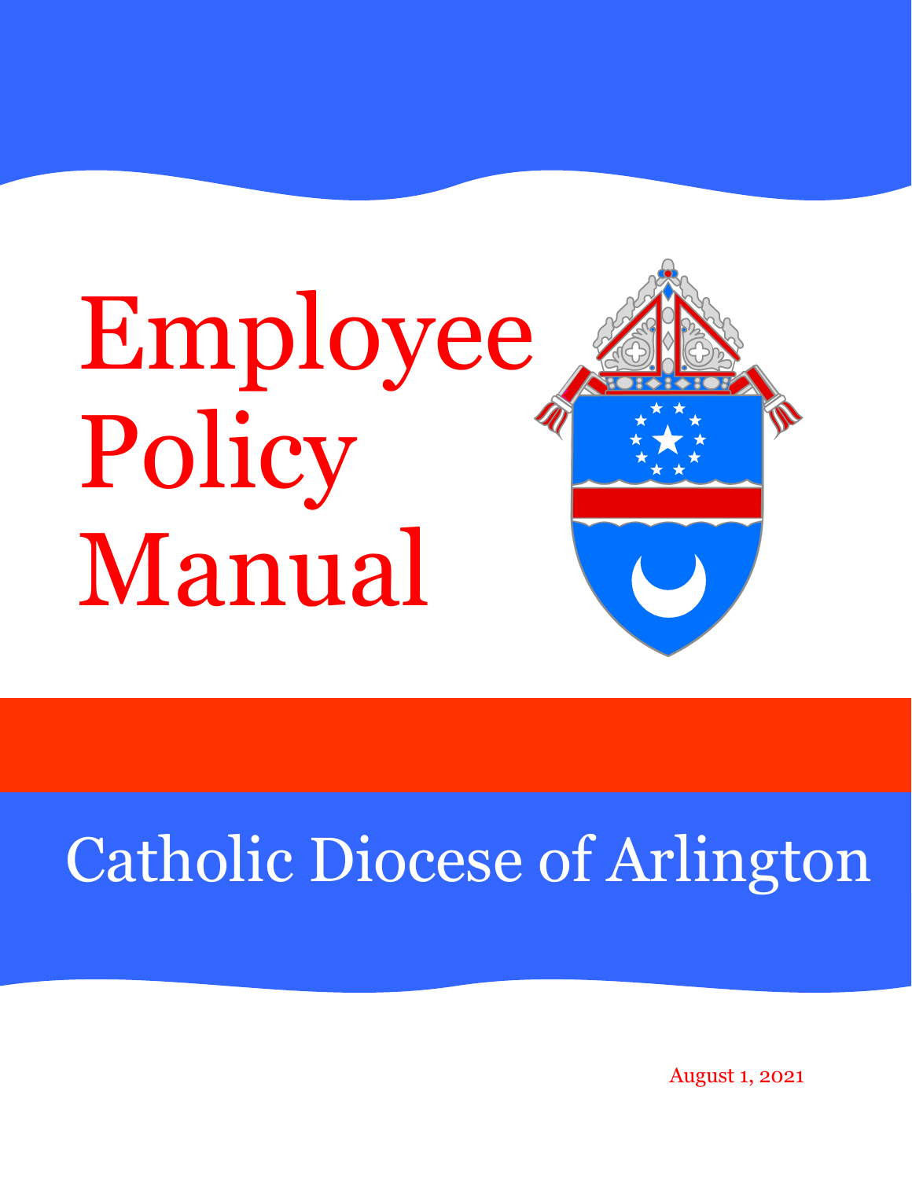# Employee Policy Manual

## Catholic Diocese of Arlington

August 1, 2021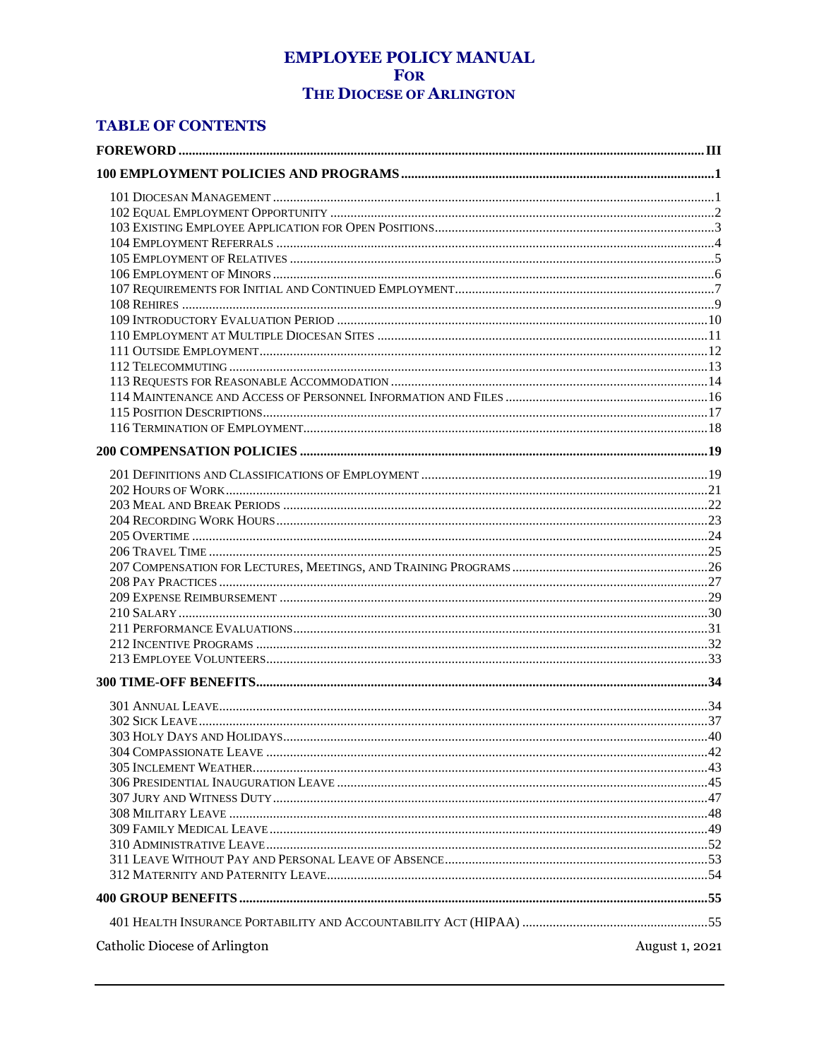# EMPLOYEE POLICY MANUAL
## FOR
## THE DIOCESE OF ARLINGTON

## TABLE OF CONTENTS

**FOREWORD** .......... III

**100 EMPLOYMENT POLICIES AND PROGRAMS** .......... 1

- 101 Diocesan Management .......... 1
- 102 Equal Employment Opportunity .......... 2
- 103 Existing Employee Application for Open Positions .......... 3
- 104 Employment Referrals .......... 4
- 105 Employment of Relatives .......... 5
- 106 Employment of Minors .......... 6
- 107 Requirements for Initial and Continued Employment .......... 7
- 108 Rehires .......... 9
- 109 Introductory Evaluation Period .......... 10
- 110 Employment at Multiple Diocesan Sites .......... 11
- 111 Outside Employment .......... 12
- 112 Telecommuting .......... 13
- 113 Requests for Reasonable Accommodation .......... 14
- 114 Maintenance and Access of Personnel Information and Files .......... 16
- 115 Position Descriptions .......... 17
- 116 Termination of Employment .......... 18

**200 COMPENSATION POLICIES** .......... 19

- 201 Definitions and Classifications of Employment .......... 19
- 202 Hours of Work .......... 21
- 203 Meal and Break Periods .......... 22
- 204 Recording Work Hours .......... 23
- 205 Overtime .......... 24
- 206 Travel Time .......... 25
- 207 Compensation for Lectures, Meetings, and Training Programs .......... 26
- 208 Pay Practices .......... 27
- 209 Expense Reimbursement .......... 29
- 210 Salary .......... 30
- 211 Performance Evaluations .......... 31
- 212 Incentive Programs .......... 32
- 213 Employee Volunteers .......... 33

**300 TIME-OFF BENEFITS** .......... 34

- 301 Annual Leave .......... 34
- 302 Sick Leave .......... 37
- 303 Holy Days and Holidays .......... 40
- 304 Compassionate Leave .......... 42
- 305 Inclement Weather .......... 43
- 306 Presidential Inauguration Leave .......... 45
- 307 Jury and Witness Duty .......... 47
- 308 Military Leave .......... 48
- 309 Family Medical Leave .......... 49
- 310 Administrative Leave .......... 52
- 311 Leave Without Pay and Personal Leave of Absence .......... 53
- 312 Maternity and Paternity Leave .......... 54

**400 GROUP BENEFITS** .......... 55

- 401 Health Insurance Portability and Accountability Act (HIPAA) .......... 55

Catholic Diocese of Arlington — August 1, 2021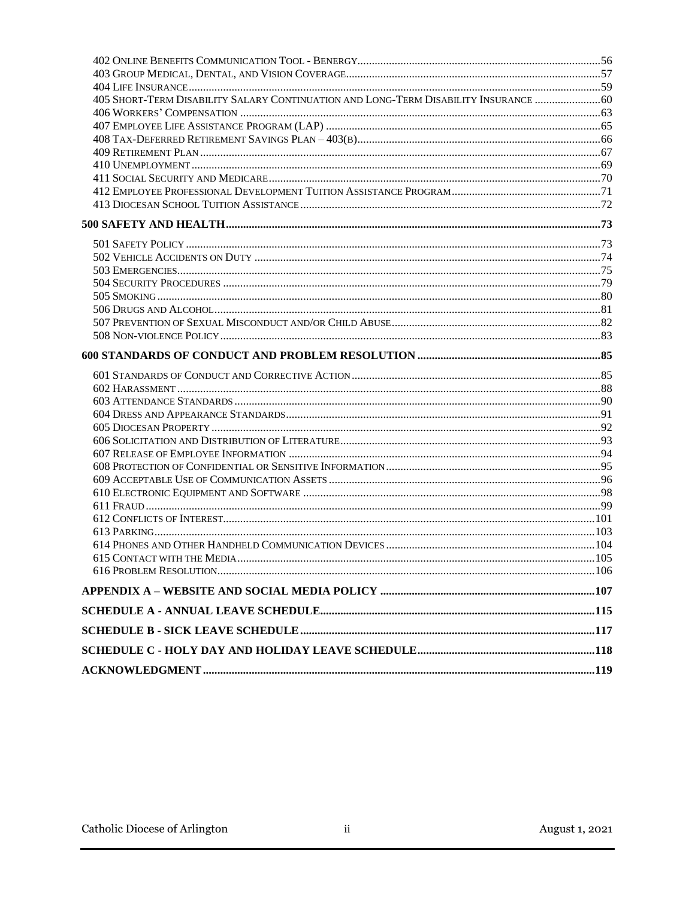402 Online Benefits Communication Tool - Benergy.....56
403 Group Medical, Dental, and Vision Coverage.....57
404 Life Insurance.....59
405 Short-Term Disability Salary Continuation and Long-Term Disability Insurance.....60
406 Workers' Compensation.....63
407 Employee Life Assistance Program (LAP).....65
408 Tax-Deferred Retirement Savings Plan – 403(b).....66
409 Retirement Plan.....67
410 Unemployment.....69
411 Social Security and Medicare.....70
412 Employee Professional Development Tuition Assistance Program.....71
413 Diocesan School Tuition Assistance.....72

**500 SAFETY AND HEALTH.....73**

501 Safety Policy.....73
502 Vehicle Accidents on Duty.....74
503 Emergencies.....75
504 Security Procedures.....79
505 Smoking.....80
506 Drugs and Alcohol.....81
507 Prevention of Sexual Misconduct and/or Child Abuse.....82
508 Non-violence Policy.....83

**600 STANDARDS OF CONDUCT AND PROBLEM RESOLUTION.....85**

601 Standards of Conduct and Corrective Action.....85
602 Harassment.....88
603 Attendance Standards.....90
604 Dress and Appearance Standards.....91
605 Diocesan Property.....92
606 Solicitation and Distribution of Literature.....93
607 Release of Employee Information.....94
608 Protection of Confidential or Sensitive Information.....95
609 Acceptable Use of Communication Assets.....96
610 Electronic Equipment and Software.....98
611 Fraud.....99
612 Conflicts of Interest.....101
613 Parking.....103
614 Phones and Other Handheld Communication Devices.....104
615 Contact with the Media.....105
616 Problem Resolution.....106

**APPENDIX A – WEBSITE AND SOCIAL MEDIA POLICY.....107**

**SCHEDULE A - ANNUAL LEAVE SCHEDULE.....115**

**SCHEDULE B - SICK LEAVE SCHEDULE.....117**

**SCHEDULE C - HOLY DAY AND HOLIDAY LEAVE SCHEDULE.....118**

**ACKNOWLEDGMENT.....119**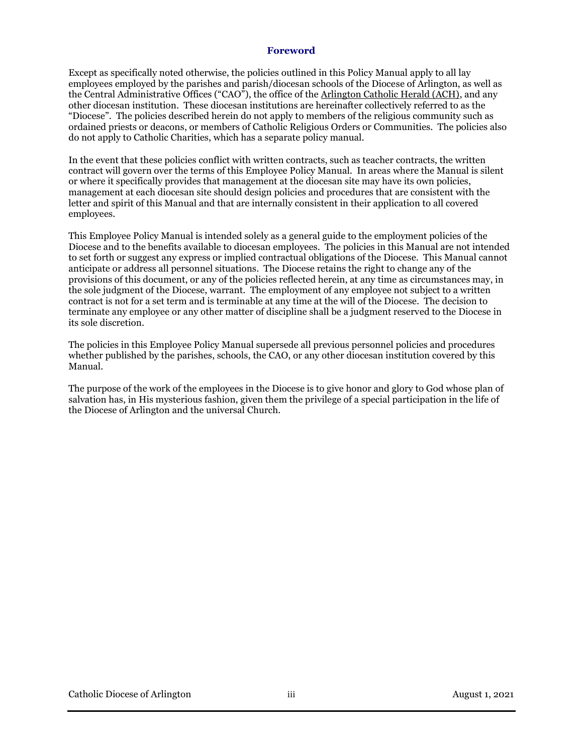# Foreword

Except as specifically noted otherwise, the policies outlined in this Policy Manual apply to all lay employees employed by the parishes and parish/diocesan schools of the Diocese of Arlington, as well as the Central Administrative Offices ("CAO"), the office of the Arlington Catholic Herald (ACH), and any other diocesan institution. These diocesan institutions are hereinafter collectively referred to as the "Diocese". The policies described herein do not apply to members of the religious community such as ordained priests or deacons, or members of Catholic Religious Orders or Communities. The policies also do not apply to Catholic Charities, which has a separate policy manual.

In the event that these policies conflict with written contracts, such as teacher contracts, the written contract will govern over the terms of this Employee Policy Manual. In areas where the Manual is silent or where it specifically provides that management at the diocesan site may have its own policies, management at each diocesan site should design policies and procedures that are consistent with the letter and spirit of this Manual and that are internally consistent in their application to all covered employees.

This Employee Policy Manual is intended solely as a general guide to the employment policies of the Diocese and to the benefits available to diocesan employees. The policies in this Manual are not intended to set forth or suggest any express or implied contractual obligations of the Diocese. This Manual cannot anticipate or address all personnel situations. The Diocese retains the right to change any of the provisions of this document, or any of the policies reflected herein, at any time as circumstances may, in the sole judgment of the Diocese, warrant. The employment of any employee not subject to a written contract is not for a set term and is terminable at any time at the will of the Diocese. The decision to terminate any employee or any other matter of discipline shall be a judgment reserved to the Diocese in its sole discretion.

The policies in this Employee Policy Manual supersede all previous personnel policies and procedures whether published by the parishes, schools, the CAO, or any other diocesan institution covered by this Manual.

The purpose of the work of the employees in the Diocese is to give honor and glory to God whose plan of salvation has, in His mysterious fashion, given them the privilege of a special participation in the life of the Diocese of Arlington and the universal Church.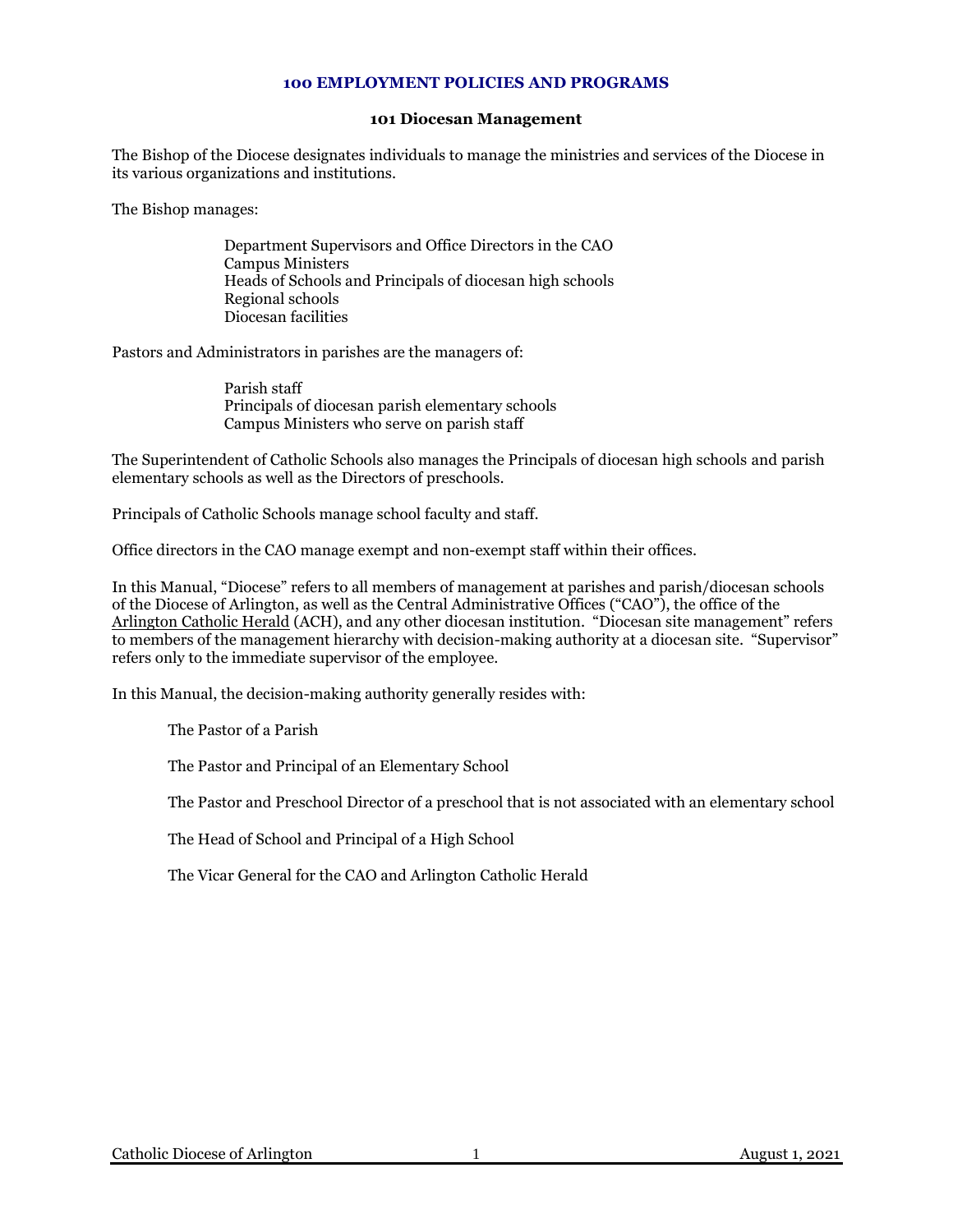# 100 EMPLOYMENT POLICIES AND PROGRAMS

## 101 Diocesan Management

The Bishop of the Diocese designates individuals to manage the ministries and services of the Diocese in its various organizations and institutions.

The Bishop manages:

- Department Supervisors and Office Directors in the CAO
- Campus Ministers
- Heads of Schools and Principals of diocesan high schools
- Regional schools
- Diocesan facilities

Pastors and Administrators in parishes are the managers of:

- Parish staff
- Principals of diocesan parish elementary schools
- Campus Ministers who serve on parish staff

The Superintendent of Catholic Schools also manages the Principals of diocesan high schools and parish elementary schools as well as the Directors of preschools.

Principals of Catholic Schools manage school faculty and staff.

Office directors in the CAO manage exempt and non-exempt staff within their offices.

In this Manual, "Diocese" refers to all members of management at parishes and parish/diocesan schools of the Diocese of Arlington, as well as the Central Administrative Offices ("CAO"), the office of the Arlington Catholic Herald (ACH), and any other diocesan institution. "Diocesan site management" refers to members of the management hierarchy with decision-making authority at a diocesan site. "Supervisor" refers only to the immediate supervisor of the employee.

In this Manual, the decision-making authority generally resides with:

- The Pastor of a Parish
- The Pastor and Principal of an Elementary School
- The Pastor and Preschool Director of a preschool that is not associated with an elementary school
- The Head of School and Principal of a High School
- The Vicar General for the CAO and Arlington Catholic Herald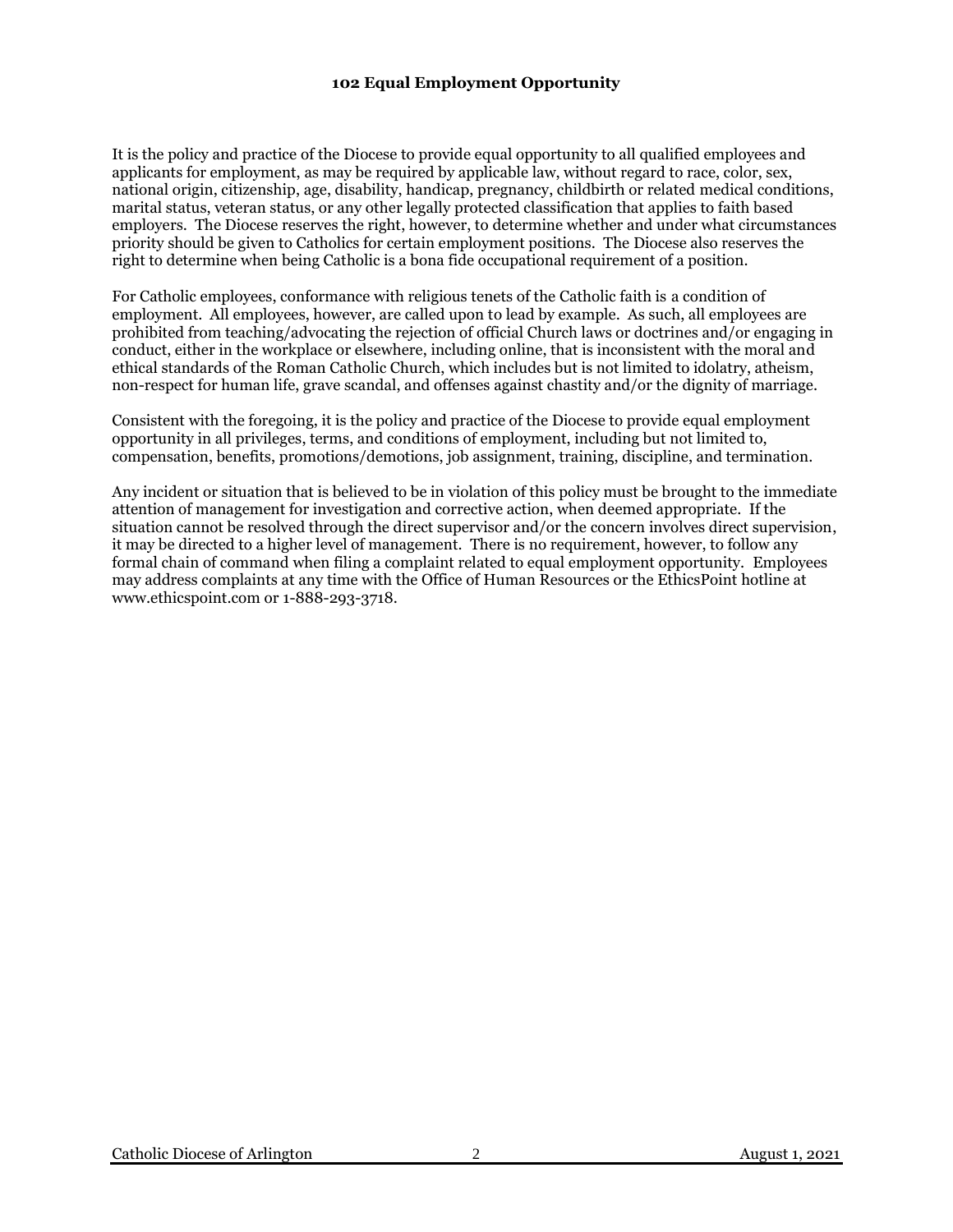## 102 Equal Employment Opportunity

It is the policy and practice of the Diocese to provide equal opportunity to all qualified employees and applicants for employment, as may be required by applicable law, without regard to race, color, sex, national origin, citizenship, age, disability, handicap, pregnancy, childbirth or related medical conditions, marital status, veteran status, or any other legally protected classification that applies to faith based employers. The Diocese reserves the right, however, to determine whether and under what circumstances priority should be given to Catholics for certain employment positions. The Diocese also reserves the right to determine when being Catholic is a bona fide occupational requirement of a position.

For Catholic employees, conformance with religious tenets of the Catholic faith is a condition of employment. All employees, however, are called upon to lead by example. As such, all employees are prohibited from teaching/advocating the rejection of official Church laws or doctrines and/or engaging in conduct, either in the workplace or elsewhere, including online, that is inconsistent with the moral and ethical standards of the Roman Catholic Church, which includes but is not limited to idolatry, atheism, non-respect for human life, grave scandal, and offenses against chastity and/or the dignity of marriage.

Consistent with the foregoing, it is the policy and practice of the Diocese to provide equal employment opportunity in all privileges, terms, and conditions of employment, including but not limited to, compensation, benefits, promotions/demotions, job assignment, training, discipline, and termination.

Any incident or situation that is believed to be in violation of this policy must be brought to the immediate attention of management for investigation and corrective action, when deemed appropriate. If the situation cannot be resolved through the direct supervisor and/or the concern involves direct supervision, it may be directed to a higher level of management. There is no requirement, however, to follow any formal chain of command when filing a complaint related to equal employment opportunity. Employees may address complaints at any time with the Office of Human Resources or the EthicsPoint hotline at www.ethicspoint.com or 1-888-293-3718.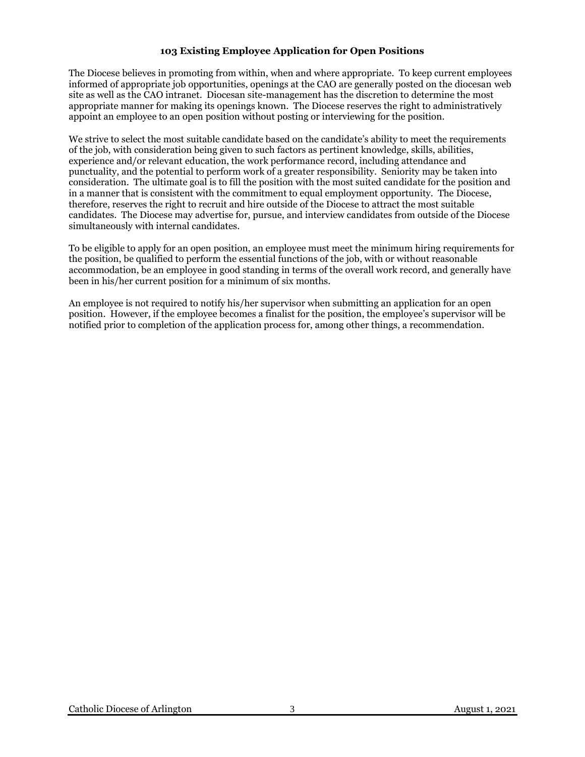## 103 Existing Employee Application for Open Positions

The Diocese believes in promoting from within, when and where appropriate. To keep current employees informed of appropriate job opportunities, openings at the CAO are generally posted on the diocesan web site as well as the CAO intranet. Diocesan site-management has the discretion to determine the most appropriate manner for making its openings known. The Diocese reserves the right to administratively appoint an employee to an open position without posting or interviewing for the position.

We strive to select the most suitable candidate based on the candidate's ability to meet the requirements of the job, with consideration being given to such factors as pertinent knowledge, skills, abilities, experience and/or relevant education, the work performance record, including attendance and punctuality, and the potential to perform work of a greater responsibility. Seniority may be taken into consideration. The ultimate goal is to fill the position with the most suited candidate for the position and in a manner that is consistent with the commitment to equal employment opportunity. The Diocese, therefore, reserves the right to recruit and hire outside of the Diocese to attract the most suitable candidates. The Diocese may advertise for, pursue, and interview candidates from outside of the Diocese simultaneously with internal candidates.

To be eligible to apply for an open position, an employee must meet the minimum hiring requirements for the position, be qualified to perform the essential functions of the job, with or without reasonable accommodation, be an employee in good standing in terms of the overall work record, and generally have been in his/her current position for a minimum of six months.

An employee is not required to notify his/her supervisor when submitting an application for an open position. However, if the employee becomes a finalist for the position, the employee's supervisor will be notified prior to completion of the application process for, among other things, a recommendation.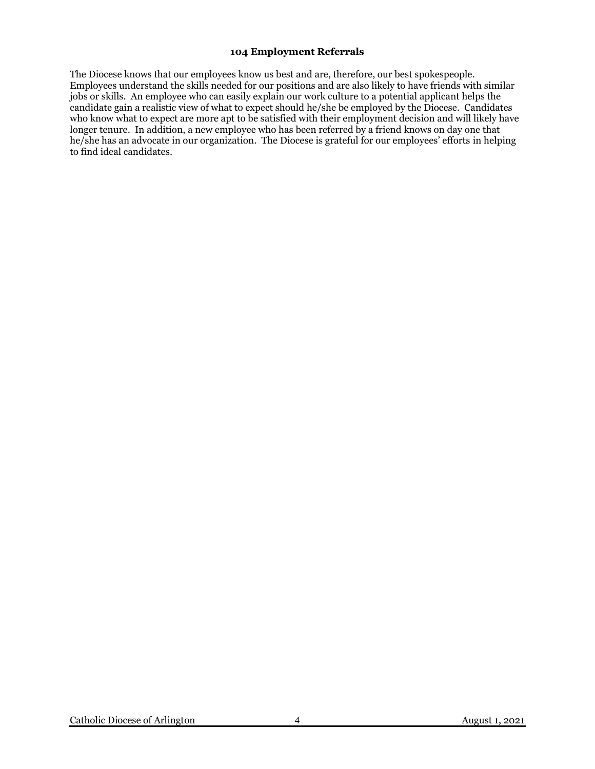## 104 Employment Referrals

The Diocese knows that our employees know us best and are, therefore, our best spokespeople. Employees understand the skills needed for our positions and are also likely to have friends with similar jobs or skills. An employee who can easily explain our work culture to a potential applicant helps the candidate gain a realistic view of what to expect should he/she be employed by the Diocese. Candidates who know what to expect are more apt to be satisfied with their employment decision and will likely have longer tenure. In addition, a new employee who has been referred by a friend knows on day one that he/she has an advocate in our organization. The Diocese is grateful for our employees' efforts in helping to find ideal candidates.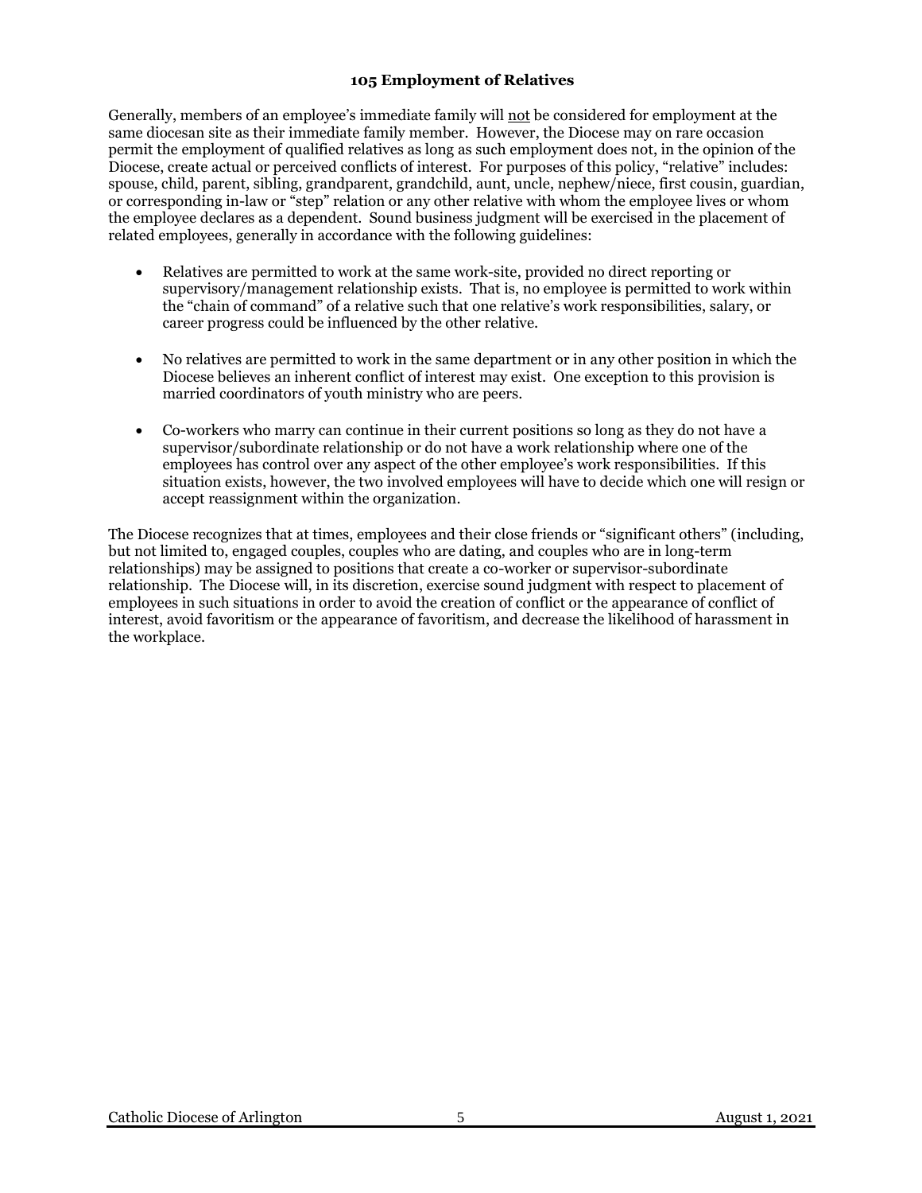### 105 Employment of Relatives

Generally, members of an employee's immediate family will not be considered for employment at the same diocesan site as their immediate family member. However, the Diocese may on rare occasion permit the employment of qualified relatives as long as such employment does not, in the opinion of the Diocese, create actual or perceived conflicts of interest. For purposes of this policy, "relative" includes: spouse, child, parent, sibling, grandparent, grandchild, aunt, uncle, nephew/niece, first cousin, guardian, or corresponding in-law or "step" relation or any other relative with whom the employee lives or whom the employee declares as a dependent. Sound business judgment will be exercised in the placement of related employees, generally in accordance with the following guidelines:

- Relatives are permitted to work at the same work-site, provided no direct reporting or supervisory/management relationship exists. That is, no employee is permitted to work within the "chain of command" of a relative such that one relative's work responsibilities, salary, or career progress could be influenced by the other relative.

- No relatives are permitted to work in the same department or in any other position in which the Diocese believes an inherent conflict of interest may exist. One exception to this provision is married coordinators of youth ministry who are peers.

- Co-workers who marry can continue in their current positions so long as they do not have a supervisor/subordinate relationship or do not have a work relationship where one of the employees has control over any aspect of the other employee's work responsibilities. If this situation exists, however, the two involved employees will have to decide which one will resign or accept reassignment within the organization.

The Diocese recognizes that at times, employees and their close friends or "significant others" (including, but not limited to, engaged couples, couples who are dating, and couples who are in long-term relationships) may be assigned to positions that create a co-worker or supervisor-subordinate relationship. The Diocese will, in its discretion, exercise sound judgment with respect to placement of employees in such situations in order to avoid the creation of conflict or the appearance of conflict of interest, avoid favoritism or the appearance of favoritism, and decrease the likelihood of harassment in the workplace.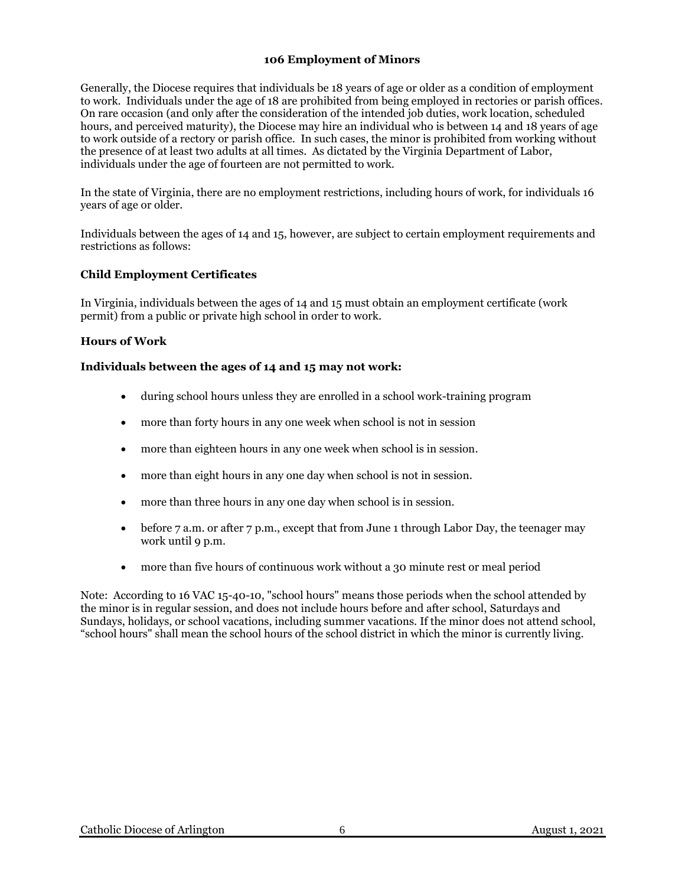## 106 Employment of Minors

Generally, the Diocese requires that individuals be 18 years of age or older as a condition of employment to work. Individuals under the age of 18 are prohibited from being employed in rectories or parish offices. On rare occasion (and only after the consideration of the intended job duties, work location, scheduled hours, and perceived maturity), the Diocese may hire an individual who is between 14 and 18 years of age to work outside of a rectory or parish office. In such cases, the minor is prohibited from working without the presence of at least two adults at all times. As dictated by the Virginia Department of Labor, individuals under the age of fourteen are not permitted to work.

In the state of Virginia, there are no employment restrictions, including hours of work, for individuals 16 years of age or older.

Individuals between the ages of 14 and 15, however, are subject to certain employment requirements and restrictions as follows:

### Child Employment Certificates

In Virginia, individuals between the ages of 14 and 15 must obtain an employment certificate (work permit) from a public or private high school in order to work.

### Hours of Work

**Individuals between the ages of 14 and 15 may not work:**

- during school hours unless they are enrolled in a school work-training program
- more than forty hours in any one week when school is not in session
- more than eighteen hours in any one week when school is in session.
- more than eight hours in any one day when school is not in session.
- more than three hours in any one day when school is in session.
- before 7 a.m. or after 7 p.m., except that from June 1 through Labor Day, the teenager may work until 9 p.m.
- more than five hours of continuous work without a 30 minute rest or meal period

Note: According to 16 VAC 15-40-10, "school hours" means those periods when the school attended by the minor is in regular session, and does not include hours before and after school, Saturdays and Sundays, holidays, or school vacations, including summer vacations. If the minor does not attend school, "school hours" shall mean the school hours of the school district in which the minor is currently living.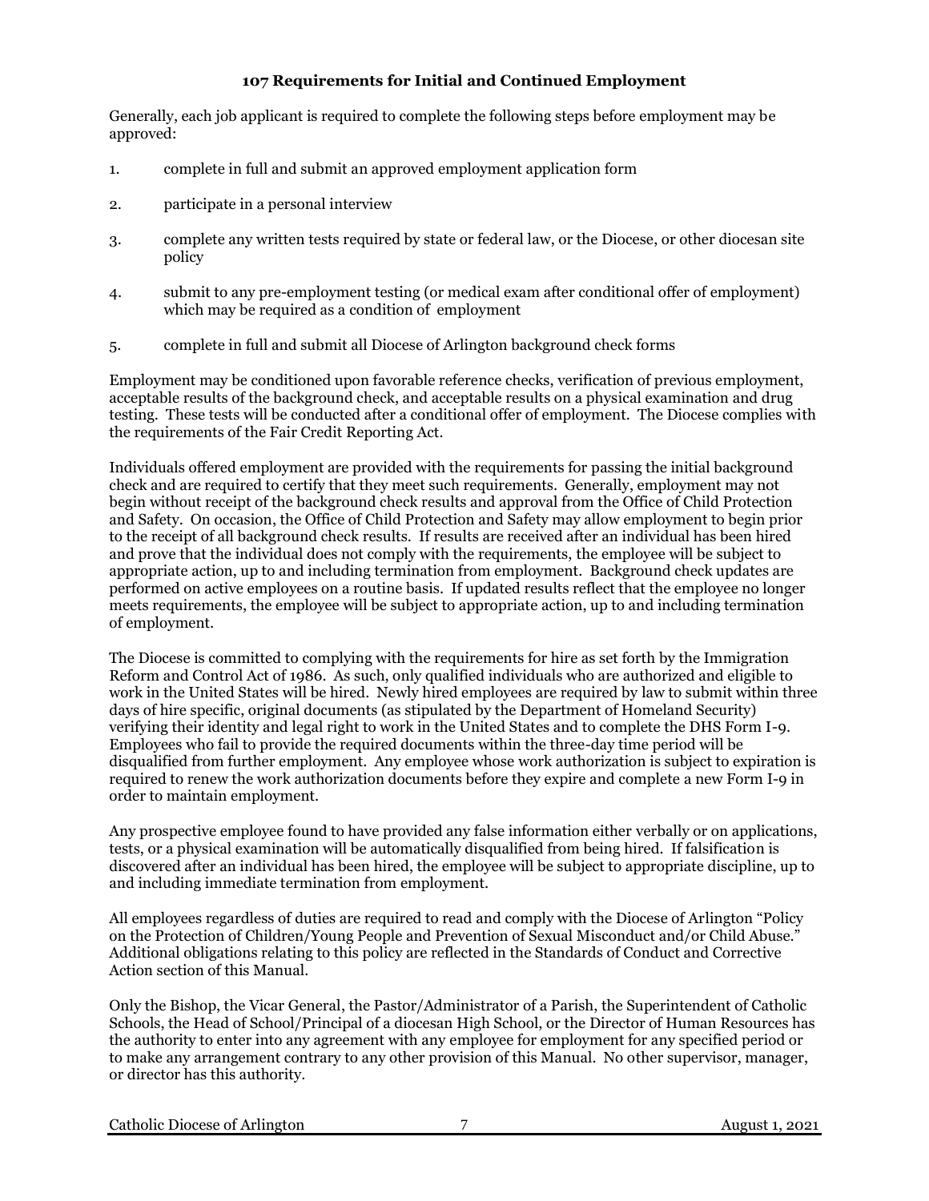## 107 Requirements for Initial and Continued Employment

Generally, each job applicant is required to complete the following steps before employment may be approved:

1. complete in full and submit an approved employment application form
2. participate in a personal interview
3. complete any written tests required by state or federal law, or the Diocese, or other diocesan site policy
4. submit to any pre-employment testing (or medical exam after conditional offer of employment) which may be required as a condition of employment
5. complete in full and submit all Diocese of Arlington background check forms

Employment may be conditioned upon favorable reference checks, verification of previous employment, acceptable results of the background check, and acceptable results on a physical examination and drug testing. These tests will be conducted after a conditional offer of employment. The Diocese complies with the requirements of the Fair Credit Reporting Act.

Individuals offered employment are provided with the requirements for passing the initial background check and are required to certify that they meet such requirements. Generally, employment may not begin without receipt of the background check results and approval from the Office of Child Protection and Safety. On occasion, the Office of Child Protection and Safety may allow employment to begin prior to the receipt of all background check results. If results are received after an individual has been hired and prove that the individual does not comply with the requirements, the employee will be subject to appropriate action, up to and including termination from employment. Background check updates are performed on active employees on a routine basis. If updated results reflect that the employee no longer meets requirements, the employee will be subject to appropriate action, up to and including termination of employment.

The Diocese is committed to complying with the requirements for hire as set forth by the Immigration Reform and Control Act of 1986. As such, only qualified individuals who are authorized and eligible to work in the United States will be hired. Newly hired employees are required by law to submit within three days of hire specific, original documents (as stipulated by the Department of Homeland Security) verifying their identity and legal right to work in the United States and to complete the DHS Form I-9. Employees who fail to provide the required documents within the three-day time period will be disqualified from further employment. Any employee whose work authorization is subject to expiration is required to renew the work authorization documents before they expire and complete a new Form I-9 in order to maintain employment.

Any prospective employee found to have provided any false information either verbally or on applications, tests, or a physical examination will be automatically disqualified from being hired. If falsification is discovered after an individual has been hired, the employee will be subject to appropriate discipline, up to and including immediate termination from employment.

All employees regardless of duties are required to read and comply with the Diocese of Arlington "Policy on the Protection of Children/Young People and Prevention of Sexual Misconduct and/or Child Abuse." Additional obligations relating to this policy are reflected in the Standards of Conduct and Corrective Action section of this Manual.

Only the Bishop, the Vicar General, the Pastor/Administrator of a Parish, the Superintendent of Catholic Schools, the Head of School/Principal of a diocesan High School, or the Director of Human Resources has the authority to enter into any agreement with any employee for employment for any specified period or to make any arrangement contrary to any other provision of this Manual. No other supervisor, manager, or director has this authority.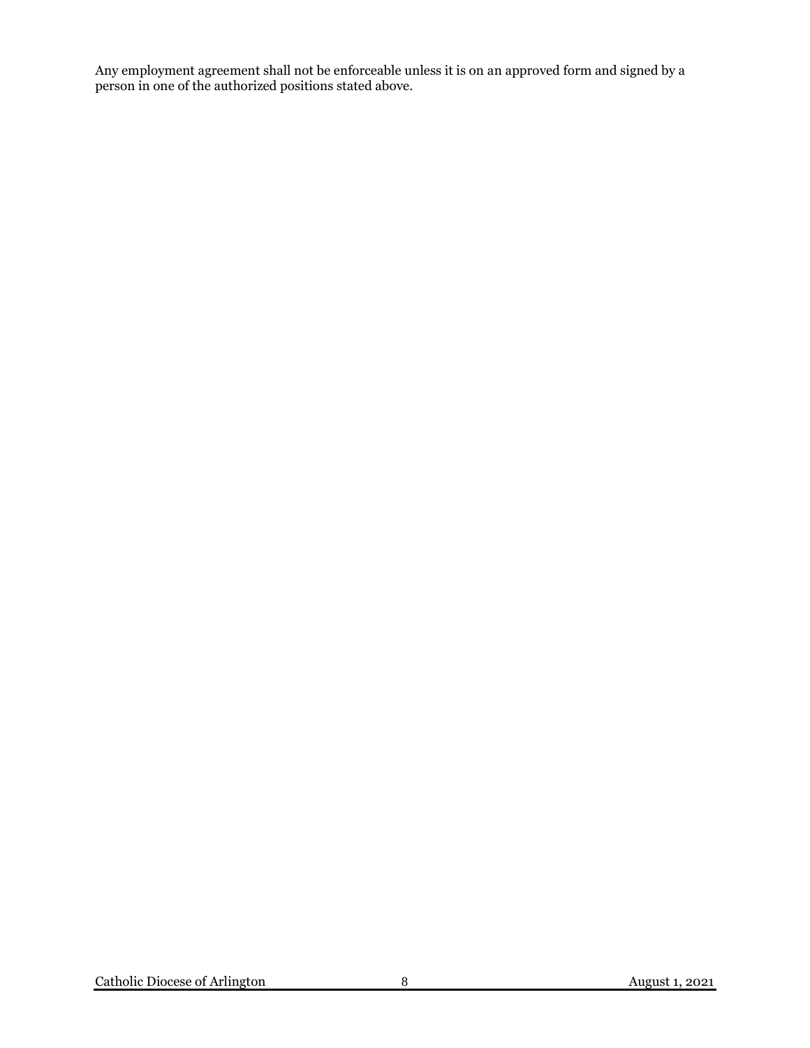Any employment agreement shall not be enforceable unless it is on an approved form and signed by a person in one of the authorized positions stated above.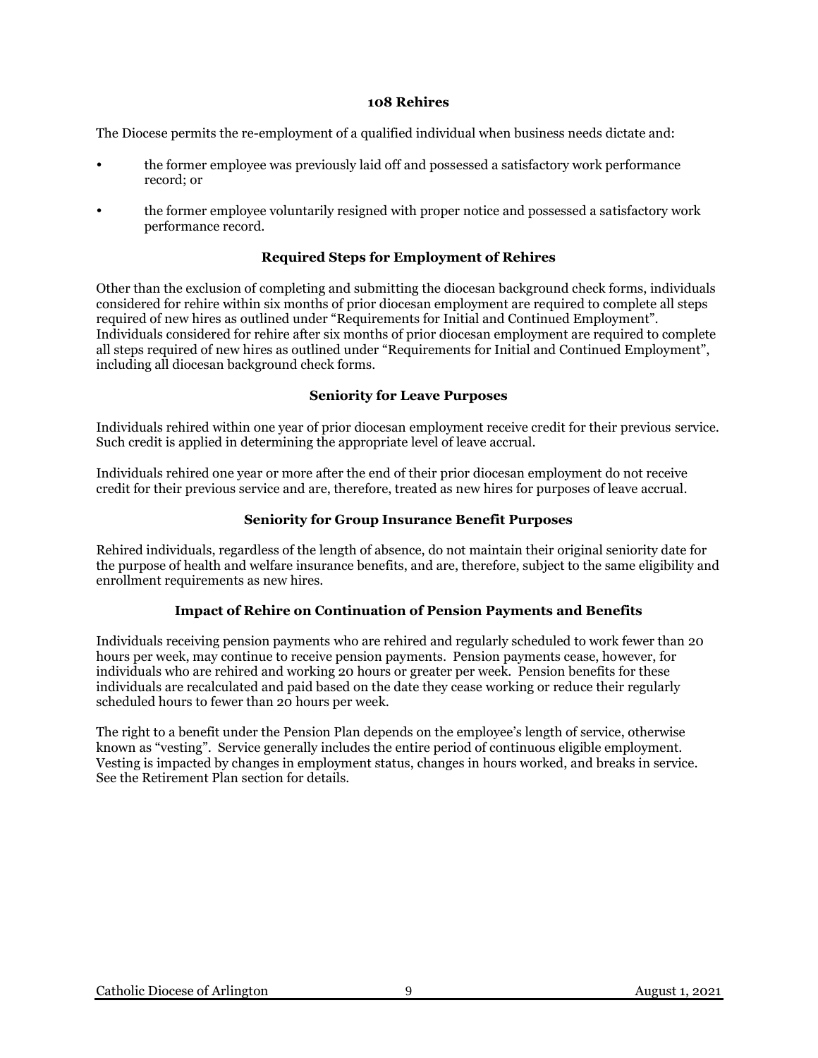## 108 Rehires

The Diocese permits the re-employment of a qualified individual when business needs dictate and:

- the former employee was previously laid off and possessed a satisfactory work performance record; or
- the former employee voluntarily resigned with proper notice and possessed a satisfactory work performance record.

### Required Steps for Employment of Rehires

Other than the exclusion of completing and submitting the diocesan background check forms, individuals considered for rehire within six months of prior diocesan employment are required to complete all steps required of new hires as outlined under "Requirements for Initial and Continued Employment". Individuals considered for rehire after six months of prior diocesan employment are required to complete all steps required of new hires as outlined under "Requirements for Initial and Continued Employment", including all diocesan background check forms.

### Seniority for Leave Purposes

Individuals rehired within one year of prior diocesan employment receive credit for their previous service. Such credit is applied in determining the appropriate level of leave accrual.

Individuals rehired one year or more after the end of their prior diocesan employment do not receive credit for their previous service and are, therefore, treated as new hires for purposes of leave accrual.

### Seniority for Group Insurance Benefit Purposes

Rehired individuals, regardless of the length of absence, do not maintain their original seniority date for the purpose of health and welfare insurance benefits, and are, therefore, subject to the same eligibility and enrollment requirements as new hires.

### Impact of Rehire on Continuation of Pension Payments and Benefits

Individuals receiving pension payments who are rehired and regularly scheduled to work fewer than 20 hours per week, may continue to receive pension payments. Pension payments cease, however, for individuals who are rehired and working 20 hours or greater per week. Pension benefits for these individuals are recalculated and paid based on the date they cease working or reduce their regularly scheduled hours to fewer than 20 hours per week.

The right to a benefit under the Pension Plan depends on the employee's length of service, otherwise known as "vesting". Service generally includes the entire period of continuous eligible employment. Vesting is impacted by changes in employment status, changes in hours worked, and breaks in service. See the Retirement Plan section for details.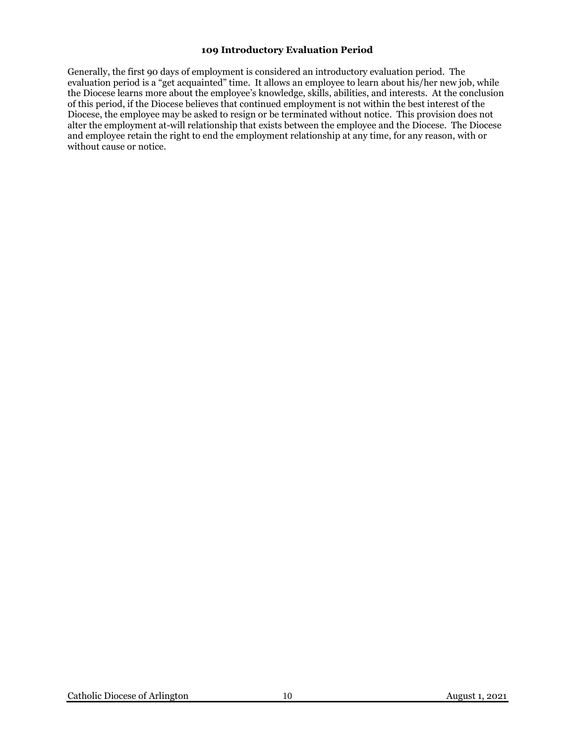### 109 Introductory Evaluation Period

Generally, the first 90 days of employment is considered an introductory evaluation period. The evaluation period is a "get acquainted" time. It allows an employee to learn about his/her new job, while the Diocese learns more about the employee's knowledge, skills, abilities, and interests. At the conclusion of this period, if the Diocese believes that continued employment is not within the best interest of the Diocese, the employee may be asked to resign or be terminated without notice. This provision does not alter the employment at-will relationship that exists between the employee and the Diocese. The Diocese and employee retain the right to end the employment relationship at any time, for any reason, with or without cause or notice.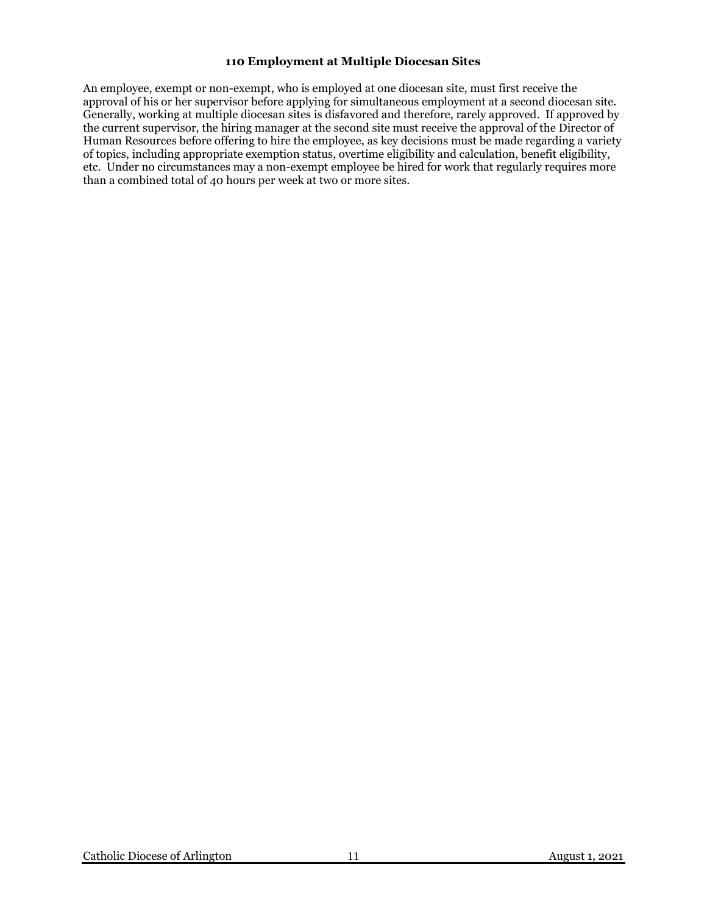### 110 Employment at Multiple Diocesan Sites

An employee, exempt or non-exempt, who is employed at one diocesan site, must first receive the approval of his or her supervisor before applying for simultaneous employment at a second diocesan site. Generally, working at multiple diocesan sites is disfavored and therefore, rarely approved. If approved by the current supervisor, the hiring manager at the second site must receive the approval of the Director of Human Resources before offering to hire the employee, as key decisions must be made regarding a variety of topics, including appropriate exemption status, overtime eligibility and calculation, benefit eligibility, etc. Under no circumstances may a non-exempt employee be hired for work that regularly requires more than a combined total of 40 hours per week at two or more sites.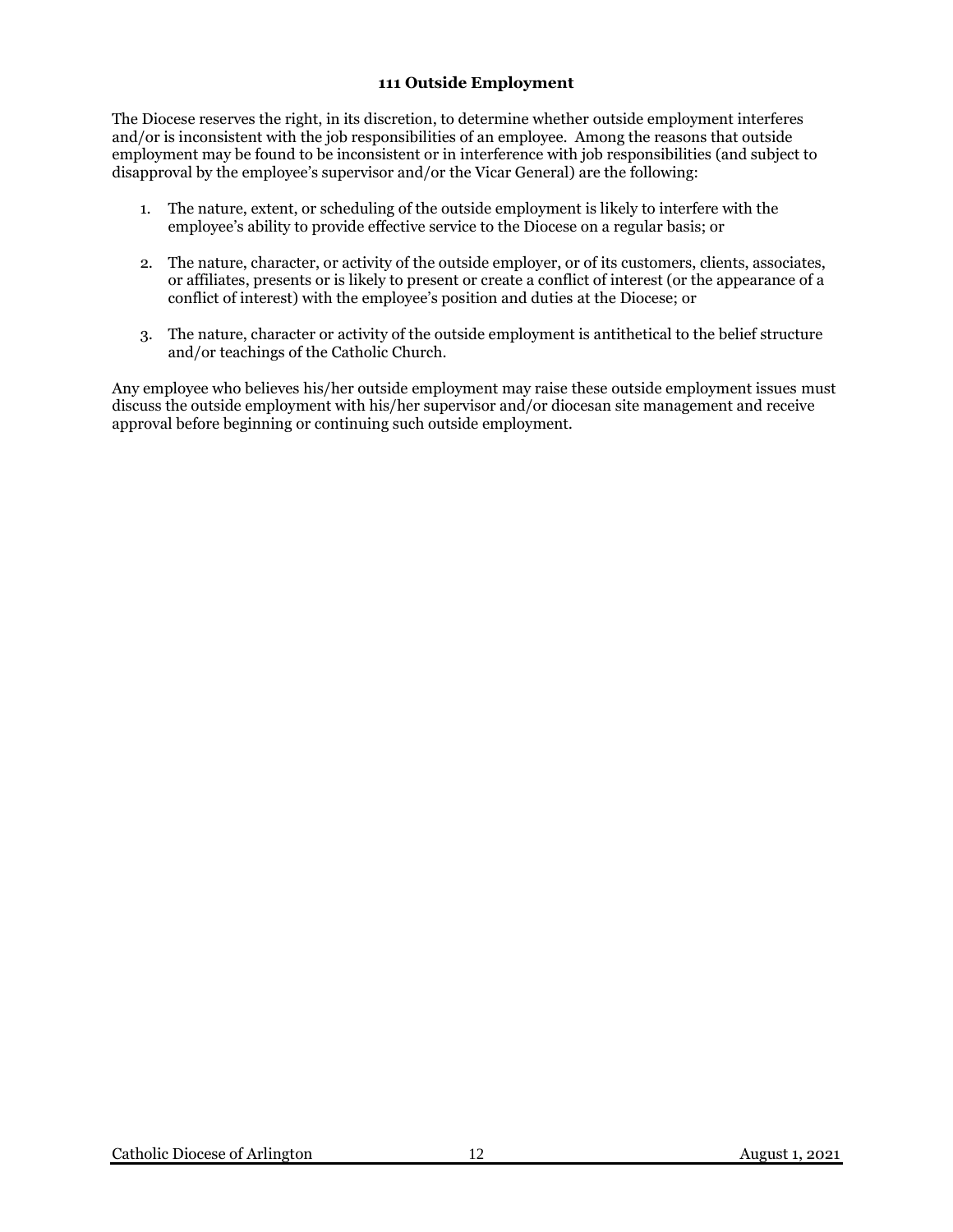### 111 Outside Employment

The Diocese reserves the right, in its discretion, to determine whether outside employment interferes and/or is inconsistent with the job responsibilities of an employee. Among the reasons that outside employment may be found to be inconsistent or in interference with job responsibilities (and subject to disapproval by the employee's supervisor and/or the Vicar General) are the following:

1. The nature, extent, or scheduling of the outside employment is likely to interfere with the employee's ability to provide effective service to the Diocese on a regular basis; or

2. The nature, character, or activity of the outside employer, or of its customers, clients, associates, or affiliates, presents or is likely to present or create a conflict of interest (or the appearance of a conflict of interest) with the employee's position and duties at the Diocese; or

3. The nature, character or activity of the outside employment is antithetical to the belief structure and/or teachings of the Catholic Church.

Any employee who believes his/her outside employment may raise these outside employment issues must discuss the outside employment with his/her supervisor and/or diocesan site management and receive approval before beginning or continuing such outside employment.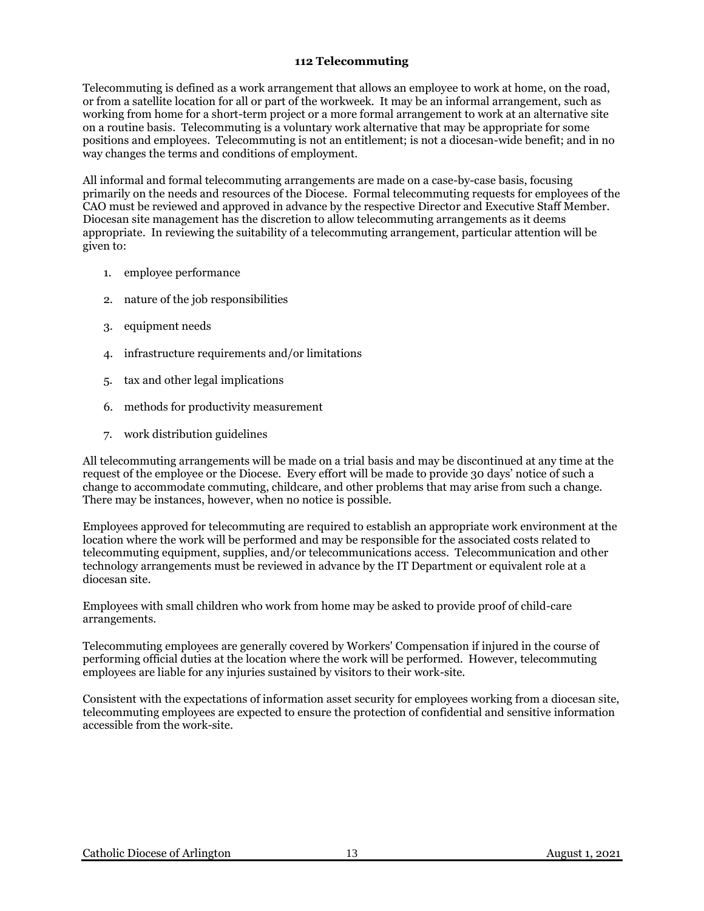## 112 Telecommuting

Telecommuting is defined as a work arrangement that allows an employee to work at home, on the road, or from a satellite location for all or part of the workweek. It may be an informal arrangement, such as working from home for a short-term project or a more formal arrangement to work at an alternative site on a routine basis. Telecommuting is a voluntary work alternative that may be appropriate for some positions and employees. Telecommuting is not an entitlement; is not a diocesan-wide benefit; and in no way changes the terms and conditions of employment.

All informal and formal telecommuting arrangements are made on a case-by-case basis, focusing primarily on the needs and resources of the Diocese. Formal telecommuting requests for employees of the CAO must be reviewed and approved in advance by the respective Director and Executive Staff Member. Diocesan site management has the discretion to allow telecommuting arrangements as it deems appropriate. In reviewing the suitability of a telecommuting arrangement, particular attention will be given to:

1. employee performance
2. nature of the job responsibilities
3. equipment needs
4. infrastructure requirements and/or limitations
5. tax and other legal implications
6. methods for productivity measurement
7. work distribution guidelines

All telecommuting arrangements will be made on a trial basis and may be discontinued at any time at the request of the employee or the Diocese. Every effort will be made to provide 30 days' notice of such a change to accommodate commuting, childcare, and other problems that may arise from such a change. There may be instances, however, when no notice is possible.

Employees approved for telecommuting are required to establish an appropriate work environment at the location where the work will be performed and may be responsible for the associated costs related to telecommuting equipment, supplies, and/or telecommunications access. Telecommunication and other technology arrangements must be reviewed in advance by the IT Department or equivalent role at a diocesan site.

Employees with small children who work from home may be asked to provide proof of child-care arrangements.

Telecommuting employees are generally covered by Workers' Compensation if injured in the course of performing official duties at the location where the work will be performed. However, telecommuting employees are liable for any injuries sustained by visitors to their work-site.

Consistent with the expectations of information asset security for employees working from a diocesan site, telecommuting employees are expected to ensure the protection of confidential and sensitive information accessible from the work-site.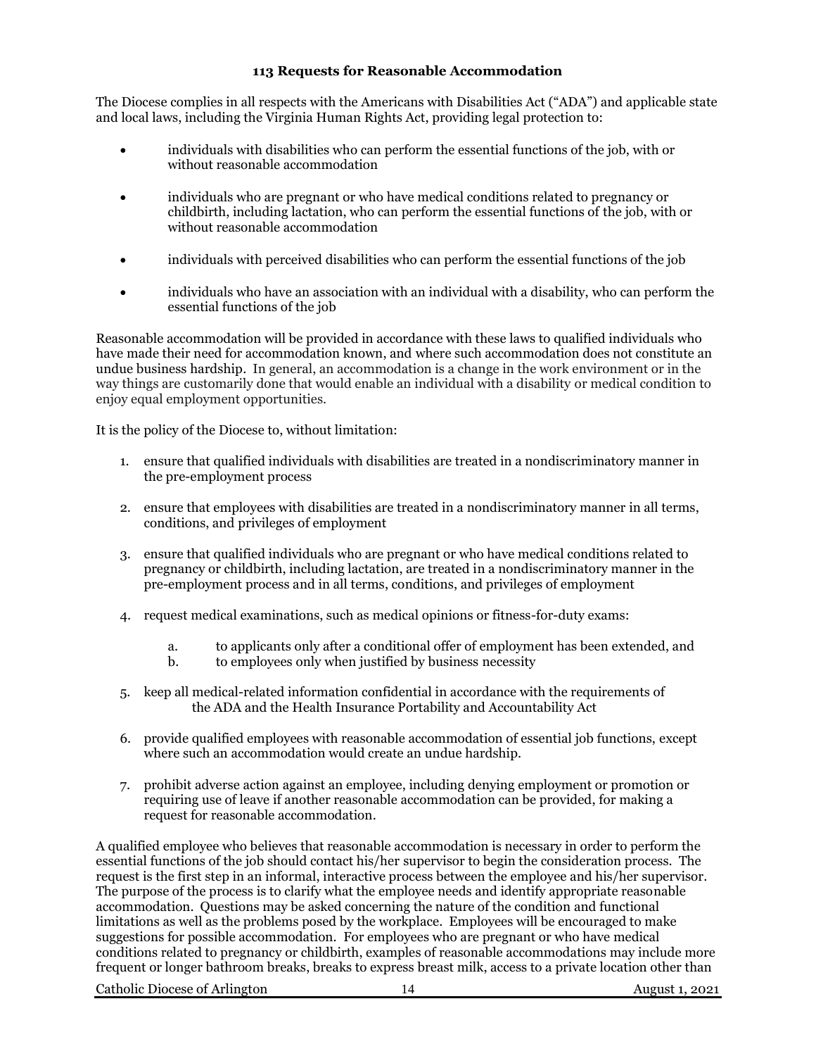## 113 Requests for Reasonable Accommodation

The Diocese complies in all respects with the Americans with Disabilities Act ("ADA") and applicable state and local laws, including the Virginia Human Rights Act, providing legal protection to:

- individuals with disabilities who can perform the essential functions of the job, with or without reasonable accommodation
- individuals who are pregnant or who have medical conditions related to pregnancy or childbirth, including lactation, who can perform the essential functions of the job, with or without reasonable accommodation
- individuals with perceived disabilities who can perform the essential functions of the job
- individuals who have an association with an individual with a disability, who can perform the essential functions of the job

Reasonable accommodation will be provided in accordance with these laws to qualified individuals who have made their need for accommodation known, and where such accommodation does not constitute an undue business hardship. In general, an accommodation is a change in the work environment or in the way things are customarily done that would enable an individual with a disability or medical condition to enjoy equal employment opportunities.

It is the policy of the Diocese to, without limitation:

1. ensure that qualified individuals with disabilities are treated in a nondiscriminatory manner in the pre-employment process
2. ensure that employees with disabilities are treated in a nondiscriminatory manner in all terms, conditions, and privileges of employment
3. ensure that qualified individuals who are pregnant or who have medical conditions related to pregnancy or childbirth, including lactation, are treated in a nondiscriminatory manner in the pre-employment process and in all terms, conditions, and privileges of employment
4. request medical examinations, such as medical opinions or fitness-for-duty exams:
   a. to applicants only after a conditional offer of employment has been extended, and
   b. to employees only when justified by business necessity
5. keep all medical-related information confidential in accordance with the requirements of the ADA and the Health Insurance Portability and Accountability Act
6. provide qualified employees with reasonable accommodation of essential job functions, except where such an accommodation would create an undue hardship.
7. prohibit adverse action against an employee, including denying employment or promotion or requiring use of leave if another reasonable accommodation can be provided, for making a request for reasonable accommodation.

A qualified employee who believes that reasonable accommodation is necessary in order to perform the essential functions of the job should contact his/her supervisor to begin the consideration process. The request is the first step in an informal, interactive process between the employee and his/her supervisor. The purpose of the process is to clarify what the employee needs and identify appropriate reasonable accommodation. Questions may be asked concerning the nature of the condition and functional limitations as well as the problems posed by the workplace. Employees will be encouraged to make suggestions for possible accommodation. For employees who are pregnant or who have medical conditions related to pregnancy or childbirth, examples of reasonable accommodations may include more frequent or longer bathroom breaks, breaks to express breast milk, access to a private location other than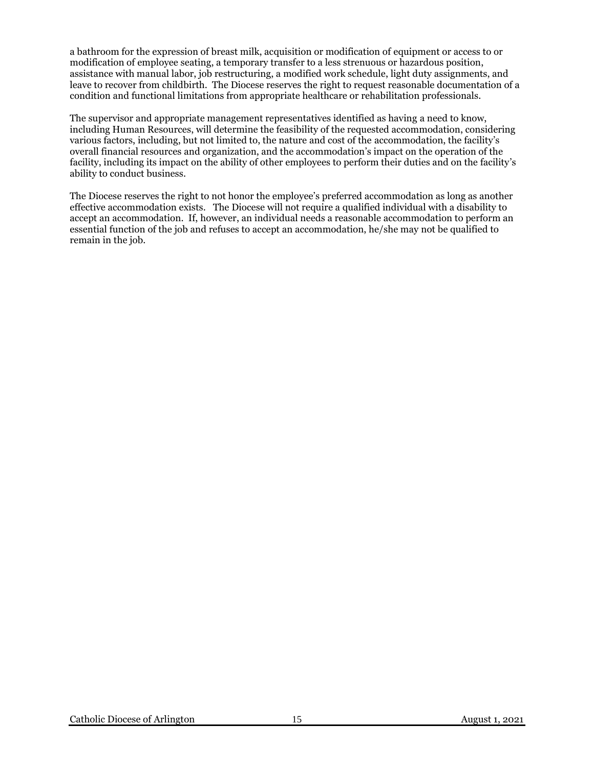a bathroom for the expression of breast milk, acquisition or modification of equipment or access to or modification of employee seating, a temporary transfer to a less strenuous or hazardous position, assistance with manual labor, job restructuring, a modified work schedule, light duty assignments, and leave to recover from childbirth. The Diocese reserves the right to request reasonable documentation of a condition and functional limitations from appropriate healthcare or rehabilitation professionals.

The supervisor and appropriate management representatives identified as having a need to know, including Human Resources, will determine the feasibility of the requested accommodation, considering various factors, including, but not limited to, the nature and cost of the accommodation, the facility's overall financial resources and organization, and the accommodation's impact on the operation of the facility, including its impact on the ability of other employees to perform their duties and on the facility's ability to conduct business.

The Diocese reserves the right to not honor the employee's preferred accommodation as long as another effective accommodation exists. The Diocese will not require a qualified individual with a disability to accept an accommodation. If, however, an individual needs a reasonable accommodation to perform an essential function of the job and refuses to accept an accommodation, he/she may not be qualified to remain in the job.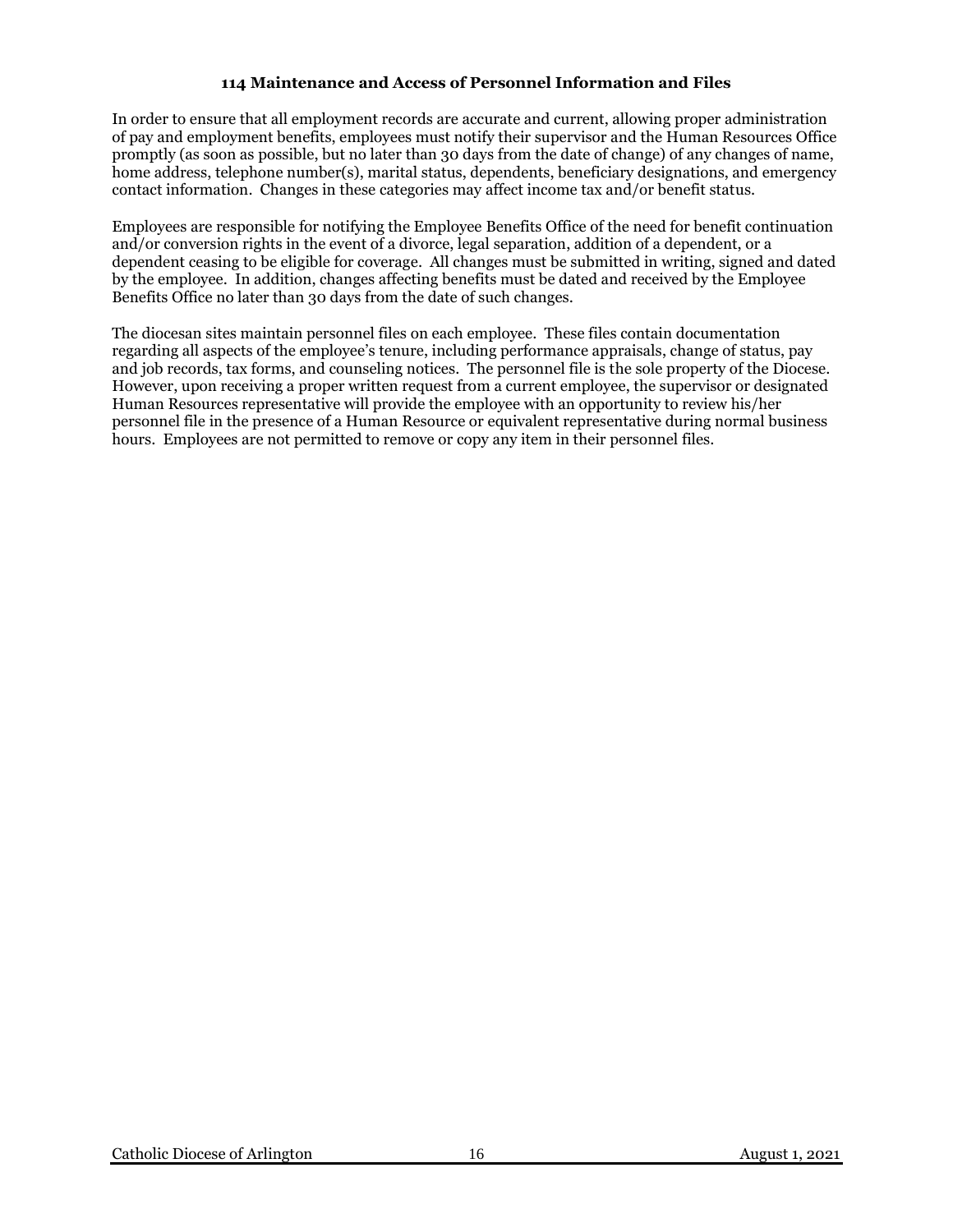### 114 Maintenance and Access of Personnel Information and Files

In order to ensure that all employment records are accurate and current, allowing proper administration of pay and employment benefits, employees must notify their supervisor and the Human Resources Office promptly (as soon as possible, but no later than 30 days from the date of change) of any changes of name, home address, telephone number(s), marital status, dependents, beneficiary designations, and emergency contact information. Changes in these categories may affect income tax and/or benefit status.

Employees are responsible for notifying the Employee Benefits Office of the need for benefit continuation and/or conversion rights in the event of a divorce, legal separation, addition of a dependent, or a dependent ceasing to be eligible for coverage. All changes must be submitted in writing, signed and dated by the employee. In addition, changes affecting benefits must be dated and received by the Employee Benefits Office no later than 30 days from the date of such changes.

The diocesan sites maintain personnel files on each employee. These files contain documentation regarding all aspects of the employee's tenure, including performance appraisals, change of status, pay and job records, tax forms, and counseling notices. The personnel file is the sole property of the Diocese. However, upon receiving a proper written request from a current employee, the supervisor or designated Human Resources representative will provide the employee with an opportunity to review his/her personnel file in the presence of a Human Resource or equivalent representative during normal business hours. Employees are not permitted to remove or copy any item in their personnel files.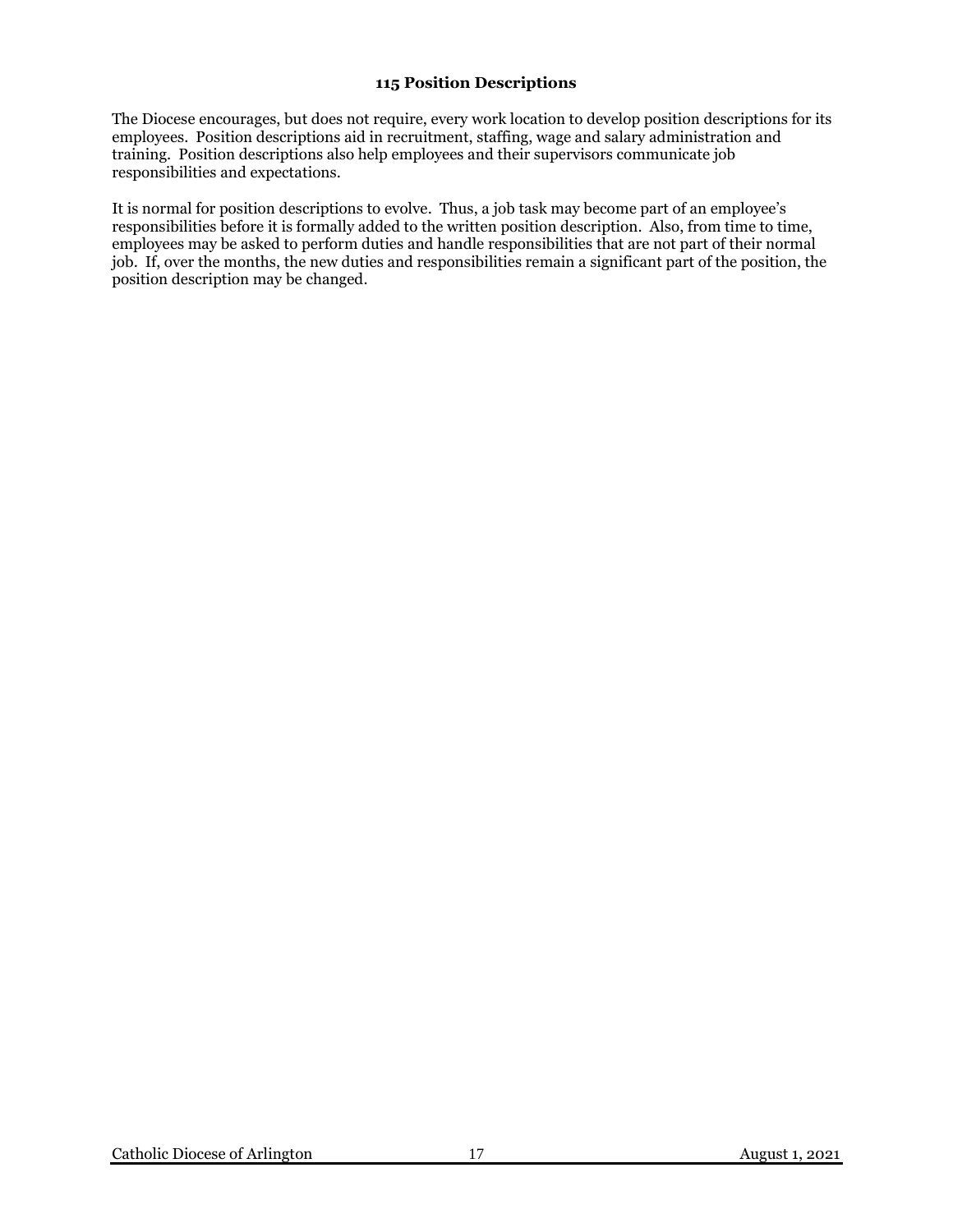## 115 Position Descriptions

The Diocese encourages, but does not require, every work location to develop position descriptions for its employees. Position descriptions aid in recruitment, staffing, wage and salary administration and training. Position descriptions also help employees and their supervisors communicate job responsibilities and expectations.

It is normal for position descriptions to evolve. Thus, a job task may become part of an employee's responsibilities before it is formally added to the written position description. Also, from time to time, employees may be asked to perform duties and handle responsibilities that are not part of their normal job. If, over the months, the new duties and responsibilities remain a significant part of the position, the position description may be changed.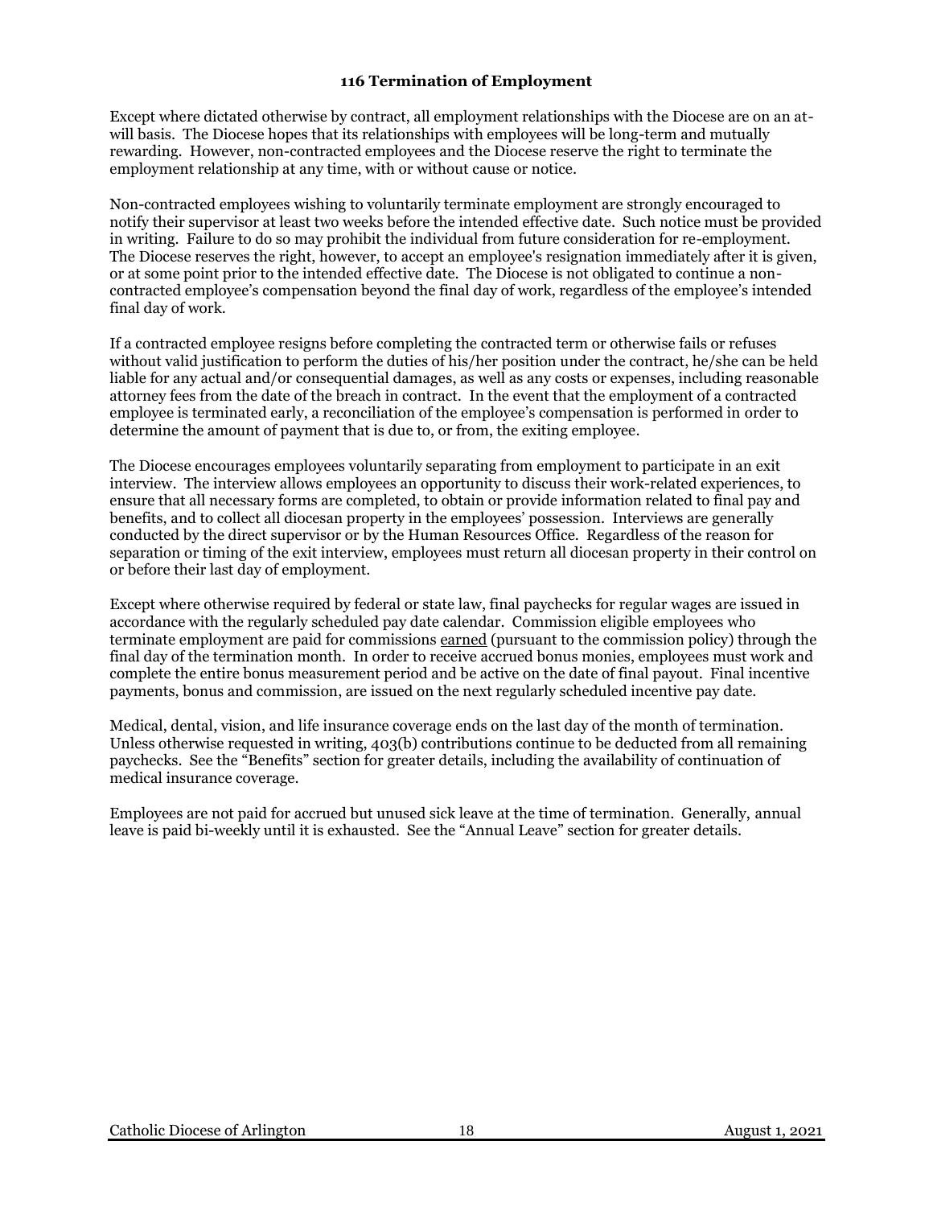## 116 Termination of Employment

Except where dictated otherwise by contract, all employment relationships with the Diocese are on an at-will basis. The Diocese hopes that its relationships with employees will be long-term and mutually rewarding. However, non-contracted employees and the Diocese reserve the right to terminate the employment relationship at any time, with or without cause or notice.

Non-contracted employees wishing to voluntarily terminate employment are strongly encouraged to notify their supervisor at least two weeks before the intended effective date. Such notice must be provided in writing. Failure to do so may prohibit the individual from future consideration for re-employment. The Diocese reserves the right, however, to accept an employee's resignation immediately after it is given, or at some point prior to the intended effective date. The Diocese is not obligated to continue a non-contracted employee's compensation beyond the final day of work, regardless of the employee's intended final day of work.

If a contracted employee resigns before completing the contracted term or otherwise fails or refuses without valid justification to perform the duties of his/her position under the contract, he/she can be held liable for any actual and/or consequential damages, as well as any costs or expenses, including reasonable attorney fees from the date of the breach in contract. In the event that the employment of a contracted employee is terminated early, a reconciliation of the employee's compensation is performed in order to determine the amount of payment that is due to, or from, the exiting employee.

The Diocese encourages employees voluntarily separating from employment to participate in an exit interview. The interview allows employees an opportunity to discuss their work-related experiences, to ensure that all necessary forms are completed, to obtain or provide information related to final pay and benefits, and to collect all diocesan property in the employees' possession. Interviews are generally conducted by the direct supervisor or by the Human Resources Office. Regardless of the reason for separation or timing of the exit interview, employees must return all diocesan property in their control on or before their last day of employment.

Except where otherwise required by federal or state law, final paychecks for regular wages are issued in accordance with the regularly scheduled pay date calendar. Commission eligible employees who terminate employment are paid for commissions earned (pursuant to the commission policy) through the final day of the termination month. In order to receive accrued bonus monies, employees must work and complete the entire bonus measurement period and be active on the date of final payout. Final incentive payments, bonus and commission, are issued on the next regularly scheduled incentive pay date.

Medical, dental, vision, and life insurance coverage ends on the last day of the month of termination. Unless otherwise requested in writing, 403(b) contributions continue to be deducted from all remaining paychecks. See the "Benefits" section for greater details, including the availability of continuation of medical insurance coverage.

Employees are not paid for accrued but unused sick leave at the time of termination. Generally, annual leave is paid bi-weekly until it is exhausted. See the "Annual Leave" section for greater details.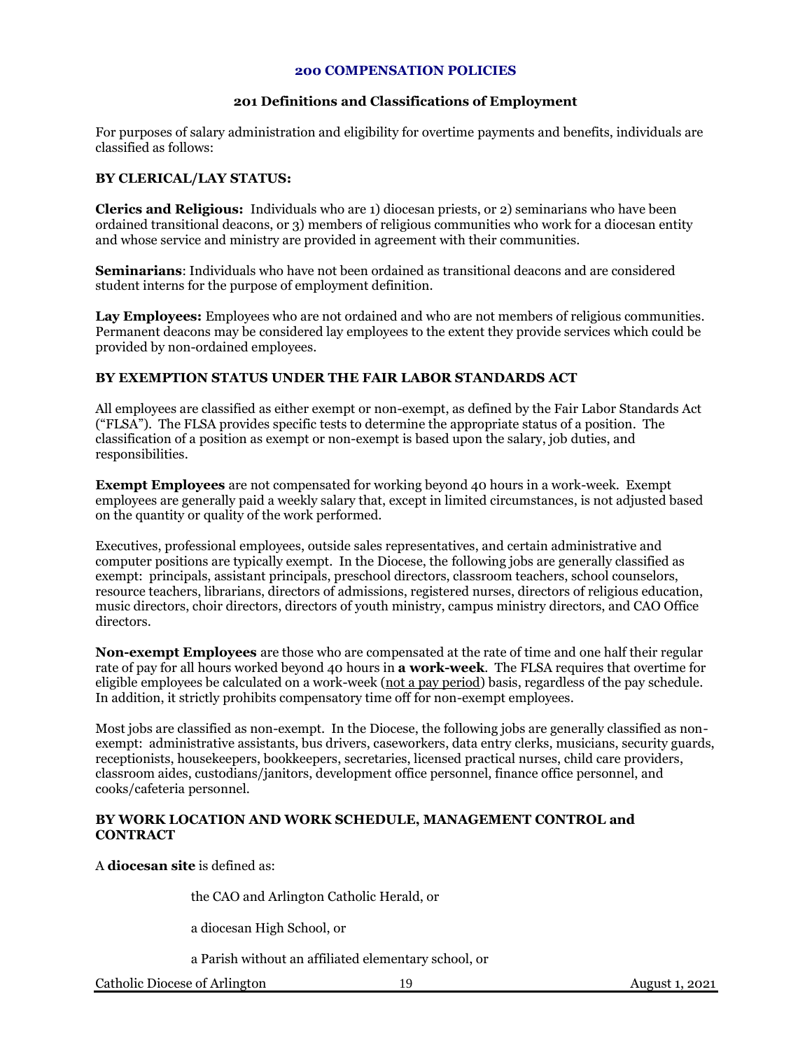## 200 COMPENSATION POLICIES

### 201 Definitions and Classifications of Employment

For purposes of salary administration and eligibility for overtime payments and benefits, individuals are classified as follows:

**BY CLERICAL/LAY STATUS:**

**Clerics and Religious:** Individuals who are 1) diocesan priests, or 2) seminarians who have been ordained transitional deacons, or 3) members of religious communities who work for a diocesan entity and whose service and ministry are provided in agreement with their communities.

**Seminarians**: Individuals who have not been ordained as transitional deacons and are considered student interns for the purpose of employment definition.

**Lay Employees:** Employees who are not ordained and who are not members of religious communities. Permanent deacons may be considered lay employees to the extent they provide services which could be provided by non-ordained employees.

**BY EXEMPTION STATUS UNDER THE FAIR LABOR STANDARDS ACT**

All employees are classified as either exempt or non-exempt, as defined by the Fair Labor Standards Act ("FLSA"). The FLSA provides specific tests to determine the appropriate status of a position. The classification of a position as exempt or non-exempt is based upon the salary, job duties, and responsibilities.

**Exempt Employees** are not compensated for working beyond 40 hours in a work-week. Exempt employees are generally paid a weekly salary that, except in limited circumstances, is not adjusted based on the quantity or quality of the work performed.

Executives, professional employees, outside sales representatives, and certain administrative and computer positions are typically exempt. In the Diocese, the following jobs are generally classified as exempt: principals, assistant principals, preschool directors, classroom teachers, school counselors, resource teachers, librarians, directors of admissions, registered nurses, directors of religious education, music directors, choir directors, directors of youth ministry, campus ministry directors, and CAO Office directors.

**Non-exempt Employees** are those who are compensated at the rate of time and one half their regular rate of pay for all hours worked beyond 40 hours in **a work-week**. The FLSA requires that overtime for eligible employees be calculated on a work-week (not a pay period) basis, regardless of the pay schedule. In addition, it strictly prohibits compensatory time off for non-exempt employees.

Most jobs are classified as non-exempt. In the Diocese, the following jobs are generally classified as non-exempt: administrative assistants, bus drivers, caseworkers, data entry clerks, musicians, security guards, receptionists, housekeepers, bookkeepers, secretaries, licensed practical nurses, child care providers, classroom aides, custodians/janitors, development office personnel, finance office personnel, and cooks/cafeteria personnel.

**BY WORK LOCATION AND WORK SCHEDULE, MANAGEMENT CONTROL and CONTRACT**

A **diocesan site** is defined as:

the CAO and Arlington Catholic Herald, or

a diocesan High School, or

a Parish without an affiliated elementary school, or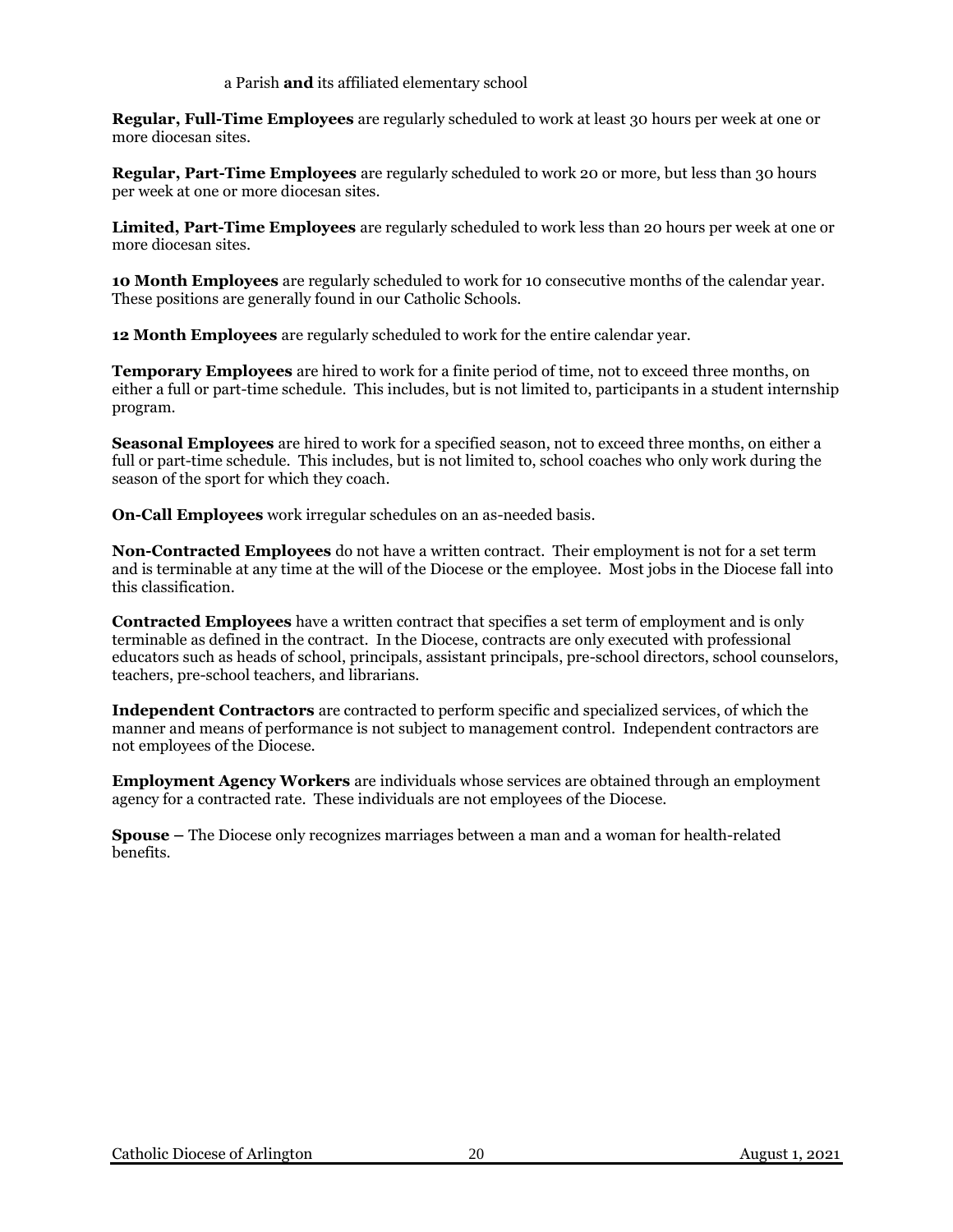a Parish **and** its affiliated elementary school

**Regular, Full-Time Employees** are regularly scheduled to work at least 30 hours per week at one or more diocesan sites.

**Regular, Part-Time Employees** are regularly scheduled to work 20 or more, but less than 30 hours per week at one or more diocesan sites.

**Limited, Part-Time Employees** are regularly scheduled to work less than 20 hours per week at one or more diocesan sites.

**10 Month Employees** are regularly scheduled to work for 10 consecutive months of the calendar year. These positions are generally found in our Catholic Schools.

**12 Month Employees** are regularly scheduled to work for the entire calendar year.

**Temporary Employees** are hired to work for a finite period of time, not to exceed three months, on either a full or part-time schedule. This includes, but is not limited to, participants in a student internship program.

**Seasonal Employees** are hired to work for a specified season, not to exceed three months, on either a full or part-time schedule. This includes, but is not limited to, school coaches who only work during the season of the sport for which they coach.

**On-Call Employees** work irregular schedules on an as-needed basis.

**Non-Contracted Employees** do not have a written contract. Their employment is not for a set term and is terminable at any time at the will of the Diocese or the employee. Most jobs in the Diocese fall into this classification.

**Contracted Employees** have a written contract that specifies a set term of employment and is only terminable as defined in the contract. In the Diocese, contracts are only executed with professional educators such as heads of school, principals, assistant principals, pre-school directors, school counselors, teachers, pre-school teachers, and librarians.

**Independent Contractors** are contracted to perform specific and specialized services, of which the manner and means of performance is not subject to management control. Independent contractors are not employees of the Diocese.

**Employment Agency Workers** are individuals whose services are obtained through an employment agency for a contracted rate. These individuals are not employees of the Diocese.

**Spouse –** The Diocese only recognizes marriages between a man and a woman for health-related benefits.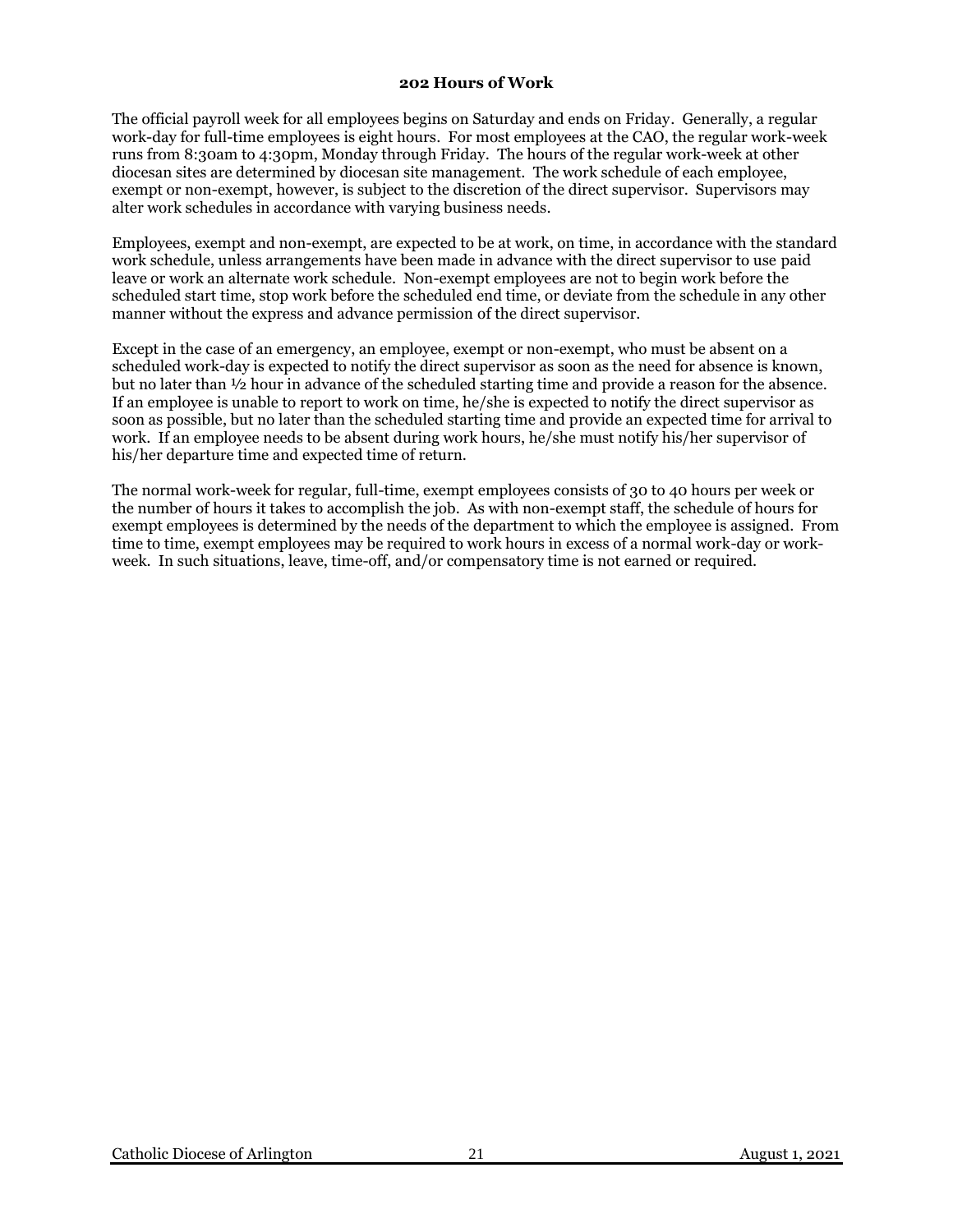## 202 Hours of Work

The official payroll week for all employees begins on Saturday and ends on Friday. Generally, a regular work-day for full-time employees is eight hours. For most employees at the CAO, the regular work-week runs from 8:30am to 4:30pm, Monday through Friday. The hours of the regular work-week at other diocesan sites are determined by diocesan site management. The work schedule of each employee, exempt or non-exempt, however, is subject to the discretion of the direct supervisor. Supervisors may alter work schedules in accordance with varying business needs.

Employees, exempt and non-exempt, are expected to be at work, on time, in accordance with the standard work schedule, unless arrangements have been made in advance with the direct supervisor to use paid leave or work an alternate work schedule. Non-exempt employees are not to begin work before the scheduled start time, stop work before the scheduled end time, or deviate from the schedule in any other manner without the express and advance permission of the direct supervisor.

Except in the case of an emergency, an employee, exempt or non-exempt, who must be absent on a scheduled work-day is expected to notify the direct supervisor as soon as the need for absence is known, but no later than ½ hour in advance of the scheduled starting time and provide a reason for the absence. If an employee is unable to report to work on time, he/she is expected to notify the direct supervisor as soon as possible, but no later than the scheduled starting time and provide an expected time for arrival to work. If an employee needs to be absent during work hours, he/she must notify his/her supervisor of his/her departure time and expected time of return.

The normal work-week for regular, full-time, exempt employees consists of 30 to 40 hours per week or the number of hours it takes to accomplish the job. As with non-exempt staff, the schedule of hours for exempt employees is determined by the needs of the department to which the employee is assigned. From time to time, exempt employees may be required to work hours in excess of a normal work-day or work-week. In such situations, leave, time-off, and/or compensatory time is not earned or required.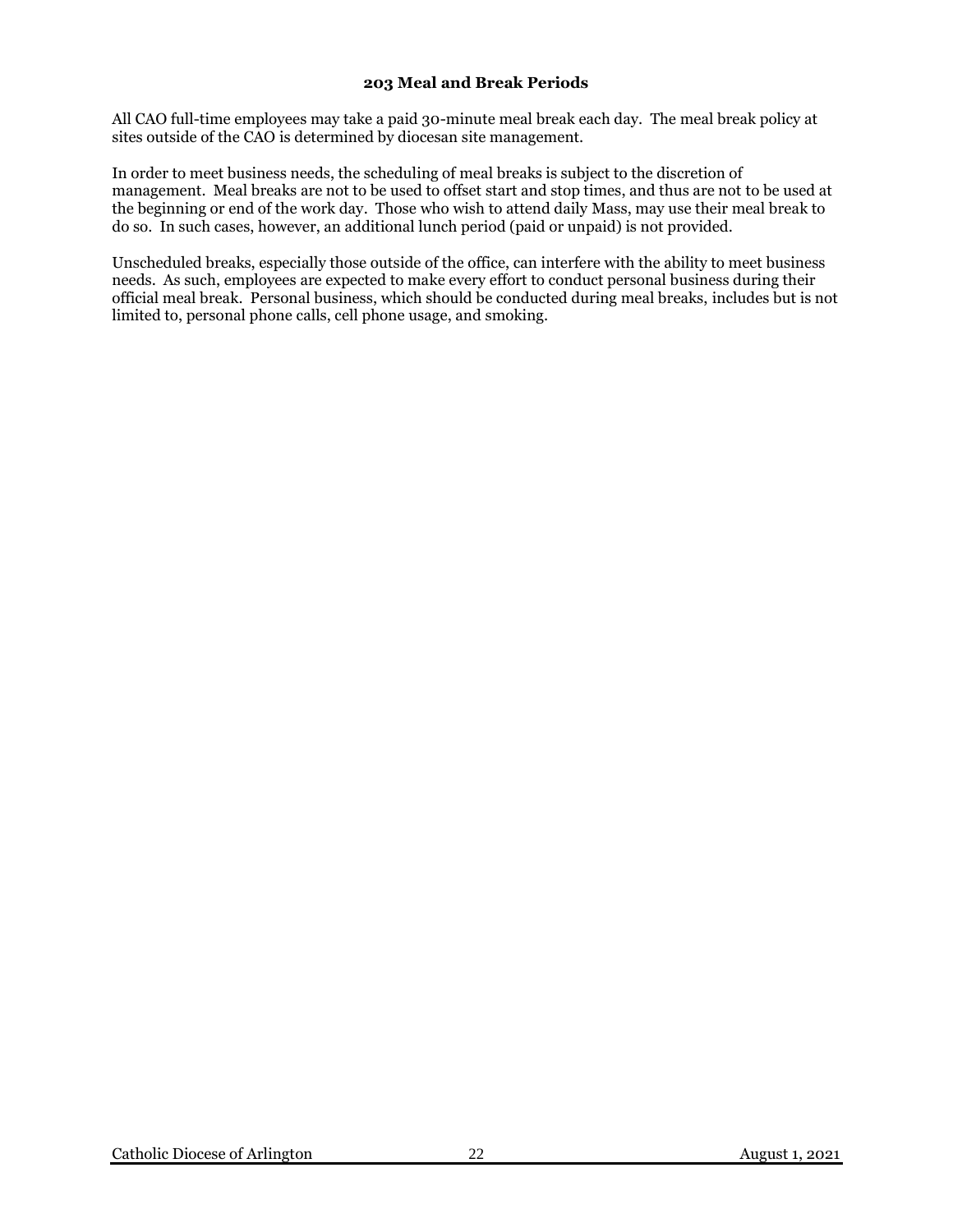## 203 Meal and Break Periods

All CAO full-time employees may take a paid 30-minute meal break each day. The meal break policy at sites outside of the CAO is determined by diocesan site management.

In order to meet business needs, the scheduling of meal breaks is subject to the discretion of management. Meal breaks are not to be used to offset start and stop times, and thus are not to be used at the beginning or end of the work day. Those who wish to attend daily Mass, may use their meal break to do so. In such cases, however, an additional lunch period (paid or unpaid) is not provided.

Unscheduled breaks, especially those outside of the office, can interfere with the ability to meet business needs. As such, employees are expected to make every effort to conduct personal business during their official meal break. Personal business, which should be conducted during meal breaks, includes but is not limited to, personal phone calls, cell phone usage, and smoking.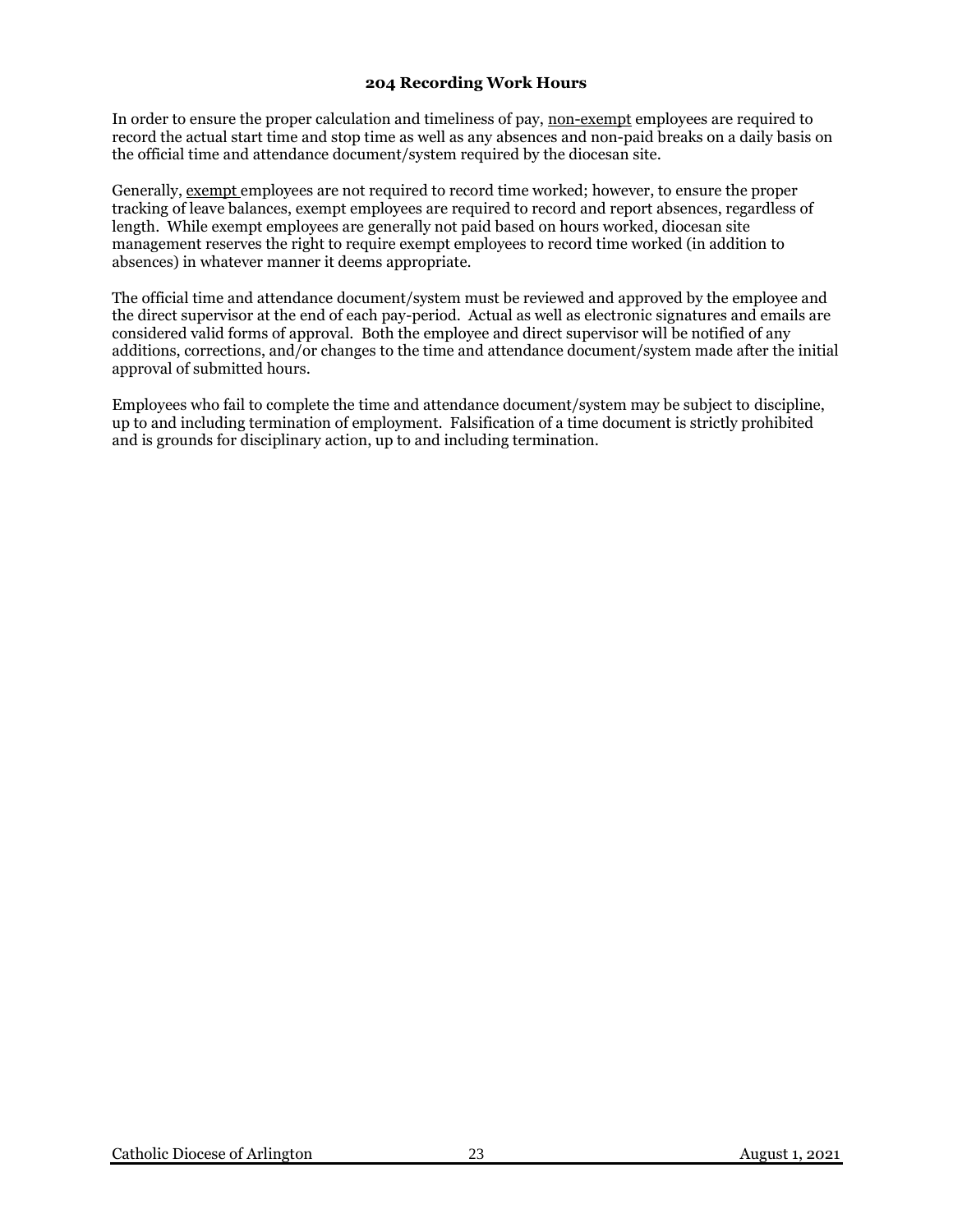### 204 Recording Work Hours

In order to ensure the proper calculation and timeliness of pay, <u>non-exempt</u> employees are required to record the actual start time and stop time as well as any absences and non-paid breaks on a daily basis on the official time and attendance document/system required by the diocesan site.

Generally, <u>exempt</u> employees are not required to record time worked; however, to ensure the proper tracking of leave balances, exempt employees are required to record and report absences, regardless of length. While exempt employees are generally not paid based on hours worked, diocesan site management reserves the right to require exempt employees to record time worked (in addition to absences) in whatever manner it deems appropriate.

The official time and attendance document/system must be reviewed and approved by the employee and the direct supervisor at the end of each pay-period. Actual as well as electronic signatures and emails are considered valid forms of approval. Both the employee and direct supervisor will be notified of any additions, corrections, and/or changes to the time and attendance document/system made after the initial approval of submitted hours.

Employees who fail to complete the time and attendance document/system may be subject to discipline, up to and including termination of employment. Falsification of a time document is strictly prohibited and is grounds for disciplinary action, up to and including termination.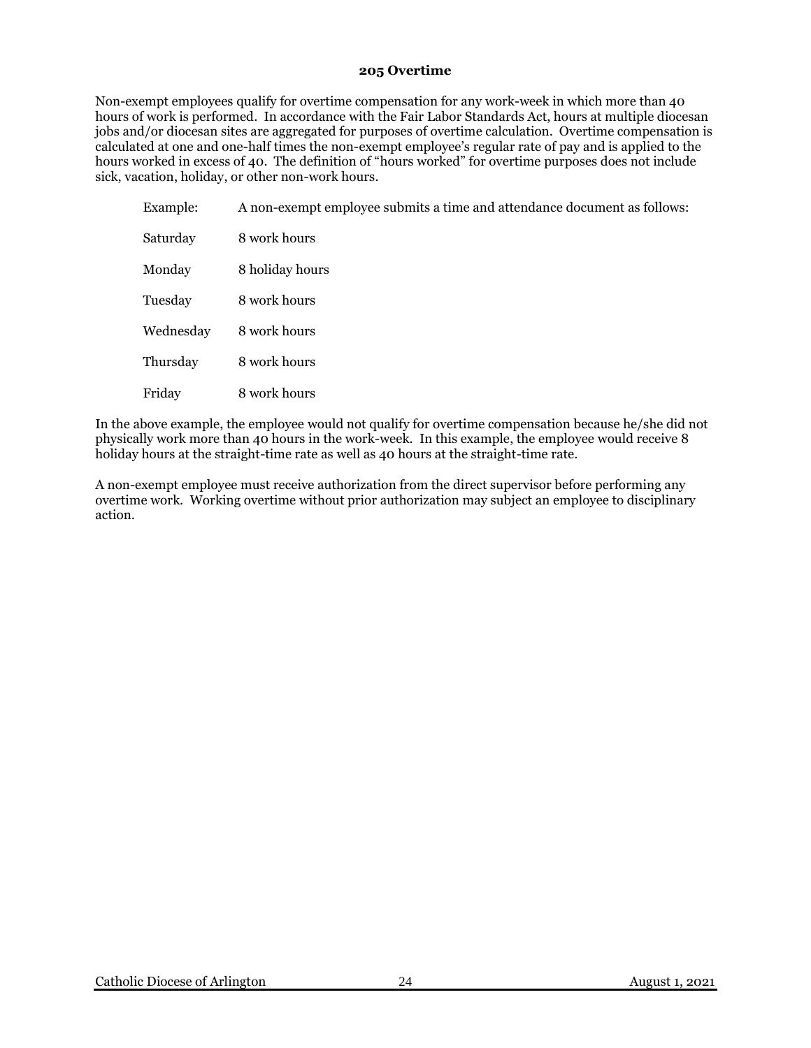### 205 Overtime

Non-exempt employees qualify for overtime compensation for any work-week in which more than 40 hours of work is performed. In accordance with the Fair Labor Standards Act, hours at multiple diocesan jobs and/or diocesan sites are aggregated for purposes of overtime calculation. Overtime compensation is calculated at one and one-half times the non-exempt employee's regular rate of pay and is applied to the hours worked in excess of 40. The definition of "hours worked" for overtime purposes does not include sick, vacation, holiday, or other non-work hours.

Example: A non-exempt employee submits a time and attendance document as follows:

| | |
|---|---|
| Saturday | 8 work hours |
| Monday | 8 holiday hours |
| Tuesday | 8 work hours |
| Wednesday | 8 work hours |
| Thursday | 8 work hours |
| Friday | 8 work hours |

In the above example, the employee would not qualify for overtime compensation because he/she did not physically work more than 40 hours in the work-week. In this example, the employee would receive 8 holiday hours at the straight-time rate as well as 40 hours at the straight-time rate.

A non-exempt employee must receive authorization from the direct supervisor before performing any overtime work. Working overtime without prior authorization may subject an employee to disciplinary action.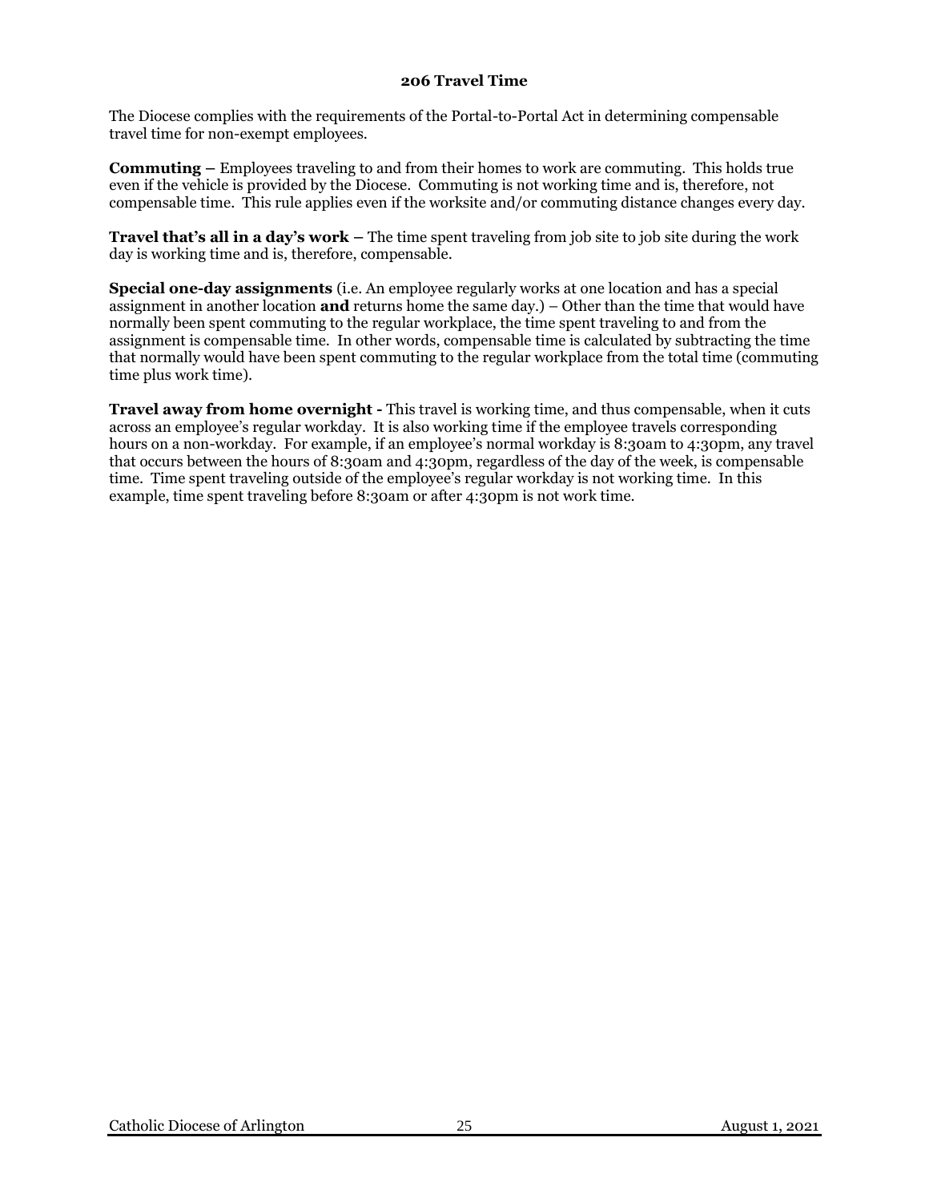### 206 Travel Time

The Diocese complies with the requirements of the Portal-to-Portal Act in determining compensable travel time for non-exempt employees.

**Commuting –** Employees traveling to and from their homes to work are commuting. This holds true even if the vehicle is provided by the Diocese. Commuting is not working time and is, therefore, not compensable time. This rule applies even if the worksite and/or commuting distance changes every day.

**Travel that's all in a day's work –** The time spent traveling from job site to job site during the work day is working time and is, therefore, compensable.

**Special one-day assignments** (i.e. An employee regularly works at one location and has a special assignment in another location **and** returns home the same day.) – Other than the time that would have normally been spent commuting to the regular workplace, the time spent traveling to and from the assignment is compensable time. In other words, compensable time is calculated by subtracting the time that normally would have been spent commuting to the regular workplace from the total time (commuting time plus work time).

**Travel away from home overnight -** This travel is working time, and thus compensable, when it cuts across an employee's regular workday. It is also working time if the employee travels corresponding hours on a non-workday. For example, if an employee's normal workday is 8:30am to 4:30pm, any travel that occurs between the hours of 8:30am and 4:30pm, regardless of the day of the week, is compensable time. Time spent traveling outside of the employee's regular workday is not working time. In this example, time spent traveling before 8:30am or after 4:30pm is not work time.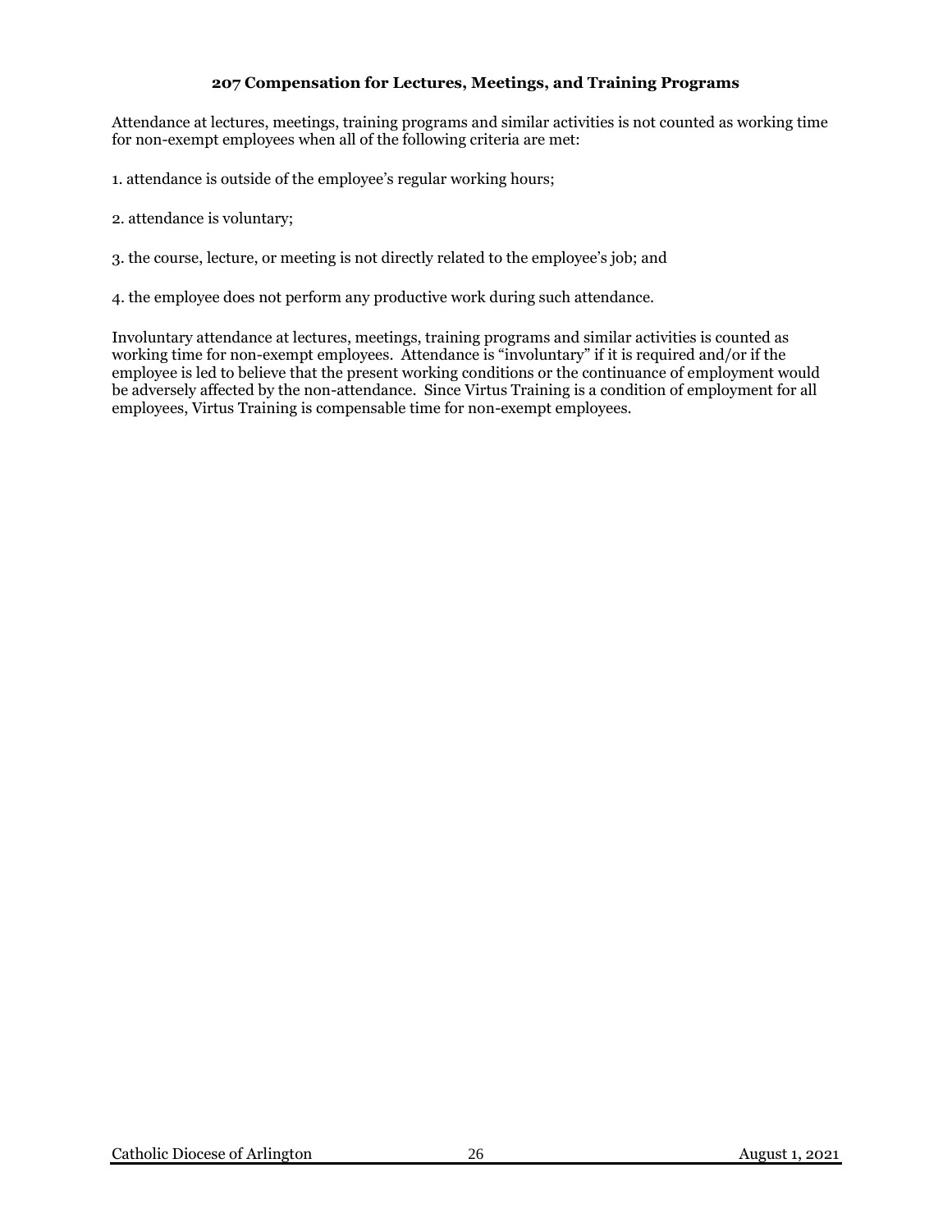### 207 Compensation for Lectures, Meetings, and Training Programs

Attendance at lectures, meetings, training programs and similar activities is not counted as working time for non-exempt employees when all of the following criteria are met:

1. attendance is outside of the employee's regular working hours;

2. attendance is voluntary;

3. the course, lecture, or meeting is not directly related to the employee's job; and

4. the employee does not perform any productive work during such attendance.

Involuntary attendance at lectures, meetings, training programs and similar activities is counted as working time for non-exempt employees. Attendance is "involuntary" if it is required and/or if the employee is led to believe that the present working conditions or the continuance of employment would be adversely affected by the non-attendance. Since Virtus Training is a condition of employment for all employees, Virtus Training is compensable time for non-exempt employees.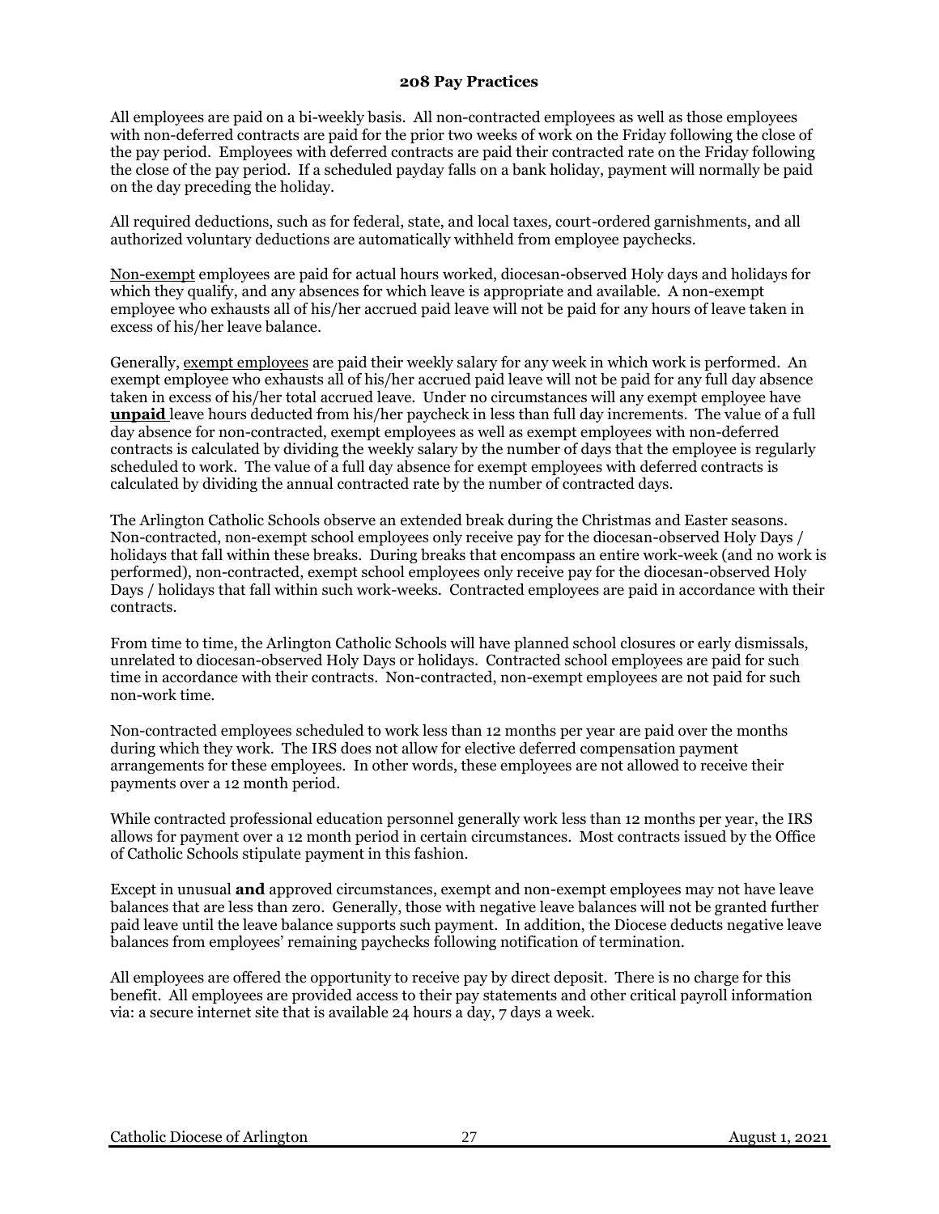### 208 Pay Practices

All employees are paid on a bi-weekly basis. All non-contracted employees as well as those employees with non-deferred contracts are paid for the prior two weeks of work on the Friday following the close of the pay period. Employees with deferred contracts are paid their contracted rate on the Friday following the close of the pay period. If a scheduled payday falls on a bank holiday, payment will normally be paid on the day preceding the holiday.

All required deductions, such as for federal, state, and local taxes, court-ordered garnishments, and all authorized voluntary deductions are automatically withheld from employee paychecks.

Non-exempt employees are paid for actual hours worked, diocesan-observed Holy days and holidays for which they qualify, and any absences for which leave is appropriate and available. A non-exempt employee who exhausts all of his/her accrued paid leave will not be paid for any hours of leave taken in excess of his/her leave balance.

Generally, exempt employees are paid their weekly salary for any week in which work is performed. An exempt employee who exhausts all of his/her accrued paid leave will not be paid for any full day absence taken in excess of his/her total accrued leave. Under no circumstances will any exempt employee have **unpaid** leave hours deducted from his/her paycheck in less than full day increments. The value of a full day absence for non-contracted, exempt employees as well as exempt employees with non-deferred contracts is calculated by dividing the weekly salary by the number of days that the employee is regularly scheduled to work. The value of a full day absence for exempt employees with deferred contracts is calculated by dividing the annual contracted rate by the number of contracted days.

The Arlington Catholic Schools observe an extended break during the Christmas and Easter seasons. Non-contracted, non-exempt school employees only receive pay for the diocesan-observed Holy Days / holidays that fall within these breaks. During breaks that encompass an entire work-week (and no work is performed), non-contracted, exempt school employees only receive pay for the diocesan-observed Holy Days / holidays that fall within such work-weeks. Contracted employees are paid in accordance with their contracts.

From time to time, the Arlington Catholic Schools will have planned school closures or early dismissals, unrelated to diocesan-observed Holy Days or holidays. Contracted school employees are paid for such time in accordance with their contracts. Non-contracted, non-exempt employees are not paid for such non-work time.

Non-contracted employees scheduled to work less than 12 months per year are paid over the months during which they work. The IRS does not allow for elective deferred compensation payment arrangements for these employees. In other words, these employees are not allowed to receive their payments over a 12 month period.

While contracted professional education personnel generally work less than 12 months per year, the IRS allows for payment over a 12 month period in certain circumstances. Most contracts issued by the Office of Catholic Schools stipulate payment in this fashion.

Except in unusual **and** approved circumstances, exempt and non-exempt employees may not have leave balances that are less than zero. Generally, those with negative leave balances will not be granted further paid leave until the leave balance supports such payment. In addition, the Diocese deducts negative leave balances from employees' remaining paychecks following notification of termination.

All employees are offered the opportunity to receive pay by direct deposit. There is no charge for this benefit. All employees are provided access to their pay statements and other critical payroll information via: a secure internet site that is available 24 hours a day, 7 days a week.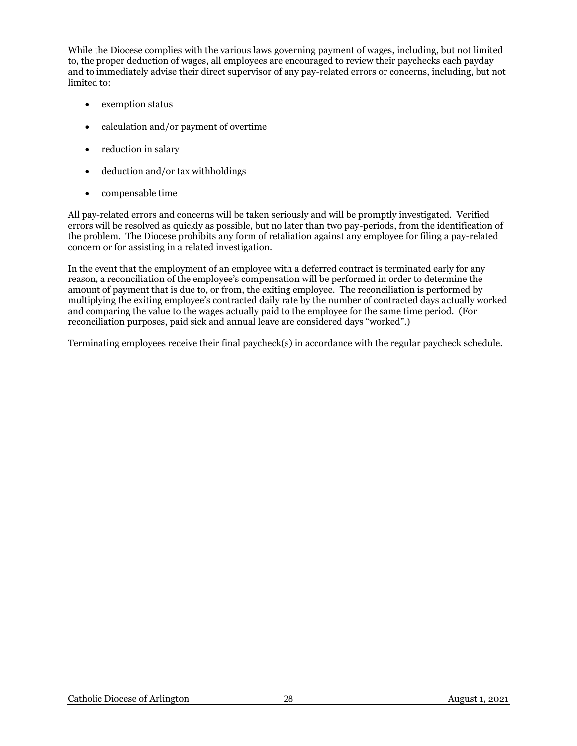While the Diocese complies with the various laws governing payment of wages, including, but not limited to, the proper deduction of wages, all employees are encouraged to review their paychecks each payday and to immediately advise their direct supervisor of any pay-related errors or concerns, including, but not limited to:

- exemption status
- calculation and/or payment of overtime
- reduction in salary
- deduction and/or tax withholdings
- compensable time

All pay-related errors and concerns will be taken seriously and will be promptly investigated. Verified errors will be resolved as quickly as possible, but no later than two pay-periods, from the identification of the problem. The Diocese prohibits any form of retaliation against any employee for filing a pay-related concern or for assisting in a related investigation.

In the event that the employment of an employee with a deferred contract is terminated early for any reason, a reconciliation of the employee's compensation will be performed in order to determine the amount of payment that is due to, or from, the exiting employee. The reconciliation is performed by multiplying the exiting employee's contracted daily rate by the number of contracted days actually worked and comparing the value to the wages actually paid to the employee for the same time period. (For reconciliation purposes, paid sick and annual leave are considered days "worked".)

Terminating employees receive their final paycheck(s) in accordance with the regular paycheck schedule.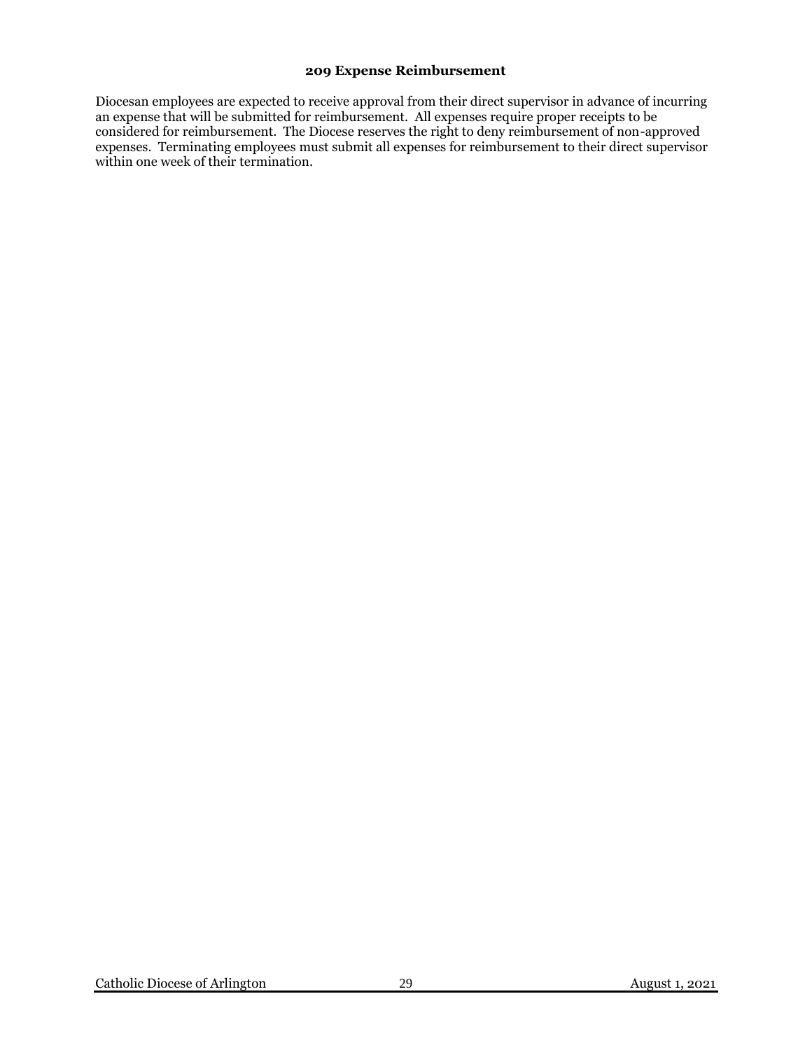## 209 Expense Reimbursement

Diocesan employees are expected to receive approval from their direct supervisor in advance of incurring an expense that will be submitted for reimbursement. All expenses require proper receipts to be considered for reimbursement. The Diocese reserves the right to deny reimbursement of non-approved expenses. Terminating employees must submit all expenses for reimbursement to their direct supervisor within one week of their termination.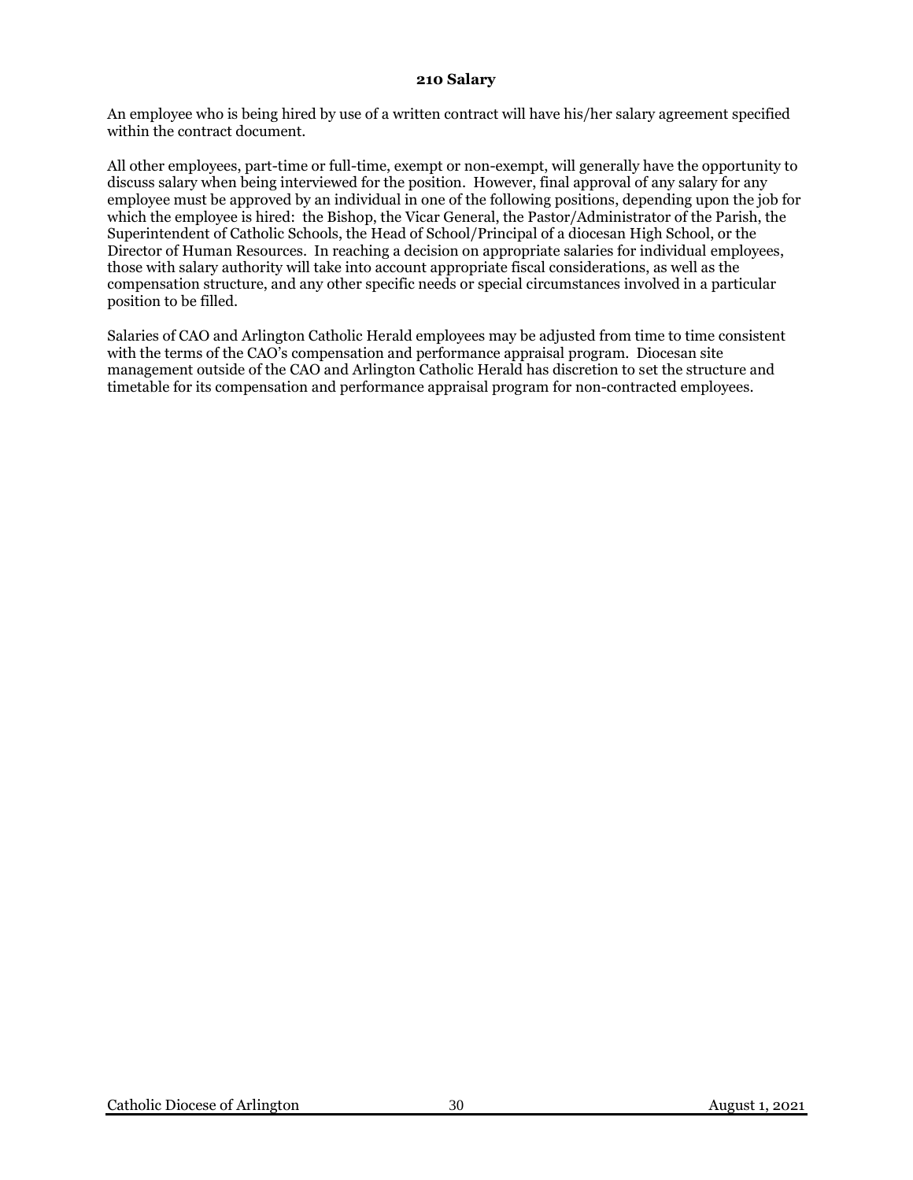## 210 Salary

An employee who is being hired by use of a written contract will have his/her salary agreement specified within the contract document.

All other employees, part-time or full-time, exempt or non-exempt, will generally have the opportunity to discuss salary when being interviewed for the position. However, final approval of any salary for any employee must be approved by an individual in one of the following positions, depending upon the job for which the employee is hired: the Bishop, the Vicar General, the Pastor/Administrator of the Parish, the Superintendent of Catholic Schools, the Head of School/Principal of a diocesan High School, or the Director of Human Resources. In reaching a decision on appropriate salaries for individual employees, those with salary authority will take into account appropriate fiscal considerations, as well as the compensation structure, and any other specific needs or special circumstances involved in a particular position to be filled.

Salaries of CAO and Arlington Catholic Herald employees may be adjusted from time to time consistent with the terms of the CAO's compensation and performance appraisal program. Diocesan site management outside of the CAO and Arlington Catholic Herald has discretion to set the structure and timetable for its compensation and performance appraisal program for non-contracted employees.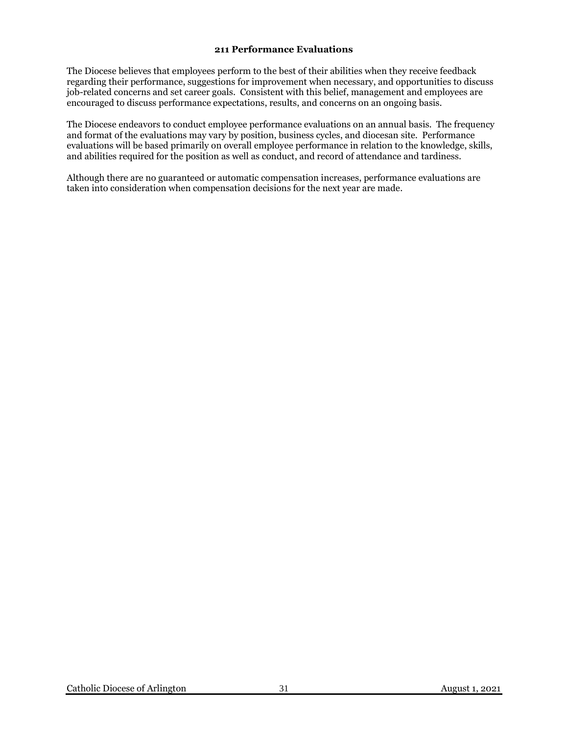## 211 Performance Evaluations

The Diocese believes that employees perform to the best of their abilities when they receive feedback regarding their performance, suggestions for improvement when necessary, and opportunities to discuss job-related concerns and set career goals. Consistent with this belief, management and employees are encouraged to discuss performance expectations, results, and concerns on an ongoing basis.

The Diocese endeavors to conduct employee performance evaluations on an annual basis. The frequency and format of the evaluations may vary by position, business cycles, and diocesan site. Performance evaluations will be based primarily on overall employee performance in relation to the knowledge, skills, and abilities required for the position as well as conduct, and record of attendance and tardiness.

Although there are no guaranteed or automatic compensation increases, performance evaluations are taken into consideration when compensation decisions for the next year are made.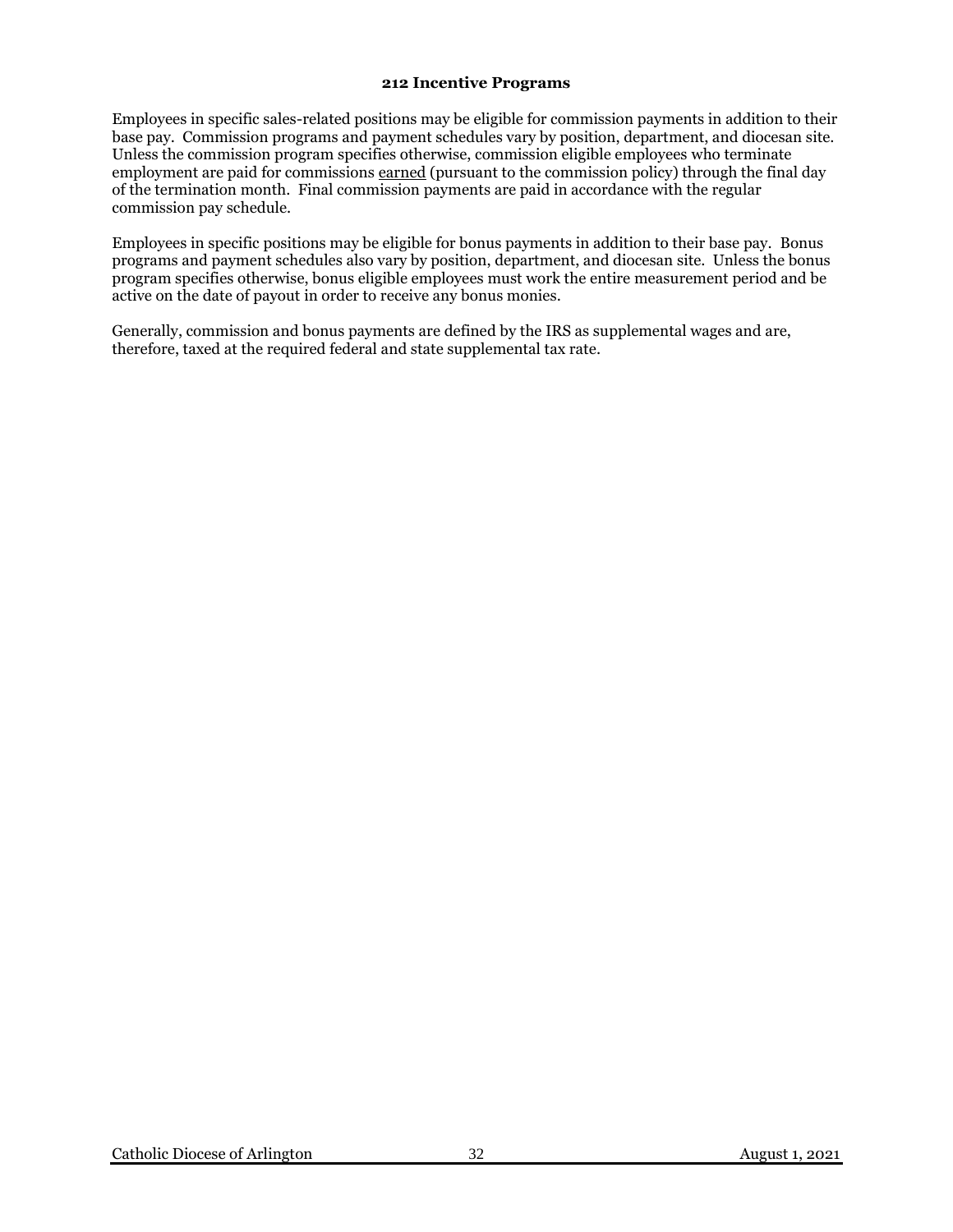### 212 Incentive Programs

Employees in specific sales-related positions may be eligible for commission payments in addition to their base pay. Commission programs and payment schedules vary by position, department, and diocesan site. Unless the commission program specifies otherwise, commission eligible employees who terminate employment are paid for commissions <u>earned</u> (pursuant to the commission policy) through the final day of the termination month. Final commission payments are paid in accordance with the regular commission pay schedule.

Employees in specific positions may be eligible for bonus payments in addition to their base pay. Bonus programs and payment schedules also vary by position, department, and diocesan site. Unless the bonus program specifies otherwise, bonus eligible employees must work the entire measurement period and be active on the date of payout in order to receive any bonus monies.

Generally, commission and bonus payments are defined by the IRS as supplemental wages and are, therefore, taxed at the required federal and state supplemental tax rate.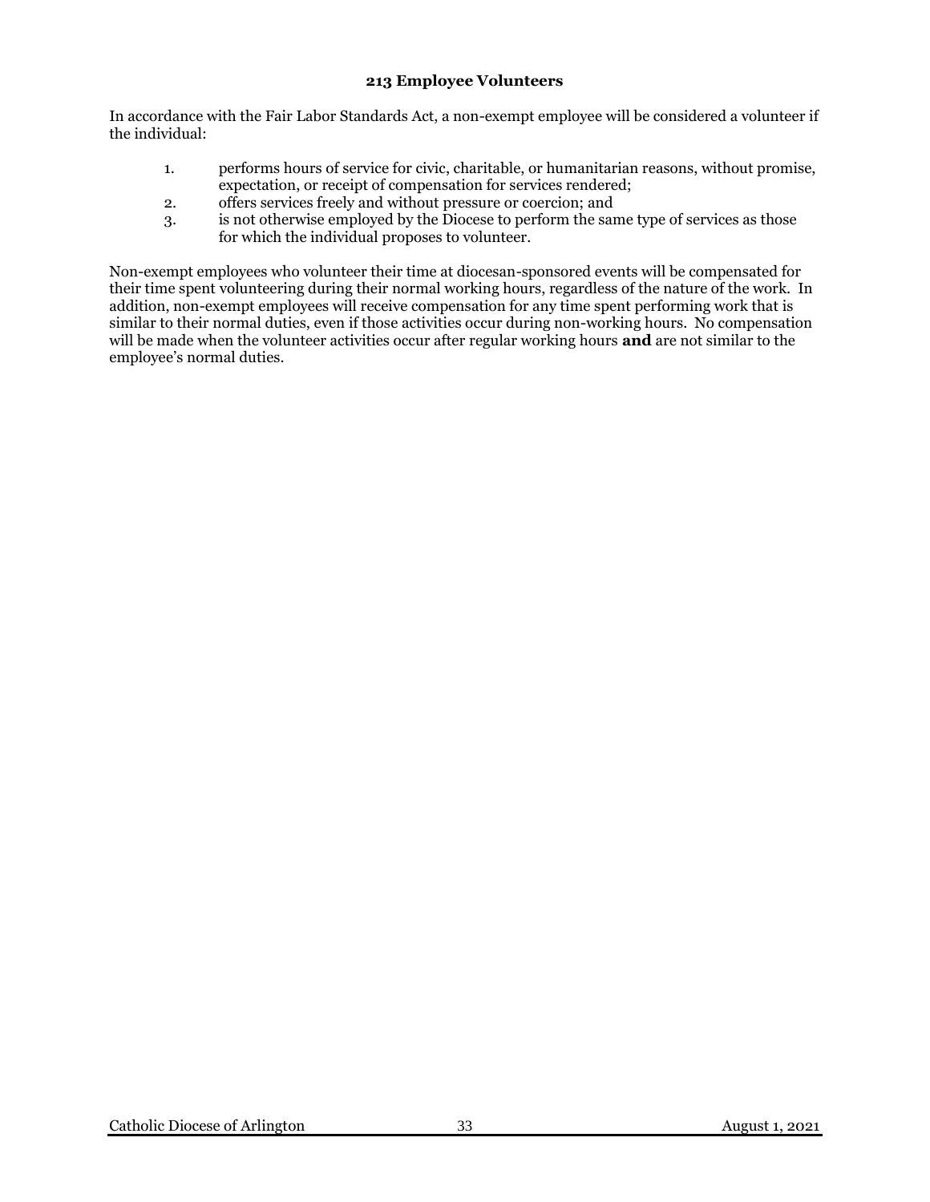## 213 Employee Volunteers

In accordance with the Fair Labor Standards Act, a non-exempt employee will be considered a volunteer if the individual:

1. performs hours of service for civic, charitable, or humanitarian reasons, without promise, expectation, or receipt of compensation for services rendered;
2. offers services freely and without pressure or coercion; and
3. is not otherwise employed by the Diocese to perform the same type of services as those for which the individual proposes to volunteer.

Non-exempt employees who volunteer their time at diocesan-sponsored events will be compensated for their time spent volunteering during their normal working hours, regardless of the nature of the work. In addition, non-exempt employees will receive compensation for any time spent performing work that is similar to their normal duties, even if those activities occur during non-working hours. No compensation will be made when the volunteer activities occur after regular working hours **and** are not similar to the employee's normal duties.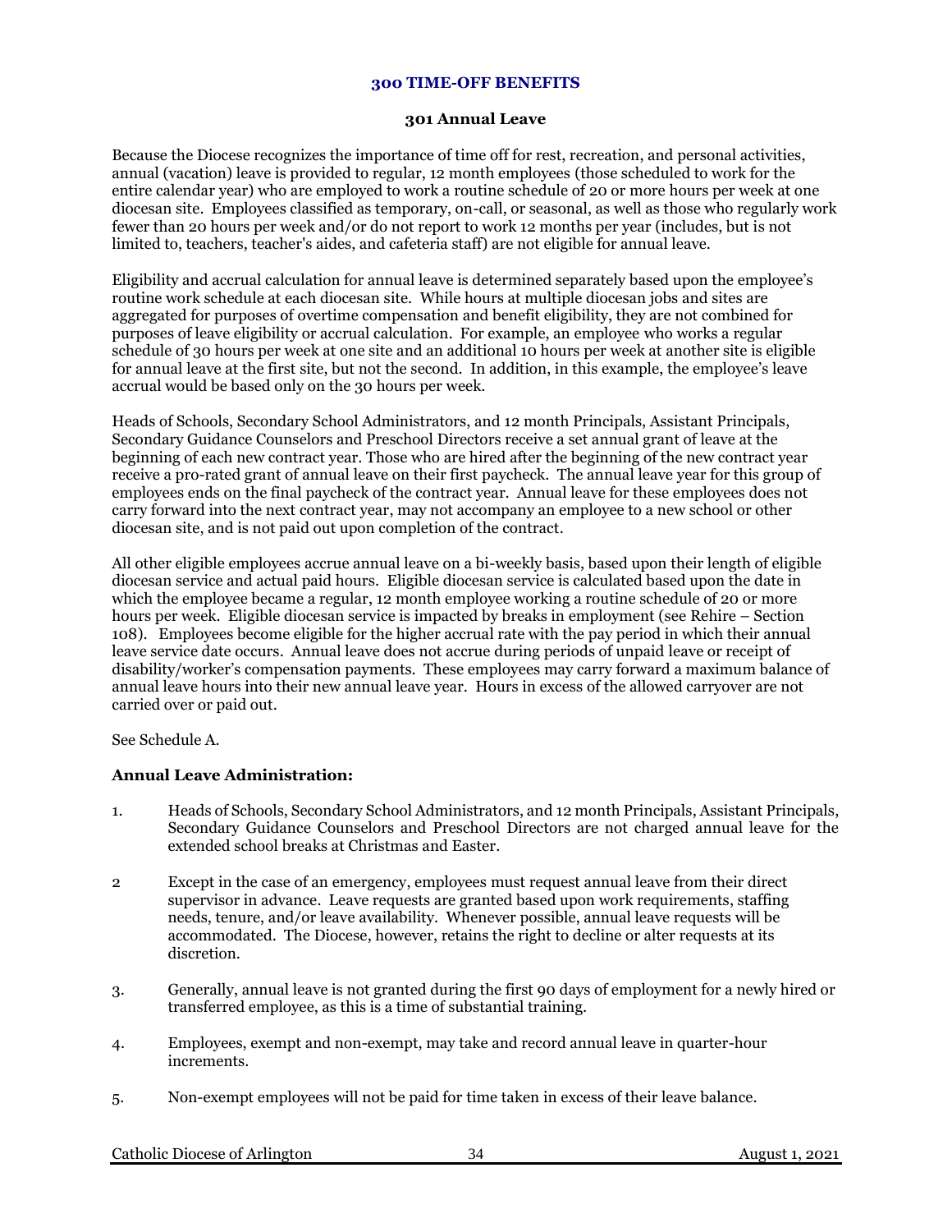# 300 TIME-OFF BENEFITS

## 301 Annual Leave

Because the Diocese recognizes the importance of time off for rest, recreation, and personal activities, annual (vacation) leave is provided to regular, 12 month employees (those scheduled to work for the entire calendar year) who are employed to work a routine schedule of 20 or more hours per week at one diocesan site. Employees classified as temporary, on-call, or seasonal, as well as those who regularly work fewer than 20 hours per week and/or do not report to work 12 months per year (includes, but is not limited to, teachers, teacher's aides, and cafeteria staff) are not eligible for annual leave.

Eligibility and accrual calculation for annual leave is determined separately based upon the employee's routine work schedule at each diocesan site. While hours at multiple diocesan jobs and sites are aggregated for purposes of overtime compensation and benefit eligibility, they are not combined for purposes of leave eligibility or accrual calculation. For example, an employee who works a regular schedule of 30 hours per week at one site and an additional 10 hours per week at another site is eligible for annual leave at the first site, but not the second. In addition, in this example, the employee's leave accrual would be based only on the 30 hours per week.

Heads of Schools, Secondary School Administrators, and 12 month Principals, Assistant Principals, Secondary Guidance Counselors and Preschool Directors receive a set annual grant of leave at the beginning of each new contract year. Those who are hired after the beginning of the new contract year receive a pro-rated grant of annual leave on their first paycheck. The annual leave year for this group of employees ends on the final paycheck of the contract year. Annual leave for these employees does not carry forward into the next contract year, may not accompany an employee to a new school or other diocesan site, and is not paid out upon completion of the contract.

All other eligible employees accrue annual leave on a bi-weekly basis, based upon their length of eligible diocesan service and actual paid hours. Eligible diocesan service is calculated based upon the date in which the employee became a regular, 12 month employee working a routine schedule of 20 or more hours per week. Eligible diocesan service is impacted by breaks in employment (see Rehire – Section 108). Employees become eligible for the higher accrual rate with the pay period in which their annual leave service date occurs. Annual leave does not accrue during periods of unpaid leave or receipt of disability/worker's compensation payments. These employees may carry forward a maximum balance of annual leave hours into their new annual leave year. Hours in excess of the allowed carryover are not carried over or paid out.

See Schedule A.

**Annual Leave Administration:**

1. Heads of Schools, Secondary School Administrators, and 12 month Principals, Assistant Principals, Secondary Guidance Counselors and Preschool Directors are not charged annual leave for the extended school breaks at Christmas and Easter.

2. Except in the case of an emergency, employees must request annual leave from their direct supervisor in advance. Leave requests are granted based upon work requirements, staffing needs, tenure, and/or leave availability. Whenever possible, annual leave requests will be accommodated. The Diocese, however, retains the right to decline or alter requests at its discretion.

3. Generally, annual leave is not granted during the first 90 days of employment for a newly hired or transferred employee, as this is a time of substantial training.

4. Employees, exempt and non-exempt, may take and record annual leave in quarter-hour increments.

5. Non-exempt employees will not be paid for time taken in excess of their leave balance.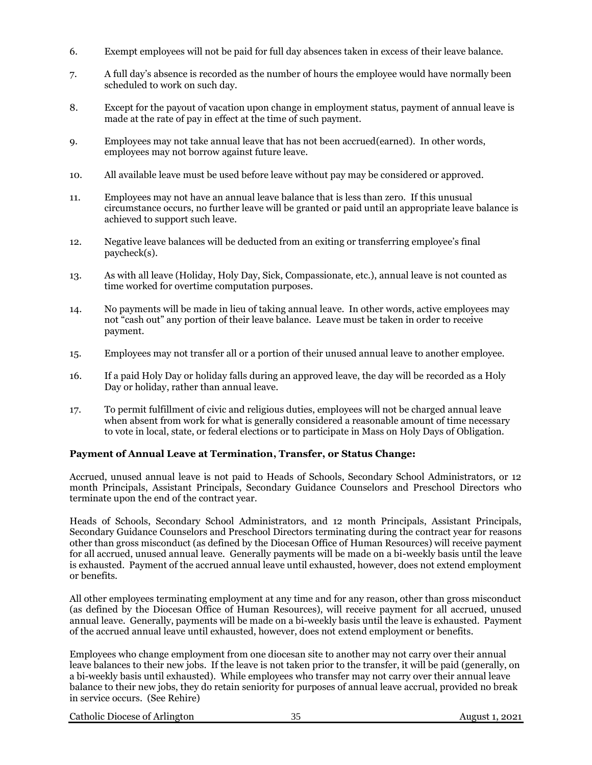6. Exempt employees will not be paid for full day absences taken in excess of their leave balance.

7. A full day's absence is recorded as the number of hours the employee would have normally been scheduled to work on such day.

8. Except for the payout of vacation upon change in employment status, payment of annual leave is made at the rate of pay in effect at the time of such payment.

9. Employees may not take annual leave that has not been accrued(earned). In other words, employees may not borrow against future leave.

10. All available leave must be used before leave without pay may be considered or approved.

11. Employees may not have an annual leave balance that is less than zero. If this unusual circumstance occurs, no further leave will be granted or paid until an appropriate leave balance is achieved to support such leave.

12. Negative leave balances will be deducted from an exiting or transferring employee's final paycheck(s).

13. As with all leave (Holiday, Holy Day, Sick, Compassionate, etc.), annual leave is not counted as time worked for overtime computation purposes.

14. No payments will be made in lieu of taking annual leave. In other words, active employees may not "cash out" any portion of their leave balance. Leave must be taken in order to receive payment.

15. Employees may not transfer all or a portion of their unused annual leave to another employee.

16. If a paid Holy Day or holiday falls during an approved leave, the day will be recorded as a Holy Day or holiday, rather than annual leave.

17. To permit fulfillment of civic and religious duties, employees will not be charged annual leave when absent from work for what is generally considered a reasonable amount of time necessary to vote in local, state, or federal elections or to participate in Mass on Holy Days of Obligation.

**Payment of Annual Leave at Termination, Transfer, or Status Change:**

Accrued, unused annual leave is not paid to Heads of Schools, Secondary School Administrators, or 12 month Principals, Assistant Principals, Secondary Guidance Counselors and Preschool Directors who terminate upon the end of the contract year.

Heads of Schools, Secondary School Administrators, and 12 month Principals, Assistant Principals, Secondary Guidance Counselors and Preschool Directors terminating during the contract year for reasons other than gross misconduct (as defined by the Diocesan Office of Human Resources) will receive payment for all accrued, unused annual leave. Generally payments will be made on a bi-weekly basis until the leave is exhausted. Payment of the accrued annual leave until exhausted, however, does not extend employment or benefits.

All other employees terminating employment at any time and for any reason, other than gross misconduct (as defined by the Diocesan Office of Human Resources), will receive payment for all accrued, unused annual leave. Generally, payments will be made on a bi-weekly basis until the leave is exhausted. Payment of the accrued annual leave until exhausted, however, does not extend employment or benefits.

Employees who change employment from one diocesan site to another may not carry over their annual leave balances to their new jobs. If the leave is not taken prior to the transfer, it will be paid (generally, on a bi-weekly basis until exhausted). While employees who transfer may not carry over their annual leave balance to their new jobs, they do retain seniority for purposes of annual leave accrual, provided no break in service occurs. (See Rehire)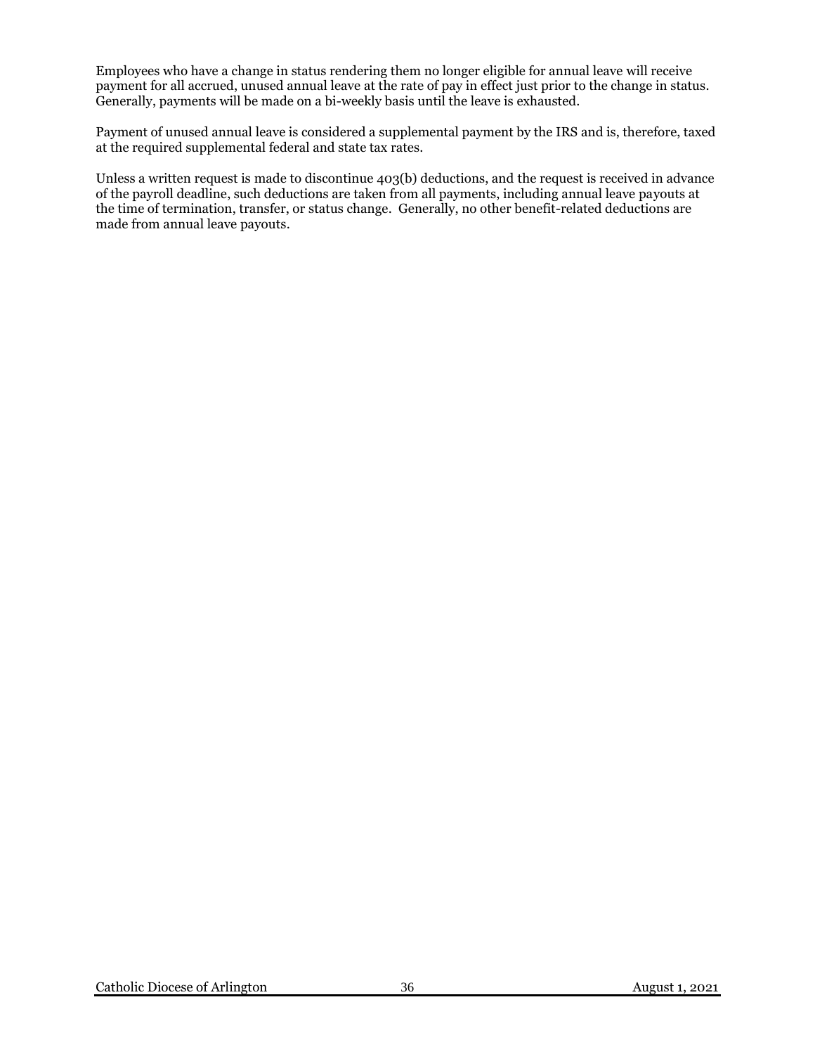Employees who have a change in status rendering them no longer eligible for annual leave will receive payment for all accrued, unused annual leave at the rate of pay in effect just prior to the change in status. Generally, payments will be made on a bi-weekly basis until the leave is exhausted.

Payment of unused annual leave is considered a supplemental payment by the IRS and is, therefore, taxed at the required supplemental federal and state tax rates.

Unless a written request is made to discontinue 403(b) deductions, and the request is received in advance of the payroll deadline, such deductions are taken from all payments, including annual leave payouts at the time of termination, transfer, or status change. Generally, no other benefit-related deductions are made from annual leave payouts.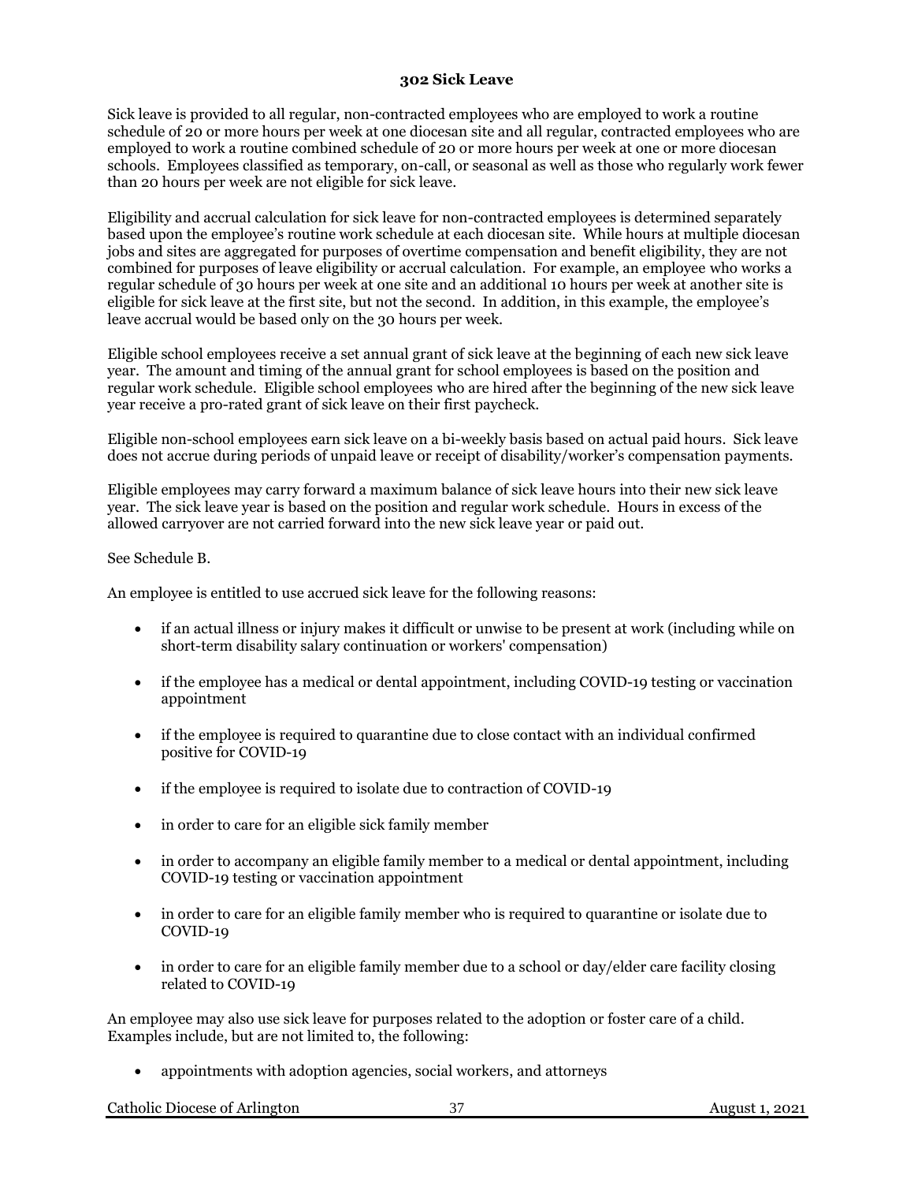## 302 Sick Leave

Sick leave is provided to all regular, non-contracted employees who are employed to work a routine schedule of 20 or more hours per week at one diocesan site and all regular, contracted employees who are employed to work a routine combined schedule of 20 or more hours per week at one or more diocesan schools. Employees classified as temporary, on-call, or seasonal as well as those who regularly work fewer than 20 hours per week are not eligible for sick leave.

Eligibility and accrual calculation for sick leave for non-contracted employees is determined separately based upon the employee's routine work schedule at each diocesan site. While hours at multiple diocesan jobs and sites are aggregated for purposes of overtime compensation and benefit eligibility, they are not combined for purposes of leave eligibility or accrual calculation. For example, an employee who works a regular schedule of 30 hours per week at one site and an additional 10 hours per week at another site is eligible for sick leave at the first site, but not the second. In addition, in this example, the employee's leave accrual would be based only on the 30 hours per week.

Eligible school employees receive a set annual grant of sick leave at the beginning of each new sick leave year. The amount and timing of the annual grant for school employees is based on the position and regular work schedule. Eligible school employees who are hired after the beginning of the new sick leave year receive a pro-rated grant of sick leave on their first paycheck.

Eligible non-school employees earn sick leave on a bi-weekly basis based on actual paid hours. Sick leave does not accrue during periods of unpaid leave or receipt of disability/worker's compensation payments.

Eligible employees may carry forward a maximum balance of sick leave hours into their new sick leave year. The sick leave year is based on the position and regular work schedule. Hours in excess of the allowed carryover are not carried forward into the new sick leave year or paid out.

See Schedule B.

An employee is entitled to use accrued sick leave for the following reasons:

- if an actual illness or injury makes it difficult or unwise to be present at work (including while on short-term disability salary continuation or workers' compensation)
- if the employee has a medical or dental appointment, including COVID-19 testing or vaccination appointment
- if the employee is required to quarantine due to close contact with an individual confirmed positive for COVID-19
- if the employee is required to isolate due to contraction of COVID-19
- in order to care for an eligible sick family member
- in order to accompany an eligible family member to a medical or dental appointment, including COVID-19 testing or vaccination appointment
- in order to care for an eligible family member who is required to quarantine or isolate due to COVID-19
- in order to care for an eligible family member due to a school or day/elder care facility closing related to COVID-19

An employee may also use sick leave for purposes related to the adoption or foster care of a child. Examples include, but are not limited to, the following:

- appointments with adoption agencies, social workers, and attorneys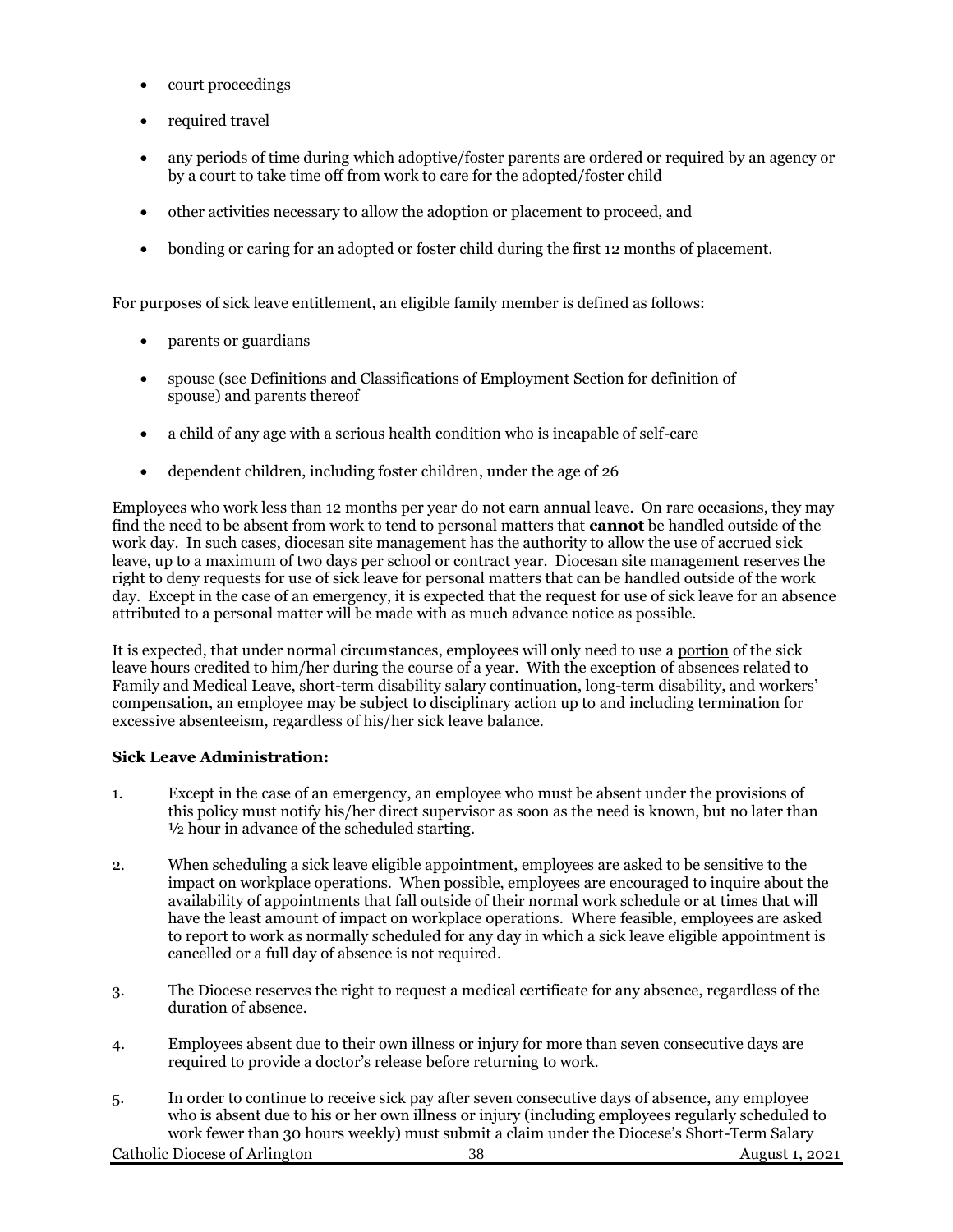- court proceedings
- required travel
- any periods of time during which adoptive/foster parents are ordered or required by an agency or by a court to take time off from work to care for the adopted/foster child
- other activities necessary to allow the adoption or placement to proceed, and
- bonding or caring for an adopted or foster child during the first 12 months of placement.

For purposes of sick leave entitlement, an eligible family member is defined as follows:

- parents or guardians
- spouse (see Definitions and Classifications of Employment Section for definition of spouse) and parents thereof
- a child of any age with a serious health condition who is incapable of self-care
- dependent children, including foster children, under the age of 26

Employees who work less than 12 months per year do not earn annual leave. On rare occasions, they may find the need to be absent from work to tend to personal matters that **cannot** be handled outside of the work day. In such cases, diocesan site management has the authority to allow the use of accrued sick leave, up to a maximum of two days per school or contract year. Diocesan site management reserves the right to deny requests for use of sick leave for personal matters that can be handled outside of the work day. Except in the case of an emergency, it is expected that the request for use of sick leave for an absence attributed to a personal matter will be made with as much advance notice as possible.

It is expected, that under normal circumstances, employees will only need to use a <u>portion</u> of the sick leave hours credited to him/her during the course of a year. With the exception of absences related to Family and Medical Leave, short-term disability salary continuation, long-term disability, and workers' compensation, an employee may be subject to disciplinary action up to and including termination for excessive absenteeism, regardless of his/her sick leave balance.

**Sick Leave Administration:**

1. Except in the case of an emergency, an employee who must be absent under the provisions of this policy must notify his/her direct supervisor as soon as the need is known, but no later than ½ hour in advance of the scheduled starting.

2. When scheduling a sick leave eligible appointment, employees are asked to be sensitive to the impact on workplace operations. When possible, employees are encouraged to inquire about the availability of appointments that fall outside of their normal work schedule or at times that will have the least amount of impact on workplace operations. Where feasible, employees are asked to report to work as normally scheduled for any day in which a sick leave eligible appointment is cancelled or a full day of absence is not required.

3. The Diocese reserves the right to request a medical certificate for any absence, regardless of the duration of absence.

4. Employees absent due to their own illness or injury for more than seven consecutive days are required to provide a doctor's release before returning to work.

5. In order to continue to receive sick pay after seven consecutive days of absence, any employee who is absent due to his or her own illness or injury (including employees regularly scheduled to work fewer than 30 hours weekly) must submit a claim under the Diocese's Short-Term Salary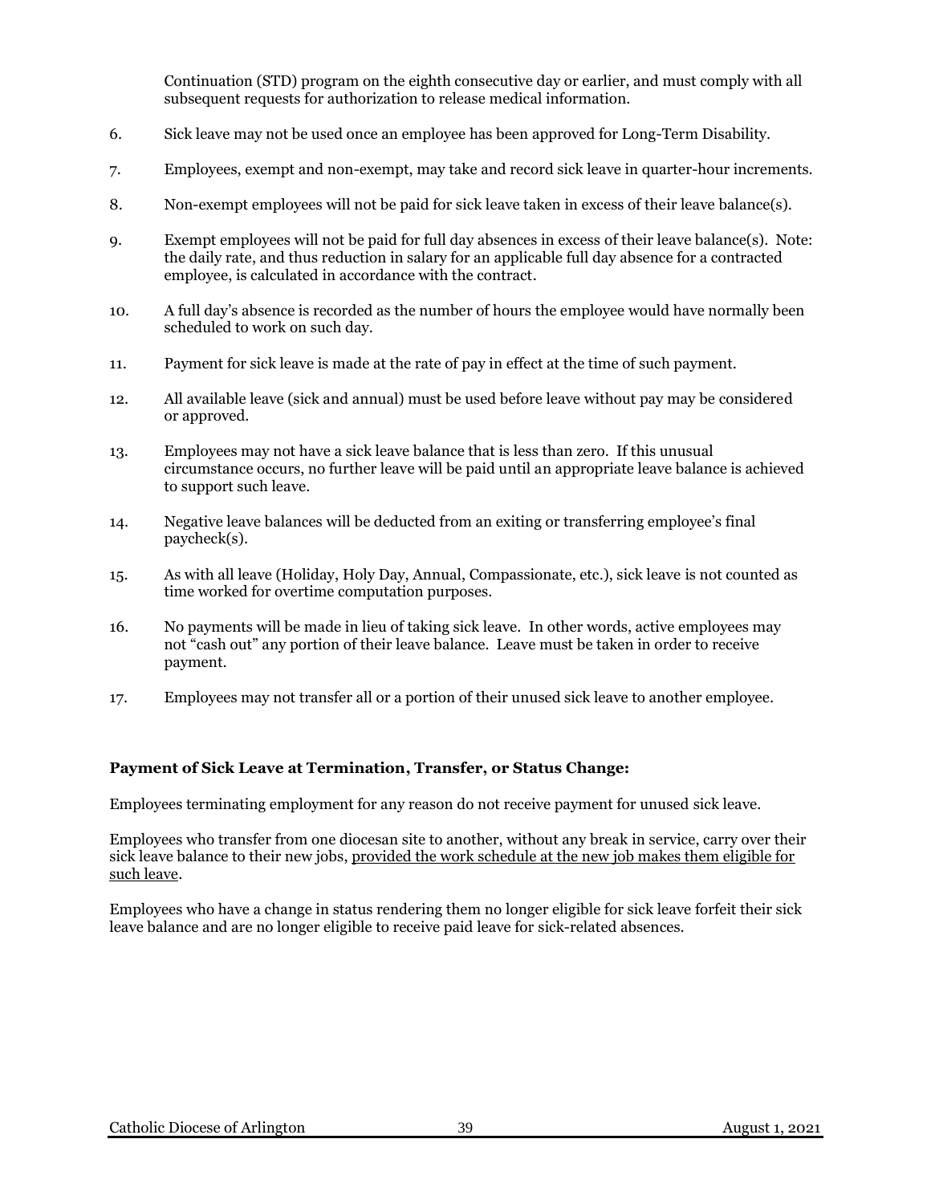Continuation (STD) program on the eighth consecutive day or earlier, and must comply with all subsequent requests for authorization to release medical information.

6. Sick leave may not be used once an employee has been approved for Long-Term Disability.

7. Employees, exempt and non-exempt, may take and record sick leave in quarter-hour increments.

8. Non-exempt employees will not be paid for sick leave taken in excess of their leave balance(s).

9. Exempt employees will not be paid for full day absences in excess of their leave balance(s). Note: the daily rate, and thus reduction in salary for an applicable full day absence for a contracted employee, is calculated in accordance with the contract.

10. A full day's absence is recorded as the number of hours the employee would have normally been scheduled to work on such day.

11. Payment for sick leave is made at the rate of pay in effect at the time of such payment.

12. All available leave (sick and annual) must be used before leave without pay may be considered or approved.

13. Employees may not have a sick leave balance that is less than zero. If this unusual circumstance occurs, no further leave will be paid until an appropriate leave balance is achieved to support such leave.

14. Negative leave balances will be deducted from an exiting or transferring employee's final paycheck(s).

15. As with all leave (Holiday, Holy Day, Annual, Compassionate, etc.), sick leave is not counted as time worked for overtime computation purposes.

16. No payments will be made in lieu of taking sick leave. In other words, active employees may not "cash out" any portion of their leave balance. Leave must be taken in order to receive payment.

17. Employees may not transfer all or a portion of their unused sick leave to another employee.

**Payment of Sick Leave at Termination, Transfer, or Status Change:**

Employees terminating employment for any reason do not receive payment for unused sick leave.

Employees who transfer from one diocesan site to another, without any break in service, carry over their sick leave balance to their new jobs, <u>provided the work schedule at the new job makes them eligible for such leave</u>.

Employees who have a change in status rendering them no longer eligible for sick leave forfeit their sick leave balance and are no longer eligible to receive paid leave for sick-related absences.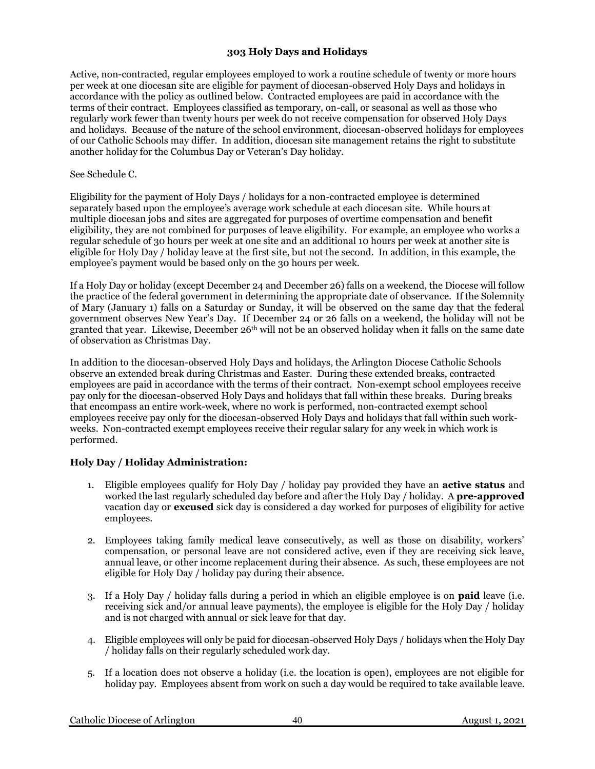## 303 Holy Days and Holidays

Active, non-contracted, regular employees employed to work a routine schedule of twenty or more hours per week at one diocesan site are eligible for payment of diocesan-observed Holy Days and holidays in accordance with the policy as outlined below. Contracted employees are paid in accordance with the terms of their contract. Employees classified as temporary, on-call, or seasonal as well as those who regularly work fewer than twenty hours per week do not receive compensation for observed Holy Days and holidays. Because of the nature of the school environment, diocesan-observed holidays for employees of our Catholic Schools may differ. In addition, diocesan site management retains the right to substitute another holiday for the Columbus Day or Veteran's Day holiday.

See Schedule C.

Eligibility for the payment of Holy Days / holidays for a non-contracted employee is determined separately based upon the employee's average work schedule at each diocesan site. While hours at multiple diocesan jobs and sites are aggregated for purposes of overtime compensation and benefit eligibility, they are not combined for purposes of leave eligibility. For example, an employee who works a regular schedule of 30 hours per week at one site and an additional 10 hours per week at another site is eligible for Holy Day / holiday leave at the first site, but not the second. In addition, in this example, the employee's payment would be based only on the 30 hours per week.

If a Holy Day or holiday (except December 24 and December 26) falls on a weekend, the Diocese will follow the practice of the federal government in determining the appropriate date of observance. If the Solemnity of Mary (January 1) falls on a Saturday or Sunday, it will be observed on the same day that the federal government observes New Year's Day. If December 24 or 26 falls on a weekend, the holiday will not be granted that year. Likewise, December 26th will not be an observed holiday when it falls on the same date of observation as Christmas Day.

In addition to the diocesan-observed Holy Days and holidays, the Arlington Diocese Catholic Schools observe an extended break during Christmas and Easter. During these extended breaks, contracted employees are paid in accordance with the terms of their contract. Non-exempt school employees receive pay only for the diocesan-observed Holy Days and holidays that fall within these breaks. During breaks that encompass an entire work-week, where no work is performed, non-contracted exempt school employees receive pay only for the diocesan-observed Holy Days and holidays that fall within such work-weeks. Non-contracted exempt employees receive their regular salary for any week in which work is performed.

### Holy Day / Holiday Administration:

1. Eligible employees qualify for Holy Day / holiday pay provided they have an **active status** and worked the last regularly scheduled day before and after the Holy Day / holiday. A **pre-approved** vacation day or **excused** sick day is considered a day worked for purposes of eligibility for active employees.

2. Employees taking family medical leave consecutively, as well as those on disability, workers' compensation, or personal leave are not considered active, even if they are receiving sick leave, annual leave, or other income replacement during their absence. As such, these employees are not eligible for Holy Day / holiday pay during their absence.

3. If a Holy Day / holiday falls during a period in which an eligible employee is on **paid** leave (i.e. receiving sick and/or annual leave payments), the employee is eligible for the Holy Day / holiday and is not charged with annual or sick leave for that day.

4. Eligible employees will only be paid for diocesan-observed Holy Days / holidays when the Holy Day / holiday falls on their regularly scheduled work day.

5. If a location does not observe a holiday (i.e. the location is open), employees are not eligible for holiday pay. Employees absent from work on such a day would be required to take available leave.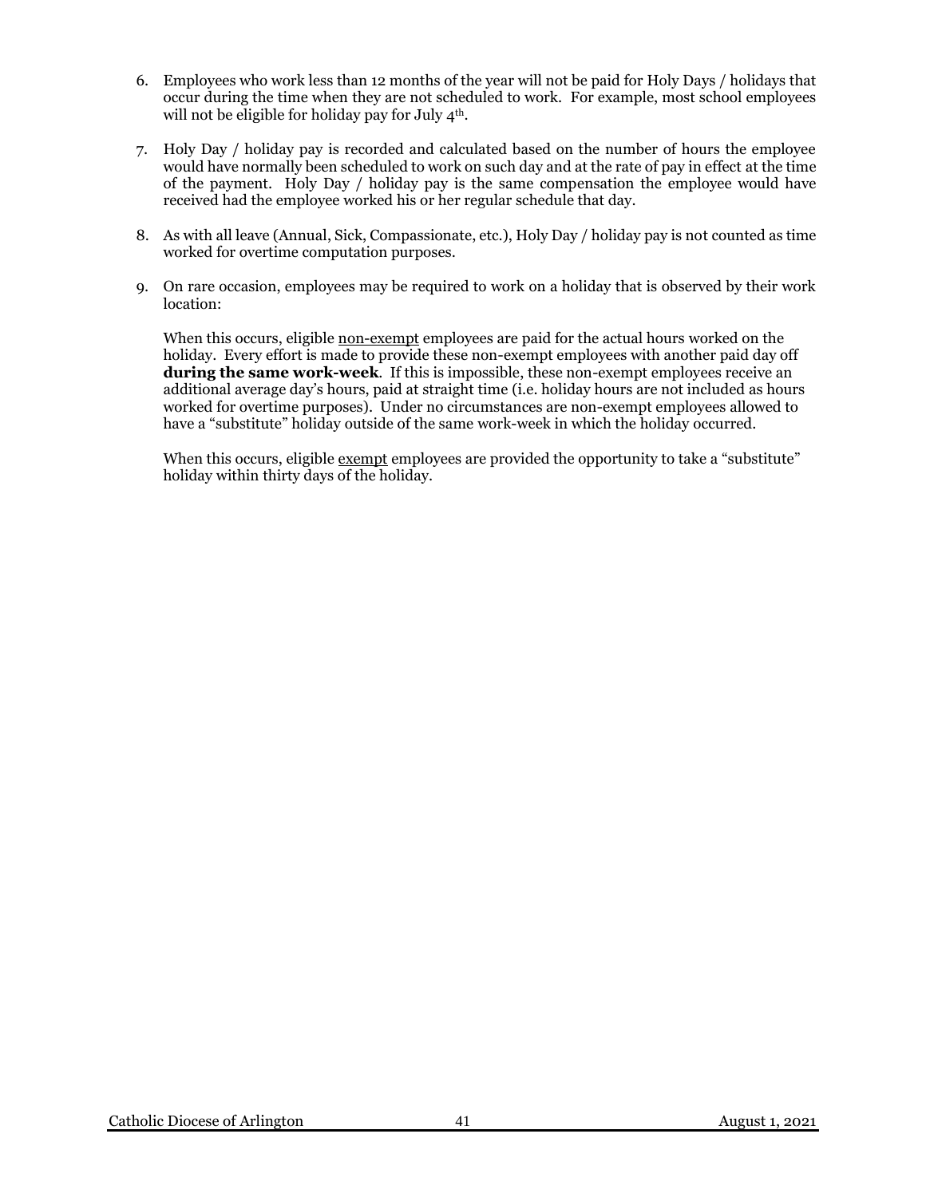6. Employees who work less than 12 months of the year will not be paid for Holy Days / holidays that occur during the time when they are not scheduled to work. For example, most school employees will not be eligible for holiday pay for July 4th.

7. Holy Day / holiday pay is recorded and calculated based on the number of hours the employee would have normally been scheduled to work on such day and at the rate of pay in effect at the time of the payment. Holy Day / holiday pay is the same compensation the employee would have received had the employee worked his or her regular schedule that day.

8. As with all leave (Annual, Sick, Compassionate, etc.), Holy Day / holiday pay is not counted as time worked for overtime computation purposes.

9. On rare occasion, employees may be required to work on a holiday that is observed by their work location:

   When this occurs, eligible <u>non-exempt</u> employees are paid for the actual hours worked on the holiday. Every effort is made to provide these non-exempt employees with another paid day off **during the same work-week**. If this is impossible, these non-exempt employees receive an additional average day's hours, paid at straight time (i.e. holiday hours are not included as hours worked for overtime purposes). Under no circumstances are non-exempt employees allowed to have a "substitute" holiday outside of the same work-week in which the holiday occurred.

   When this occurs, eligible <u>exempt</u> employees are provided the opportunity to take a "substitute" holiday within thirty days of the holiday.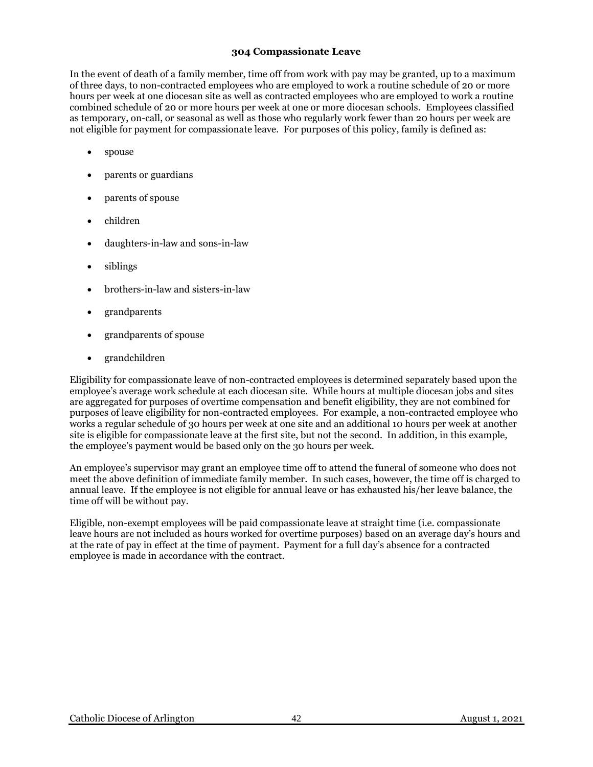### 304 Compassionate Leave

In the event of death of a family member, time off from work with pay may be granted, up to a maximum of three days, to non-contracted employees who are employed to work a routine schedule of 20 or more hours per week at one diocesan site as well as contracted employees who are employed to work a routine combined schedule of 20 or more hours per week at one or more diocesan schools. Employees classified as temporary, on-call, or seasonal as well as those who regularly work fewer than 20 hours per week are not eligible for payment for compassionate leave. For purposes of this policy, family is defined as:

- spouse
- parents or guardians
- parents of spouse
- children
- daughters-in-law and sons-in-law
- siblings
- brothers-in-law and sisters-in-law
- grandparents
- grandparents of spouse
- grandchildren

Eligibility for compassionate leave of non-contracted employees is determined separately based upon the employee's average work schedule at each diocesan site. While hours at multiple diocesan jobs and sites are aggregated for purposes of overtime compensation and benefit eligibility, they are not combined for purposes of leave eligibility for non-contracted employees. For example, a non-contracted employee who works a regular schedule of 30 hours per week at one site and an additional 10 hours per week at another site is eligible for compassionate leave at the first site, but not the second. In addition, in this example, the employee's payment would be based only on the 30 hours per week.

An employee's supervisor may grant an employee time off to attend the funeral of someone who does not meet the above definition of immediate family member. In such cases, however, the time off is charged to annual leave. If the employee is not eligible for annual leave or has exhausted his/her leave balance, the time off will be without pay.

Eligible, non-exempt employees will be paid compassionate leave at straight time (i.e. compassionate leave hours are not included as hours worked for overtime purposes) based on an average day's hours and at the rate of pay in effect at the time of payment. Payment for a full day's absence for a contracted employee is made in accordance with the contract.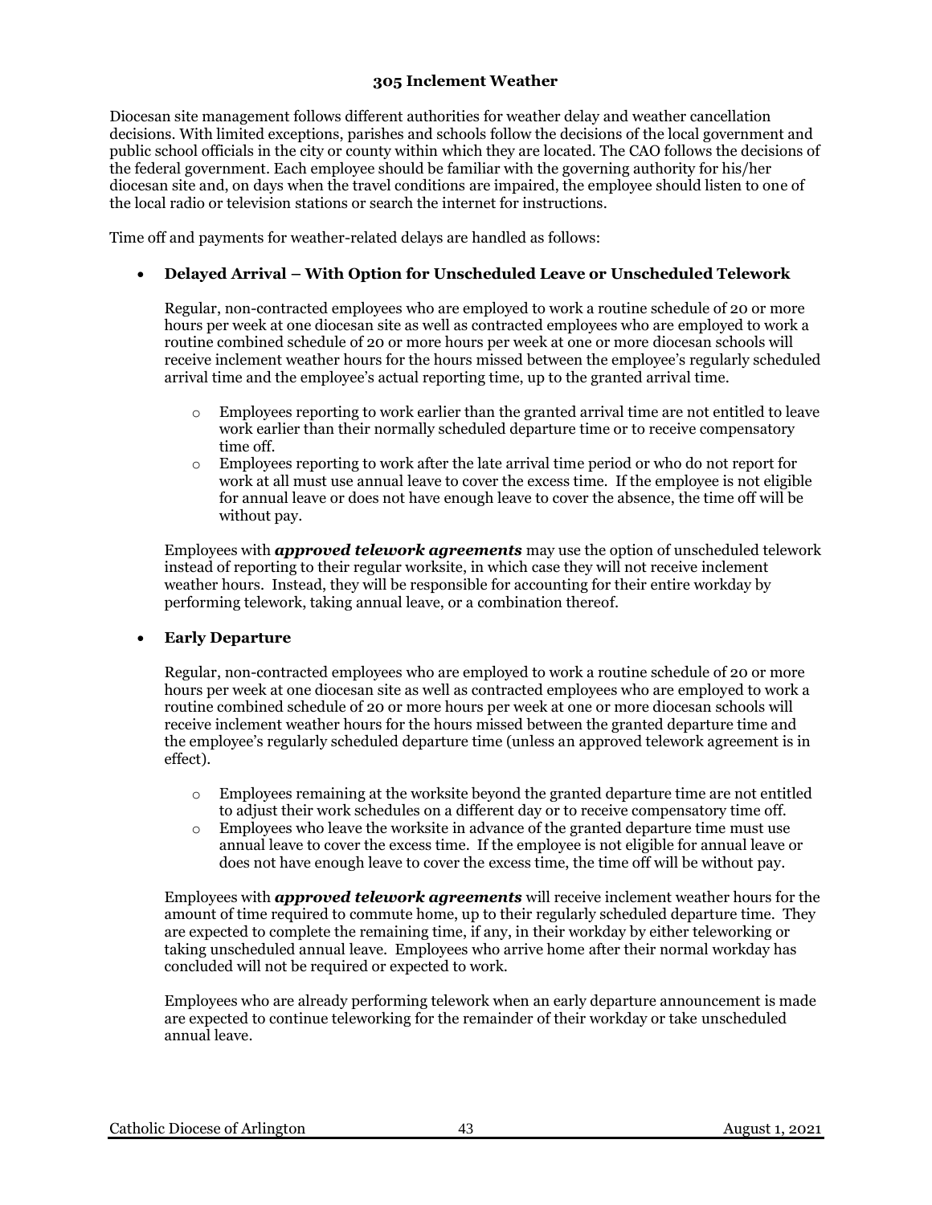### 305 Inclement Weather

Diocesan site management follows different authorities for weather delay and weather cancellation decisions. With limited exceptions, parishes and schools follow the decisions of the local government and public school officials in the city or county within which they are located. The CAO follows the decisions of the federal government. Each employee should be familiar with the governing authority for his/her diocesan site and, on days when the travel conditions are impaired, the employee should listen to one of the local radio or television stations or search the internet for instructions.

Time off and payments for weather-related delays are handled as follows:

- **Delayed Arrival – With Option for Unscheduled Leave or Unscheduled Telework**

  Regular, non-contracted employees who are employed to work a routine schedule of 20 or more hours per week at one diocesan site as well as contracted employees who are employed to work a routine combined schedule of 20 or more hours per week at one or more diocesan schools will receive inclement weather hours for the hours missed between the employee's regularly scheduled arrival time and the employee's actual reporting time, up to the granted arrival time.

  - Employees reporting to work earlier than the granted arrival time are not entitled to leave work earlier than their normally scheduled departure time or to receive compensatory time off.
  - Employees reporting to work after the late arrival time period or who do not report for work at all must use annual leave to cover the excess time. If the employee is not eligible for annual leave or does not have enough leave to cover the absence, the time off will be without pay.

  Employees with ***approved telework agreements*** may use the option of unscheduled telework instead of reporting to their regular worksite, in which case they will not receive inclement weather hours. Instead, they will be responsible for accounting for their entire workday by performing telework, taking annual leave, or a combination thereof.

- **Early Departure**

  Regular, non-contracted employees who are employed to work a routine schedule of 20 or more hours per week at one diocesan site as well as contracted employees who are employed to work a routine combined schedule of 20 or more hours per week at one or more diocesan schools will receive inclement weather hours for the hours missed between the granted departure time and the employee's regularly scheduled departure time (unless an approved telework agreement is in effect).

  - Employees remaining at the worksite beyond the granted departure time are not entitled to adjust their work schedules on a different day or to receive compensatory time off.
  - Employees who leave the worksite in advance of the granted departure time must use annual leave to cover the excess time. If the employee is not eligible for annual leave or does not have enough leave to cover the excess time, the time off will be without pay.

  Employees with ***approved telework agreements*** will receive inclement weather hours for the amount of time required to commute home, up to their regularly scheduled departure time. They are expected to complete the remaining time, if any, in their workday by either teleworking or taking unscheduled annual leave. Employees who arrive home after their normal workday has concluded will not be required or expected to work.

  Employees who are already performing telework when an early departure announcement is made are expected to continue teleworking for the remainder of their workday or take unscheduled annual leave.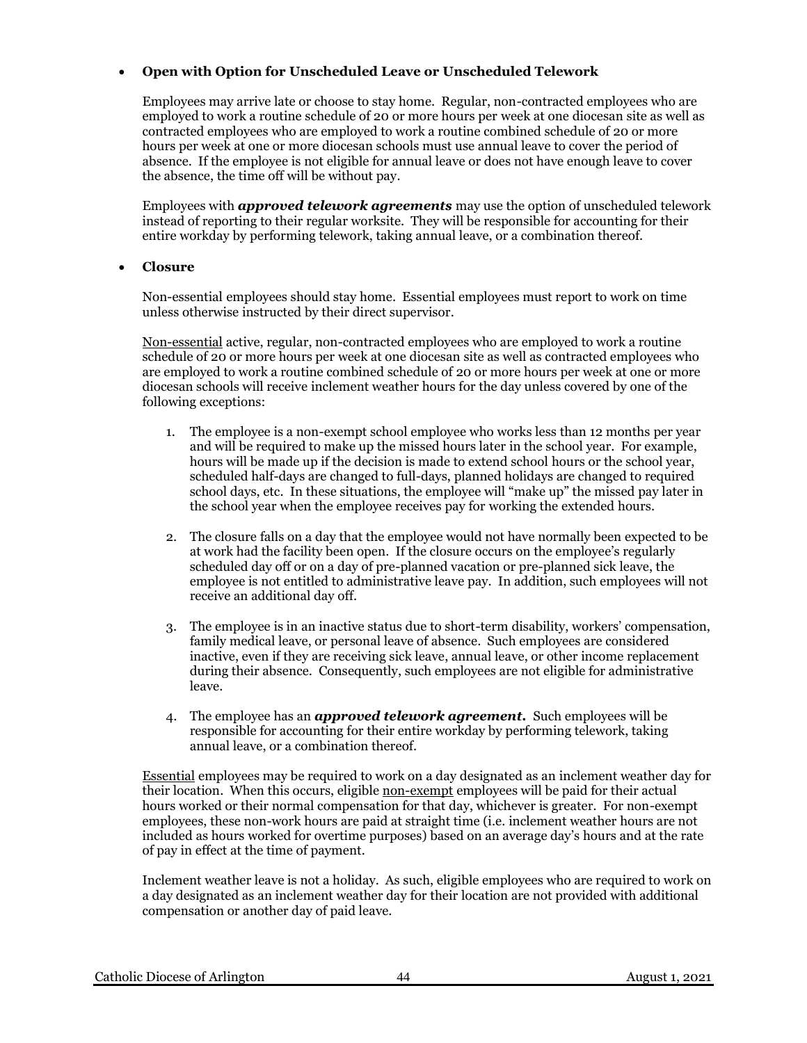- **Open with Option for Unscheduled Leave or Unscheduled Telework**

  Employees may arrive late or choose to stay home. Regular, non-contracted employees who are employed to work a routine schedule of 20 or more hours per week at one diocesan site as well as contracted employees who are employed to work a routine combined schedule of 20 or more hours per week at one or more diocesan schools must use annual leave to cover the period of absence. If the employee is not eligible for annual leave or does not have enough leave to cover the absence, the time off will be without pay.

  Employees with ***approved telework agreements*** may use the option of unscheduled telework instead of reporting to their regular worksite. They will be responsible for accounting for their entire workday by performing telework, taking annual leave, or a combination thereof.

- **Closure**

  Non-essential employees should stay home. Essential employees must report to work on time unless otherwise instructed by their direct supervisor.

  <u>Non-essential</u> active, regular, non-contracted employees who are employed to work a routine schedule of 20 or more hours per week at one diocesan site as well as contracted employees who are employed to work a routine combined schedule of 20 or more hours per week at one or more diocesan schools will receive inclement weather hours for the day unless covered by one of the following exceptions:

  1. The employee is a non-exempt school employee who works less than 12 months per year and will be required to make up the missed hours later in the school year. For example, hours will be made up if the decision is made to extend school hours or the school year, scheduled half-days are changed to full-days, planned holidays are changed to required school days, etc. In these situations, the employee will "make up" the missed pay later in the school year when the employee receives pay for working the extended hours.

  2. The closure falls on a day that the employee would not have normally been expected to be at work had the facility been open. If the closure occurs on the employee's regularly scheduled day off or on a day of pre-planned vacation or pre-planned sick leave, the employee is not entitled to administrative leave pay. In addition, such employees will not receive an additional day off.

  3. The employee is in an inactive status due to short-term disability, workers' compensation, family medical leave, or personal leave of absence. Such employees are considered inactive, even if they are receiving sick leave, annual leave, or other income replacement during their absence. Consequently, such employees are not eligible for administrative leave.

  4. The employee has an ***approved telework agreement***. Such employees will be responsible for accounting for their entire workday by performing telework, taking annual leave, or a combination thereof.

  <u>Essential</u> employees may be required to work on a day designated as an inclement weather day for their location. When this occurs, eligible <u>non-exempt</u> employees will be paid for their actual hours worked or their normal compensation for that day, whichever is greater. For non-exempt employees, these non-work hours are paid at straight time (i.e. inclement weather hours are not included as hours worked for overtime purposes) based on an average day's hours and at the rate of pay in effect at the time of payment.

  Inclement weather leave is not a holiday. As such, eligible employees who are required to work on a day designated as an inclement weather day for their location are not provided with additional compensation or another day of paid leave.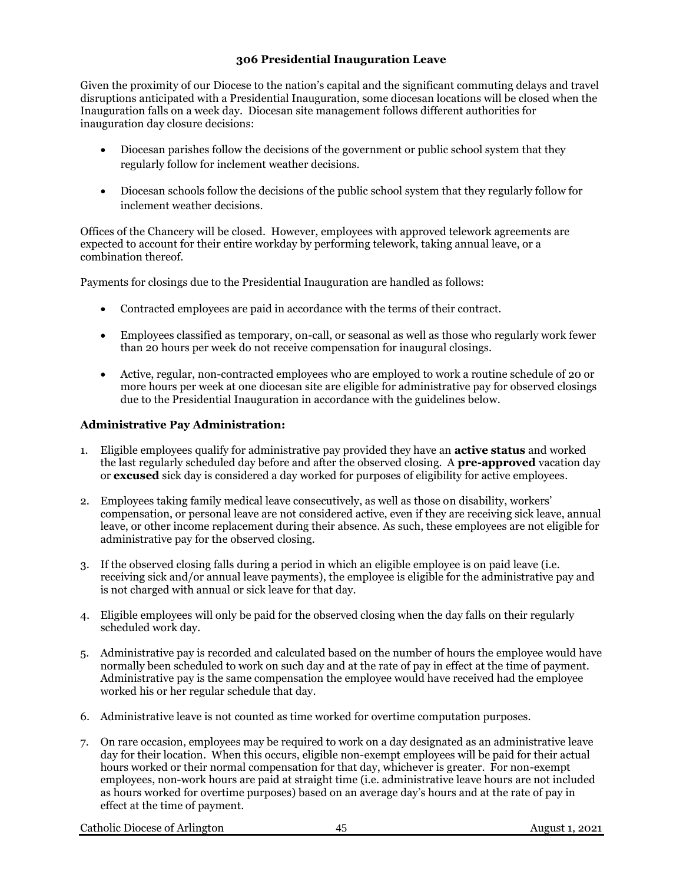## 306 Presidential Inauguration Leave

Given the proximity of our Diocese to the nation's capital and the significant commuting delays and travel disruptions anticipated with a Presidential Inauguration, some diocesan locations will be closed when the Inauguration falls on a week day. Diocesan site management follows different authorities for inauguration day closure decisions:

- Diocesan parishes follow the decisions of the government or public school system that they regularly follow for inclement weather decisions.
- Diocesan schools follow the decisions of the public school system that they regularly follow for inclement weather decisions.

Offices of the Chancery will be closed. However, employees with approved telework agreements are expected to account for their entire workday by performing telework, taking annual leave, or a combination thereof.

Payments for closings due to the Presidential Inauguration are handled as follows:

- Contracted employees are paid in accordance with the terms of their contract.
- Employees classified as temporary, on-call, or seasonal as well as those who regularly work fewer than 20 hours per week do not receive compensation for inaugural closings.
- Active, regular, non-contracted employees who are employed to work a routine schedule of 20 or more hours per week at one diocesan site are eligible for administrative pay for observed closings due to the Presidential Inauguration in accordance with the guidelines below.

### Administrative Pay Administration:

1. Eligible employees qualify for administrative pay provided they have an **active status** and worked the last regularly scheduled day before and after the observed closing. A **pre-approved** vacation day or **excused** sick day is considered a day worked for purposes of eligibility for active employees.
2. Employees taking family medical leave consecutively, as well as those on disability, workers' compensation, or personal leave are not considered active, even if they are receiving sick leave, annual leave, or other income replacement during their absence. As such, these employees are not eligible for administrative pay for the observed closing.
3. If the observed closing falls during a period in which an eligible employee is on paid leave (i.e. receiving sick and/or annual leave payments), the employee is eligible for the administrative pay and is not charged with annual or sick leave for that day.
4. Eligible employees will only be paid for the observed closing when the day falls on their regularly scheduled work day.
5. Administrative pay is recorded and calculated based on the number of hours the employee would have normally been scheduled to work on such day and at the rate of pay in effect at the time of payment. Administrative pay is the same compensation the employee would have received had the employee worked his or her regular schedule that day.
6. Administrative leave is not counted as time worked for overtime computation purposes.
7. On rare occasion, employees may be required to work on a day designated as an administrative leave day for their location. When this occurs, eligible non-exempt employees will be paid for their actual hours worked or their normal compensation for that day, whichever is greater. For non-exempt employees, non-work hours are paid at straight time (i.e. administrative leave hours are not included as hours worked for overtime purposes) based on an average day's hours and at the rate of pay in effect at the time of payment.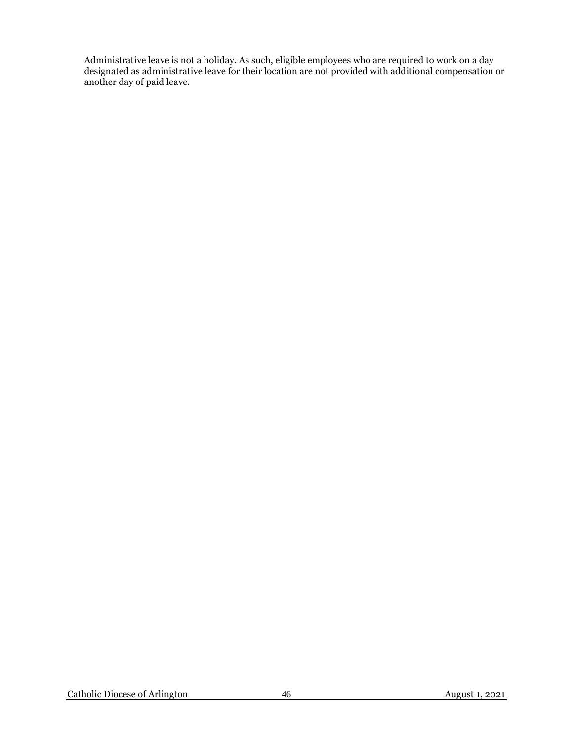Administrative leave is not a holiday. As such, eligible employees who are required to work on a day designated as administrative leave for their location are not provided with additional compensation or another day of paid leave.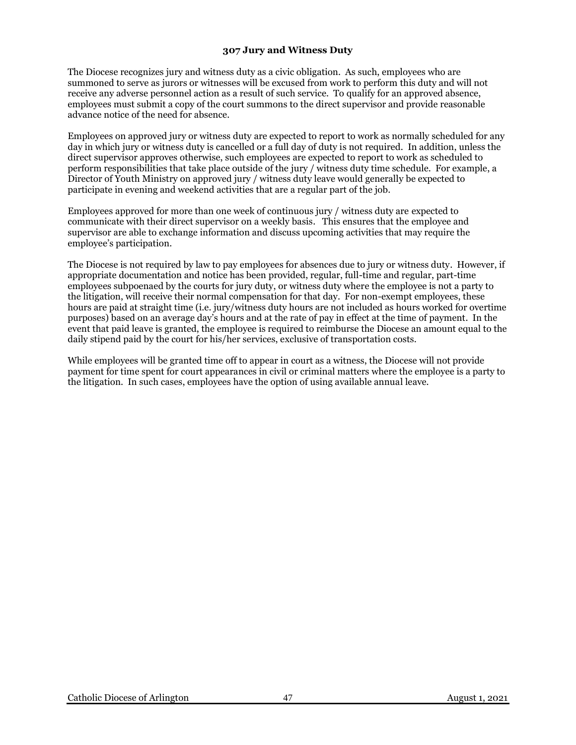### 307 Jury and Witness Duty

The Diocese recognizes jury and witness duty as a civic obligation. As such, employees who are summoned to serve as jurors or witnesses will be excused from work to perform this duty and will not receive any adverse personnel action as a result of such service. To qualify for an approved absence, employees must submit a copy of the court summons to the direct supervisor and provide reasonable advance notice of the need for absence.

Employees on approved jury or witness duty are expected to report to work as normally scheduled for any day in which jury or witness duty is cancelled or a full day of duty is not required. In addition, unless the direct supervisor approves otherwise, such employees are expected to report to work as scheduled to perform responsibilities that take place outside of the jury / witness duty time schedule. For example, a Director of Youth Ministry on approved jury / witness duty leave would generally be expected to participate in evening and weekend activities that are a regular part of the job.

Employees approved for more than one week of continuous jury / witness duty are expected to communicate with their direct supervisor on a weekly basis. This ensures that the employee and supervisor are able to exchange information and discuss upcoming activities that may require the employee's participation.

The Diocese is not required by law to pay employees for absences due to jury or witness duty. However, if appropriate documentation and notice has been provided, regular, full-time and regular, part-time employees subpoenaed by the courts for jury duty, or witness duty where the employee is not a party to the litigation, will receive their normal compensation for that day. For non-exempt employees, these hours are paid at straight time (i.e. jury/witness duty hours are not included as hours worked for overtime purposes) based on an average day's hours and at the rate of pay in effect at the time of payment. In the event that paid leave is granted, the employee is required to reimburse the Diocese an amount equal to the daily stipend paid by the court for his/her services, exclusive of transportation costs.

While employees will be granted time off to appear in court as a witness, the Diocese will not provide payment for time spent for court appearances in civil or criminal matters where the employee is a party to the litigation. In such cases, employees have the option of using available annual leave.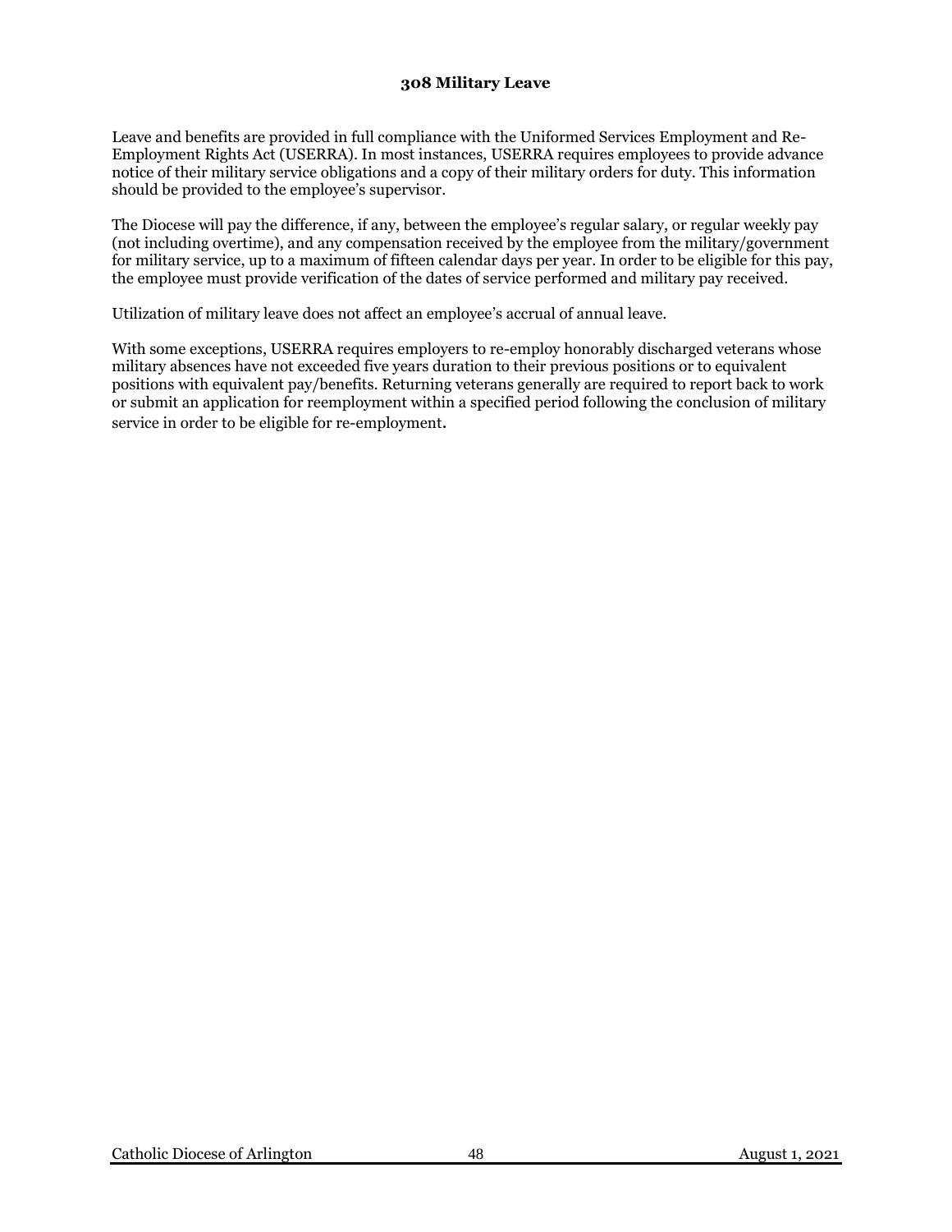### 308 Military Leave

Leave and benefits are provided in full compliance with the Uniformed Services Employment and Re-Employment Rights Act (USERRA). In most instances, USERRA requires employees to provide advance notice of their military service obligations and a copy of their military orders for duty. This information should be provided to the employee's supervisor.

The Diocese will pay the difference, if any, between the employee's regular salary, or regular weekly pay (not including overtime), and any compensation received by the employee from the military/government for military service, up to a maximum of fifteen calendar days per year. In order to be eligible for this pay, the employee must provide verification of the dates of service performed and military pay received.

Utilization of military leave does not affect an employee's accrual of annual leave.

With some exceptions, USERRA requires employers to re-employ honorably discharged veterans whose military absences have not exceeded five years duration to their previous positions or to equivalent positions with equivalent pay/benefits. Returning veterans generally are required to report back to work or submit an application for reemployment within a specified period following the conclusion of military service in order to be eligible for re-employment.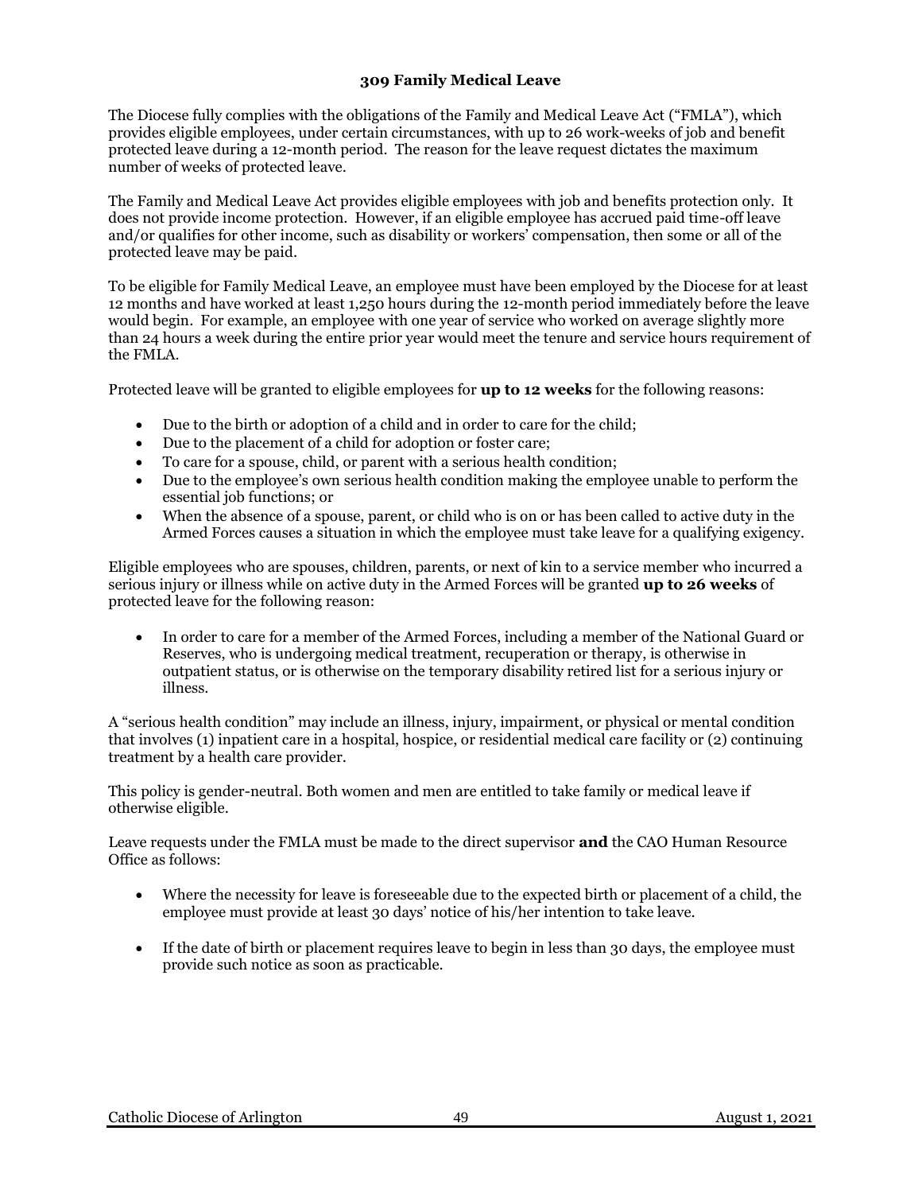## 309 Family Medical Leave

The Diocese fully complies with the obligations of the Family and Medical Leave Act ("FMLA"), which provides eligible employees, under certain circumstances, with up to 26 work-weeks of job and benefit protected leave during a 12-month period. The reason for the leave request dictates the maximum number of weeks of protected leave.

The Family and Medical Leave Act provides eligible employees with job and benefits protection only. It does not provide income protection. However, if an eligible employee has accrued paid time-off leave and/or qualifies for other income, such as disability or workers' compensation, then some or all of the protected leave may be paid.

To be eligible for Family Medical Leave, an employee must have been employed by the Diocese for at least 12 months and have worked at least 1,250 hours during the 12-month period immediately before the leave would begin. For example, an employee with one year of service who worked on average slightly more than 24 hours a week during the entire prior year would meet the tenure and service hours requirement of the FMLA.

Protected leave will be granted to eligible employees for **up to 12 weeks** for the following reasons:

- Due to the birth or adoption of a child and in order to care for the child;
- Due to the placement of a child for adoption or foster care;
- To care for a spouse, child, or parent with a serious health condition;
- Due to the employee's own serious health condition making the employee unable to perform the essential job functions; or
- When the absence of a spouse, parent, or child who is on or has been called to active duty in the Armed Forces causes a situation in which the employee must take leave for a qualifying exigency.

Eligible employees who are spouses, children, parents, or next of kin to a service member who incurred a serious injury or illness while on active duty in the Armed Forces will be granted **up to 26 weeks** of protected leave for the following reason:

- In order to care for a member of the Armed Forces, including a member of the National Guard or Reserves, who is undergoing medical treatment, recuperation or therapy, is otherwise in outpatient status, or is otherwise on the temporary disability retired list for a serious injury or illness.

A "serious health condition" may include an illness, injury, impairment, or physical or mental condition that involves (1) inpatient care in a hospital, hospice, or residential medical care facility or (2) continuing treatment by a health care provider.

This policy is gender-neutral. Both women and men are entitled to take family or medical leave if otherwise eligible.

Leave requests under the FMLA must be made to the direct supervisor **and** the CAO Human Resource Office as follows:

- Where the necessity for leave is foreseeable due to the expected birth or placement of a child, the employee must provide at least 30 days' notice of his/her intention to take leave.

- If the date of birth or placement requires leave to begin in less than 30 days, the employee must provide such notice as soon as practicable.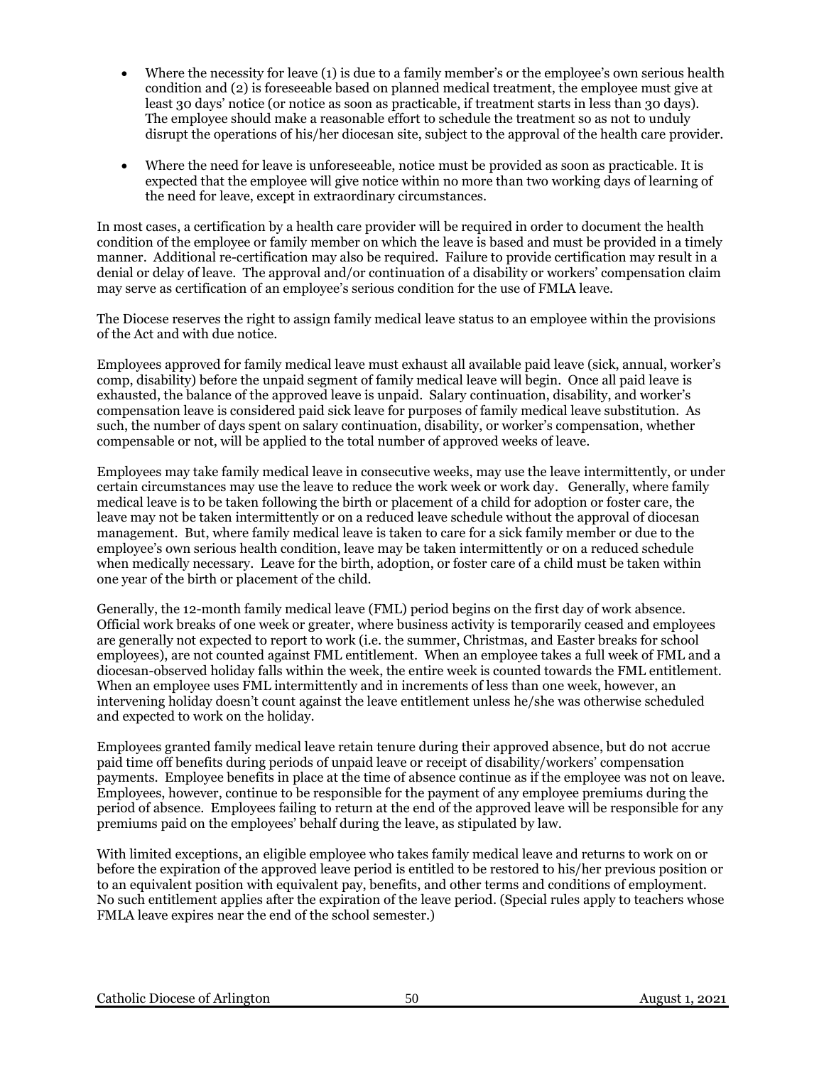- Where the necessity for leave (1) is due to a family member's or the employee's own serious health condition and (2) is foreseeable based on planned medical treatment, the employee must give at least 30 days' notice (or notice as soon as practicable, if treatment starts in less than 30 days). The employee should make a reasonable effort to schedule the treatment so as not to unduly disrupt the operations of his/her diocesan site, subject to the approval of the health care provider.

- Where the need for leave is unforeseeable, notice must be provided as soon as practicable. It is expected that the employee will give notice within no more than two working days of learning of the need for leave, except in extraordinary circumstances.

In most cases, a certification by a health care provider will be required in order to document the health condition of the employee or family member on which the leave is based and must be provided in a timely manner. Additional re-certification may also be required. Failure to provide certification may result in a denial or delay of leave. The approval and/or continuation of a disability or workers' compensation claim may serve as certification of an employee's serious condition for the use of FMLA leave.

The Diocese reserves the right to assign family medical leave status to an employee within the provisions of the Act and with due notice.

Employees approved for family medical leave must exhaust all available paid leave (sick, annual, worker's comp, disability) before the unpaid segment of family medical leave will begin. Once all paid leave is exhausted, the balance of the approved leave is unpaid. Salary continuation, disability, and worker's compensation leave is considered paid sick leave for purposes of family medical leave substitution. As such, the number of days spent on salary continuation, disability, or worker's compensation, whether compensable or not, will be applied to the total number of approved weeks of leave.

Employees may take family medical leave in consecutive weeks, may use the leave intermittently, or under certain circumstances may use the leave to reduce the work week or work day. Generally, where family medical leave is to be taken following the birth or placement of a child for adoption or foster care, the leave may not be taken intermittently or on a reduced leave schedule without the approval of diocesan management. But, where family medical leave is taken to care for a sick family member or due to the employee's own serious health condition, leave may be taken intermittently or on a reduced schedule when medically necessary. Leave for the birth, adoption, or foster care of a child must be taken within one year of the birth or placement of the child.

Generally, the 12-month family medical leave (FML) period begins on the first day of work absence. Official work breaks of one week or greater, where business activity is temporarily ceased and employees are generally not expected to report to work (i.e. the summer, Christmas, and Easter breaks for school employees), are not counted against FML entitlement. When an employee takes a full week of FML and a diocesan-observed holiday falls within the week, the entire week is counted towards the FML entitlement. When an employee uses FML intermittently and in increments of less than one week, however, an intervening holiday doesn't count against the leave entitlement unless he/she was otherwise scheduled and expected to work on the holiday.

Employees granted family medical leave retain tenure during their approved absence, but do not accrue paid time off benefits during periods of unpaid leave or receipt of disability/workers' compensation payments. Employee benefits in place at the time of absence continue as if the employee was not on leave. Employees, however, continue to be responsible for the payment of any employee premiums during the period of absence. Employees failing to return at the end of the approved leave will be responsible for any premiums paid on the employees' behalf during the leave, as stipulated by law.

With limited exceptions, an eligible employee who takes family medical leave and returns to work on or before the expiration of the approved leave period is entitled to be restored to his/her previous position or to an equivalent position with equivalent pay, benefits, and other terms and conditions of employment. No such entitlement applies after the expiration of the leave period. (Special rules apply to teachers whose FMLA leave expires near the end of the school semester.)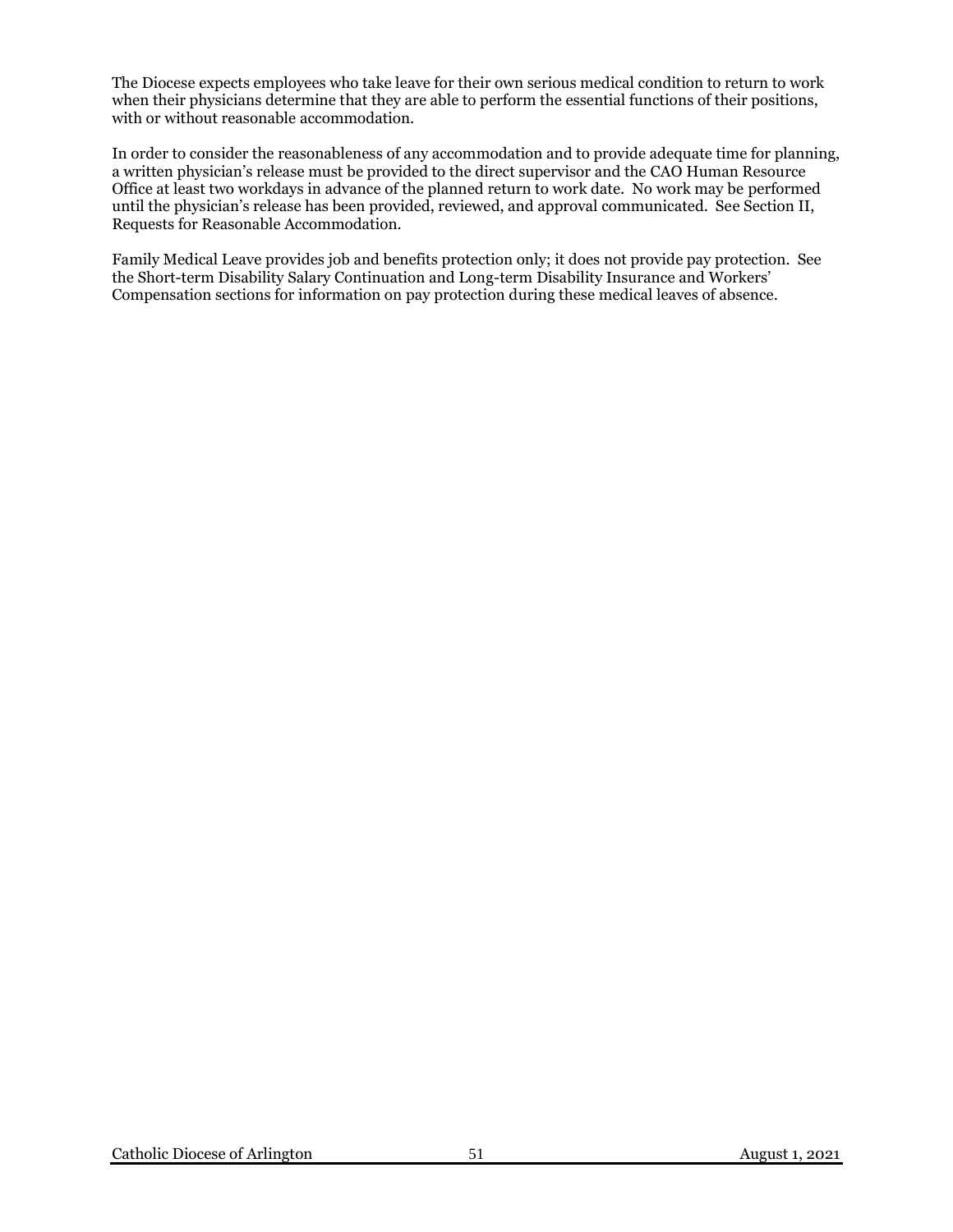The Diocese expects employees who take leave for their own serious medical condition to return to work when their physicians determine that they are able to perform the essential functions of their positions, with or without reasonable accommodation.

In order to consider the reasonableness of any accommodation and to provide adequate time for planning, a written physician's release must be provided to the direct supervisor and the CAO Human Resource Office at least two workdays in advance of the planned return to work date. No work may be performed until the physician's release has been provided, reviewed, and approval communicated. See Section II, Requests for Reasonable Accommodation.

Family Medical Leave provides job and benefits protection only; it does not provide pay protection. See the Short-term Disability Salary Continuation and Long-term Disability Insurance and Workers' Compensation sections for information on pay protection during these medical leaves of absence.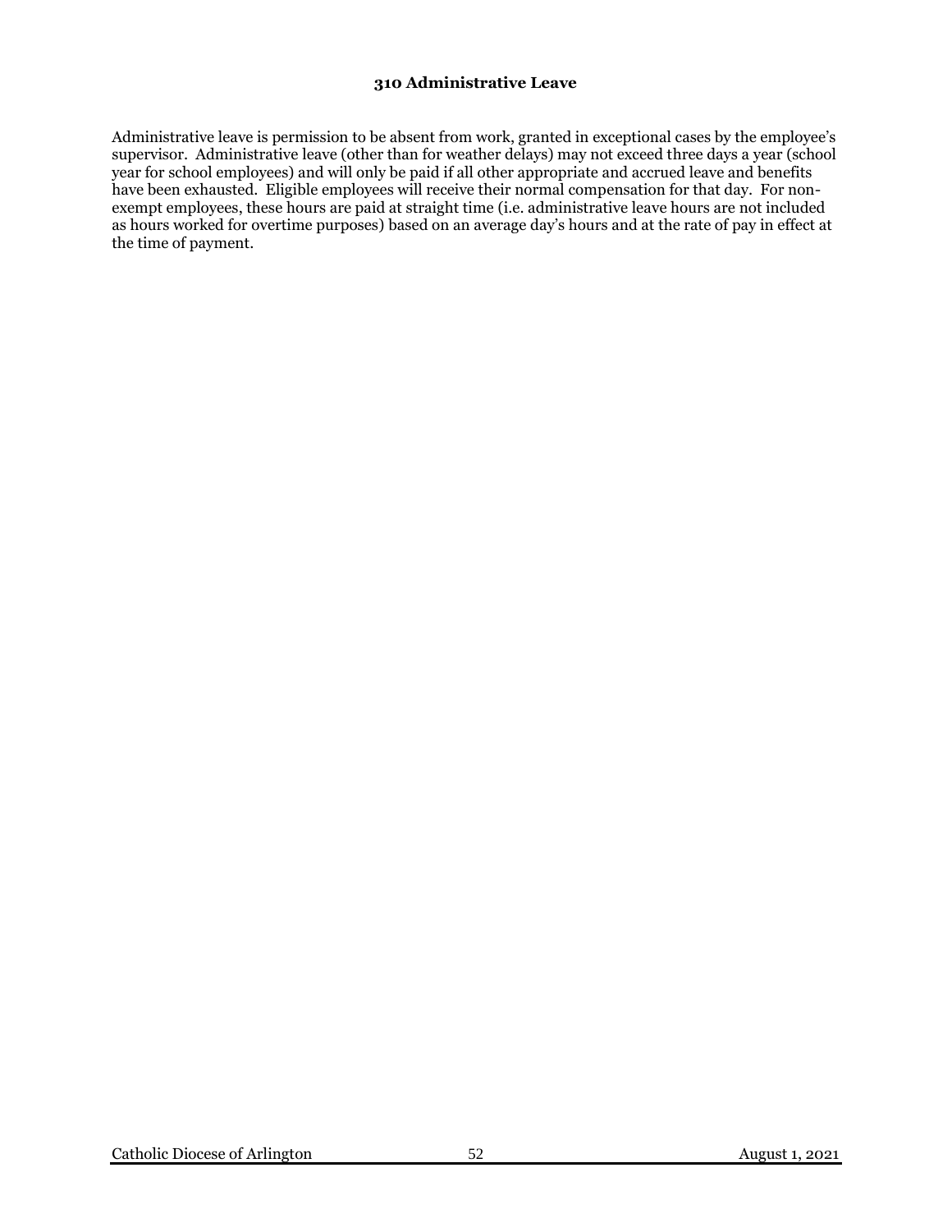## 310 Administrative Leave

Administrative leave is permission to be absent from work, granted in exceptional cases by the employee's supervisor. Administrative leave (other than for weather delays) may not exceed three days a year (school year for school employees) and will only be paid if all other appropriate and accrued leave and benefits have been exhausted. Eligible employees will receive their normal compensation for that day. For non-exempt employees, these hours are paid at straight time (i.e. administrative leave hours are not included as hours worked for overtime purposes) based on an average day's hours and at the rate of pay in effect at the time of payment.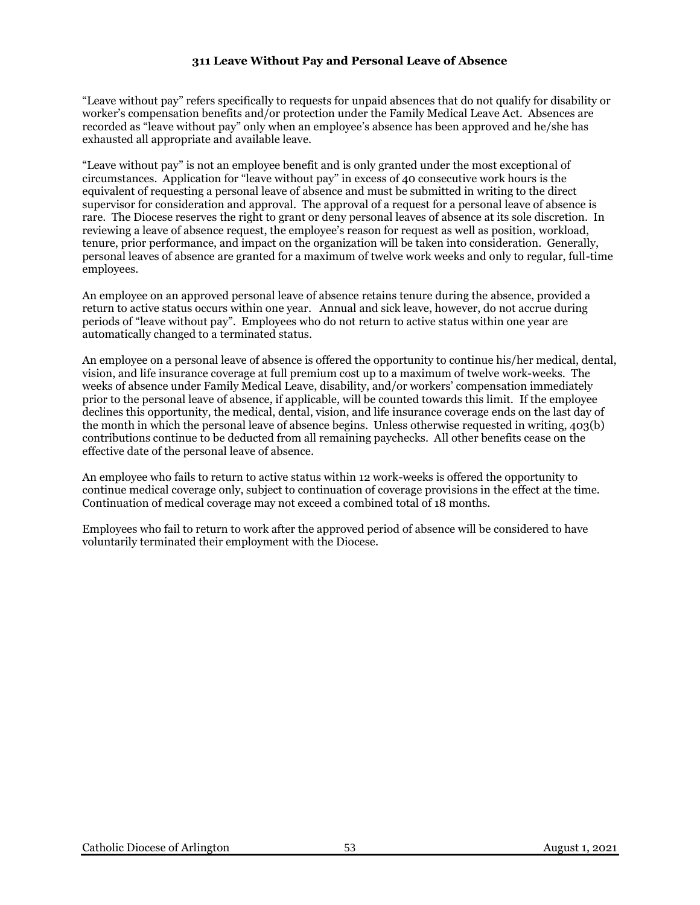### 311 Leave Without Pay and Personal Leave of Absence

"Leave without pay" refers specifically to requests for unpaid absences that do not qualify for disability or worker's compensation benefits and/or protection under the Family Medical Leave Act. Absences are recorded as "leave without pay" only when an employee's absence has been approved and he/she has exhausted all appropriate and available leave.

"Leave without pay" is not an employee benefit and is only granted under the most exceptional of circumstances. Application for "leave without pay" in excess of 40 consecutive work hours is the equivalent of requesting a personal leave of absence and must be submitted in writing to the direct supervisor for consideration and approval. The approval of a request for a personal leave of absence is rare. The Diocese reserves the right to grant or deny personal leaves of absence at its sole discretion. In reviewing a leave of absence request, the employee's reason for request as well as position, workload, tenure, prior performance, and impact on the organization will be taken into consideration. Generally, personal leaves of absence are granted for a maximum of twelve work weeks and only to regular, full-time employees.

An employee on an approved personal leave of absence retains tenure during the absence, provided a return to active status occurs within one year. Annual and sick leave, however, do not accrue during periods of "leave without pay". Employees who do not return to active status within one year are automatically changed to a terminated status.

An employee on a personal leave of absence is offered the opportunity to continue his/her medical, dental, vision, and life insurance coverage at full premium cost up to a maximum of twelve work-weeks. The weeks of absence under Family Medical Leave, disability, and/or workers' compensation immediately prior to the personal leave of absence, if applicable, will be counted towards this limit. If the employee declines this opportunity, the medical, dental, vision, and life insurance coverage ends on the last day of the month in which the personal leave of absence begins. Unless otherwise requested in writing, 403(b) contributions continue to be deducted from all remaining paychecks. All other benefits cease on the effective date of the personal leave of absence.

An employee who fails to return to active status within 12 work-weeks is offered the opportunity to continue medical coverage only, subject to continuation of coverage provisions in the effect at the time. Continuation of medical coverage may not exceed a combined total of 18 months.

Employees who fail to return to work after the approved period of absence will be considered to have voluntarily terminated their employment with the Diocese.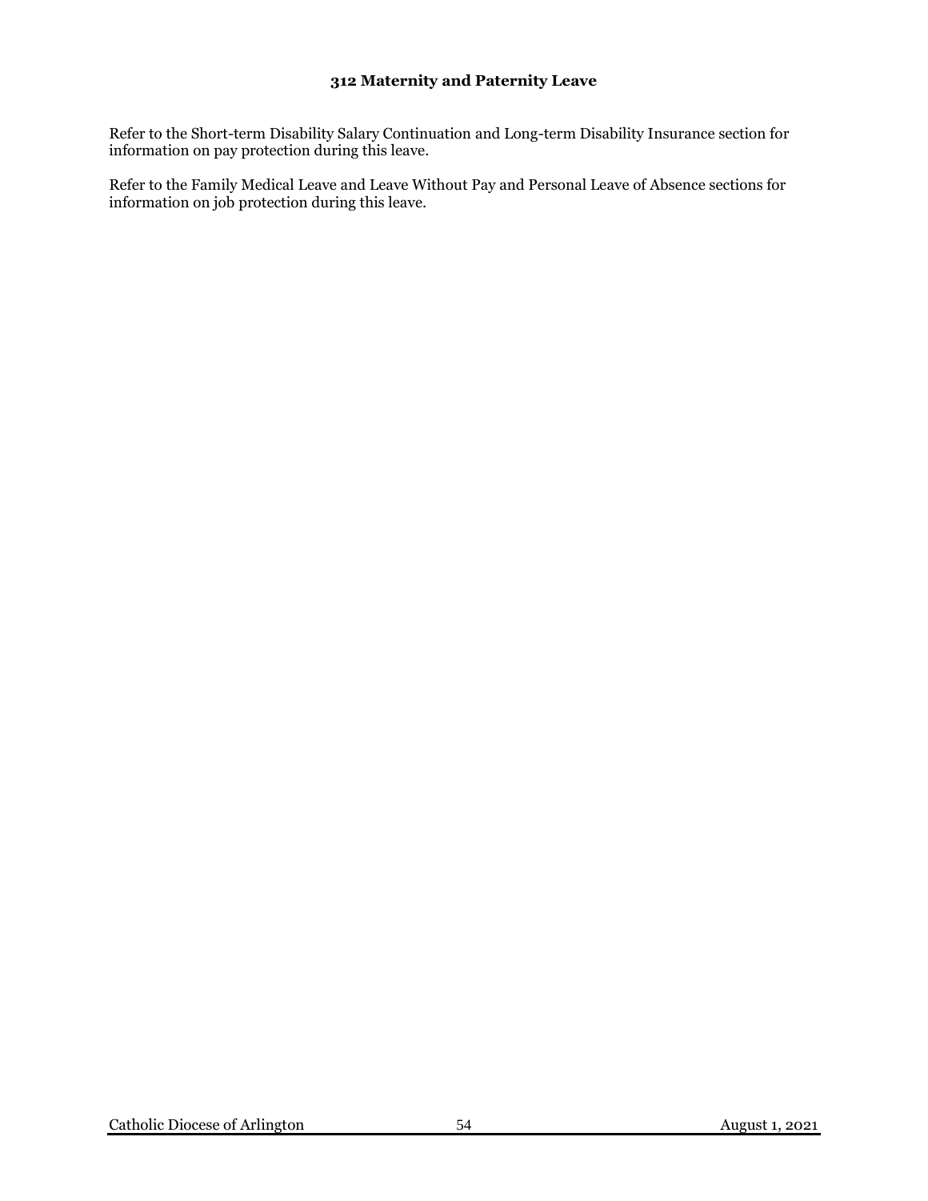### 312 Maternity and Paternity Leave

Refer to the Short-term Disability Salary Continuation and Long-term Disability Insurance section for information on pay protection during this leave.

Refer to the Family Medical Leave and Leave Without Pay and Personal Leave of Absence sections for information on job protection during this leave.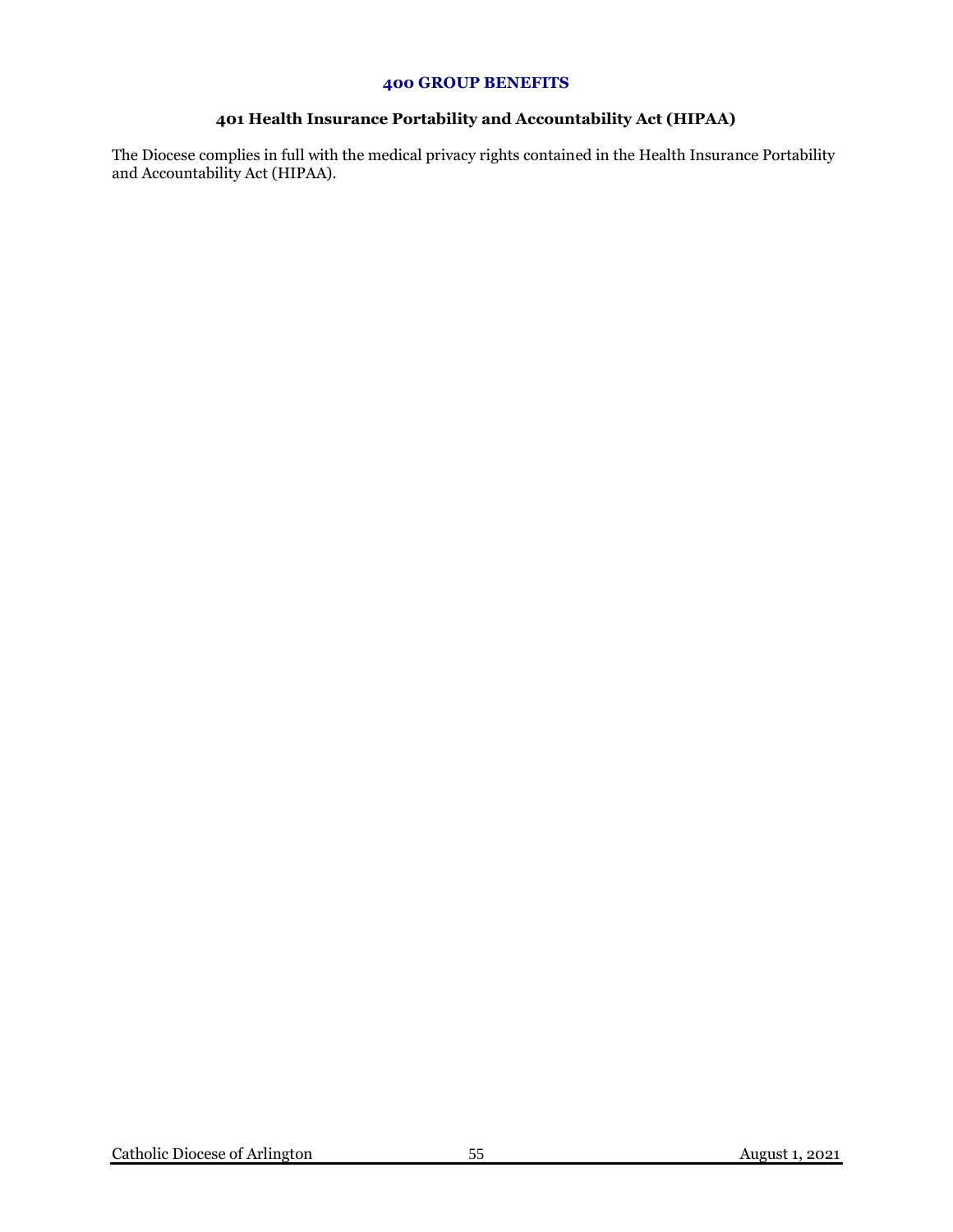## 400 GROUP BENEFITS

### 401 Health Insurance Portability and Accountability Act (HIPAA)

The Diocese complies in full with the medical privacy rights contained in the Health Insurance Portability and Accountability Act (HIPAA).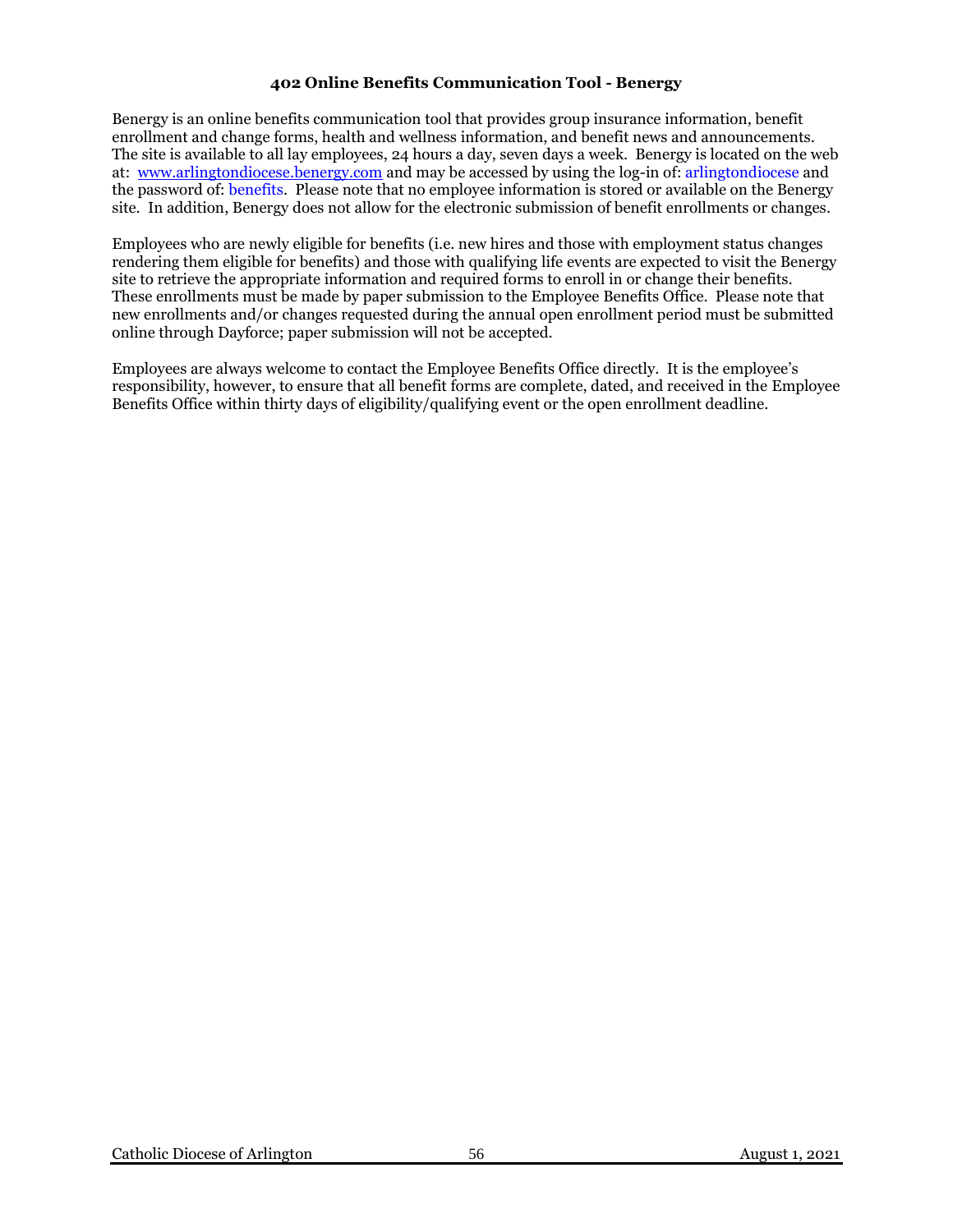## 402 Online Benefits Communication Tool - Benergy

Benergy is an online benefits communication tool that provides group insurance information, benefit enrollment and change forms, health and wellness information, and benefit news and announcements. The site is available to all lay employees, 24 hours a day, seven days a week. Benergy is located on the web at: www.arlingtondiocese.benergy.com and may be accessed by using the log-in of: arlingtondiocese and the password of: benefits. Please note that no employee information is stored or available on the Benergy site. In addition, Benergy does not allow for the electronic submission of benefit enrollments or changes.

Employees who are newly eligible for benefits (i.e. new hires and those with employment status changes rendering them eligible for benefits) and those with qualifying life events are expected to visit the Benergy site to retrieve the appropriate information and required forms to enroll in or change their benefits. These enrollments must be made by paper submission to the Employee Benefits Office. Please note that new enrollments and/or changes requested during the annual open enrollment period must be submitted online through Dayforce; paper submission will not be accepted.

Employees are always welcome to contact the Employee Benefits Office directly. It is the employee's responsibility, however, to ensure that all benefit forms are complete, dated, and received in the Employee Benefits Office within thirty days of eligibility/qualifying event or the open enrollment deadline.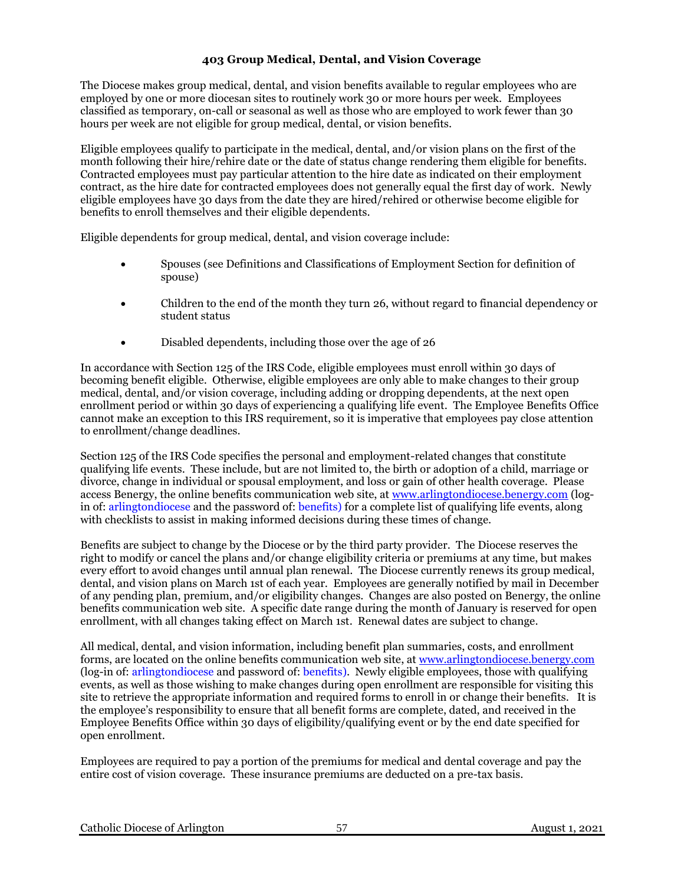### 403 Group Medical, Dental, and Vision Coverage

The Diocese makes group medical, dental, and vision benefits available to regular employees who are employed by one or more diocesan sites to routinely work 30 or more hours per week. Employees classified as temporary, on-call or seasonal as well as those who are employed to work fewer than 30 hours per week are not eligible for group medical, dental, or vision benefits.

Eligible employees qualify to participate in the medical, dental, and/or vision plans on the first of the month following their hire/rehire date or the date of status change rendering them eligible for benefits. Contracted employees must pay particular attention to the hire date as indicated on their employment contract, as the hire date for contracted employees does not generally equal the first day of work. Newly eligible employees have 30 days from the date they are hired/rehired or otherwise become eligible for benefits to enroll themselves and their eligible dependents.

Eligible dependents for group medical, dental, and vision coverage include:

- Spouses (see Definitions and Classifications of Employment Section for definition of spouse)
- Children to the end of the month they turn 26, without regard to financial dependency or student status
- Disabled dependents, including those over the age of 26

In accordance with Section 125 of the IRS Code, eligible employees must enroll within 30 days of becoming benefit eligible. Otherwise, eligible employees are only able to make changes to their group medical, dental, and/or vision coverage, including adding or dropping dependents, at the next open enrollment period or within 30 days of experiencing a qualifying life event. The Employee Benefits Office cannot make an exception to this IRS requirement, so it is imperative that employees pay close attention to enrollment/change deadlines.

Section 125 of the IRS Code specifies the personal and employment-related changes that constitute qualifying life events. These include, but are not limited to, the birth or adoption of a child, marriage or divorce, change in individual or spousal employment, and loss or gain of other health coverage. Please access Benergy, the online benefits communication web site, at www.arlingtondiocese.benergy.com (log-in of: arlingtondiocese and the password of: benefits) for a complete list of qualifying life events, along with checklists to assist in making informed decisions during these times of change.

Benefits are subject to change by the Diocese or by the third party provider. The Diocese reserves the right to modify or cancel the plans and/or change eligibility criteria or premiums at any time, but makes every effort to avoid changes until annual plan renewal. The Diocese currently renews its group medical, dental, and vision plans on March 1st of each year. Employees are generally notified by mail in December of any pending plan, premium, and/or eligibility changes. Changes are also posted on Benergy, the online benefits communication web site. A specific date range during the month of January is reserved for open enrollment, with all changes taking effect on March 1st. Renewal dates are subject to change.

All medical, dental, and vision information, including benefit plan summaries, costs, and enrollment forms, are located on the online benefits communication web site, at www.arlingtondiocese.benergy.com (log-in of: arlingtondiocese and password of: benefits). Newly eligible employees, those with qualifying events, as well as those wishing to make changes during open enrollment are responsible for visiting this site to retrieve the appropriate information and required forms to enroll in or change their benefits. It is the employee's responsibility to ensure that all benefit forms are complete, dated, and received in the Employee Benefits Office within 30 days of eligibility/qualifying event or by the end date specified for open enrollment.

Employees are required to pay a portion of the premiums for medical and dental coverage and pay the entire cost of vision coverage. These insurance premiums are deducted on a pre-tax basis.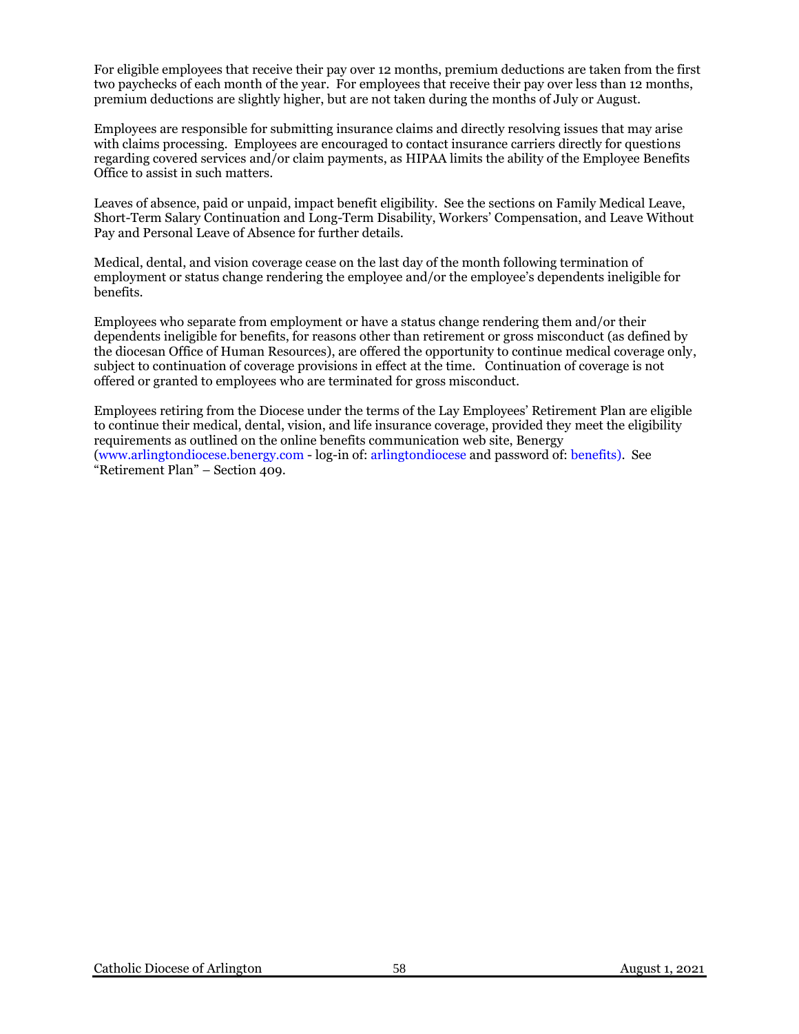For eligible employees that receive their pay over 12 months, premium deductions are taken from the first two paychecks of each month of the year. For employees that receive their pay over less than 12 months, premium deductions are slightly higher, but are not taken during the months of July or August.

Employees are responsible for submitting insurance claims and directly resolving issues that may arise with claims processing. Employees are encouraged to contact insurance carriers directly for questions regarding covered services and/or claim payments, as HIPAA limits the ability of the Employee Benefits Office to assist in such matters.

Leaves of absence, paid or unpaid, impact benefit eligibility. See the sections on Family Medical Leave, Short-Term Salary Continuation and Long-Term Disability, Workers' Compensation, and Leave Without Pay and Personal Leave of Absence for further details.

Medical, dental, and vision coverage cease on the last day of the month following termination of employment or status change rendering the employee and/or the employee's dependents ineligible for benefits.

Employees who separate from employment or have a status change rendering them and/or their dependents ineligible for benefits, for reasons other than retirement or gross misconduct (as defined by the diocesan Office of Human Resources), are offered the opportunity to continue medical coverage only, subject to continuation of coverage provisions in effect at the time. Continuation of coverage is not offered or granted to employees who are terminated for gross misconduct.

Employees retiring from the Diocese under the terms of the Lay Employees' Retirement Plan are eligible to continue their medical, dental, vision, and life insurance coverage, provided they meet the eligibility requirements as outlined on the online benefits communication web site, Benergy (www.arlingtondiocese.benergy.com - log-in of: arlingtondiocese and password of: benefits). See "Retirement Plan" – Section 409.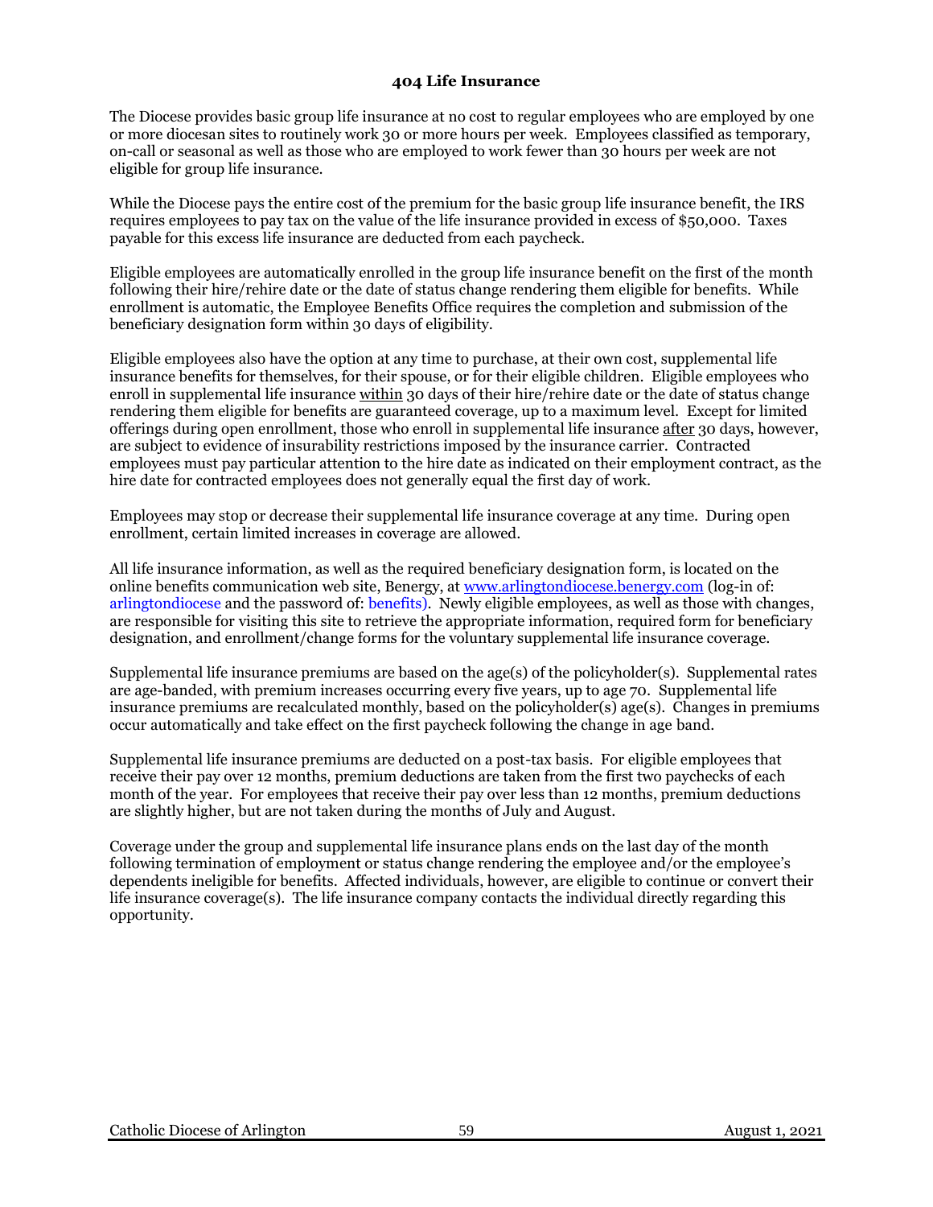## 404 Life Insurance

The Diocese provides basic group life insurance at no cost to regular employees who are employed by one or more diocesan sites to routinely work 30 or more hours per week. Employees classified as temporary, on-call or seasonal as well as those who are employed to work fewer than 30 hours per week are not eligible for group life insurance.

While the Diocese pays the entire cost of the premium for the basic group life insurance benefit, the IRS requires employees to pay tax on the value of the life insurance provided in excess of $50,000. Taxes payable for this excess life insurance are deducted from each paycheck.

Eligible employees are automatically enrolled in the group life insurance benefit on the first of the month following their hire/rehire date or the date of status change rendering them eligible for benefits. While enrollment is automatic, the Employee Benefits Office requires the completion and submission of the beneficiary designation form within 30 days of eligibility.

Eligible employees also have the option at any time to purchase, at their own cost, supplemental life insurance benefits for themselves, for their spouse, or for their eligible children. Eligible employees who enroll in supplemental life insurance <u>within</u> 30 days of their hire/rehire date or the date of status change rendering them eligible for benefits are guaranteed coverage, up to a maximum level. Except for limited offerings during open enrollment, those who enroll in supplemental life insurance <u>after</u> 30 days, however, are subject to evidence of insurability restrictions imposed by the insurance carrier. Contracted employees must pay particular attention to the hire date as indicated on their employment contract, as the hire date for contracted employees does not generally equal the first day of work.

Employees may stop or decrease their supplemental life insurance coverage at any time. During open enrollment, certain limited increases in coverage are allowed.

All life insurance information, as well as the required beneficiary designation form, is located on the online benefits communication web site, Benergy, at [www.arlingtondiocese.benergy.com](http://www.arlingtondiocese.benergy.com) (log-in of: arlingtondiocese and the password of: benefits). Newly eligible employees, as well as those with changes, are responsible for visiting this site to retrieve the appropriate information, required form for beneficiary designation, and enrollment/change forms for the voluntary supplemental life insurance coverage.

Supplemental life insurance premiums are based on the age(s) of the policyholder(s). Supplemental rates are age-banded, with premium increases occurring every five years, up to age 70. Supplemental life insurance premiums are recalculated monthly, based on the policyholder(s) age(s). Changes in premiums occur automatically and take effect on the first paycheck following the change in age band.

Supplemental life insurance premiums are deducted on a post-tax basis. For eligible employees that receive their pay over 12 months, premium deductions are taken from the first two paychecks of each month of the year. For employees that receive their pay over less than 12 months, premium deductions are slightly higher, but are not taken during the months of July and August.

Coverage under the group and supplemental life insurance plans ends on the last day of the month following termination of employment or status change rendering the employee and/or the employee's dependents ineligible for benefits. Affected individuals, however, are eligible to continue or convert their life insurance coverage(s). The life insurance company contacts the individual directly regarding this opportunity.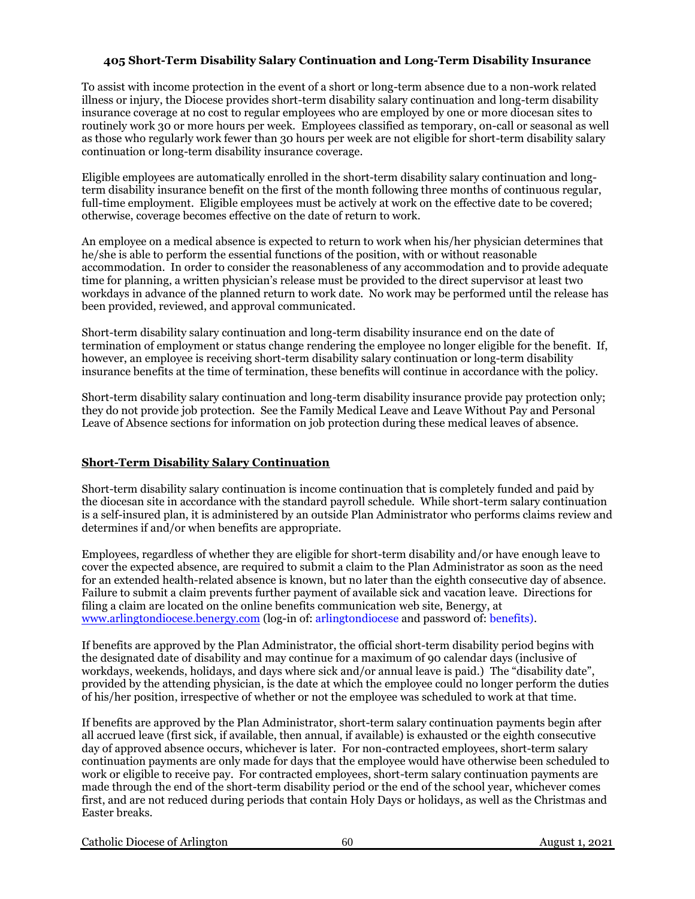## 405 Short-Term Disability Salary Continuation and Long-Term Disability Insurance

To assist with income protection in the event of a short or long-term absence due to a non-work related illness or injury, the Diocese provides short-term disability salary continuation and long-term disability insurance coverage at no cost to regular employees who are employed by one or more diocesan sites to routinely work 30 or more hours per week. Employees classified as temporary, on-call or seasonal as well as those who regularly work fewer than 30 hours per week are not eligible for short-term disability salary continuation or long-term disability insurance coverage.

Eligible employees are automatically enrolled in the short-term disability salary continuation and long-term disability insurance benefit on the first of the month following three months of continuous regular, full-time employment. Eligible employees must be actively at work on the effective date to be covered; otherwise, coverage becomes effective on the date of return to work.

An employee on a medical absence is expected to return to work when his/her physician determines that he/she is able to perform the essential functions of the position, with or without reasonable accommodation. In order to consider the reasonableness of any accommodation and to provide adequate time for planning, a written physician's release must be provided to the direct supervisor at least two workdays in advance of the planned return to work date. No work may be performed until the release has been provided, reviewed, and approval communicated.

Short-term disability salary continuation and long-term disability insurance end on the date of termination of employment or status change rendering the employee no longer eligible for the benefit. If, however, an employee is receiving short-term disability salary continuation or long-term disability insurance benefits at the time of termination, these benefits will continue in accordance with the policy.

Short-term disability salary continuation and long-term disability insurance provide pay protection only; they do not provide job protection. See the Family Medical Leave and Leave Without Pay and Personal Leave of Absence sections for information on job protection during these medical leaves of absence.

### Short-Term Disability Salary Continuation

Short-term disability salary continuation is income continuation that is completely funded and paid by the diocesan site in accordance with the standard payroll schedule. While short-term salary continuation is a self-insured plan, it is administered by an outside Plan Administrator who performs claims review and determines if and/or when benefits are appropriate.

Employees, regardless of whether they are eligible for short-term disability and/or have enough leave to cover the expected absence, are required to submit a claim to the Plan Administrator as soon as the need for an extended health-related absence is known, but no later than the eighth consecutive day of absence. Failure to submit a claim prevents further payment of available sick and vacation leave. Directions for filing a claim are located on the online benefits communication web site, Benergy, at www.arlingtondiocese.benergy.com (log-in of: arlingtondiocese and password of: benefits).

If benefits are approved by the Plan Administrator, the official short-term disability period begins with the designated date of disability and may continue for a maximum of 90 calendar days (inclusive of workdays, weekends, holidays, and days where sick and/or annual leave is paid.) The "disability date", provided by the attending physician, is the date at which the employee could no longer perform the duties of his/her position, irrespective of whether or not the employee was scheduled to work at that time.

If benefits are approved by the Plan Administrator, short-term salary continuation payments begin after all accrued leave (first sick, if available, then annual, if available) is exhausted or the eighth consecutive day of approved absence occurs, whichever is later. For non-contracted employees, short-term salary continuation payments are only made for days that the employee would have otherwise been scheduled to work or eligible to receive pay. For contracted employees, short-term salary continuation payments are made through the end of the short-term disability period or the end of the school year, whichever comes first, and are not reduced during periods that contain Holy Days or holidays, as well as the Christmas and Easter breaks.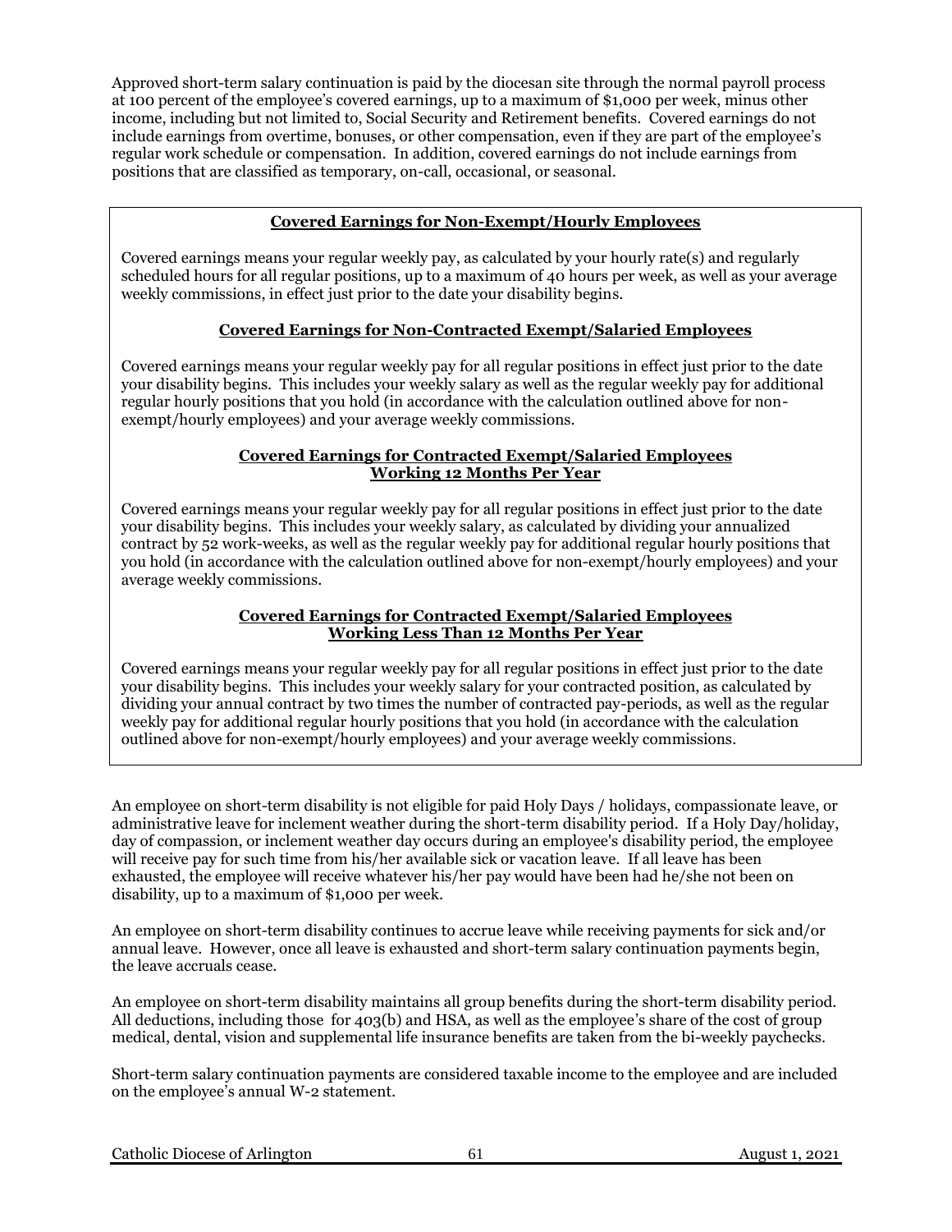Approved short-term salary continuation is paid by the diocesan site through the normal payroll process at 100 percent of the employee's covered earnings, up to a maximum of $1,000 per week, minus other income, including but not limited to, Social Security and Retirement benefits. Covered earnings do not include earnings from overtime, bonuses, or other compensation, even if they are part of the employee's regular work schedule or compensation. In addition, covered earnings do not include earnings from positions that are classified as temporary, on-call, occasional, or seasonal.

**Covered Earnings for Non-Exempt/Hourly Employees**

Covered earnings means your regular weekly pay, as calculated by your hourly rate(s) and regularly scheduled hours for all regular positions, up to a maximum of 40 hours per week, as well as your average weekly commissions, in effect just prior to the date your disability begins.

**Covered Earnings for Non-Contracted Exempt/Salaried Employees**

Covered earnings means your regular weekly pay for all regular positions in effect just prior to the date your disability begins. This includes your weekly salary as well as the regular weekly pay for additional regular hourly positions that you hold (in accordance with the calculation outlined above for non-exempt/hourly employees) and your average weekly commissions.

**Covered Earnings for Contracted Exempt/Salaried Employees Working 12 Months Per Year**

Covered earnings means your regular weekly pay for all regular positions in effect just prior to the date your disability begins. This includes your weekly salary, as calculated by dividing your annualized contract by 52 work-weeks, as well as the regular weekly pay for additional regular hourly positions that you hold (in accordance with the calculation outlined above for non-exempt/hourly employees) and your average weekly commissions.

**Covered Earnings for Contracted Exempt/Salaried Employees Working Less Than 12 Months Per Year**

Covered earnings means your regular weekly pay for all regular positions in effect just prior to the date your disability begins. This includes your weekly salary for your contracted position, as calculated by dividing your annual contract by two times the number of contracted pay-periods, as well as the regular weekly pay for additional regular hourly positions that you hold (in accordance with the calculation outlined above for non-exempt/hourly employees) and your average weekly commissions.

An employee on short-term disability is not eligible for paid Holy Days / holidays, compassionate leave, or administrative leave for inclement weather during the short-term disability period. If a Holy Day/holiday, day of compassion, or inclement weather day occurs during an employee's disability period, the employee will receive pay for such time from his/her available sick or vacation leave. If all leave has been exhausted, the employee will receive whatever his/her pay would have been had he/she not been on disability, up to a maximum of $1,000 per week.

An employee on short-term disability continues to accrue leave while receiving payments for sick and/or annual leave. However, once all leave is exhausted and short-term salary continuation payments begin, the leave accruals cease.

An employee on short-term disability maintains all group benefits during the short-term disability period. All deductions, including those for 403(b) and HSA, as well as the employee's share of the cost of group medical, dental, vision and supplemental life insurance benefits are taken from the bi-weekly paychecks.

Short-term salary continuation payments are considered taxable income to the employee and are included on the employee's annual W-2 statement.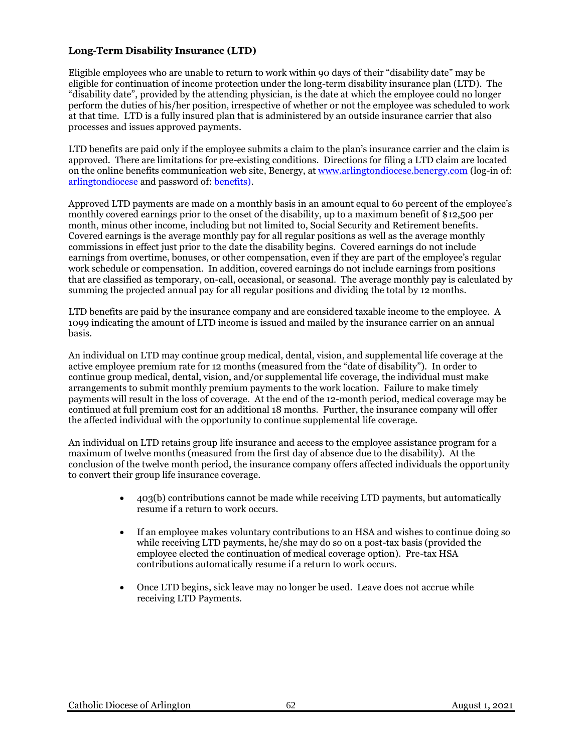**Long-Term Disability Insurance (LTD)**

Eligible employees who are unable to return to work within 90 days of their "disability date" may be eligible for continuation of income protection under the long-term disability insurance plan (LTD). The "disability date", provided by the attending physician, is the date at which the employee could no longer perform the duties of his/her position, irrespective of whether or not the employee was scheduled to work at that time. LTD is a fully insured plan that is administered by an outside insurance carrier that also processes and issues approved payments.

LTD benefits are paid only if the employee submits a claim to the plan's insurance carrier and the claim is approved. There are limitations for pre-existing conditions. Directions for filing a LTD claim are located on the online benefits communication web site, Benergy, at [www.arlingtondiocese.benergy.com](www.arlingtondiocese.benergy.com) (log-in of: arlingtondiocese and password of: benefits).

Approved LTD payments are made on a monthly basis in an amount equal to 60 percent of the employee's monthly covered earnings prior to the onset of the disability, up to a maximum benefit of $12,500 per month, minus other income, including but not limited to, Social Security and Retirement benefits. Covered earnings is the average monthly pay for all regular positions as well as the average monthly commissions in effect just prior to the date the disability begins. Covered earnings do not include earnings from overtime, bonuses, or other compensation, even if they are part of the employee's regular work schedule or compensation. In addition, covered earnings do not include earnings from positions that are classified as temporary, on-call, occasional, or seasonal. The average monthly pay is calculated by summing the projected annual pay for all regular positions and dividing the total by 12 months.

LTD benefits are paid by the insurance company and are considered taxable income to the employee. A 1099 indicating the amount of LTD income is issued and mailed by the insurance carrier on an annual basis.

An individual on LTD may continue group medical, dental, vision, and supplemental life coverage at the active employee premium rate for 12 months (measured from the "date of disability"). In order to continue group medical, dental, vision, and/or supplemental life coverage, the individual must make arrangements to submit monthly premium payments to the work location. Failure to make timely payments will result in the loss of coverage. At the end of the 12-month period, medical coverage may be continued at full premium cost for an additional 18 months. Further, the insurance company will offer the affected individual with the opportunity to continue supplemental life coverage.

An individual on LTD retains group life insurance and access to the employee assistance program for a maximum of twelve months (measured from the first day of absence due to the disability). At the conclusion of the twelve month period, the insurance company offers affected individuals the opportunity to convert their group life insurance coverage.

- 403(b) contributions cannot be made while receiving LTD payments, but automatically resume if a return to work occurs.

- If an employee makes voluntary contributions to an HSA and wishes to continue doing so while receiving LTD payments, he/she may do so on a post-tax basis (provided the employee elected the continuation of medical coverage option). Pre-tax HSA contributions automatically resume if a return to work occurs.

- Once LTD begins, sick leave may no longer be used. Leave does not accrue while receiving LTD Payments.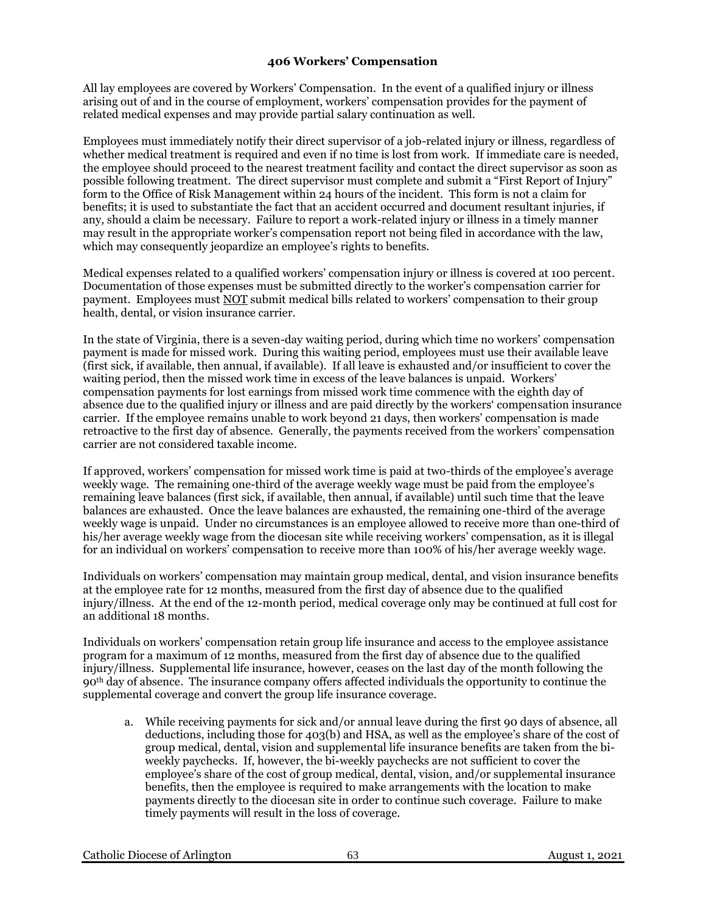## 406 Workers' Compensation

All lay employees are covered by Workers' Compensation. In the event of a qualified injury or illness arising out of and in the course of employment, workers' compensation provides for the payment of related medical expenses and may provide partial salary continuation as well.

Employees must immediately notify their direct supervisor of a job-related injury or illness, regardless of whether medical treatment is required and even if no time is lost from work. If immediate care is needed, the employee should proceed to the nearest treatment facility and contact the direct supervisor as soon as possible following treatment. The direct supervisor must complete and submit a "First Report of Injury" form to the Office of Risk Management within 24 hours of the incident. This form is not a claim for benefits; it is used to substantiate the fact that an accident occurred and document resultant injuries, if any, should a claim be necessary. Failure to report a work-related injury or illness in a timely manner may result in the appropriate worker's compensation report not being filed in accordance with the law, which may consequently jeopardize an employee's rights to benefits.

Medical expenses related to a qualified workers' compensation injury or illness is covered at 100 percent. Documentation of those expenses must be submitted directly to the worker's compensation carrier for payment. Employees must <u>NOT</u> submit medical bills related to workers' compensation to their group health, dental, or vision insurance carrier.

In the state of Virginia, there is a seven-day waiting period, during which time no workers' compensation payment is made for missed work. During this waiting period, employees must use their available leave (first sick, if available, then annual, if available). If all leave is exhausted and/or insufficient to cover the waiting period, then the missed work time in excess of the leave balances is unpaid. Workers' compensation payments for lost earnings from missed work time commence with the eighth day of absence due to the qualified injury or illness and are paid directly by the workers' compensation insurance carrier. If the employee remains unable to work beyond 21 days, then workers' compensation is made retroactive to the first day of absence. Generally, the payments received from the workers' compensation carrier are not considered taxable income.

If approved, workers' compensation for missed work time is paid at two-thirds of the employee's average weekly wage. The remaining one-third of the average weekly wage must be paid from the employee's remaining leave balances (first sick, if available, then annual, if available) until such time that the leave balances are exhausted. Once the leave balances are exhausted, the remaining one-third of the average weekly wage is unpaid. Under no circumstances is an employee allowed to receive more than one-third of his/her average weekly wage from the diocesan site while receiving workers' compensation, as it is illegal for an individual on workers' compensation to receive more than 100% of his/her average weekly wage.

Individuals on workers' compensation may maintain group medical, dental, and vision insurance benefits at the employee rate for 12 months, measured from the first day of absence due to the qualified injury/illness. At the end of the 12-month period, medical coverage only may be continued at full cost for an additional 18 months.

Individuals on workers' compensation retain group life insurance and access to the employee assistance program for a maximum of 12 months, measured from the first day of absence due to the qualified injury/illness. Supplemental life insurance, however, ceases on the last day of the month following the 90th day of absence. The insurance company offers affected individuals the opportunity to continue the supplemental coverage and convert the group life insurance coverage.

a. While receiving payments for sick and/or annual leave during the first 90 days of absence, all deductions, including those for 403(b) and HSA, as well as the employee's share of the cost of group medical, dental, vision and supplemental life insurance benefits are taken from the bi-weekly paychecks. If, however, the bi-weekly paychecks are not sufficient to cover the employee's share of the cost of group medical, dental, vision, and/or supplemental insurance benefits, then the employee is required to make arrangements with the location to make payments directly to the diocesan site in order to continue such coverage. Failure to make timely payments will result in the loss of coverage.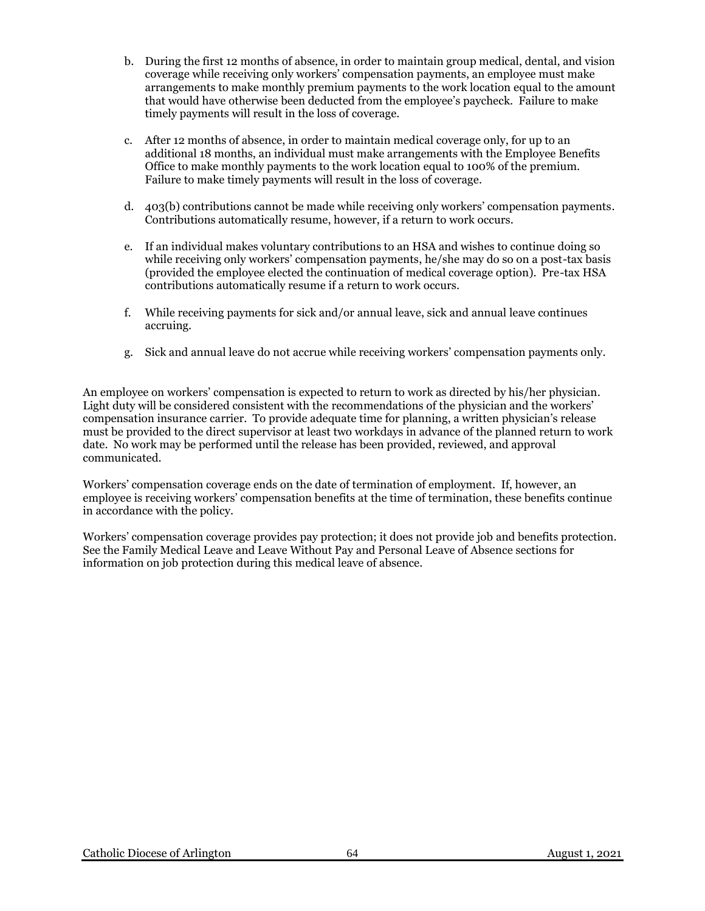b. During the first 12 months of absence, in order to maintain group medical, dental, and vision coverage while receiving only workers' compensation payments, an employee must make arrangements to make monthly premium payments to the work location equal to the amount that would have otherwise been deducted from the employee's paycheck. Failure to make timely payments will result in the loss of coverage.

c. After 12 months of absence, in order to maintain medical coverage only, for up to an additional 18 months, an individual must make arrangements with the Employee Benefits Office to make monthly payments to the work location equal to 100% of the premium. Failure to make timely payments will result in the loss of coverage.

d. 403(b) contributions cannot be made while receiving only workers' compensation payments. Contributions automatically resume, however, if a return to work occurs.

e. If an individual makes voluntary contributions to an HSA and wishes to continue doing so while receiving only workers' compensation payments, he/she may do so on a post-tax basis (provided the employee elected the continuation of medical coverage option). Pre-tax HSA contributions automatically resume if a return to work occurs.

f. While receiving payments for sick and/or annual leave, sick and annual leave continues accruing.

g. Sick and annual leave do not accrue while receiving workers' compensation payments only.

An employee on workers' compensation is expected to return to work as directed by his/her physician. Light duty will be considered consistent with the recommendations of the physician and the workers' compensation insurance carrier. To provide adequate time for planning, a written physician's release must be provided to the direct supervisor at least two workdays in advance of the planned return to work date. No work may be performed until the release has been provided, reviewed, and approval communicated.

Workers' compensation coverage ends on the date of termination of employment. If, however, an employee is receiving workers' compensation benefits at the time of termination, these benefits continue in accordance with the policy.

Workers' compensation coverage provides pay protection; it does not provide job and benefits protection. See the Family Medical Leave and Leave Without Pay and Personal Leave of Absence sections for information on job protection during this medical leave of absence.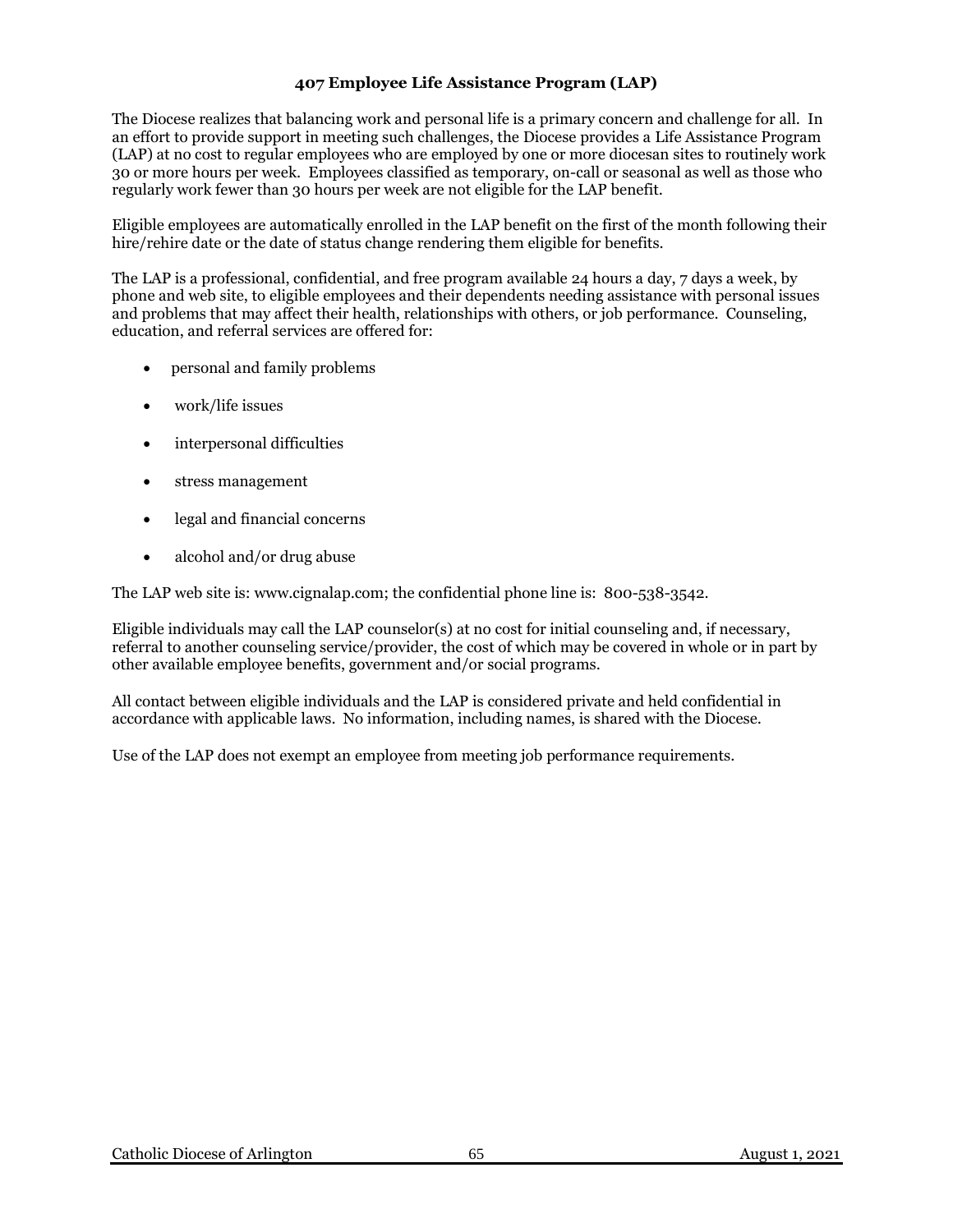### 407 Employee Life Assistance Program (LAP)

The Diocese realizes that balancing work and personal life is a primary concern and challenge for all. In an effort to provide support in meeting such challenges, the Diocese provides a Life Assistance Program (LAP) at no cost to regular employees who are employed by one or more diocesan sites to routinely work 30 or more hours per week. Employees classified as temporary, on-call or seasonal as well as those who regularly work fewer than 30 hours per week are not eligible for the LAP benefit.

Eligible employees are automatically enrolled in the LAP benefit on the first of the month following their hire/rehire date or the date of status change rendering them eligible for benefits.

The LAP is a professional, confidential, and free program available 24 hours a day, 7 days a week, by phone and web site, to eligible employees and their dependents needing assistance with personal issues and problems that may affect their health, relationships with others, or job performance. Counseling, education, and referral services are offered for:

- personal and family problems
- work/life issues
- interpersonal difficulties
- stress management
- legal and financial concerns
- alcohol and/or drug abuse

The LAP web site is: www.cignalap.com; the confidential phone line is: 800-538-3542.

Eligible individuals may call the LAP counselor(s) at no cost for initial counseling and, if necessary, referral to another counseling service/provider, the cost of which may be covered in whole or in part by other available employee benefits, government and/or social programs.

All contact between eligible individuals and the LAP is considered private and held confidential in accordance with applicable laws. No information, including names, is shared with the Diocese.

Use of the LAP does not exempt an employee from meeting job performance requirements.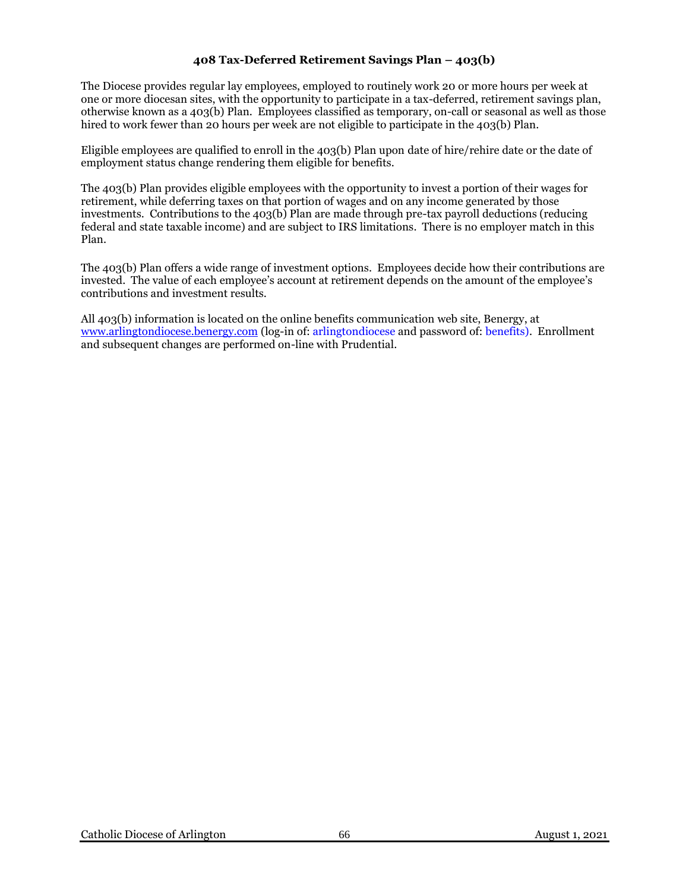### 408 Tax-Deferred Retirement Savings Plan – 403(b)

The Diocese provides regular lay employees, employed to routinely work 20 or more hours per week at one or more diocesan sites, with the opportunity to participate in a tax-deferred, retirement savings plan, otherwise known as a 403(b) Plan. Employees classified as temporary, on-call or seasonal as well as those hired to work fewer than 20 hours per week are not eligible to participate in the 403(b) Plan.

Eligible employees are qualified to enroll in the 403(b) Plan upon date of hire/rehire date or the date of employment status change rendering them eligible for benefits.

The 403(b) Plan provides eligible employees with the opportunity to invest a portion of their wages for retirement, while deferring taxes on that portion of wages and on any income generated by those investments. Contributions to the 403(b) Plan are made through pre-tax payroll deductions (reducing federal and state taxable income) and are subject to IRS limitations. There is no employer match in this Plan.

The 403(b) Plan offers a wide range of investment options. Employees decide how their contributions are invested. The value of each employee's account at retirement depends on the amount of the employee's contributions and investment results.

All 403(b) information is located on the online benefits communication web site, Benergy, at [www.arlingtondiocese.benergy.com](http://www.arlingtondiocese.benergy.com) (log-in of: arlingtondiocese and password of: benefits). Enrollment and subsequent changes are performed on-line with Prudential.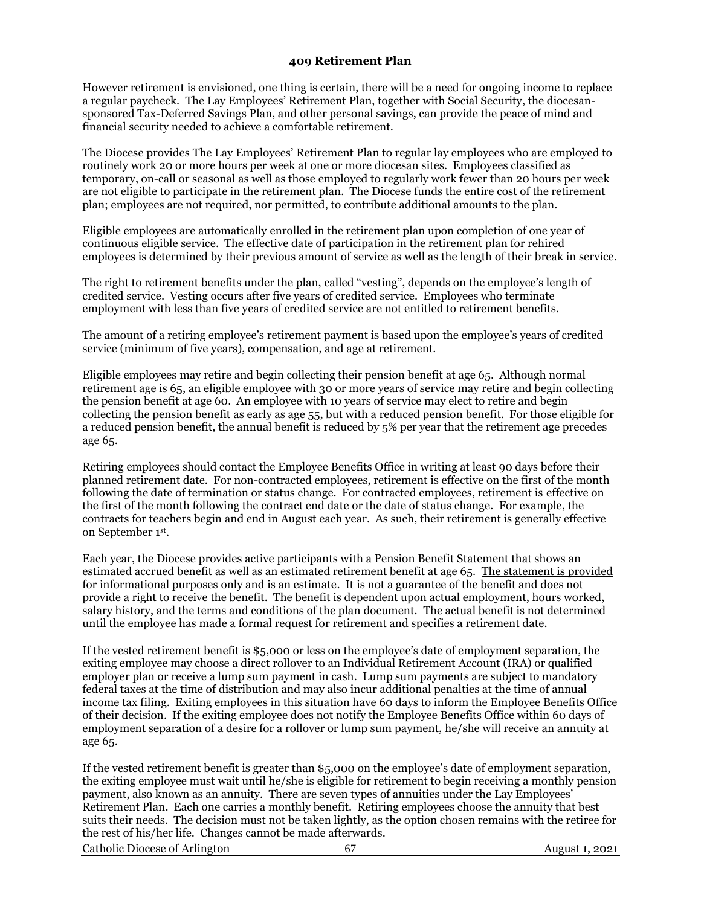## 409 Retirement Plan

However retirement is envisioned, one thing is certain, there will be a need for ongoing income to replace a regular paycheck. The Lay Employees' Retirement Plan, together with Social Security, the diocesan-sponsored Tax-Deferred Savings Plan, and other personal savings, can provide the peace of mind and financial security needed to achieve a comfortable retirement.

The Diocese provides The Lay Employees' Retirement Plan to regular lay employees who are employed to routinely work 20 or more hours per week at one or more diocesan sites. Employees classified as temporary, on-call or seasonal as well as those employed to regularly work fewer than 20 hours per week are not eligible to participate in the retirement plan. The Diocese funds the entire cost of the retirement plan; employees are not required, nor permitted, to contribute additional amounts to the plan.

Eligible employees are automatically enrolled in the retirement plan upon completion of one year of continuous eligible service. The effective date of participation in the retirement plan for rehired employees is determined by their previous amount of service as well as the length of their break in service.

The right to retirement benefits under the plan, called "vesting", depends on the employee's length of credited service. Vesting occurs after five years of credited service. Employees who terminate employment with less than five years of credited service are not entitled to retirement benefits.

The amount of a retiring employee's retirement payment is based upon the employee's years of credited service (minimum of five years), compensation, and age at retirement.

Eligible employees may retire and begin collecting their pension benefit at age 65. Although normal retirement age is 65, an eligible employee with 30 or more years of service may retire and begin collecting the pension benefit at age 60. An employee with 10 years of service may elect to retire and begin collecting the pension benefit as early as age 55, but with a reduced pension benefit. For those eligible for a reduced pension benefit, the annual benefit is reduced by 5% per year that the retirement age precedes age 65.

Retiring employees should contact the Employee Benefits Office in writing at least 90 days before their planned retirement date. For non-contracted employees, retirement is effective on the first of the month following the date of termination or status change. For contracted employees, retirement is effective on the first of the month following the contract end date or the date of status change. For example, the contracts for teachers begin and end in August each year. As such, their retirement is generally effective on September 1st.

Each year, the Diocese provides active participants with a Pension Benefit Statement that shows an estimated accrued benefit as well as an estimated retirement benefit at age 65. The statement is provided for informational purposes only and is an estimate. It is not a guarantee of the benefit and does not provide a right to receive the benefit. The benefit is dependent upon actual employment, hours worked, salary history, and the terms and conditions of the plan document. The actual benefit is not determined until the employee has made a formal request for retirement and specifies a retirement date.

If the vested retirement benefit is $5,000 or less on the employee's date of employment separation, the exiting employee may choose a direct rollover to an Individual Retirement Account (IRA) or qualified employer plan or receive a lump sum payment in cash. Lump sum payments are subject to mandatory federal taxes at the time of distribution and may also incur additional penalties at the time of annual income tax filing. Exiting employees in this situation have 60 days to inform the Employee Benefits Office of their decision. If the exiting employee does not notify the Employee Benefits Office within 60 days of employment separation of a desire for a rollover or lump sum payment, he/she will receive an annuity at age 65.

If the vested retirement benefit is greater than $5,000 on the employee's date of employment separation, the exiting employee must wait until he/she is eligible for retirement to begin receiving a monthly pension payment, also known as an annuity. There are seven types of annuities under the Lay Employees' Retirement Plan. Each one carries a monthly benefit. Retiring employees choose the annuity that best suits their needs. The decision must not be taken lightly, as the option chosen remains with the retiree for the rest of his/her life. Changes cannot be made afterwards.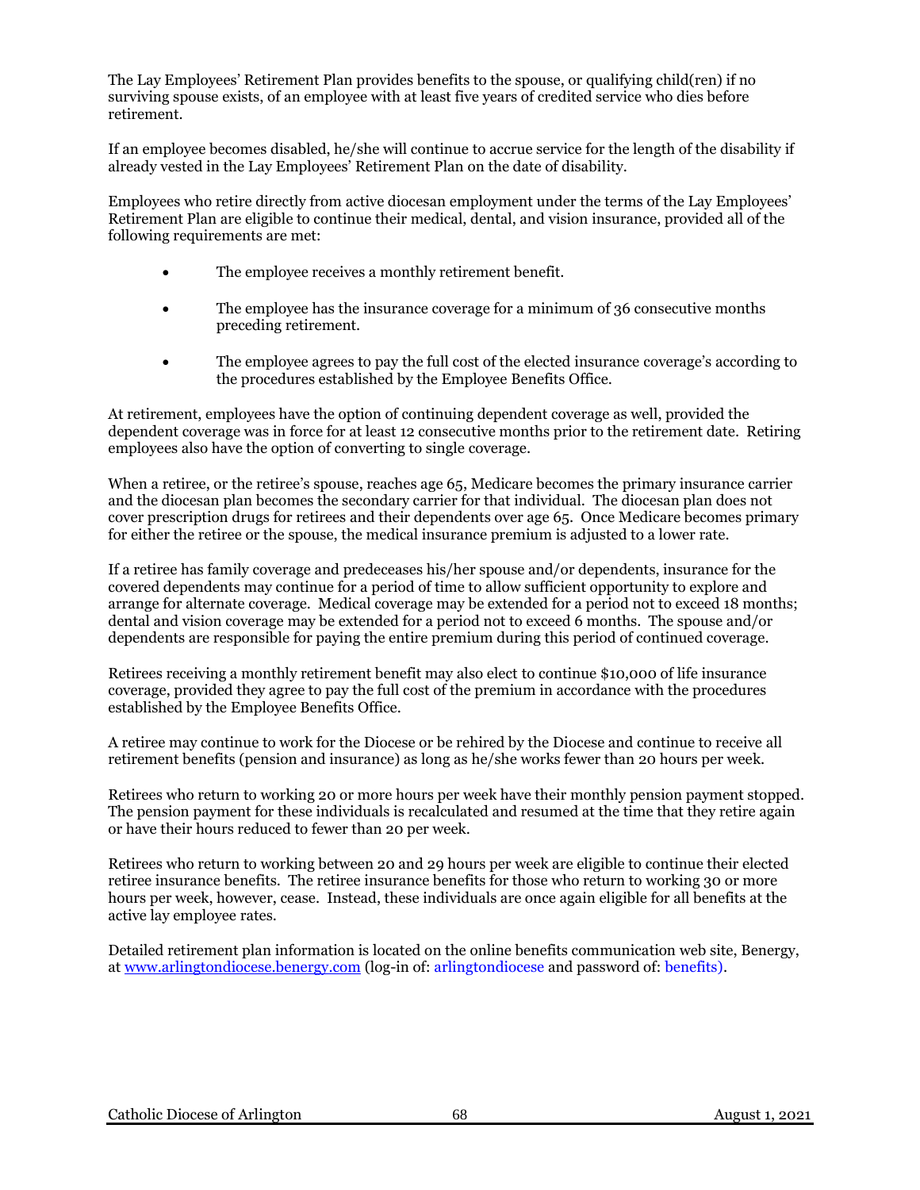The Lay Employees' Retirement Plan provides benefits to the spouse, or qualifying child(ren) if no surviving spouse exists, of an employee with at least five years of credited service who dies before retirement.

If an employee becomes disabled, he/she will continue to accrue service for the length of the disability if already vested in the Lay Employees' Retirement Plan on the date of disability.

Employees who retire directly from active diocesan employment under the terms of the Lay Employees' Retirement Plan are eligible to continue their medical, dental, and vision insurance, provided all of the following requirements are met:

- The employee receives a monthly retirement benefit.
- The employee has the insurance coverage for a minimum of 36 consecutive months preceding retirement.
- The employee agrees to pay the full cost of the elected insurance coverage's according to the procedures established by the Employee Benefits Office.

At retirement, employees have the option of continuing dependent coverage as well, provided the dependent coverage was in force for at least 12 consecutive months prior to the retirement date. Retiring employees also have the option of converting to single coverage.

When a retiree, or the retiree's spouse, reaches age 65, Medicare becomes the primary insurance carrier and the diocesan plan becomes the secondary carrier for that individual. The diocesan plan does not cover prescription drugs for retirees and their dependents over age 65. Once Medicare becomes primary for either the retiree or the spouse, the medical insurance premium is adjusted to a lower rate.

If a retiree has family coverage and predeceases his/her spouse and/or dependents, insurance for the covered dependents may continue for a period of time to allow sufficient opportunity to explore and arrange for alternate coverage. Medical coverage may be extended for a period not to exceed 18 months; dental and vision coverage may be extended for a period not to exceed 6 months. The spouse and/or dependents are responsible for paying the entire premium during this period of continued coverage.

Retirees receiving a monthly retirement benefit may also elect to continue $10,000 of life insurance coverage, provided they agree to pay the full cost of the premium in accordance with the procedures established by the Employee Benefits Office.

A retiree may continue to work for the Diocese or be rehired by the Diocese and continue to receive all retirement benefits (pension and insurance) as long as he/she works fewer than 20 hours per week.

Retirees who return to working 20 or more hours per week have their monthly pension payment stopped. The pension payment for these individuals is recalculated and resumed at the time that they retire again or have their hours reduced to fewer than 20 per week.

Retirees who return to working between 20 and 29 hours per week are eligible to continue their elected retiree insurance benefits. The retiree insurance benefits for those who return to working 30 or more hours per week, however, cease. Instead, these individuals are once again eligible for all benefits at the active lay employee rates.

Detailed retirement plan information is located on the online benefits communication web site, Benergy, at [www.arlingtondiocese.benergy.com](http://www.arlingtondiocese.benergy.com) (log-in of: arlingtondiocese and password of: benefits).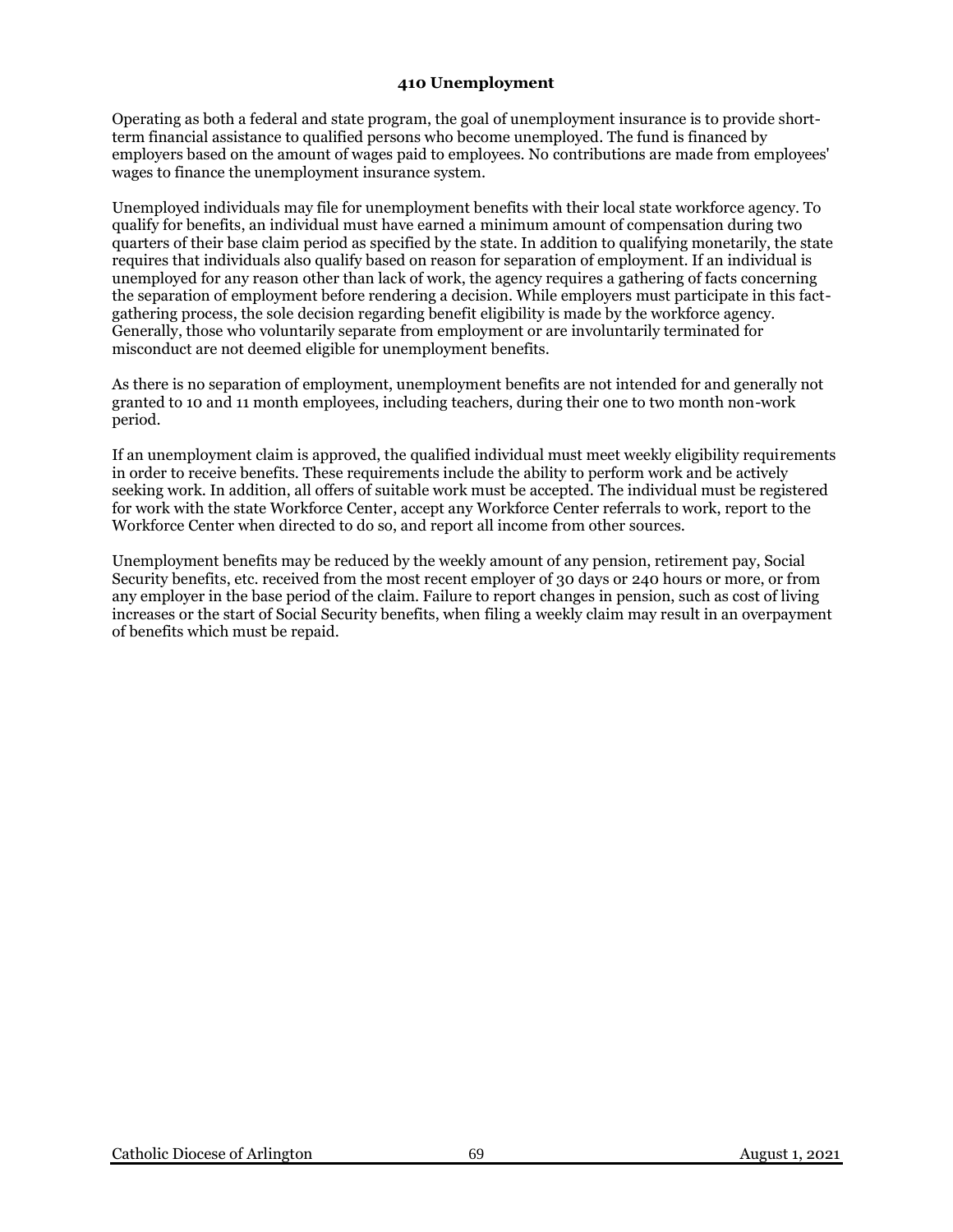## 410 Unemployment

Operating as both a federal and state program, the goal of unemployment insurance is to provide short-term financial assistance to qualified persons who become unemployed. The fund is financed by employers based on the amount of wages paid to employees. No contributions are made from employees' wages to finance the unemployment insurance system.

Unemployed individuals may file for unemployment benefits with their local state workforce agency. To qualify for benefits, an individual must have earned a minimum amount of compensation during two quarters of their base claim period as specified by the state. In addition to qualifying monetarily, the state requires that individuals also qualify based on reason for separation of employment. If an individual is unemployed for any reason other than lack of work, the agency requires a gathering of facts concerning the separation of employment before rendering a decision. While employers must participate in this fact-gathering process, the sole decision regarding benefit eligibility is made by the workforce agency. Generally, those who voluntarily separate from employment or are involuntarily terminated for misconduct are not deemed eligible for unemployment benefits.

As there is no separation of employment, unemployment benefits are not intended for and generally not granted to 10 and 11 month employees, including teachers, during their one to two month non-work period.

If an unemployment claim is approved, the qualified individual must meet weekly eligibility requirements in order to receive benefits. These requirements include the ability to perform work and be actively seeking work. In addition, all offers of suitable work must be accepted. The individual must be registered for work with the state Workforce Center, accept any Workforce Center referrals to work, report to the Workforce Center when directed to do so, and report all income from other sources.

Unemployment benefits may be reduced by the weekly amount of any pension, retirement pay, Social Security benefits, etc. received from the most recent employer of 30 days or 240 hours or more, or from any employer in the base period of the claim. Failure to report changes in pension, such as cost of living increases or the start of Social Security benefits, when filing a weekly claim may result in an overpayment of benefits which must be repaid.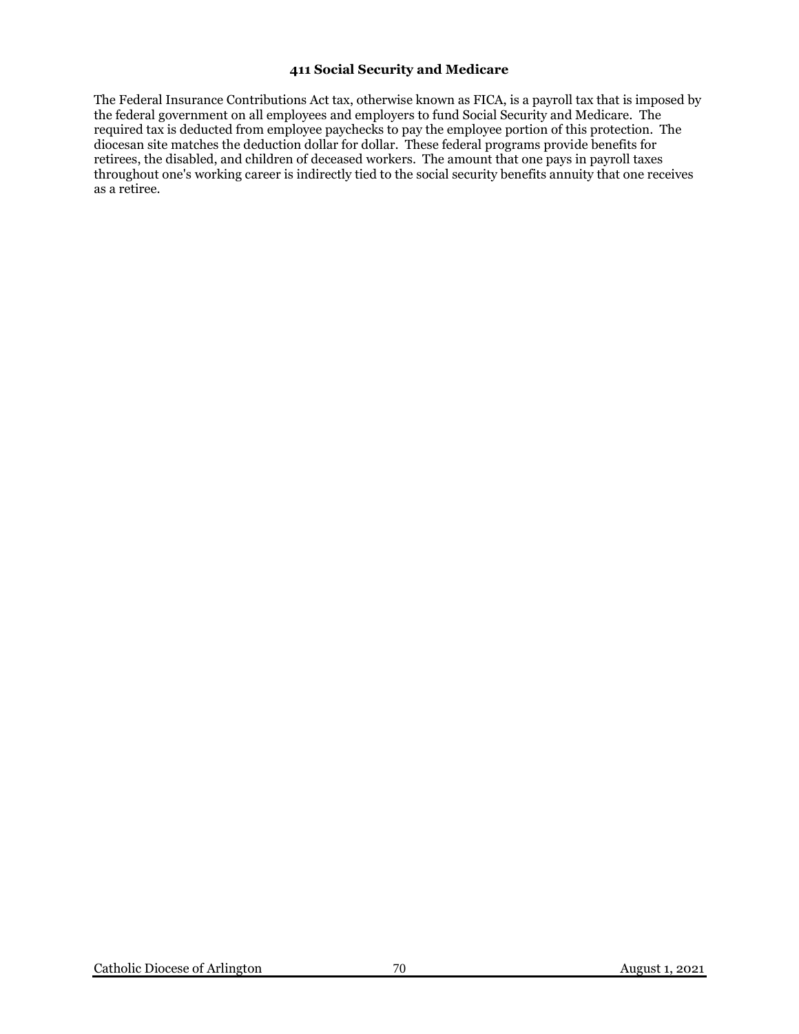### 411 Social Security and Medicare

The Federal Insurance Contributions Act tax, otherwise known as FICA, is a payroll tax that is imposed by the federal government on all employees and employers to fund Social Security and Medicare. The required tax is deducted from employee paychecks to pay the employee portion of this protection. The diocesan site matches the deduction dollar for dollar. These federal programs provide benefits for retirees, the disabled, and children of deceased workers. The amount that one pays in payroll taxes throughout one's working career is indirectly tied to the social security benefits annuity that one receives as a retiree.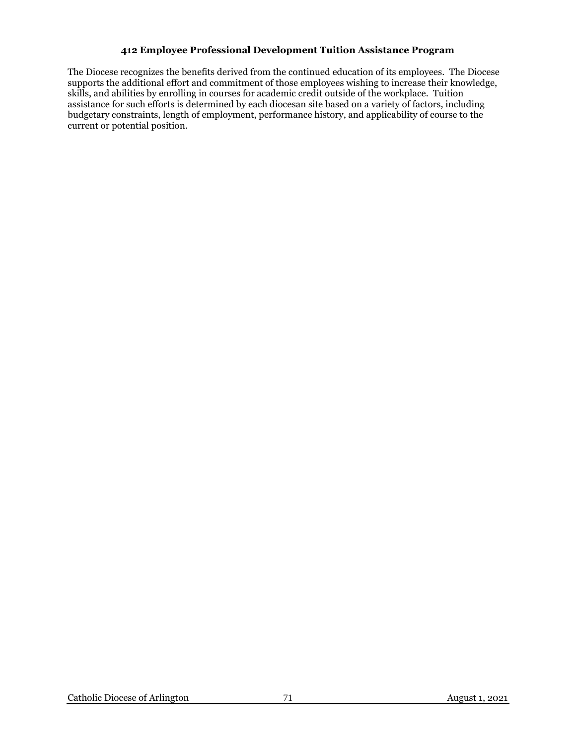### 412 Employee Professional Development Tuition Assistance Program

The Diocese recognizes the benefits derived from the continued education of its employees. The Diocese supports the additional effort and commitment of those employees wishing to increase their knowledge, skills, and abilities by enrolling in courses for academic credit outside of the workplace. Tuition assistance for such efforts is determined by each diocesan site based on a variety of factors, including budgetary constraints, length of employment, performance history, and applicability of course to the current or potential position.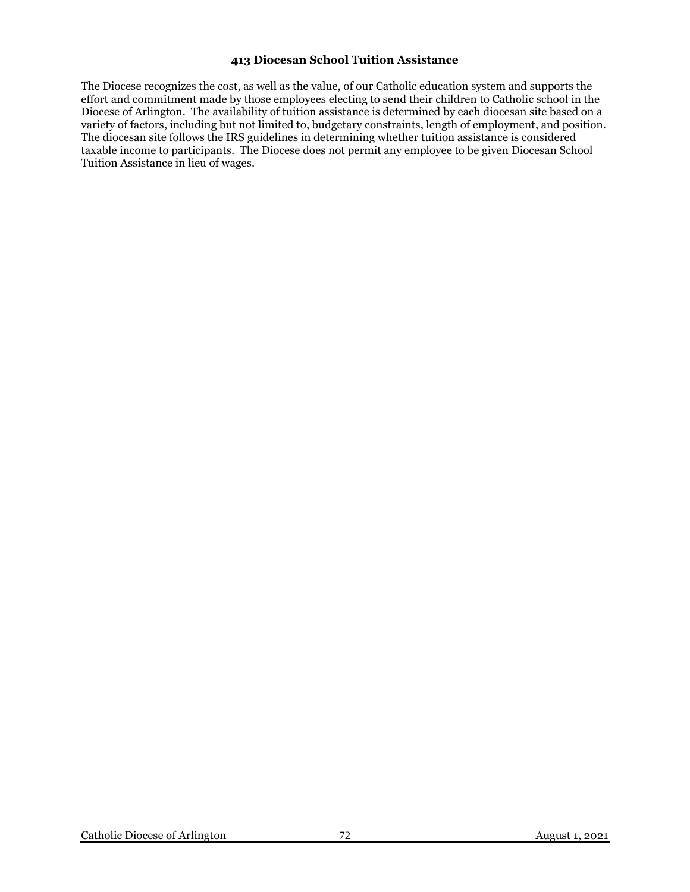### 413 Diocesan School Tuition Assistance

The Diocese recognizes the cost, as well as the value, of our Catholic education system and supports the effort and commitment made by those employees electing to send their children to Catholic school in the Diocese of Arlington. The availability of tuition assistance is determined by each diocesan site based on a variety of factors, including but not limited to, budgetary constraints, length of employment, and position. The diocesan site follows the IRS guidelines in determining whether tuition assistance is considered taxable income to participants. The Diocese does not permit any employee to be given Diocesan School Tuition Assistance in lieu of wages.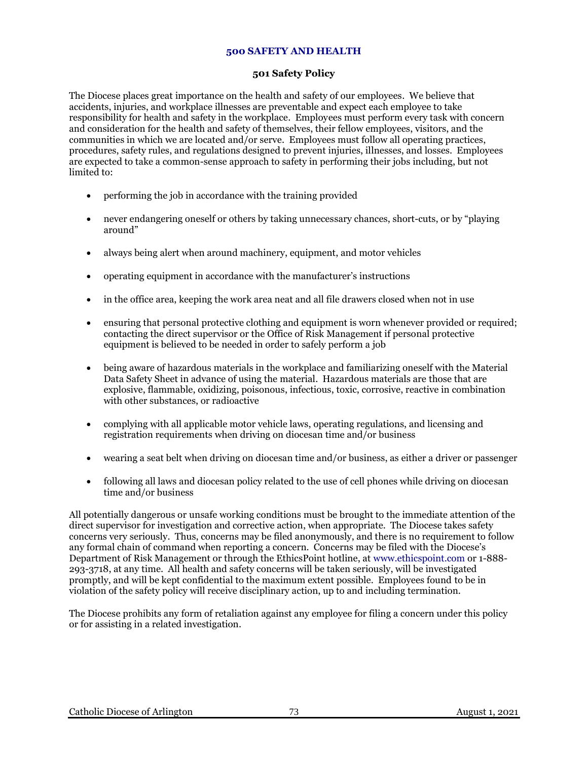## 500 SAFETY AND HEALTH

### 501 Safety Policy

The Diocese places great importance on the health and safety of our employees. We believe that accidents, injuries, and workplace illnesses are preventable and expect each employee to take responsibility for health and safety in the workplace. Employees must perform every task with concern and consideration for the health and safety of themselves, their fellow employees, visitors, and the communities in which we are located and/or serve. Employees must follow all operating practices, procedures, safety rules, and regulations designed to prevent injuries, illnesses, and losses. Employees are expected to take a common-sense approach to safety in performing their jobs including, but not limited to:

- performing the job in accordance with the training provided
- never endangering oneself or others by taking unnecessary chances, short-cuts, or by "playing around"
- always being alert when around machinery, equipment, and motor vehicles
- operating equipment in accordance with the manufacturer's instructions
- in the office area, keeping the work area neat and all file drawers closed when not in use
- ensuring that personal protective clothing and equipment is worn whenever provided or required; contacting the direct supervisor or the Office of Risk Management if personal protective equipment is believed to be needed in order to safely perform a job
- being aware of hazardous materials in the workplace and familiarizing oneself with the Material Data Safety Sheet in advance of using the material. Hazardous materials are those that are explosive, flammable, oxidizing, poisonous, infectious, toxic, corrosive, reactive in combination with other substances, or radioactive
- complying with all applicable motor vehicle laws, operating regulations, and licensing and registration requirements when driving on diocesan time and/or business
- wearing a seat belt when driving on diocesan time and/or business, as either a driver or passenger
- following all laws and diocesan policy related to the use of cell phones while driving on diocesan time and/or business

All potentially dangerous or unsafe working conditions must be brought to the immediate attention of the direct supervisor for investigation and corrective action, when appropriate. The Diocese takes safety concerns very seriously. Thus, concerns may be filed anonymously, and there is no requirement to follow any formal chain of command when reporting a concern. Concerns may be filed with the Diocese's Department of Risk Management or through the EthicsPoint hotline, at www.ethicspoint.com or 1-888-293-3718, at any time. All health and safety concerns will be taken seriously, will be investigated promptly, and will be kept confidential to the maximum extent possible. Employees found to be in violation of the safety policy will receive disciplinary action, up to and including termination.

The Diocese prohibits any form of retaliation against any employee for filing a concern under this policy or for assisting in a related investigation.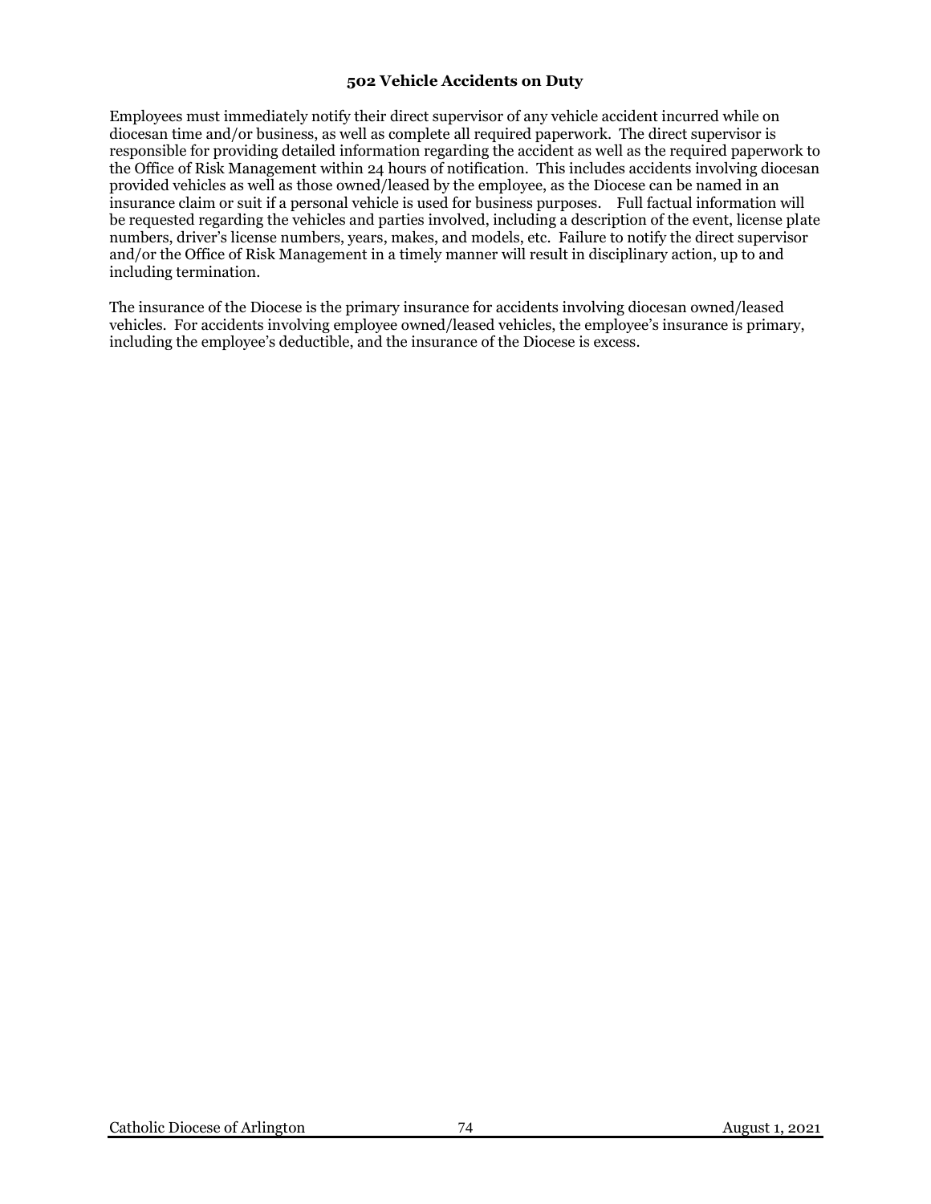## 502 Vehicle Accidents on Duty

Employees must immediately notify their direct supervisor of any vehicle accident incurred while on diocesan time and/or business, as well as complete all required paperwork. The direct supervisor is responsible for providing detailed information regarding the accident as well as the required paperwork to the Office of Risk Management within 24 hours of notification. This includes accidents involving diocesan provided vehicles as well as those owned/leased by the employee, as the Diocese can be named in an insurance claim or suit if a personal vehicle is used for business purposes. Full factual information will be requested regarding the vehicles and parties involved, including a description of the event, license plate numbers, driver's license numbers, years, makes, and models, etc. Failure to notify the direct supervisor and/or the Office of Risk Management in a timely manner will result in disciplinary action, up to and including termination.

The insurance of the Diocese is the primary insurance for accidents involving diocesan owned/leased vehicles. For accidents involving employee owned/leased vehicles, the employee's insurance is primary, including the employee's deductible, and the insurance of the Diocese is excess.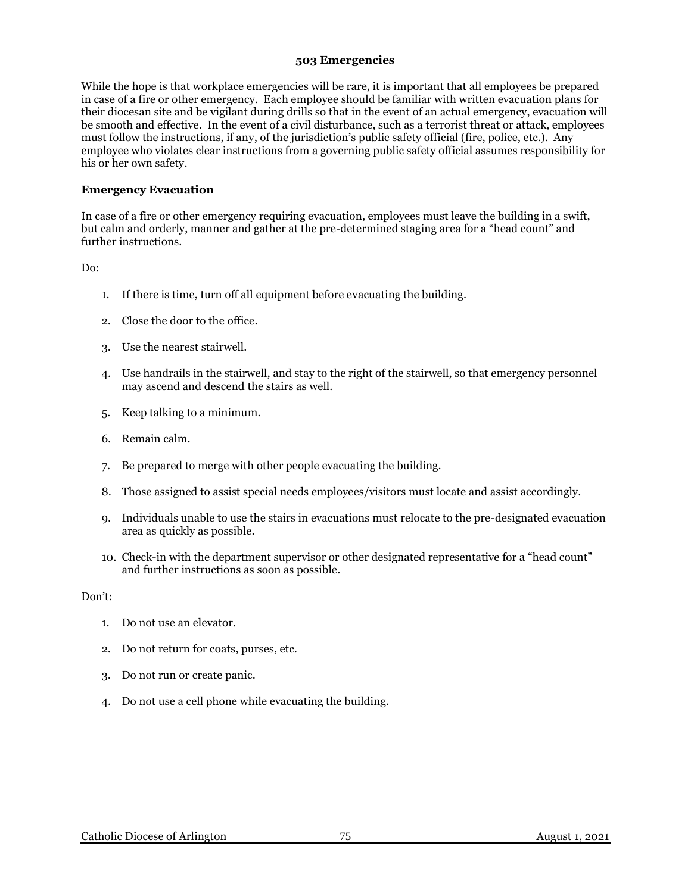## 503 Emergencies

While the hope is that workplace emergencies will be rare, it is important that all employees be prepared in case of a fire or other emergency. Each employee should be familiar with written evacuation plans for their diocesan site and be vigilant during drills so that in the event of an actual emergency, evacuation will be smooth and effective. In the event of a civil disturbance, such as a terrorist threat or attack, employees must follow the instructions, if any, of the jurisdiction's public safety official (fire, police, etc.). Any employee who violates clear instructions from a governing public safety official assumes responsibility for his or her own safety.

### Emergency Evacuation

In case of a fire or other emergency requiring evacuation, employees must leave the building in a swift, but calm and orderly, manner and gather at the pre-determined staging area for a "head count" and further instructions.

Do:

1. If there is time, turn off all equipment before evacuating the building.
2. Close the door to the office.
3. Use the nearest stairwell.
4. Use handrails in the stairwell, and stay to the right of the stairwell, so that emergency personnel may ascend and descend the stairs as well.
5. Keep talking to a minimum.
6. Remain calm.
7. Be prepared to merge with other people evacuating the building.
8. Those assigned to assist special needs employees/visitors must locate and assist accordingly.
9. Individuals unable to use the stairs in evacuations must relocate to the pre-designated evacuation area as quickly as possible.
10. Check-in with the department supervisor or other designated representative for a "head count" and further instructions as soon as possible.

Don't:

1. Do not use an elevator.
2. Do not return for coats, purses, etc.
3. Do not run or create panic.
4. Do not use a cell phone while evacuating the building.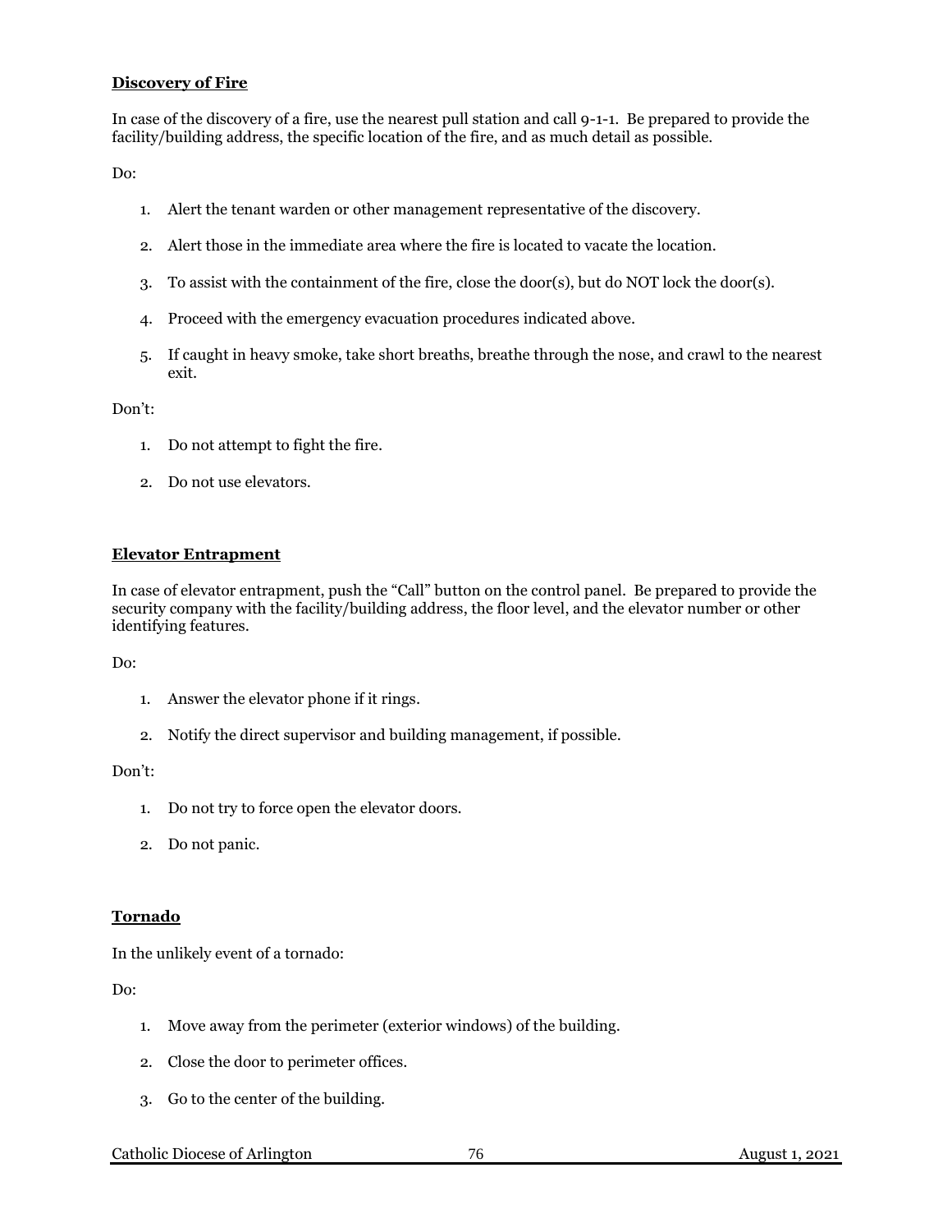## Discovery of Fire

In case of the discovery of a fire, use the nearest pull station and call 9-1-1. Be prepared to provide the facility/building address, the specific location of the fire, and as much detail as possible.

Do:

1. Alert the tenant warden or other management representative of the discovery.
2. Alert those in the immediate area where the fire is located to vacate the location.
3. To assist with the containment of the fire, close the door(s), but do NOT lock the door(s).
4. Proceed with the emergency evacuation procedures indicated above.
5. If caught in heavy smoke, take short breaths, breathe through the nose, and crawl to the nearest exit.

Don't:

1. Do not attempt to fight the fire.
2. Do not use elevators.

## Elevator Entrapment

In case of elevator entrapment, push the "Call" button on the control panel. Be prepared to provide the security company with the facility/building address, the floor level, and the elevator number or other identifying features.

Do:

1. Answer the elevator phone if it rings.
2. Notify the direct supervisor and building management, if possible.

Don't:

1. Do not try to force open the elevator doors.
2. Do not panic.

## Tornado

In the unlikely event of a tornado:

Do:

1. Move away from the perimeter (exterior windows) of the building.
2. Close the door to perimeter offices.
3. Go to the center of the building.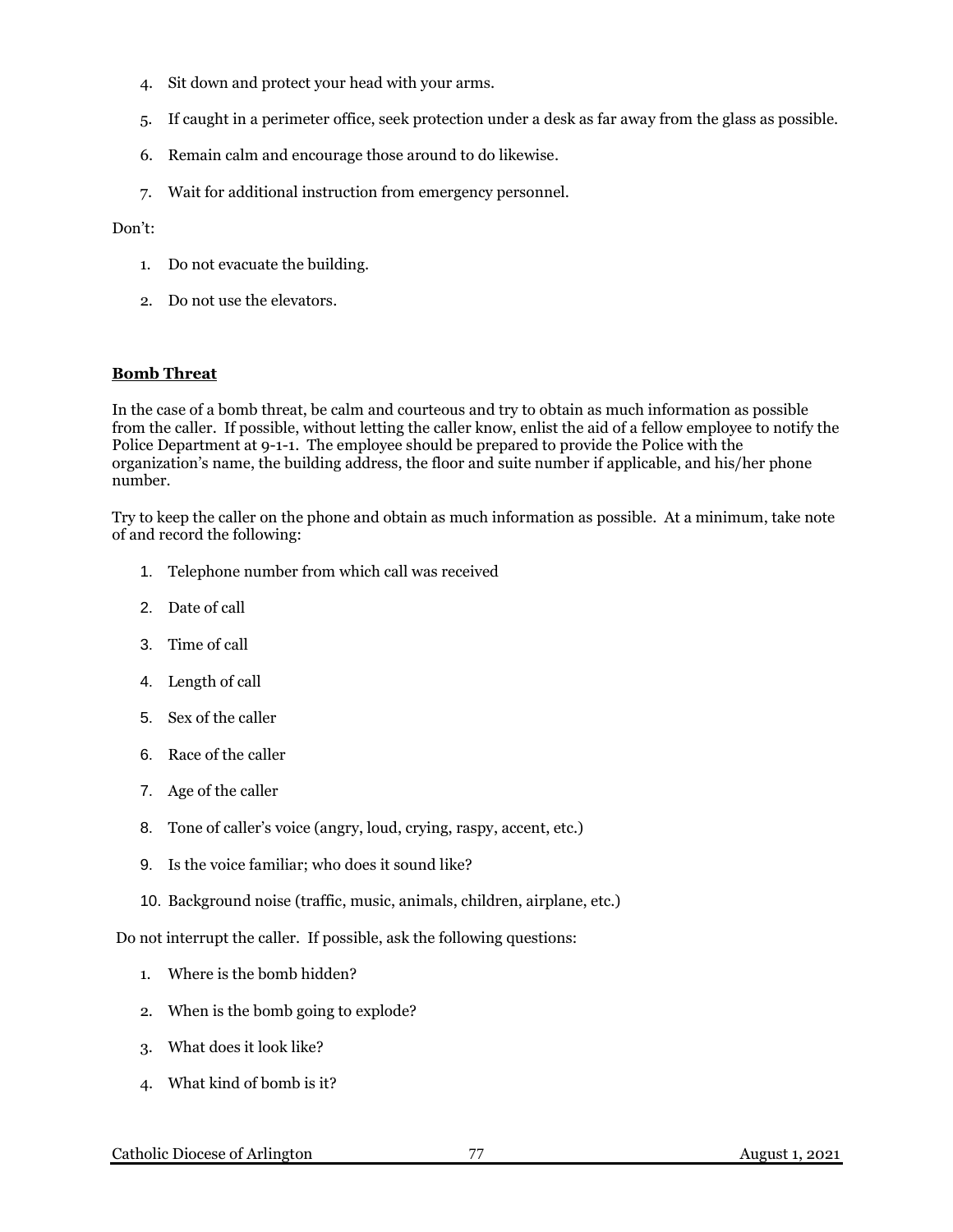4. Sit down and protect your head with your arms.
5. If caught in a perimeter office, seek protection under a desk as far away from the glass as possible.
6. Remain calm and encourage those around to do likewise.
7. Wait for additional instruction from emergency personnel.

Don't:

1. Do not evacuate the building.
2. Do not use the elevators.

**Bomb Threat**

In the case of a bomb threat, be calm and courteous and try to obtain as much information as possible from the caller. If possible, without letting the caller know, enlist the aid of a fellow employee to notify the Police Department at 9-1-1. The employee should be prepared to provide the Police with the organization's name, the building address, the floor and suite number if applicable, and his/her phone number.

Try to keep the caller on the phone and obtain as much information as possible. At a minimum, take note of and record the following:

1. Telephone number from which call was received
2. Date of call
3. Time of call
4. Length of call
5. Sex of the caller
6. Race of the caller
7. Age of the caller
8. Tone of caller's voice (angry, loud, crying, raspy, accent, etc.)
9. Is the voice familiar; who does it sound like?
10. Background noise (traffic, music, animals, children, airplane, etc.)

Do not interrupt the caller. If possible, ask the following questions:

1. Where is the bomb hidden?
2. When is the bomb going to explode?
3. What does it look like?
4. What kind of bomb is it?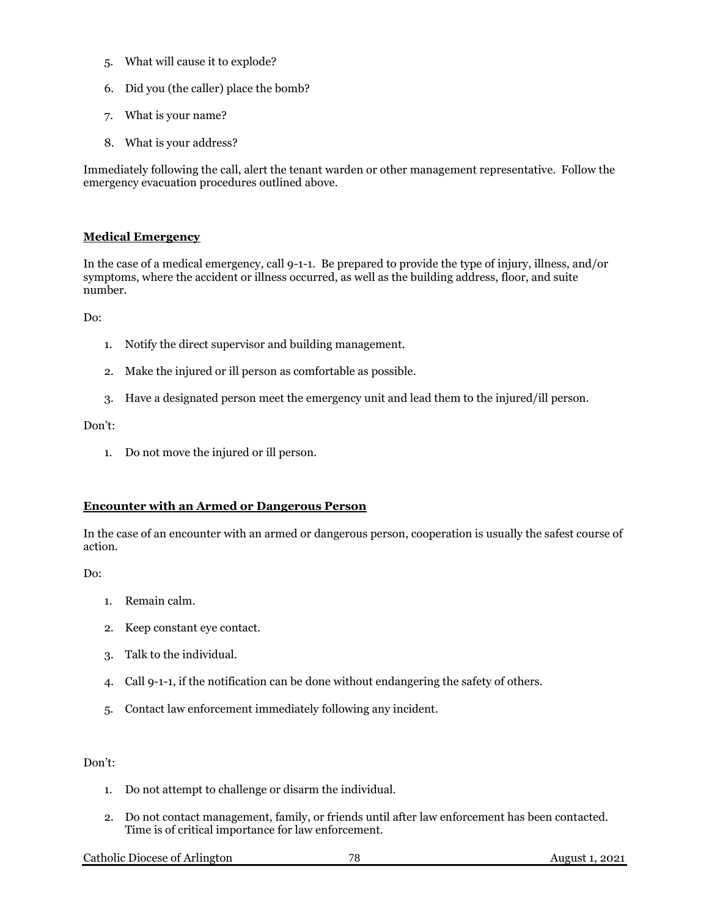5. What will cause it to explode?

6. Did you (the caller) place the bomb?

7. What is your name?

8. What is your address?

Immediately following the call, alert the tenant warden or other management representative. Follow the emergency evacuation procedures outlined above.

## **Medical Emergency**

In the case of a medical emergency, call 9-1-1. Be prepared to provide the type of injury, illness, and/or symptoms, where the accident or illness occurred, as well as the building address, floor, and suite number.

Do:

1. Notify the direct supervisor and building management.

2. Make the injured or ill person as comfortable as possible.

3. Have a designated person meet the emergency unit and lead them to the injured/ill person.

Don't:

1. Do not move the injured or ill person.

## **Encounter with an Armed or Dangerous Person**

In the case of an encounter with an armed or dangerous person, cooperation is usually the safest course of action.

Do:

1. Remain calm.

2. Keep constant eye contact.

3. Talk to the individual.

4. Call 9-1-1, if the notification can be done without endangering the safety of others.

5. Contact law enforcement immediately following any incident.

Don't:

1. Do not attempt to challenge or disarm the individual.

2. Do not contact management, family, or friends until after law enforcement has been contacted. Time is of critical importance for law enforcement.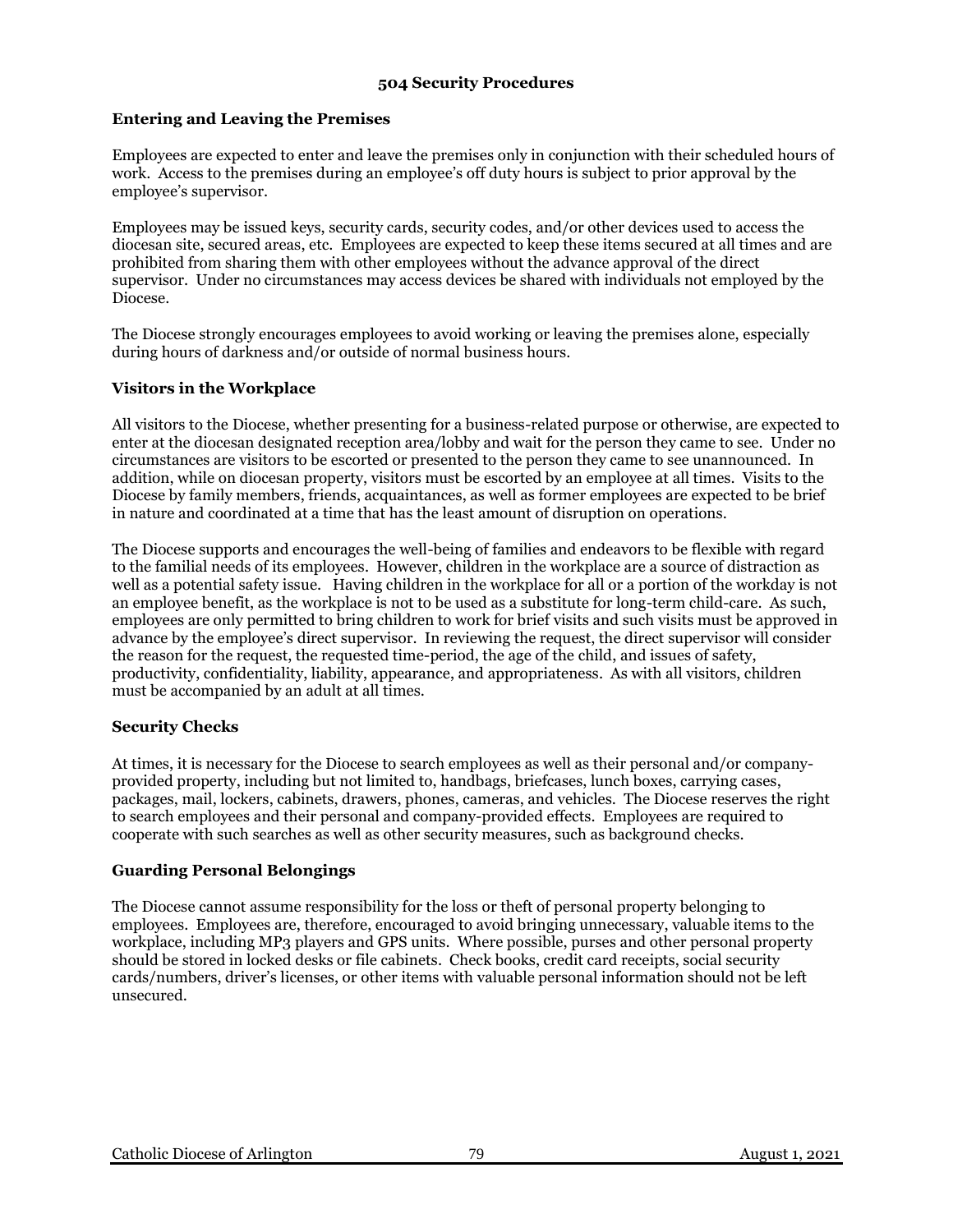## 504 Security Procedures

### Entering and Leaving the Premises

Employees are expected to enter and leave the premises only in conjunction with their scheduled hours of work. Access to the premises during an employee's off duty hours is subject to prior approval by the employee's supervisor.

Employees may be issued keys, security cards, security codes, and/or other devices used to access the diocesan site, secured areas, etc. Employees are expected to keep these items secured at all times and are prohibited from sharing them with other employees without the advance approval of the direct supervisor. Under no circumstances may access devices be shared with individuals not employed by the Diocese.

The Diocese strongly encourages employees to avoid working or leaving the premises alone, especially during hours of darkness and/or outside of normal business hours.

### Visitors in the Workplace

All visitors to the Diocese, whether presenting for a business-related purpose or otherwise, are expected to enter at the diocesan designated reception area/lobby and wait for the person they came to see. Under no circumstances are visitors to be escorted or presented to the person they came to see unannounced. In addition, while on diocesan property, visitors must be escorted by an employee at all times. Visits to the Diocese by family members, friends, acquaintances, as well as former employees are expected to be brief in nature and coordinated at a time that has the least amount of disruption on operations.

The Diocese supports and encourages the well-being of families and endeavors to be flexible with regard to the familial needs of its employees. However, children in the workplace are a source of distraction as well as a potential safety issue. Having children in the workplace for all or a portion of the workday is not an employee benefit, as the workplace is not to be used as a substitute for long-term child-care. As such, employees are only permitted to bring children to work for brief visits and such visits must be approved in advance by the employee's direct supervisor. In reviewing the request, the direct supervisor will consider the reason for the request, the requested time-period, the age of the child, and issues of safety, productivity, confidentiality, liability, appearance, and appropriateness. As with all visitors, children must be accompanied by an adult at all times.

### Security Checks

At times, it is necessary for the Diocese to search employees as well as their personal and/or company-provided property, including but not limited to, handbags, briefcases, lunch boxes, carrying cases, packages, mail, lockers, cabinets, drawers, phones, cameras, and vehicles. The Diocese reserves the right to search employees and their personal and company-provided effects. Employees are required to cooperate with such searches as well as other security measures, such as background checks.

### Guarding Personal Belongings

The Diocese cannot assume responsibility for the loss or theft of personal property belonging to employees. Employees are, therefore, encouraged to avoid bringing unnecessary, valuable items to the workplace, including MP3 players and GPS units. Where possible, purses and other personal property should be stored in locked desks or file cabinets. Check books, credit card receipts, social security cards/numbers, driver's licenses, or other items with valuable personal information should not be left unsecured.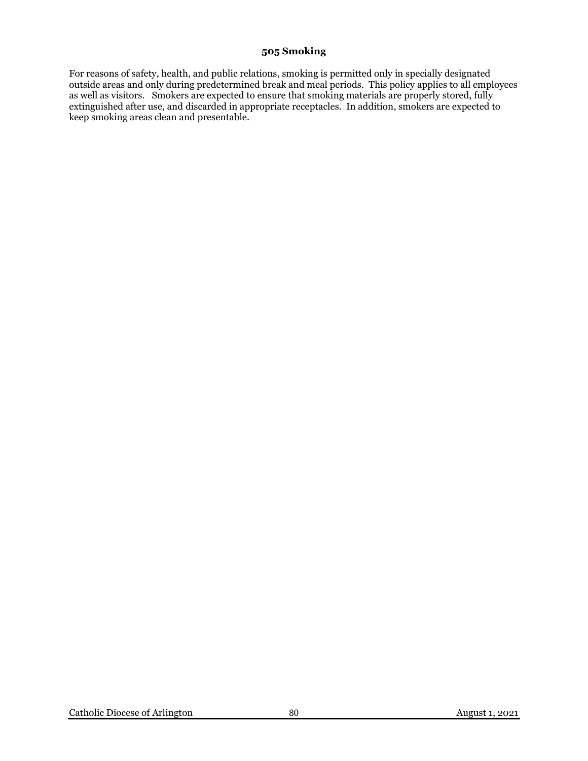## 505 Smoking

For reasons of safety, health, and public relations, smoking is permitted only in specially designated outside areas and only during predetermined break and meal periods. This policy applies to all employees as well as visitors. Smokers are expected to ensure that smoking materials are properly stored, fully extinguished after use, and discarded in appropriate receptacles. In addition, smokers are expected to keep smoking areas clean and presentable.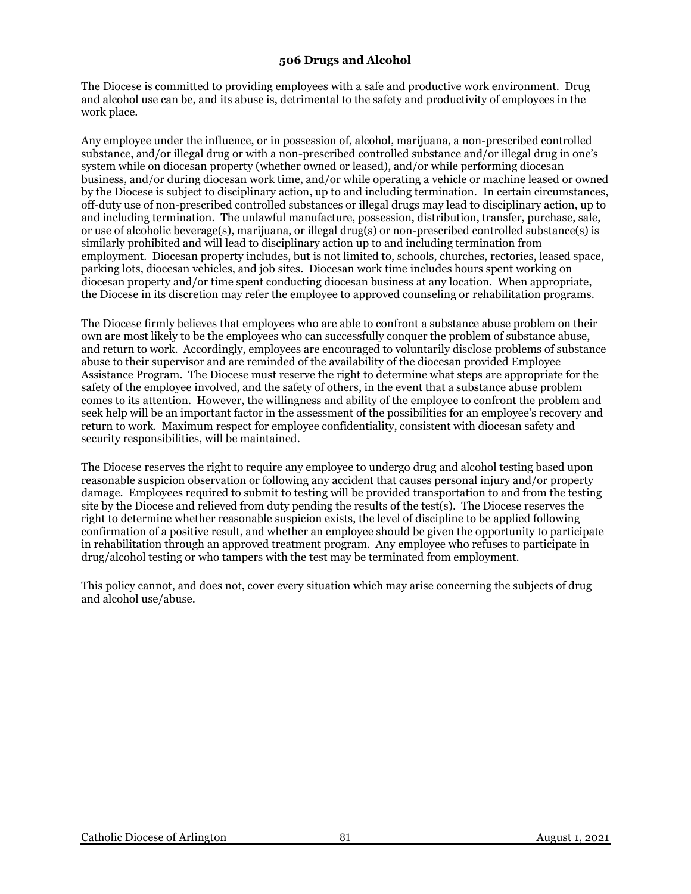## 506 Drugs and Alcohol

The Diocese is committed to providing employees with a safe and productive work environment. Drug and alcohol use can be, and its abuse is, detrimental to the safety and productivity of employees in the work place.

Any employee under the influence, or in possession of, alcohol, marijuana, a non-prescribed controlled substance, and/or illegal drug or with a non-prescribed controlled substance and/or illegal drug in one's system while on diocesan property (whether owned or leased), and/or while performing diocesan business, and/or during diocesan work time, and/or while operating a vehicle or machine leased or owned by the Diocese is subject to disciplinary action, up to and including termination. In certain circumstances, off-duty use of non-prescribed controlled substances or illegal drugs may lead to disciplinary action, up to and including termination. The unlawful manufacture, possession, distribution, transfer, purchase, sale, or use of alcoholic beverage(s), marijuana, or illegal drug(s) or non-prescribed controlled substance(s) is similarly prohibited and will lead to disciplinary action up to and including termination from employment. Diocesan property includes, but is not limited to, schools, churches, rectories, leased space, parking lots, diocesan vehicles, and job sites. Diocesan work time includes hours spent working on diocesan property and/or time spent conducting diocesan business at any location. When appropriate, the Diocese in its discretion may refer the employee to approved counseling or rehabilitation programs.

The Diocese firmly believes that employees who are able to confront a substance abuse problem on their own are most likely to be the employees who can successfully conquer the problem of substance abuse, and return to work. Accordingly, employees are encouraged to voluntarily disclose problems of substance abuse to their supervisor and are reminded of the availability of the diocesan provided Employee Assistance Program. The Diocese must reserve the right to determine what steps are appropriate for the safety of the employee involved, and the safety of others, in the event that a substance abuse problem comes to its attention. However, the willingness and ability of the employee to confront the problem and seek help will be an important factor in the assessment of the possibilities for an employee's recovery and return to work. Maximum respect for employee confidentiality, consistent with diocesan safety and security responsibilities, will be maintained.

The Diocese reserves the right to require any employee to undergo drug and alcohol testing based upon reasonable suspicion observation or following any accident that causes personal injury and/or property damage. Employees required to submit to testing will be provided transportation to and from the testing site by the Diocese and relieved from duty pending the results of the test(s). The Diocese reserves the right to determine whether reasonable suspicion exists, the level of discipline to be applied following confirmation of a positive result, and whether an employee should be given the opportunity to participate in rehabilitation through an approved treatment program. Any employee who refuses to participate in drug/alcohol testing or who tampers with the test may be terminated from employment.

This policy cannot, and does not, cover every situation which may arise concerning the subjects of drug and alcohol use/abuse.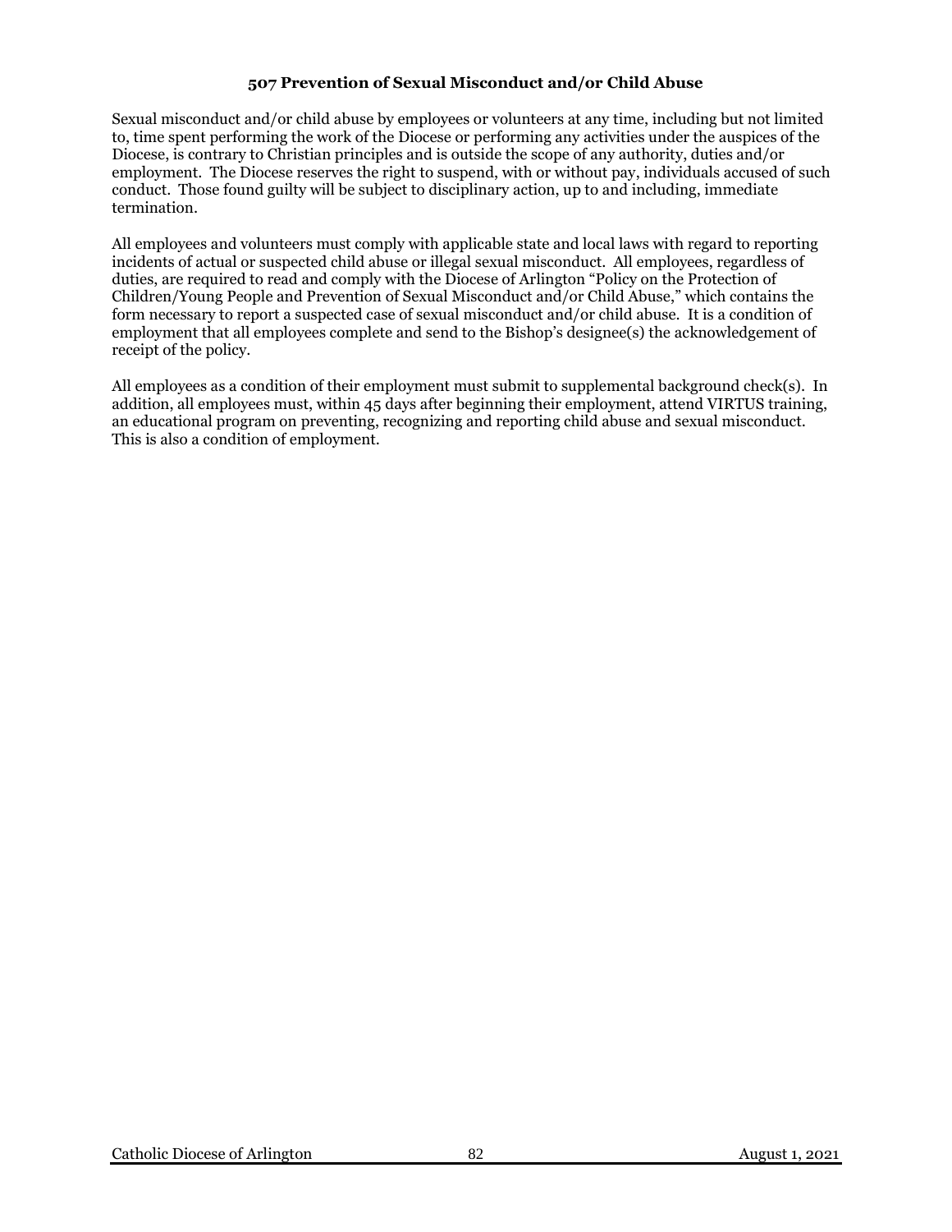### 507 Prevention of Sexual Misconduct and/or Child Abuse

Sexual misconduct and/or child abuse by employees or volunteers at any time, including but not limited to, time spent performing the work of the Diocese or performing any activities under the auspices of the Diocese, is contrary to Christian principles and is outside the scope of any authority, duties and/or employment. The Diocese reserves the right to suspend, with or without pay, individuals accused of such conduct. Those found guilty will be subject to disciplinary action, up to and including, immediate termination.

All employees and volunteers must comply with applicable state and local laws with regard to reporting incidents of actual or suspected child abuse or illegal sexual misconduct. All employees, regardless of duties, are required to read and comply with the Diocese of Arlington "Policy on the Protection of Children/Young People and Prevention of Sexual Misconduct and/or Child Abuse," which contains the form necessary to report a suspected case of sexual misconduct and/or child abuse. It is a condition of employment that all employees complete and send to the Bishop's designee(s) the acknowledgement of receipt of the policy.

All employees as a condition of their employment must submit to supplemental background check(s). In addition, all employees must, within 45 days after beginning their employment, attend VIRTUS training, an educational program on preventing, recognizing and reporting child abuse and sexual misconduct. This is also a condition of employment.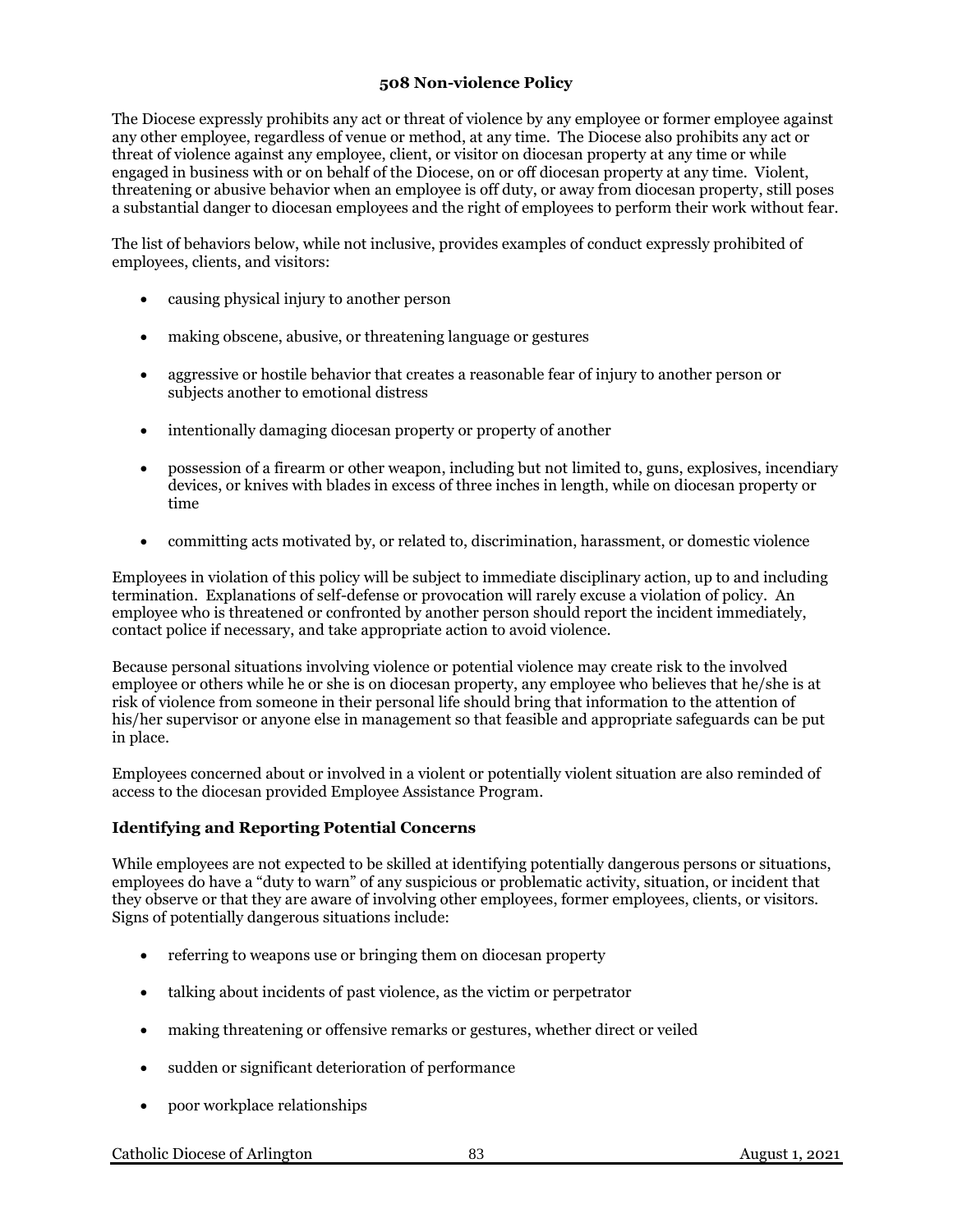## 508 Non-violence Policy

The Diocese expressly prohibits any act or threat of violence by any employee or former employee against any other employee, regardless of venue or method, at any time. The Diocese also prohibits any act or threat of violence against any employee, client, or visitor on diocesan property at any time or while engaged in business with or on behalf of the Diocese, on or off diocesan property at any time. Violent, threatening or abusive behavior when an employee is off duty, or away from diocesan property, still poses a substantial danger to diocesan employees and the right of employees to perform their work without fear.

The list of behaviors below, while not inclusive, provides examples of conduct expressly prohibited of employees, clients, and visitors:

- causing physical injury to another person
- making obscene, abusive, or threatening language or gestures
- aggressive or hostile behavior that creates a reasonable fear of injury to another person or subjects another to emotional distress
- intentionally damaging diocesan property or property of another
- possession of a firearm or other weapon, including but not limited to, guns, explosives, incendiary devices, or knives with blades in excess of three inches in length, while on diocesan property or time
- committing acts motivated by, or related to, discrimination, harassment, or domestic violence

Employees in violation of this policy will be subject to immediate disciplinary action, up to and including termination. Explanations of self-defense or provocation will rarely excuse a violation of policy. An employee who is threatened or confronted by another person should report the incident immediately, contact police if necessary, and take appropriate action to avoid violence.

Because personal situations involving violence or potential violence may create risk to the involved employee or others while he or she is on diocesan property, any employee who believes that he/she is at risk of violence from someone in their personal life should bring that information to the attention of his/her supervisor or anyone else in management so that feasible and appropriate safeguards can be put in place.

Employees concerned about or involved in a violent or potentially violent situation are also reminded of access to the diocesan provided Employee Assistance Program.

### Identifying and Reporting Potential Concerns

While employees are not expected to be skilled at identifying potentially dangerous persons or situations, employees do have a "duty to warn" of any suspicious or problematic activity, situation, or incident that they observe or that they are aware of involving other employees, former employees, clients, or visitors. Signs of potentially dangerous situations include:

- referring to weapons use or bringing them on diocesan property
- talking about incidents of past violence, as the victim or perpetrator
- making threatening or offensive remarks or gestures, whether direct or veiled
- sudden or significant deterioration of performance
- poor workplace relationships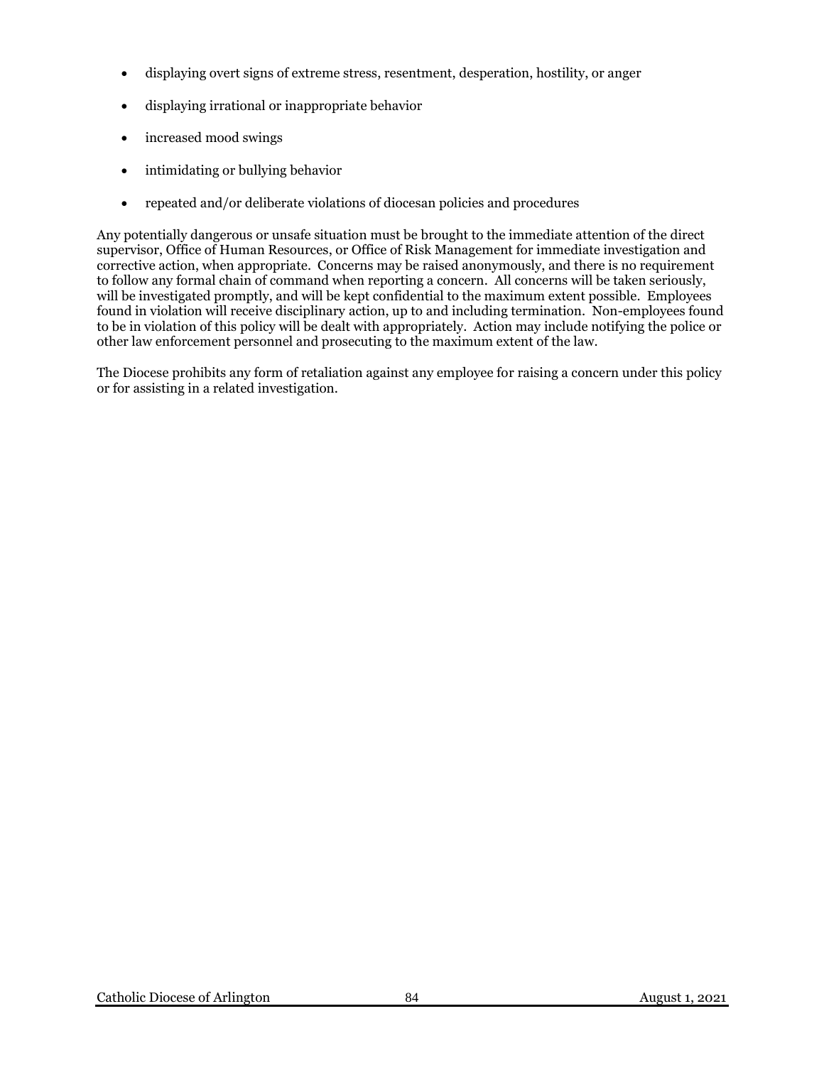- displaying overt signs of extreme stress, resentment, desperation, hostility, or anger
- displaying irrational or inappropriate behavior
- increased mood swings
- intimidating or bullying behavior
- repeated and/or deliberate violations of diocesan policies and procedures

Any potentially dangerous or unsafe situation must be brought to the immediate attention of the direct supervisor, Office of Human Resources, or Office of Risk Management for immediate investigation and corrective action, when appropriate. Concerns may be raised anonymously, and there is no requirement to follow any formal chain of command when reporting a concern. All concerns will be taken seriously, will be investigated promptly, and will be kept confidential to the maximum extent possible. Employees found in violation will receive disciplinary action, up to and including termination. Non-employees found to be in violation of this policy will be dealt with appropriately. Action may include notifying the police or other law enforcement personnel and prosecuting to the maximum extent of the law.

The Diocese prohibits any form of retaliation against any employee for raising a concern under this policy or for assisting in a related investigation.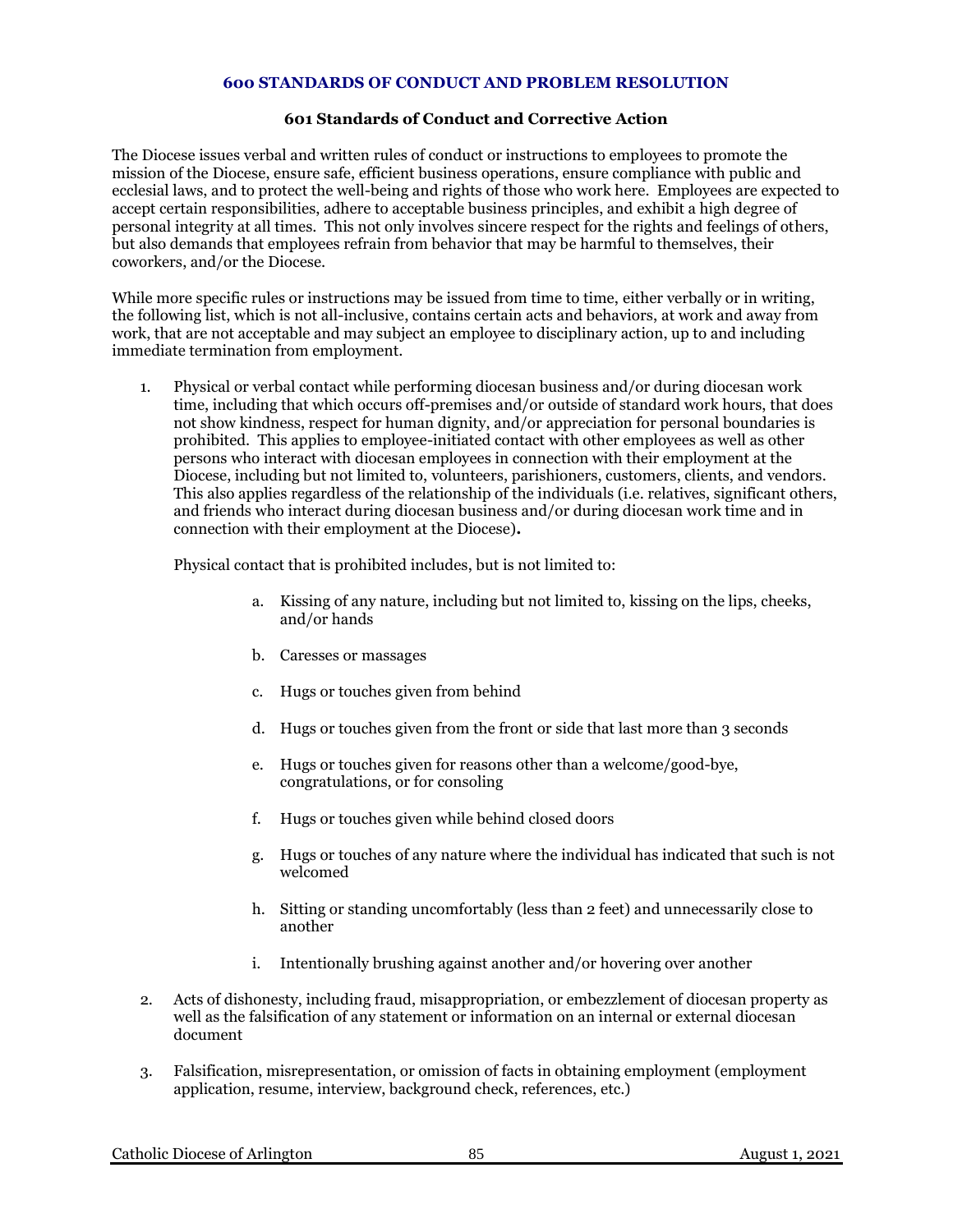## 600 STANDARDS OF CONDUCT AND PROBLEM RESOLUTION

### 601 Standards of Conduct and Corrective Action

The Diocese issues verbal and written rules of conduct or instructions to employees to promote the mission of the Diocese, ensure safe, efficient business operations, ensure compliance with public and ecclesial laws, and to protect the well-being and rights of those who work here. Employees are expected to accept certain responsibilities, adhere to acceptable business principles, and exhibit a high degree of personal integrity at all times. This not only involves sincere respect for the rights and feelings of others, but also demands that employees refrain from behavior that may be harmful to themselves, their coworkers, and/or the Diocese.

While more specific rules or instructions may be issued from time to time, either verbally or in writing, the following list, which is not all-inclusive, contains certain acts and behaviors, at work and away from work, that are not acceptable and may subject an employee to disciplinary action, up to and including immediate termination from employment.

1. Physical or verbal contact while performing diocesan business and/or during diocesan work time, including that which occurs off-premises and/or outside of standard work hours, that does not show kindness, respect for human dignity, and/or appreciation for personal boundaries is prohibited. This applies to employee-initiated contact with other employees as well as other persons who interact with diocesan employees in connection with their employment at the Diocese, including but not limited to, volunteers, parishioners, customers, clients, and vendors. This also applies regardless of the relationship of the individuals (i.e. relatives, significant others, and friends who interact during diocesan business and/or during diocesan work time and in connection with their employment at the Diocese)**.**

   Physical contact that is prohibited includes, but is not limited to:

   a. Kissing of any nature, including but not limited to, kissing on the lips, cheeks, and/or hands

   b. Caresses or massages

   c. Hugs or touches given from behind

   d. Hugs or touches given from the front or side that last more than 3 seconds

   e. Hugs or touches given for reasons other than a welcome/good-bye, congratulations, or for consoling

   f. Hugs or touches given while behind closed doors

   g. Hugs or touches of any nature where the individual has indicated that such is not welcomed

   h. Sitting or standing uncomfortably (less than 2 feet) and unnecessarily close to another

   i. Intentionally brushing against another and/or hovering over another

2. Acts of dishonesty, including fraud, misappropriation, or embezzlement of diocesan property as well as the falsification of any statement or information on an internal or external diocesan document

3. Falsification, misrepresentation, or omission of facts in obtaining employment (employment application, resume, interview, background check, references, etc.)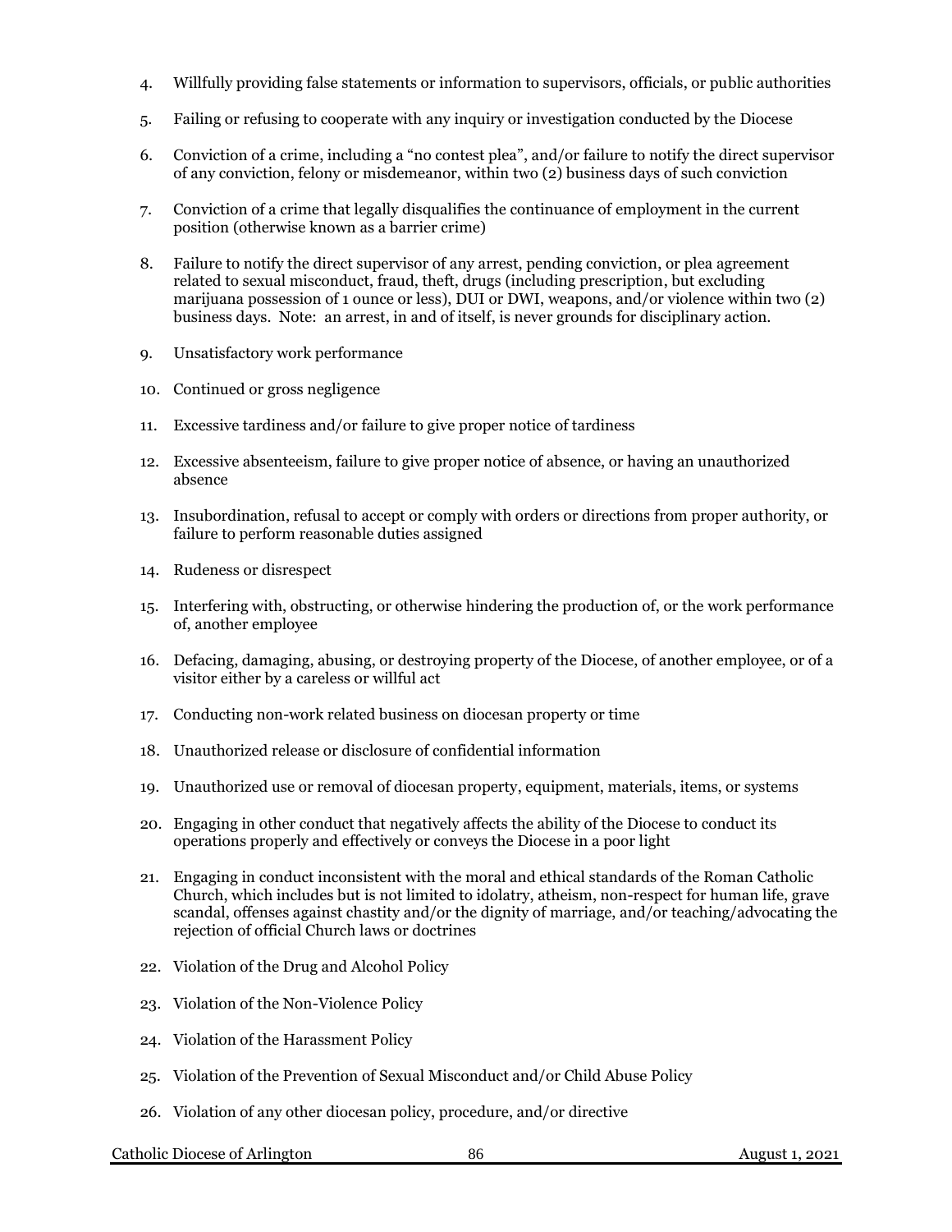4. Willfully providing false statements or information to supervisors, officials, or public authorities

5. Failing or refusing to cooperate with any inquiry or investigation conducted by the Diocese

6. Conviction of a crime, including a "no contest plea", and/or failure to notify the direct supervisor of any conviction, felony or misdemeanor, within two (2) business days of such conviction

7. Conviction of a crime that legally disqualifies the continuance of employment in the current position (otherwise known as a barrier crime)

8. Failure to notify the direct supervisor of any arrest, pending conviction, or plea agreement related to sexual misconduct, fraud, theft, drugs (including prescription, but excluding marijuana possession of 1 ounce or less), DUI or DWI, weapons, and/or violence within two (2) business days. Note: an arrest, in and of itself, is never grounds for disciplinary action.

9. Unsatisfactory work performance

10. Continued or gross negligence

11. Excessive tardiness and/or failure to give proper notice of tardiness

12. Excessive absenteeism, failure to give proper notice of absence, or having an unauthorized absence

13. Insubordination, refusal to accept or comply with orders or directions from proper authority, or failure to perform reasonable duties assigned

14. Rudeness or disrespect

15. Interfering with, obstructing, or otherwise hindering the production of, or the work performance of, another employee

16. Defacing, damaging, abusing, or destroying property of the Diocese, of another employee, or of a visitor either by a careless or willful act

17. Conducting non-work related business on diocesan property or time

18. Unauthorized release or disclosure of confidential information

19. Unauthorized use or removal of diocesan property, equipment, materials, items, or systems

20. Engaging in other conduct that negatively affects the ability of the Diocese to conduct its operations properly and effectively or conveys the Diocese in a poor light

21. Engaging in conduct inconsistent with the moral and ethical standards of the Roman Catholic Church, which includes but is not limited to idolatry, atheism, non-respect for human life, grave scandal, offenses against chastity and/or the dignity of marriage, and/or teaching/advocating the rejection of official Church laws or doctrines

22. Violation of the Drug and Alcohol Policy

23. Violation of the Non-Violence Policy

24. Violation of the Harassment Policy

25. Violation of the Prevention of Sexual Misconduct and/or Child Abuse Policy

26. Violation of any other diocesan policy, procedure, and/or directive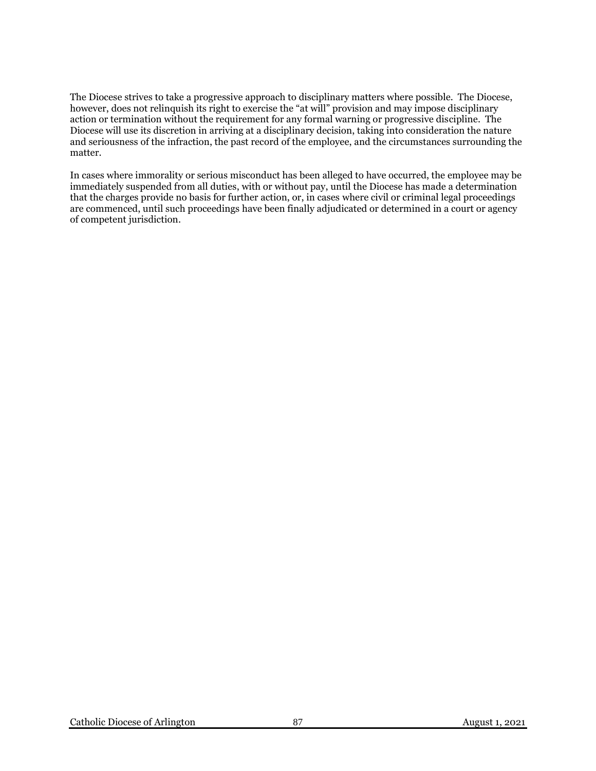The Diocese strives to take a progressive approach to disciplinary matters where possible. The Diocese, however, does not relinquish its right to exercise the "at will" provision and may impose disciplinary action or termination without the requirement for any formal warning or progressive discipline. The Diocese will use its discretion in arriving at a disciplinary decision, taking into consideration the nature and seriousness of the infraction, the past record of the employee, and the circumstances surrounding the matter.

In cases where immorality or serious misconduct has been alleged to have occurred, the employee may be immediately suspended from all duties, with or without pay, until the Diocese has made a determination that the charges provide no basis for further action, or, in cases where civil or criminal legal proceedings are commenced, until such proceedings have been finally adjudicated or determined in a court or agency of competent jurisdiction.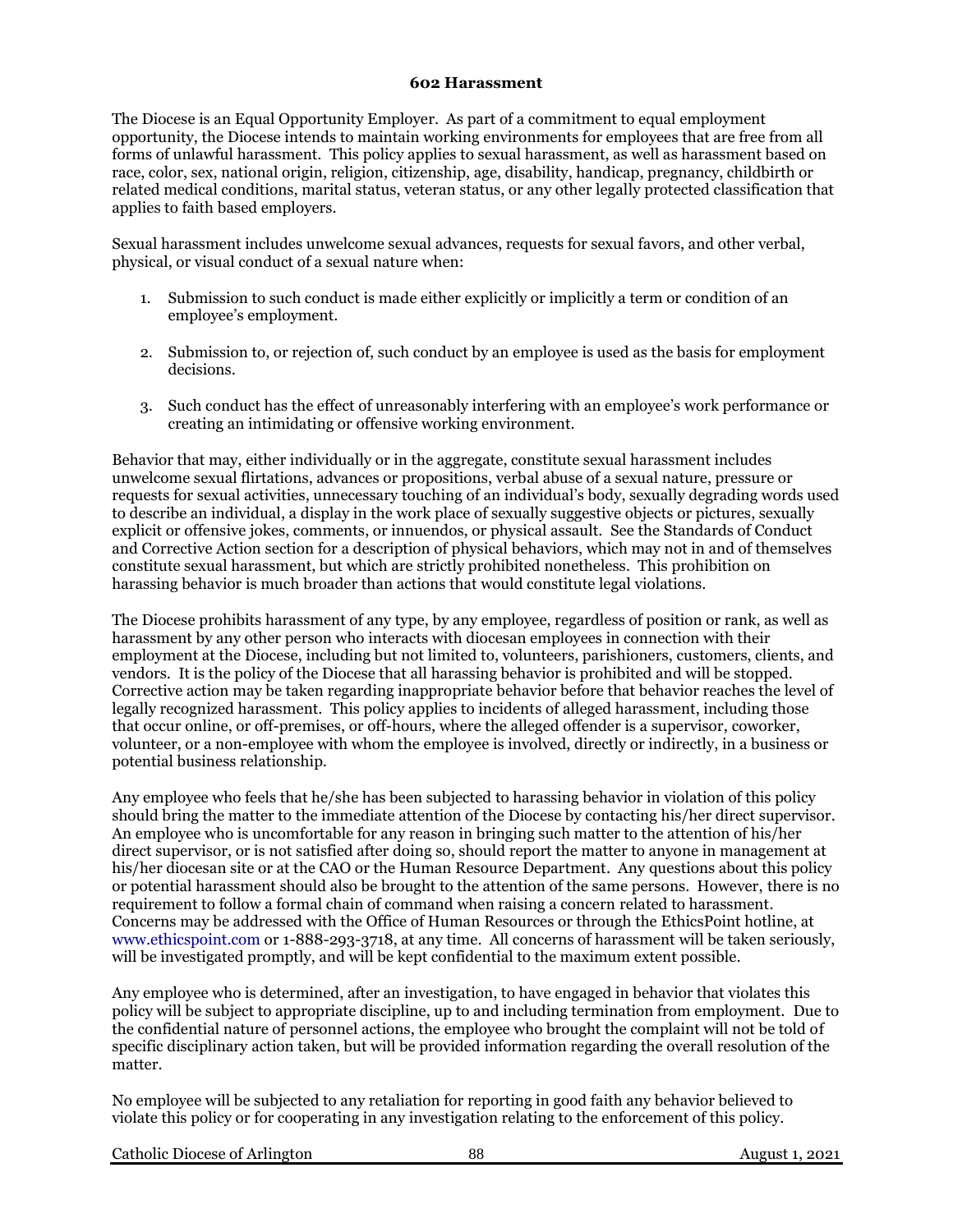## 602 Harassment

The Diocese is an Equal Opportunity Employer. As part of a commitment to equal employment opportunity, the Diocese intends to maintain working environments for employees that are free from all forms of unlawful harassment. This policy applies to sexual harassment, as well as harassment based on race, color, sex, national origin, religion, citizenship, age, disability, handicap, pregnancy, childbirth or related medical conditions, marital status, veteran status, or any other legally protected classification that applies to faith based employers.

Sexual harassment includes unwelcome sexual advances, requests for sexual favors, and other verbal, physical, or visual conduct of a sexual nature when:

1. Submission to such conduct is made either explicitly or implicitly a term or condition of an employee's employment.

2. Submission to, or rejection of, such conduct by an employee is used as the basis for employment decisions.

3. Such conduct has the effect of unreasonably interfering with an employee's work performance or creating an intimidating or offensive working environment.

Behavior that may, either individually or in the aggregate, constitute sexual harassment includes unwelcome sexual flirtations, advances or propositions, verbal abuse of a sexual nature, pressure or requests for sexual activities, unnecessary touching of an individual's body, sexually degrading words used to describe an individual, a display in the work place of sexually suggestive objects or pictures, sexually explicit or offensive jokes, comments, or innuendos, or physical assault. See the Standards of Conduct and Corrective Action section for a description of physical behaviors, which may not in and of themselves constitute sexual harassment, but which are strictly prohibited nonetheless. This prohibition on harassing behavior is much broader than actions that would constitute legal violations.

The Diocese prohibits harassment of any type, by any employee, regardless of position or rank, as well as harassment by any other person who interacts with diocesan employees in connection with their employment at the Diocese, including but not limited to, volunteers, parishioners, customers, clients, and vendors. It is the policy of the Diocese that all harassing behavior is prohibited and will be stopped. Corrective action may be taken regarding inappropriate behavior before that behavior reaches the level of legally recognized harassment. This policy applies to incidents of alleged harassment, including those that occur online, or off-premises, or off-hours, where the alleged offender is a supervisor, coworker, volunteer, or a non-employee with whom the employee is involved, directly or indirectly, in a business or potential business relationship.

Any employee who feels that he/she has been subjected to harassing behavior in violation of this policy should bring the matter to the immediate attention of the Diocese by contacting his/her direct supervisor. An employee who is uncomfortable for any reason in bringing such matter to the attention of his/her direct supervisor, or is not satisfied after doing so, should report the matter to anyone in management at his/her diocesan site or at the CAO or the Human Resource Department. Any questions about this policy or potential harassment should also be brought to the attention of the same persons. However, there is no requirement to follow a formal chain of command when raising a concern related to harassment. Concerns may be addressed with the Office of Human Resources or through the EthicsPoint hotline, at www.ethicspoint.com or 1-888-293-3718, at any time. All concerns of harassment will be taken seriously, will be investigated promptly, and will be kept confidential to the maximum extent possible.

Any employee who is determined, after an investigation, to have engaged in behavior that violates this policy will be subject to appropriate discipline, up to and including termination from employment. Due to the confidential nature of personnel actions, the employee who brought the complaint will not be told of specific disciplinary action taken, but will be provided information regarding the overall resolution of the matter.

No employee will be subjected to any retaliation for reporting in good faith any behavior believed to violate this policy or for cooperating in any investigation relating to the enforcement of this policy.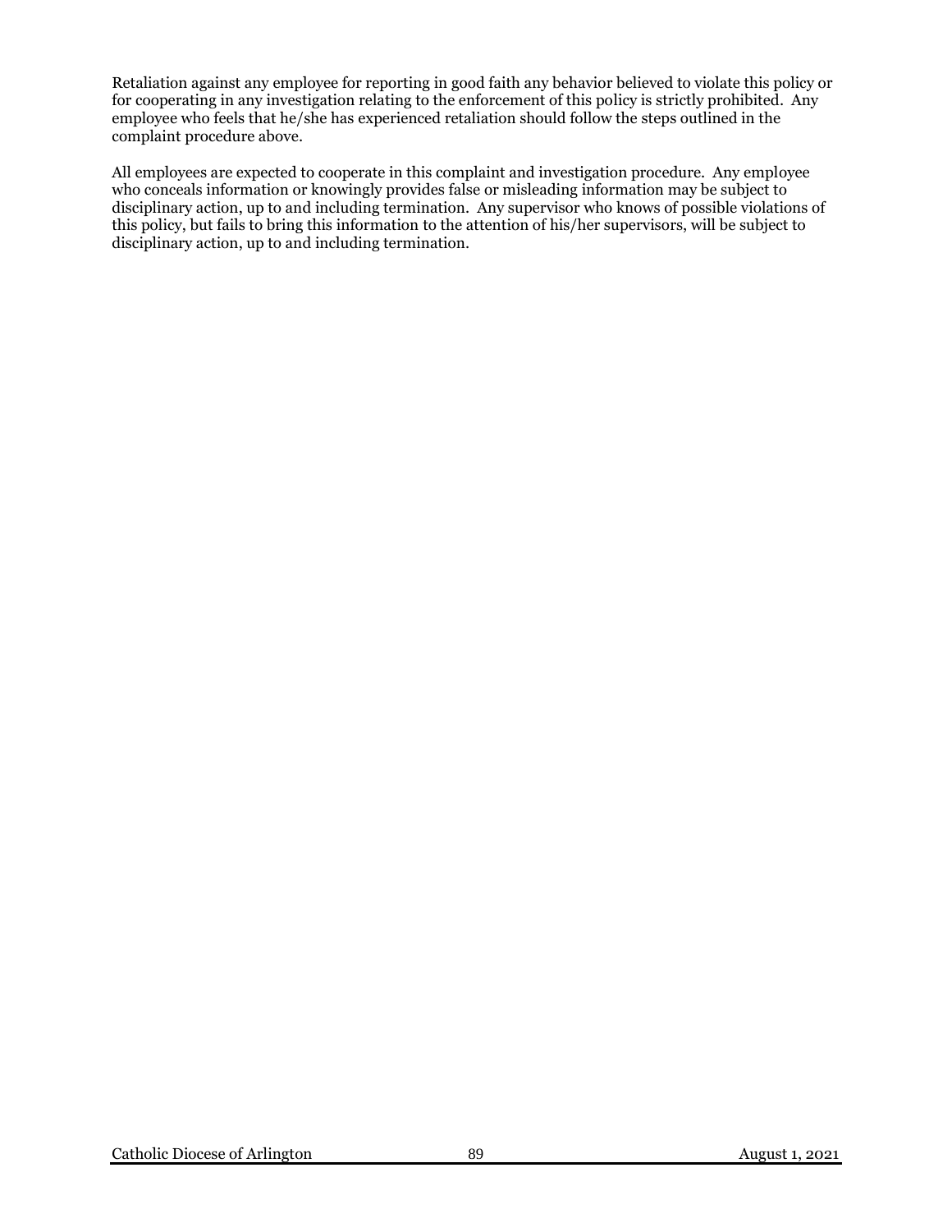Retaliation against any employee for reporting in good faith any behavior believed to violate this policy or for cooperating in any investigation relating to the enforcement of this policy is strictly prohibited. Any employee who feels that he/she has experienced retaliation should follow the steps outlined in the complaint procedure above.

All employees are expected to cooperate in this complaint and investigation procedure. Any employee who conceals information or knowingly provides false or misleading information may be subject to disciplinary action, up to and including termination. Any supervisor who knows of possible violations of this policy, but fails to bring this information to the attention of his/her supervisors, will be subject to disciplinary action, up to and including termination.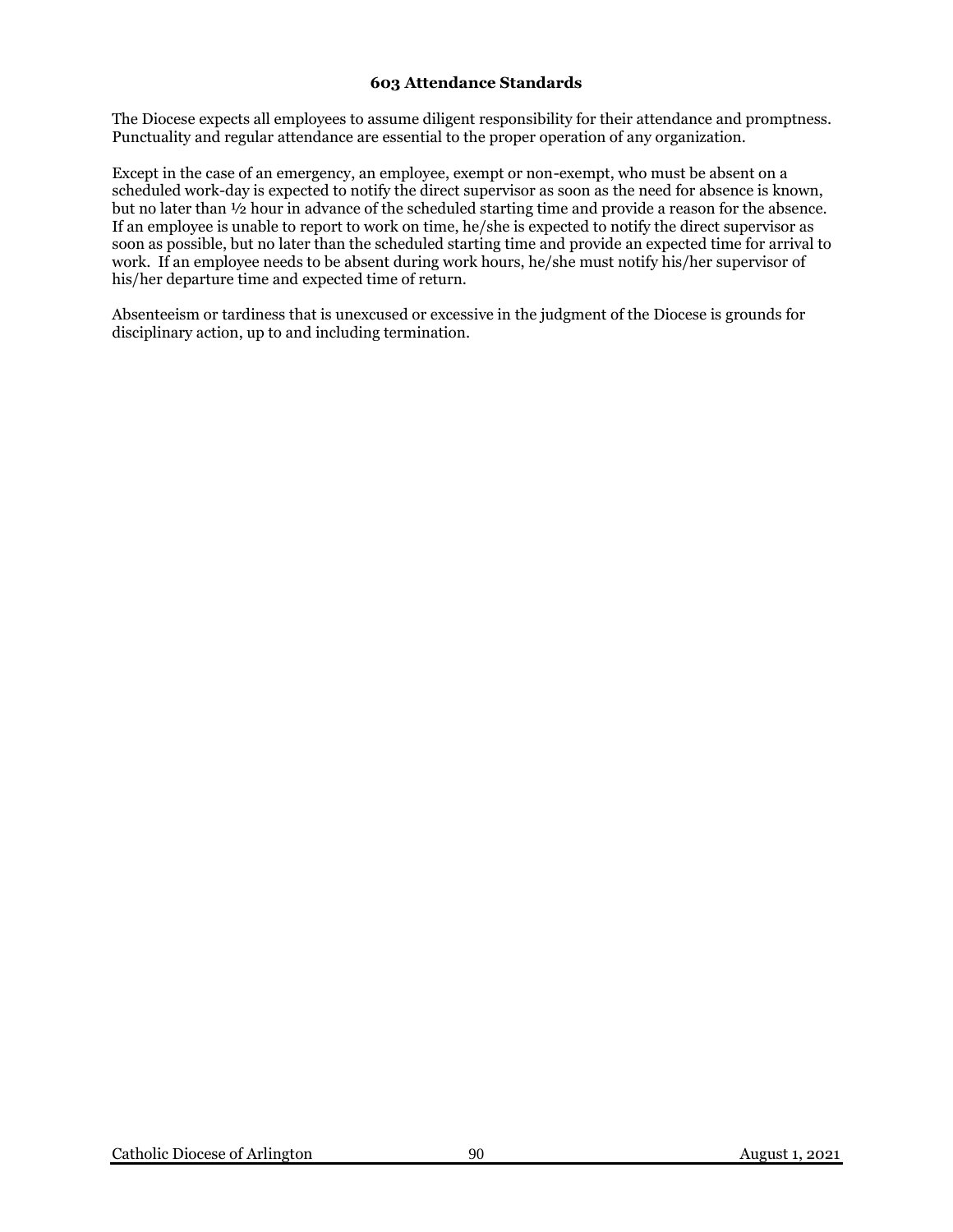### 603 Attendance Standards

The Diocese expects all employees to assume diligent responsibility for their attendance and promptness. Punctuality and regular attendance are essential to the proper operation of any organization.

Except in the case of an emergency, an employee, exempt or non-exempt, who must be absent on a scheduled work-day is expected to notify the direct supervisor as soon as the need for absence is known, but no later than ½ hour in advance of the scheduled starting time and provide a reason for the absence. If an employee is unable to report to work on time, he/she is expected to notify the direct supervisor as soon as possible, but no later than the scheduled starting time and provide an expected time for arrival to work. If an employee needs to be absent during work hours, he/she must notify his/her supervisor of his/her departure time and expected time of return.

Absenteeism or tardiness that is unexcused or excessive in the judgment of the Diocese is grounds for disciplinary action, up to and including termination.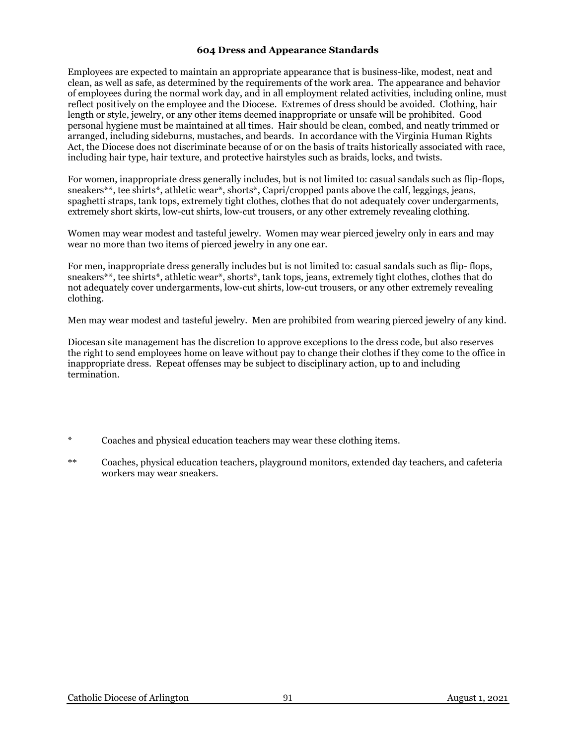### 604 Dress and Appearance Standards

Employees are expected to maintain an appropriate appearance that is business-like, modest, neat and clean, as well as safe, as determined by the requirements of the work area. The appearance and behavior of employees during the normal work day, and in all employment related activities, including online, must reflect positively on the employee and the Diocese. Extremes of dress should be avoided. Clothing, hair length or style, jewelry, or any other items deemed inappropriate or unsafe will be prohibited. Good personal hygiene must be maintained at all times. Hair should be clean, combed, and neatly trimmed or arranged, including sideburns, mustaches, and beards. In accordance with the Virginia Human Rights Act, the Diocese does not discriminate because of or on the basis of traits historically associated with race, including hair type, hair texture, and protective hairstyles such as braids, locks, and twists.

For women, inappropriate dress generally includes, but is not limited to: casual sandals such as flip-flops, sneakers**, tee shirts*, athletic wear*, shorts*, Capri/cropped pants above the calf, leggings, jeans, spaghetti straps, tank tops, extremely tight clothes, clothes that do not adequately cover undergarments, extremely short skirts, low-cut shirts, low-cut trousers, or any other extremely revealing clothing.

Women may wear modest and tasteful jewelry. Women may wear pierced jewelry only in ears and may wear no more than two items of pierced jewelry in any one ear.

For men, inappropriate dress generally includes but is not limited to: casual sandals such as flip- flops, sneakers**, tee shirts*, athletic wear*, shorts*, tank tops, jeans, extremely tight clothes, clothes that do not adequately cover undergarments, low-cut shirts, low-cut trousers, or any other extremely revealing clothing.

Men may wear modest and tasteful jewelry. Men are prohibited from wearing pierced jewelry of any kind.

Diocesan site management has the discretion to approve exceptions to the dress code, but also reserves the right to send employees home on leave without pay to change their clothes if they come to the office in inappropriate dress. Repeat offenses may be subject to disciplinary action, up to and including termination.

\* Coaches and physical education teachers may wear these clothing items.

\*\* Coaches, physical education teachers, playground monitors, extended day teachers, and cafeteria workers may wear sneakers.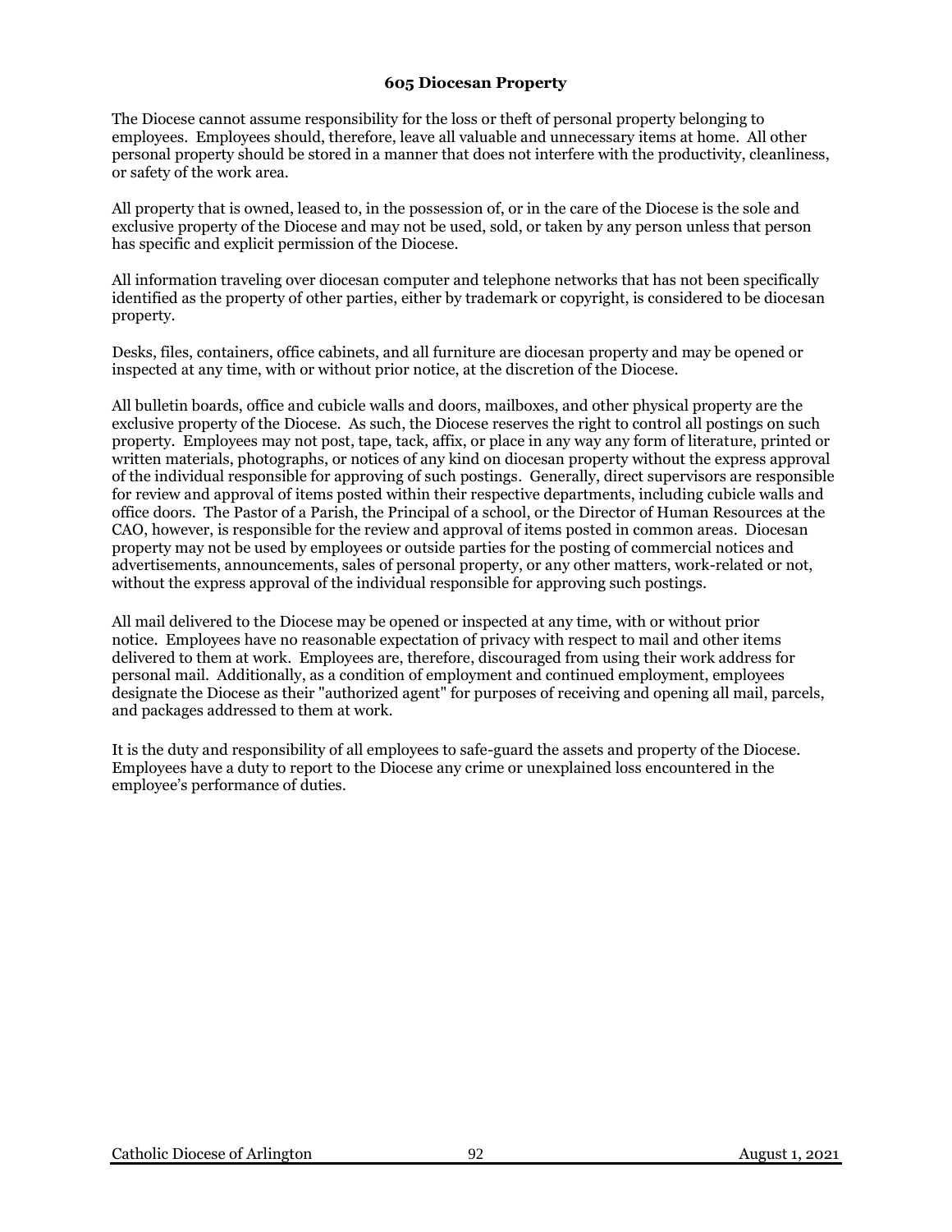### 605 Diocesan Property

The Diocese cannot assume responsibility for the loss or theft of personal property belonging to employees. Employees should, therefore, leave all valuable and unnecessary items at home. All other personal property should be stored in a manner that does not interfere with the productivity, cleanliness, or safety of the work area.

All property that is owned, leased to, in the possession of, or in the care of the Diocese is the sole and exclusive property of the Diocese and may not be used, sold, or taken by any person unless that person has specific and explicit permission of the Diocese.

All information traveling over diocesan computer and telephone networks that has not been specifically identified as the property of other parties, either by trademark or copyright, is considered to be diocesan property.

Desks, files, containers, office cabinets, and all furniture are diocesan property and may be opened or inspected at any time, with or without prior notice, at the discretion of the Diocese.

All bulletin boards, office and cubicle walls and doors, mailboxes, and other physical property are the exclusive property of the Diocese. As such, the Diocese reserves the right to control all postings on such property. Employees may not post, tape, tack, affix, or place in any way any form of literature, printed or written materials, photographs, or notices of any kind on diocesan property without the express approval of the individual responsible for approving of such postings. Generally, direct supervisors are responsible for review and approval of items posted within their respective departments, including cubicle walls and office doors. The Pastor of a Parish, the Principal of a school, or the Director of Human Resources at the CAO, however, is responsible for the review and approval of items posted in common areas. Diocesan property may not be used by employees or outside parties for the posting of commercial notices and advertisements, announcements, sales of personal property, or any other matters, work-related or not, without the express approval of the individual responsible for approving such postings.

All mail delivered to the Diocese may be opened or inspected at any time, with or without prior notice. Employees have no reasonable expectation of privacy with respect to mail and other items delivered to them at work. Employees are, therefore, discouraged from using their work address for personal mail. Additionally, as a condition of employment and continued employment, employees designate the Diocese as their "authorized agent" for purposes of receiving and opening all mail, parcels, and packages addressed to them at work.

It is the duty and responsibility of all employees to safe-guard the assets and property of the Diocese. Employees have a duty to report to the Diocese any crime or unexplained loss encountered in the employee's performance of duties.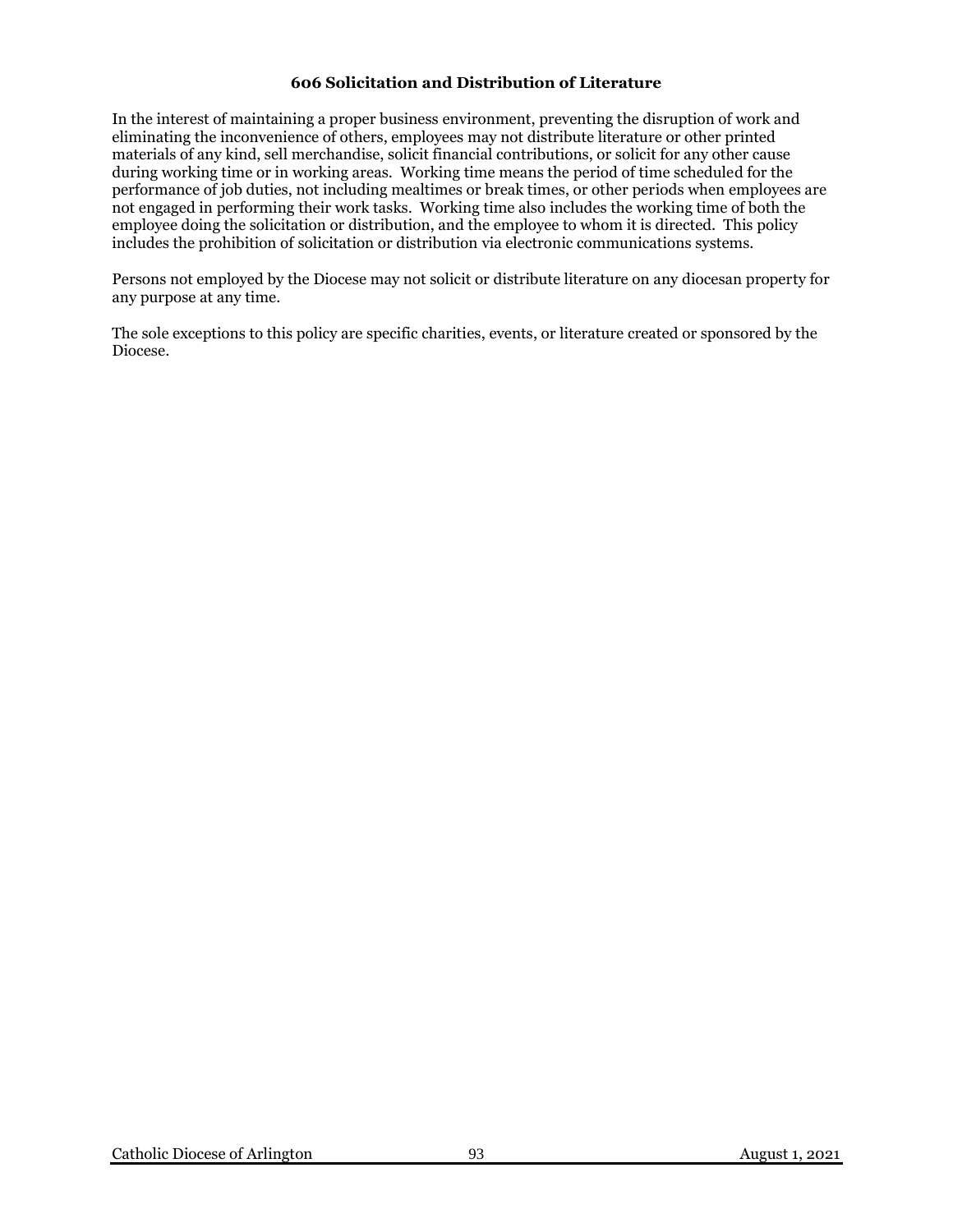### 606 Solicitation and Distribution of Literature

In the interest of maintaining a proper business environment, preventing the disruption of work and eliminating the inconvenience of others, employees may not distribute literature or other printed materials of any kind, sell merchandise, solicit financial contributions, or solicit for any other cause during working time or in working areas. Working time means the period of time scheduled for the performance of job duties, not including mealtimes or break times, or other periods when employees are not engaged in performing their work tasks. Working time also includes the working time of both the employee doing the solicitation or distribution, and the employee to whom it is directed. This policy includes the prohibition of solicitation or distribution via electronic communications systems.

Persons not employed by the Diocese may not solicit or distribute literature on any diocesan property for any purpose at any time.

The sole exceptions to this policy are specific charities, events, or literature created or sponsored by the Diocese.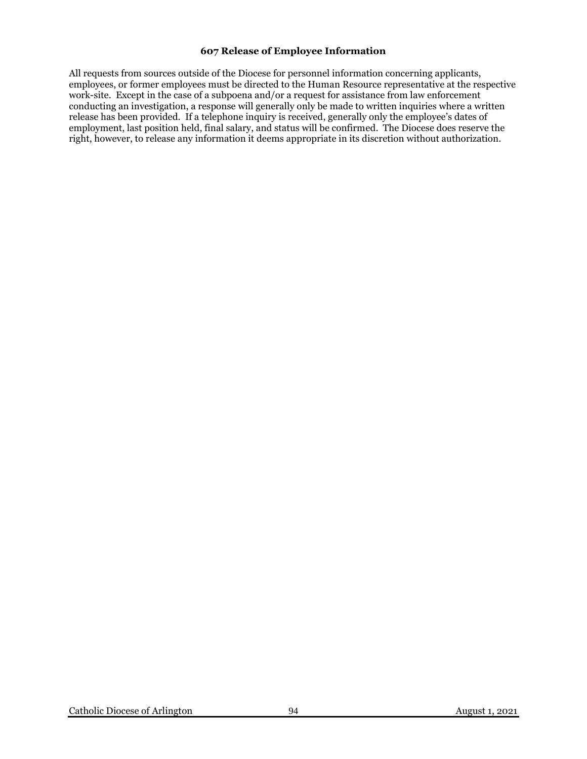## 607 Release of Employee Information

All requests from sources outside of the Diocese for personnel information concerning applicants, employees, or former employees must be directed to the Human Resource representative at the respective work-site. Except in the case of a subpoena and/or a request for assistance from law enforcement conducting an investigation, a response will generally only be made to written inquiries where a written release has been provided. If a telephone inquiry is received, generally only the employee's dates of employment, last position held, final salary, and status will be confirmed. The Diocese does reserve the right, however, to release any information it deems appropriate in its discretion without authorization.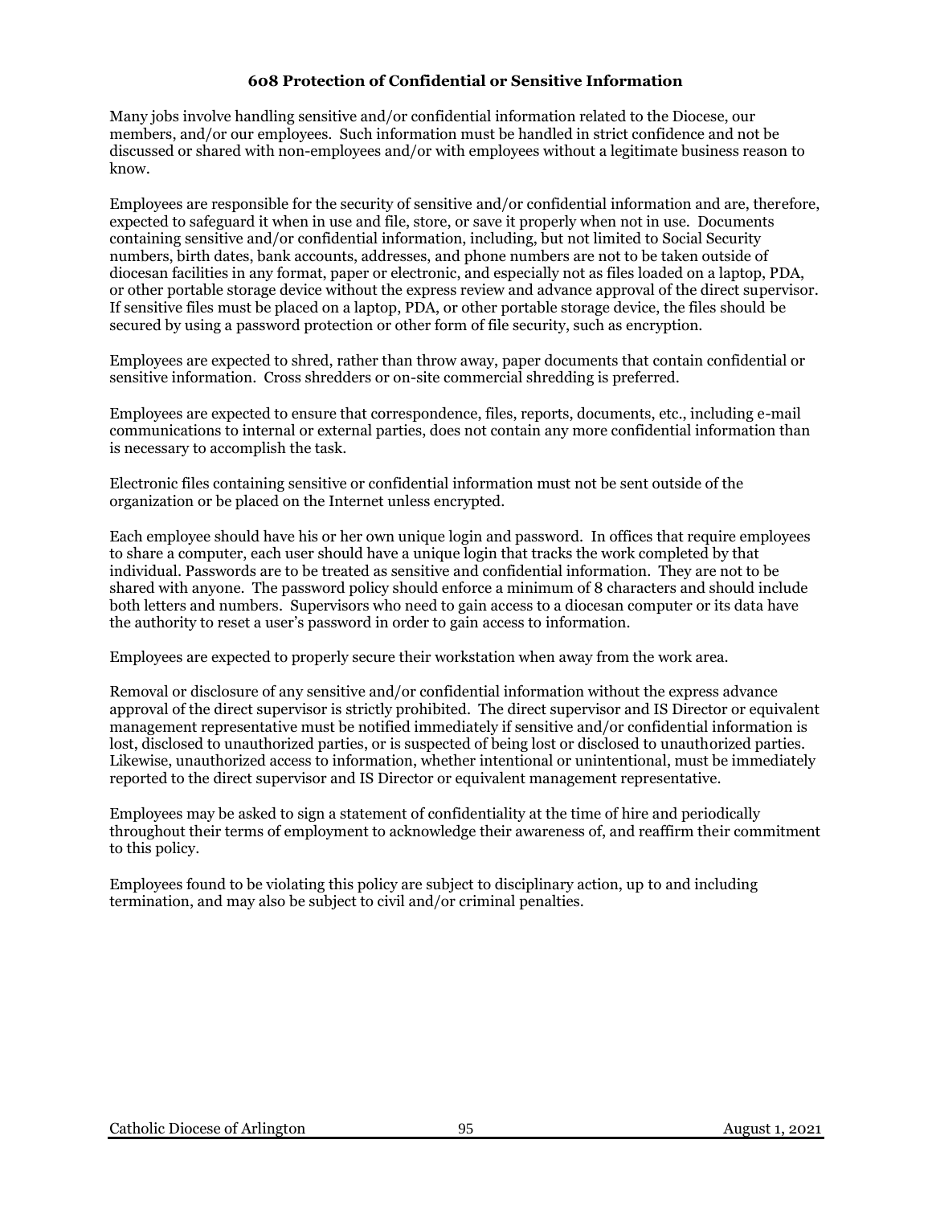## 608 Protection of Confidential or Sensitive Information

Many jobs involve handling sensitive and/or confidential information related to the Diocese, our members, and/or our employees. Such information must be handled in strict confidence and not be discussed or shared with non-employees and/or with employees without a legitimate business reason to know.

Employees are responsible for the security of sensitive and/or confidential information and are, therefore, expected to safeguard it when in use and file, store, or save it properly when not in use. Documents containing sensitive and/or confidential information, including, but not limited to Social Security numbers, birth dates, bank accounts, addresses, and phone numbers are not to be taken outside of diocesan facilities in any format, paper or electronic, and especially not as files loaded on a laptop, PDA, or other portable storage device without the express review and advance approval of the direct supervisor. If sensitive files must be placed on a laptop, PDA, or other portable storage device, the files should be secured by using a password protection or other form of file security, such as encryption.

Employees are expected to shred, rather than throw away, paper documents that contain confidential or sensitive information. Cross shredders or on-site commercial shredding is preferred.

Employees are expected to ensure that correspondence, files, reports, documents, etc., including e-mail communications to internal or external parties, does not contain any more confidential information than is necessary to accomplish the task.

Electronic files containing sensitive or confidential information must not be sent outside of the organization or be placed on the Internet unless encrypted.

Each employee should have his or her own unique login and password. In offices that require employees to share a computer, each user should have a unique login that tracks the work completed by that individual. Passwords are to be treated as sensitive and confidential information. They are not to be shared with anyone. The password policy should enforce a minimum of 8 characters and should include both letters and numbers. Supervisors who need to gain access to a diocesan computer or its data have the authority to reset a user's password in order to gain access to information.

Employees are expected to properly secure their workstation when away from the work area.

Removal or disclosure of any sensitive and/or confidential information without the express advance approval of the direct supervisor is strictly prohibited. The direct supervisor and IS Director or equivalent management representative must be notified immediately if sensitive and/or confidential information is lost, disclosed to unauthorized parties, or is suspected of being lost or disclosed to unauthorized parties. Likewise, unauthorized access to information, whether intentional or unintentional, must be immediately reported to the direct supervisor and IS Director or equivalent management representative.

Employees may be asked to sign a statement of confidentiality at the time of hire and periodically throughout their terms of employment to acknowledge their awareness of, and reaffirm their commitment to this policy.

Employees found to be violating this policy are subject to disciplinary action, up to and including termination, and may also be subject to civil and/or criminal penalties.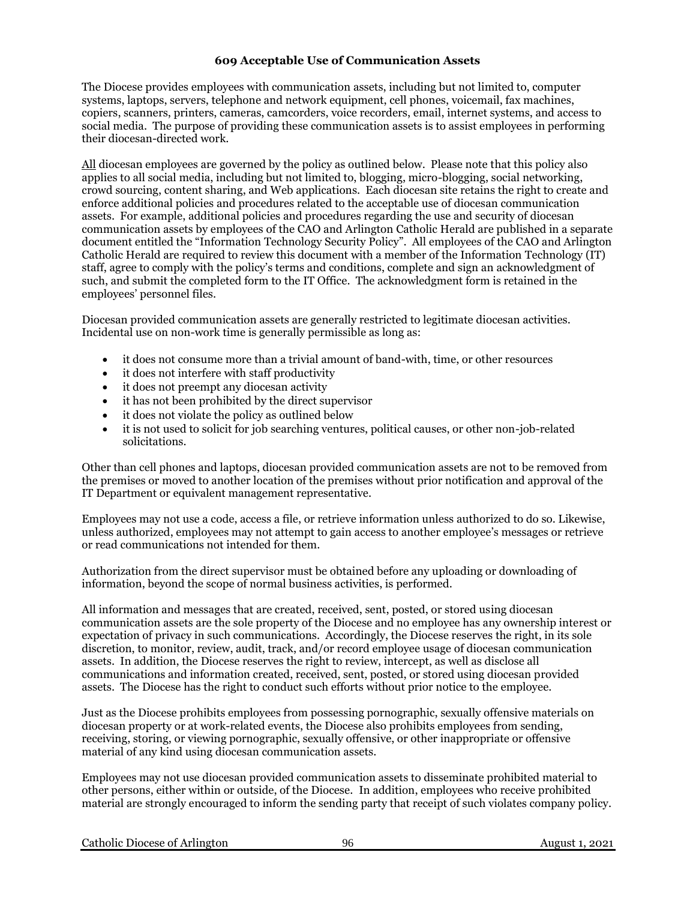## 609 Acceptable Use of Communication Assets

The Diocese provides employees with communication assets, including but not limited to, computer systems, laptops, servers, telephone and network equipment, cell phones, voicemail, fax machines, copiers, scanners, printers, cameras, camcorders, voice recorders, email, internet systems, and access to social media. The purpose of providing these communication assets is to assist employees in performing their diocesan-directed work.

<u>All</u> diocesan employees are governed by the policy as outlined below. Please note that this policy also applies to all social media, including but not limited to, blogging, micro-blogging, social networking, crowd sourcing, content sharing, and Web applications. Each diocesan site retains the right to create and enforce additional policies and procedures related to the acceptable use of diocesan communication assets. For example, additional policies and procedures regarding the use and security of diocesan communication assets by employees of the CAO and Arlington Catholic Herald are published in a separate document entitled the "Information Technology Security Policy". All employees of the CAO and Arlington Catholic Herald are required to review this document with a member of the Information Technology (IT) staff, agree to comply with the policy's terms and conditions, complete and sign an acknowledgment of such, and submit the completed form to the IT Office. The acknowledgment form is retained in the employees' personnel files.

Diocesan provided communication assets are generally restricted to legitimate diocesan activities. Incidental use on non-work time is generally permissible as long as:

- it does not consume more than a trivial amount of band-with, time, or other resources
- it does not interfere with staff productivity
- it does not preempt any diocesan activity
- it has not been prohibited by the direct supervisor
- it does not violate the policy as outlined below
- it is not used to solicit for job searching ventures, political causes, or other non-job-related solicitations.

Other than cell phones and laptops, diocesan provided communication assets are not to be removed from the premises or moved to another location of the premises without prior notification and approval of the IT Department or equivalent management representative.

Employees may not use a code, access a file, or retrieve information unless authorized to do so. Likewise, unless authorized, employees may not attempt to gain access to another employee's messages or retrieve or read communications not intended for them.

Authorization from the direct supervisor must be obtained before any uploading or downloading of information, beyond the scope of normal business activities, is performed.

All information and messages that are created, received, sent, posted, or stored using diocesan communication assets are the sole property of the Diocese and no employee has any ownership interest or expectation of privacy in such communications. Accordingly, the Diocese reserves the right, in its sole discretion, to monitor, review, audit, track, and/or record employee usage of diocesan communication assets. In addition, the Diocese reserves the right to review, intercept, as well as disclose all communications and information created, received, sent, posted, or stored using diocesan provided assets. The Diocese has the right to conduct such efforts without prior notice to the employee.

Just as the Diocese prohibits employees from possessing pornographic, sexually offensive materials on diocesan property or at work-related events, the Diocese also prohibits employees from sending, receiving, storing, or viewing pornographic, sexually offensive, or other inappropriate or offensive material of any kind using diocesan communication assets.

Employees may not use diocesan provided communication assets to disseminate prohibited material to other persons, either within or outside, of the Diocese. In addition, employees who receive prohibited material are strongly encouraged to inform the sending party that receipt of such violates company policy.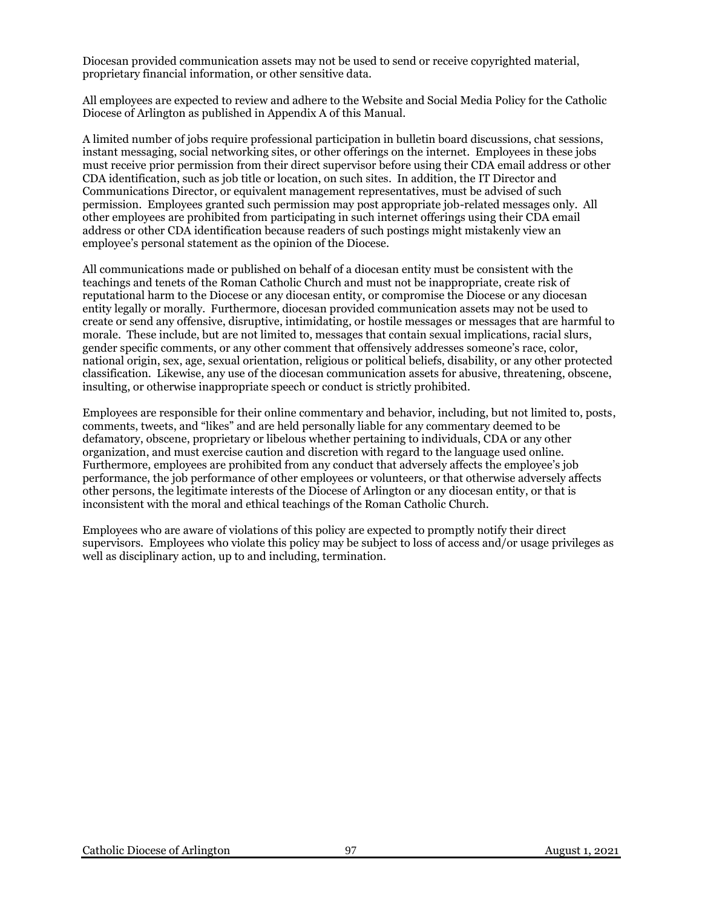Diocesan provided communication assets may not be used to send or receive copyrighted material, proprietary financial information, or other sensitive data.

All employees are expected to review and adhere to the Website and Social Media Policy for the Catholic Diocese of Arlington as published in Appendix A of this Manual.

A limited number of jobs require professional participation in bulletin board discussions, chat sessions, instant messaging, social networking sites, or other offerings on the internet. Employees in these jobs must receive prior permission from their direct supervisor before using their CDA email address or other CDA identification, such as job title or location, on such sites. In addition, the IT Director and Communications Director, or equivalent management representatives, must be advised of such permission. Employees granted such permission may post appropriate job-related messages only. All other employees are prohibited from participating in such internet offerings using their CDA email address or other CDA identification because readers of such postings might mistakenly view an employee's personal statement as the opinion of the Diocese.

All communications made or published on behalf of a diocesan entity must be consistent with the teachings and tenets of the Roman Catholic Church and must not be inappropriate, create risk of reputational harm to the Diocese or any diocesan entity, or compromise the Diocese or any diocesan entity legally or morally. Furthermore, diocesan provided communication assets may not be used to create or send any offensive, disruptive, intimidating, or hostile messages or messages that are harmful to morale. These include, but are not limited to, messages that contain sexual implications, racial slurs, gender specific comments, or any other comment that offensively addresses someone's race, color, national origin, sex, age, sexual orientation, religious or political beliefs, disability, or any other protected classification. Likewise, any use of the diocesan communication assets for abusive, threatening, obscene, insulting, or otherwise inappropriate speech or conduct is strictly prohibited.

Employees are responsible for their online commentary and behavior, including, but not limited to, posts, comments, tweets, and "likes" and are held personally liable for any commentary deemed to be defamatory, obscene, proprietary or libelous whether pertaining to individuals, CDA or any other organization, and must exercise caution and discretion with regard to the language used online. Furthermore, employees are prohibited from any conduct that adversely affects the employee's job performance, the job performance of other employees or volunteers, or that otherwise adversely affects other persons, the legitimate interests of the Diocese of Arlington or any diocesan entity, or that is inconsistent with the moral and ethical teachings of the Roman Catholic Church.

Employees who are aware of violations of this policy are expected to promptly notify their direct supervisors. Employees who violate this policy may be subject to loss of access and/or usage privileges as well as disciplinary action, up to and including, termination.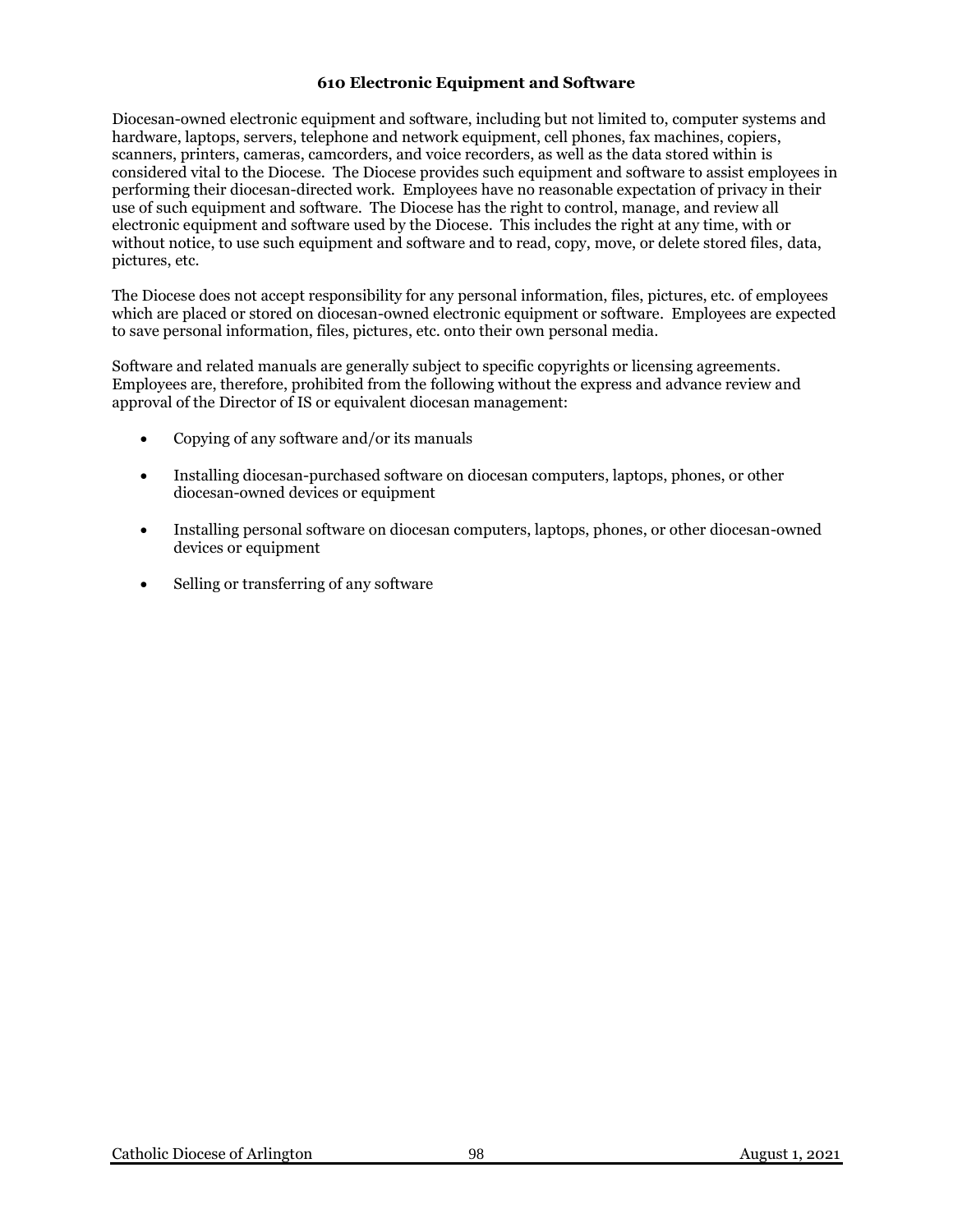## 610 Electronic Equipment and Software

Diocesan-owned electronic equipment and software, including but not limited to, computer systems and hardware, laptops, servers, telephone and network equipment, cell phones, fax machines, copiers, scanners, printers, cameras, camcorders, and voice recorders, as well as the data stored within is considered vital to the Diocese. The Diocese provides such equipment and software to assist employees in performing their diocesan-directed work. Employees have no reasonable expectation of privacy in their use of such equipment and software. The Diocese has the right to control, manage, and review all electronic equipment and software used by the Diocese. This includes the right at any time, with or without notice, to use such equipment and software and to read, copy, move, or delete stored files, data, pictures, etc.

The Diocese does not accept responsibility for any personal information, files, pictures, etc. of employees which are placed or stored on diocesan-owned electronic equipment or software. Employees are expected to save personal information, files, pictures, etc. onto their own personal media.

Software and related manuals are generally subject to specific copyrights or licensing agreements. Employees are, therefore, prohibited from the following without the express and advance review and approval of the Director of IS or equivalent diocesan management:

- Copying of any software and/or its manuals
- Installing diocesan-purchased software on diocesan computers, laptops, phones, or other diocesan-owned devices or equipment
- Installing personal software on diocesan computers, laptops, phones, or other diocesan-owned devices or equipment
- Selling or transferring of any software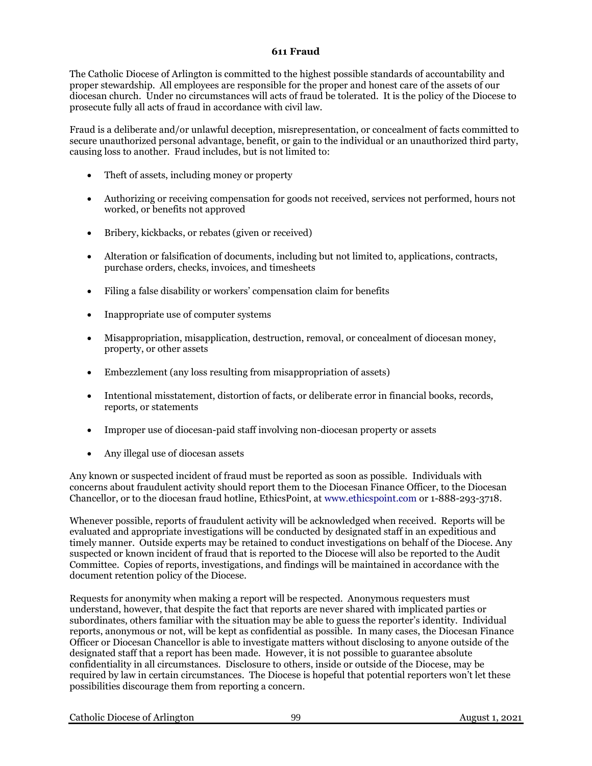## 611 Fraud

The Catholic Diocese of Arlington is committed to the highest possible standards of accountability and proper stewardship. All employees are responsible for the proper and honest care of the assets of our diocesan church. Under no circumstances will acts of fraud be tolerated. It is the policy of the Diocese to prosecute fully all acts of fraud in accordance with civil law.

Fraud is a deliberate and/or unlawful deception, misrepresentation, or concealment of facts committed to secure unauthorized personal advantage, benefit, or gain to the individual or an unauthorized third party, causing loss to another. Fraud includes, but is not limited to:

- Theft of assets, including money or property
- Authorizing or receiving compensation for goods not received, services not performed, hours not worked, or benefits not approved
- Bribery, kickbacks, or rebates (given or received)
- Alteration or falsification of documents, including but not limited to, applications, contracts, purchase orders, checks, invoices, and timesheets
- Filing a false disability or workers' compensation claim for benefits
- Inappropriate use of computer systems
- Misappropriation, misapplication, destruction, removal, or concealment of diocesan money, property, or other assets
- Embezzlement (any loss resulting from misappropriation of assets)
- Intentional misstatement, distortion of facts, or deliberate error in financial books, records, reports, or statements
- Improper use of diocesan-paid staff involving non-diocesan property or assets
- Any illegal use of diocesan assets

Any known or suspected incident of fraud must be reported as soon as possible. Individuals with concerns about fraudulent activity should report them to the Diocesan Finance Officer, to the Diocesan Chancellor, or to the diocesan fraud hotline, EthicsPoint, at www.ethicspoint.com or 1-888-293-3718.

Whenever possible, reports of fraudulent activity will be acknowledged when received. Reports will be evaluated and appropriate investigations will be conducted by designated staff in an expeditious and timely manner. Outside experts may be retained to conduct investigations on behalf of the Diocese. Any suspected or known incident of fraud that is reported to the Diocese will also be reported to the Audit Committee. Copies of reports, investigations, and findings will be maintained in accordance with the document retention policy of the Diocese.

Requests for anonymity when making a report will be respected. Anonymous requesters must understand, however, that despite the fact that reports are never shared with implicated parties or subordinates, others familiar with the situation may be able to guess the reporter's identity. Individual reports, anonymous or not, will be kept as confidential as possible. In many cases, the Diocesan Finance Officer or Diocesan Chancellor is able to investigate matters without disclosing to anyone outside of the designated staff that a report has been made. However, it is not possible to guarantee absolute confidentiality in all circumstances. Disclosure to others, inside or outside of the Diocese, may be required by law in certain circumstances. The Diocese is hopeful that potential reporters won't let these possibilities discourage them from reporting a concern.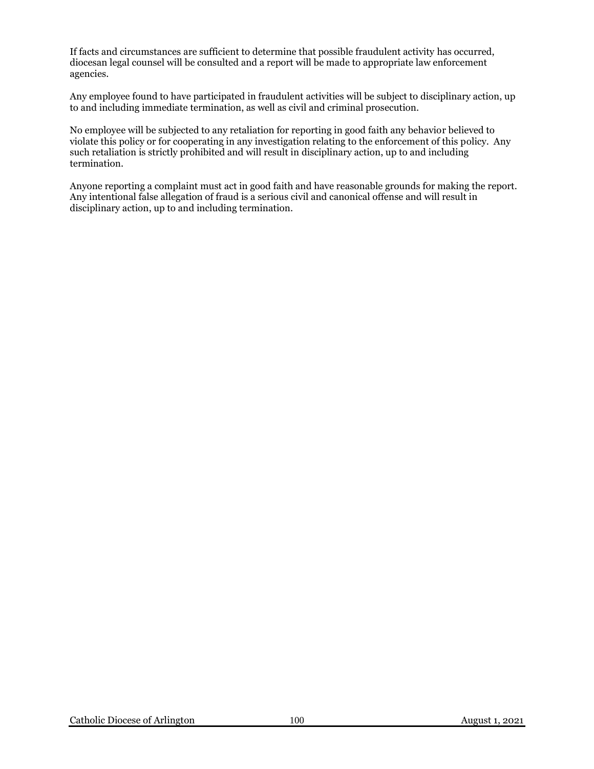If facts and circumstances are sufficient to determine that possible fraudulent activity has occurred, diocesan legal counsel will be consulted and a report will be made to appropriate law enforcement agencies.

Any employee found to have participated in fraudulent activities will be subject to disciplinary action, up to and including immediate termination, as well as civil and criminal prosecution.

No employee will be subjected to any retaliation for reporting in good faith any behavior believed to violate this policy or for cooperating in any investigation relating to the enforcement of this policy. Any such retaliation is strictly prohibited and will result in disciplinary action, up to and including termination.

Anyone reporting a complaint must act in good faith and have reasonable grounds for making the report. Any intentional false allegation of fraud is a serious civil and canonical offense and will result in disciplinary action, up to and including termination.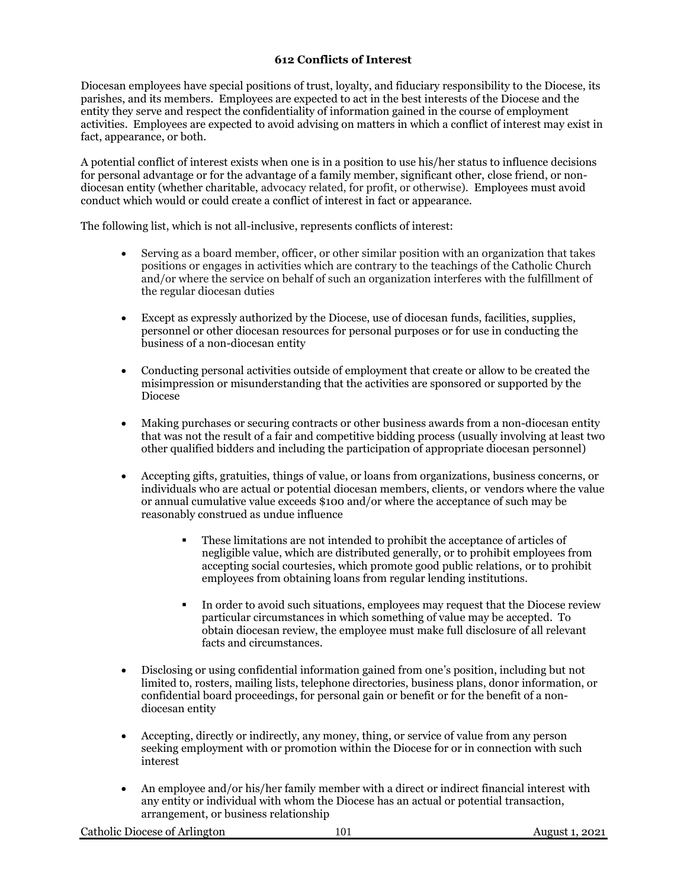## 612 Conflicts of Interest

Diocesan employees have special positions of trust, loyalty, and fiduciary responsibility to the Diocese, its parishes, and its members. Employees are expected to act in the best interests of the Diocese and the entity they serve and respect the confidentiality of information gained in the course of employment activities. Employees are expected to avoid advising on matters in which a conflict of interest may exist in fact, appearance, or both.

A potential conflict of interest exists when one is in a position to use his/her status to influence decisions for personal advantage or for the advantage of a family member, significant other, close friend, or non-diocesan entity (whether charitable, advocacy related, for profit, or otherwise). Employees must avoid conduct which would or could create a conflict of interest in fact or appearance.

The following list, which is not all-inclusive, represents conflicts of interest:

- Serving as a board member, officer, or other similar position with an organization that takes positions or engages in activities which are contrary to the teachings of the Catholic Church and/or where the service on behalf of such an organization interferes with the fulfillment of the regular diocesan duties

- Except as expressly authorized by the Diocese, use of diocesan funds, facilities, supplies, personnel or other diocesan resources for personal purposes or for use in conducting the business of a non-diocesan entity

- Conducting personal activities outside of employment that create or allow to be created the misimpression or misunderstanding that the activities are sponsored or supported by the Diocese

- Making purchases or securing contracts or other business awards from a non-diocesan entity that was not the result of a fair and competitive bidding process (usually involving at least two other qualified bidders and including the participation of appropriate diocesan personnel)

- Accepting gifts, gratuities, things of value, or loans from organizations, business concerns, or individuals who are actual or potential diocesan members, clients, or vendors where the value or annual cumulative value exceeds $100 and/or where the acceptance of such may be reasonably construed as undue influence

    - These limitations are not intended to prohibit the acceptance of articles of negligible value, which are distributed generally, or to prohibit employees from accepting social courtesies, which promote good public relations, or to prohibit employees from obtaining loans from regular lending institutions.

    - In order to avoid such situations, employees may request that the Diocese review particular circumstances in which something of value may be accepted. To obtain diocesan review, the employee must make full disclosure of all relevant facts and circumstances.

- Disclosing or using confidential information gained from one's position, including but not limited to, rosters, mailing lists, telephone directories, business plans, donor information, or confidential board proceedings, for personal gain or benefit or for the benefit of a non-diocesan entity

- Accepting, directly or indirectly, any money, thing, or service of value from any person seeking employment with or promotion within the Diocese for or in connection with such interest

- An employee and/or his/her family member with a direct or indirect financial interest with any entity or individual with whom the Diocese has an actual or potential transaction, arrangement, or business relationship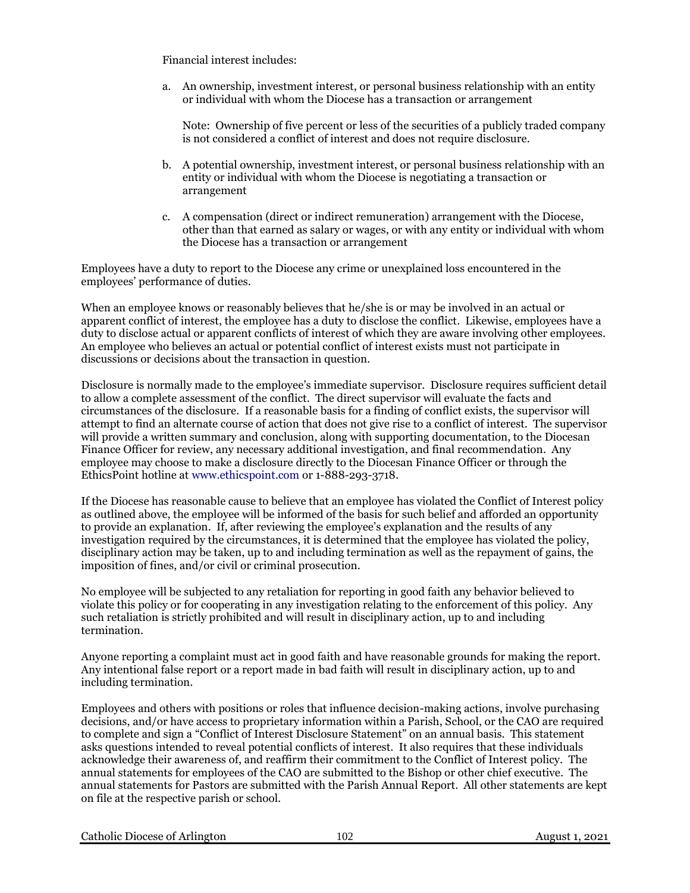Financial interest includes:

a. An ownership, investment interest, or personal business relationship with an entity or individual with whom the Diocese has a transaction or arrangement

   Note: Ownership of five percent or less of the securities of a publicly traded company is not considered a conflict of interest and does not require disclosure.

b. A potential ownership, investment interest, or personal business relationship with an entity or individual with whom the Diocese is negotiating a transaction or arrangement

c. A compensation (direct or indirect remuneration) arrangement with the Diocese, other than that earned as salary or wages, or with any entity or individual with whom the Diocese has a transaction or arrangement

Employees have a duty to report to the Diocese any crime or unexplained loss encountered in the employees' performance of duties.

When an employee knows or reasonably believes that he/she is or may be involved in an actual or apparent conflict of interest, the employee has a duty to disclose the conflict. Likewise, employees have a duty to disclose actual or apparent conflicts of interest of which they are aware involving other employees. An employee who believes an actual or potential conflict of interest exists must not participate in discussions or decisions about the transaction in question.

Disclosure is normally made to the employee's immediate supervisor. Disclosure requires sufficient detail to allow a complete assessment of the conflict. The direct supervisor will evaluate the facts and circumstances of the disclosure. If a reasonable basis for a finding of conflict exists, the supervisor will attempt to find an alternate course of action that does not give rise to a conflict of interest. The supervisor will provide a written summary and conclusion, along with supporting documentation, to the Diocesan Finance Officer for review, any necessary additional investigation, and final recommendation. Any employee may choose to make a disclosure directly to the Diocesan Finance Officer or through the EthicsPoint hotline at www.ethicspoint.com or 1-888-293-3718.

If the Diocese has reasonable cause to believe that an employee has violated the Conflict of Interest policy as outlined above, the employee will be informed of the basis for such belief and afforded an opportunity to provide an explanation. If, after reviewing the employee's explanation and the results of any investigation required by the circumstances, it is determined that the employee has violated the policy, disciplinary action may be taken, up to and including termination as well as the repayment of gains, the imposition of fines, and/or civil or criminal prosecution.

No employee will be subjected to any retaliation for reporting in good faith any behavior believed to violate this policy or for cooperating in any investigation relating to the enforcement of this policy. Any such retaliation is strictly prohibited and will result in disciplinary action, up to and including termination.

Anyone reporting a complaint must act in good faith and have reasonable grounds for making the report. Any intentional false report or a report made in bad faith will result in disciplinary action, up to and including termination.

Employees and others with positions or roles that influence decision-making actions, involve purchasing decisions, and/or have access to proprietary information within a Parish, School, or the CAO are required to complete and sign a "Conflict of Interest Disclosure Statement" on an annual basis. This statement asks questions intended to reveal potential conflicts of interest. It also requires that these individuals acknowledge their awareness of, and reaffirm their commitment to the Conflict of Interest policy. The annual statements for employees of the CAO are submitted to the Bishop or other chief executive. The annual statements for Pastors are submitted with the Parish Annual Report. All other statements are kept on file at the respective parish or school.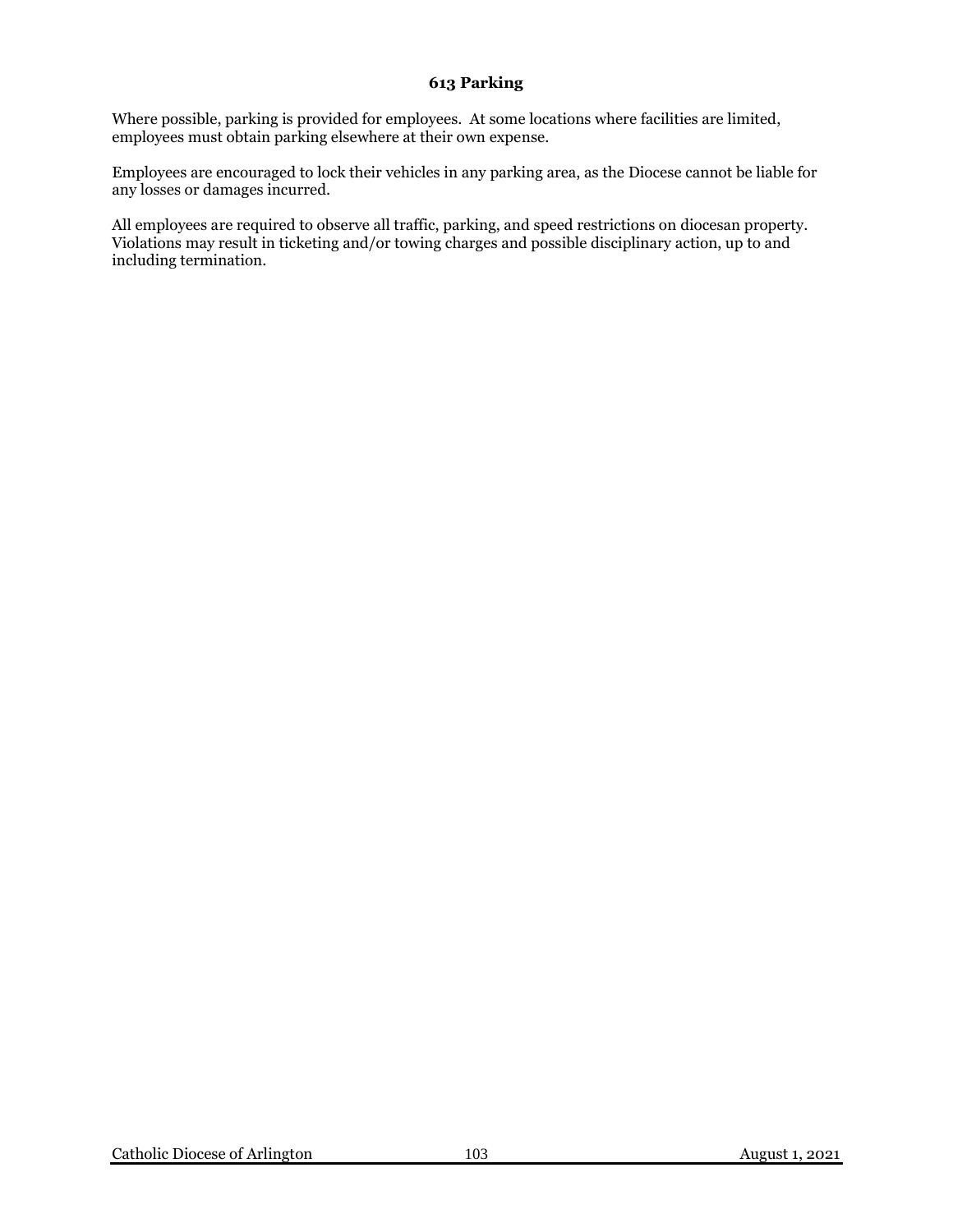### 613 Parking

Where possible, parking is provided for employees. At some locations where facilities are limited, employees must obtain parking elsewhere at their own expense.

Employees are encouraged to lock their vehicles in any parking area, as the Diocese cannot be liable for any losses or damages incurred.

All employees are required to observe all traffic, parking, and speed restrictions on diocesan property. Violations may result in ticketing and/or towing charges and possible disciplinary action, up to and including termination.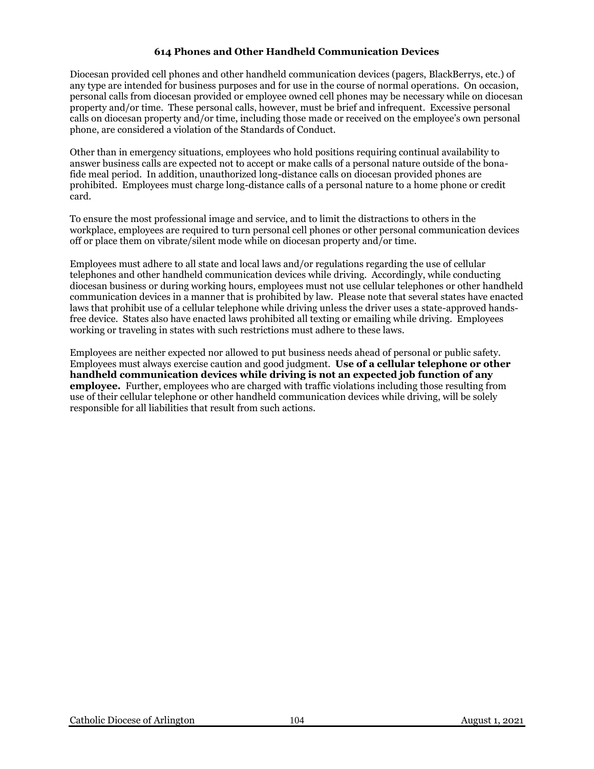### 614 Phones and Other Handheld Communication Devices

Diocesan provided cell phones and other handheld communication devices (pagers, BlackBerrys, etc.) of any type are intended for business purposes and for use in the course of normal operations. On occasion, personal calls from diocesan provided or employee owned cell phones may be necessary while on diocesan property and/or time. These personal calls, however, must be brief and infrequent. Excessive personal calls on diocesan property and/or time, including those made or received on the employee's own personal phone, are considered a violation of the Standards of Conduct.

Other than in emergency situations, employees who hold positions requiring continual availability to answer business calls are expected not to accept or make calls of a personal nature outside of the bona-fide meal period. In addition, unauthorized long-distance calls on diocesan provided phones are prohibited. Employees must charge long-distance calls of a personal nature to a home phone or credit card.

To ensure the most professional image and service, and to limit the distractions to others in the workplace, employees are required to turn personal cell phones or other personal communication devices off or place them on vibrate/silent mode while on diocesan property and/or time.

Employees must adhere to all state and local laws and/or regulations regarding the use of cellular telephones and other handheld communication devices while driving. Accordingly, while conducting diocesan business or during working hours, employees must not use cellular telephones or other handheld communication devices in a manner that is prohibited by law. Please note that several states have enacted laws that prohibit use of a cellular telephone while driving unless the driver uses a state-approved hands-free device. States also have enacted laws prohibited all texting or emailing while driving. Employees working or traveling in states with such restrictions must adhere to these laws.

Employees are neither expected nor allowed to put business needs ahead of personal or public safety. Employees must always exercise caution and good judgment. **Use of a cellular telephone or other handheld communication devices while driving is not an expected job function of any employee.** Further, employees who are charged with traffic violations including those resulting from use of their cellular telephone or other handheld communication devices while driving, will be solely responsible for all liabilities that result from such actions.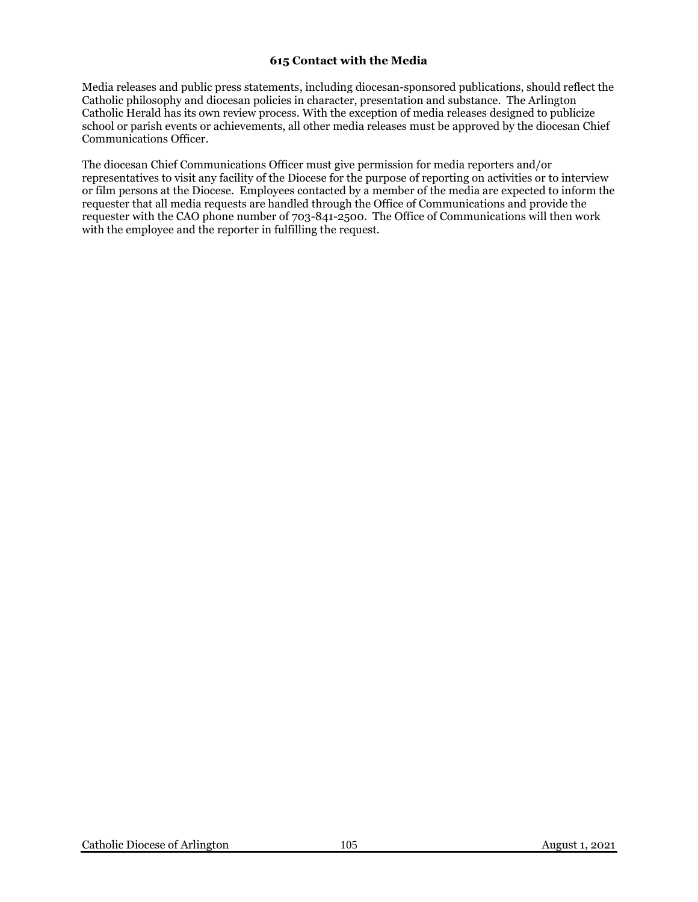## 615 Contact with the Media

Media releases and public press statements, including diocesan-sponsored publications, should reflect the Catholic philosophy and diocesan policies in character, presentation and substance. The Arlington Catholic Herald has its own review process. With the exception of media releases designed to publicize school or parish events or achievements, all other media releases must be approved by the diocesan Chief Communications Officer.

The diocesan Chief Communications Officer must give permission for media reporters and/or representatives to visit any facility of the Diocese for the purpose of reporting on activities or to interview or film persons at the Diocese. Employees contacted by a member of the media are expected to inform the requester that all media requests are handled through the Office of Communications and provide the requester with the CAO phone number of 703-841-2500. The Office of Communications will then work with the employee and the reporter in fulfilling the request.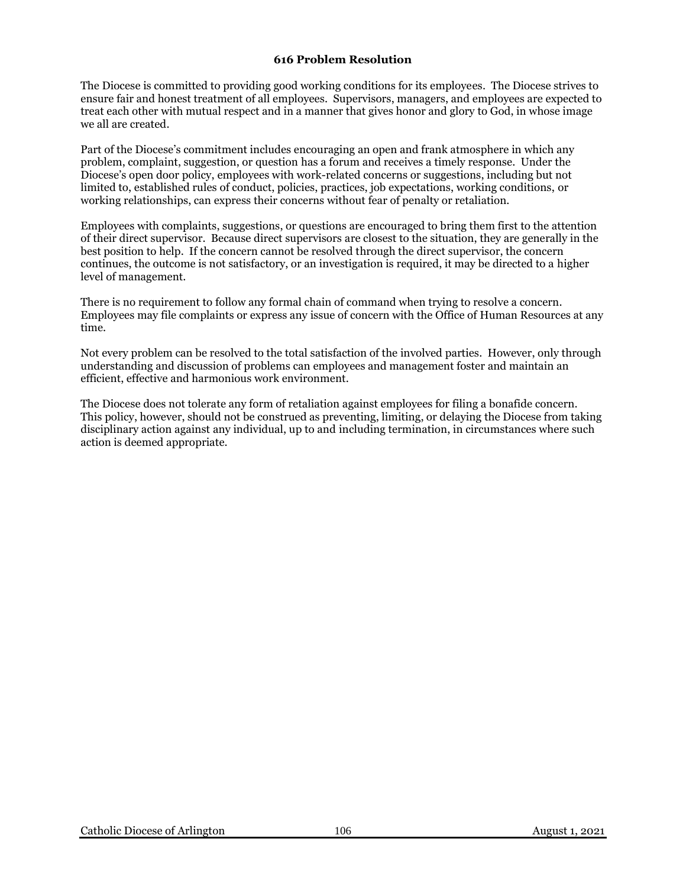### 616 Problem Resolution

The Diocese is committed to providing good working conditions for its employees. The Diocese strives to ensure fair and honest treatment of all employees. Supervisors, managers, and employees are expected to treat each other with mutual respect and in a manner that gives honor and glory to God, in whose image we all are created.

Part of the Diocese's commitment includes encouraging an open and frank atmosphere in which any problem, complaint, suggestion, or question has a forum and receives a timely response. Under the Diocese's open door policy, employees with work-related concerns or suggestions, including but not limited to, established rules of conduct, policies, practices, job expectations, working conditions, or working relationships, can express their concerns without fear of penalty or retaliation.

Employees with complaints, suggestions, or questions are encouraged to bring them first to the attention of their direct supervisor. Because direct supervisors are closest to the situation, they are generally in the best position to help. If the concern cannot be resolved through the direct supervisor, the concern continues, the outcome is not satisfactory, or an investigation is required, it may be directed to a higher level of management.

There is no requirement to follow any formal chain of command when trying to resolve a concern. Employees may file complaints or express any issue of concern with the Office of Human Resources at any time.

Not every problem can be resolved to the total satisfaction of the involved parties. However, only through understanding and discussion of problems can employees and management foster and maintain an efficient, effective and harmonious work environment.

The Diocese does not tolerate any form of retaliation against employees for filing a bonafide concern. This policy, however, should not be construed as preventing, limiting, or delaying the Diocese from taking disciplinary action against any individual, up to and including termination, in circumstances where such action is deemed appropriate.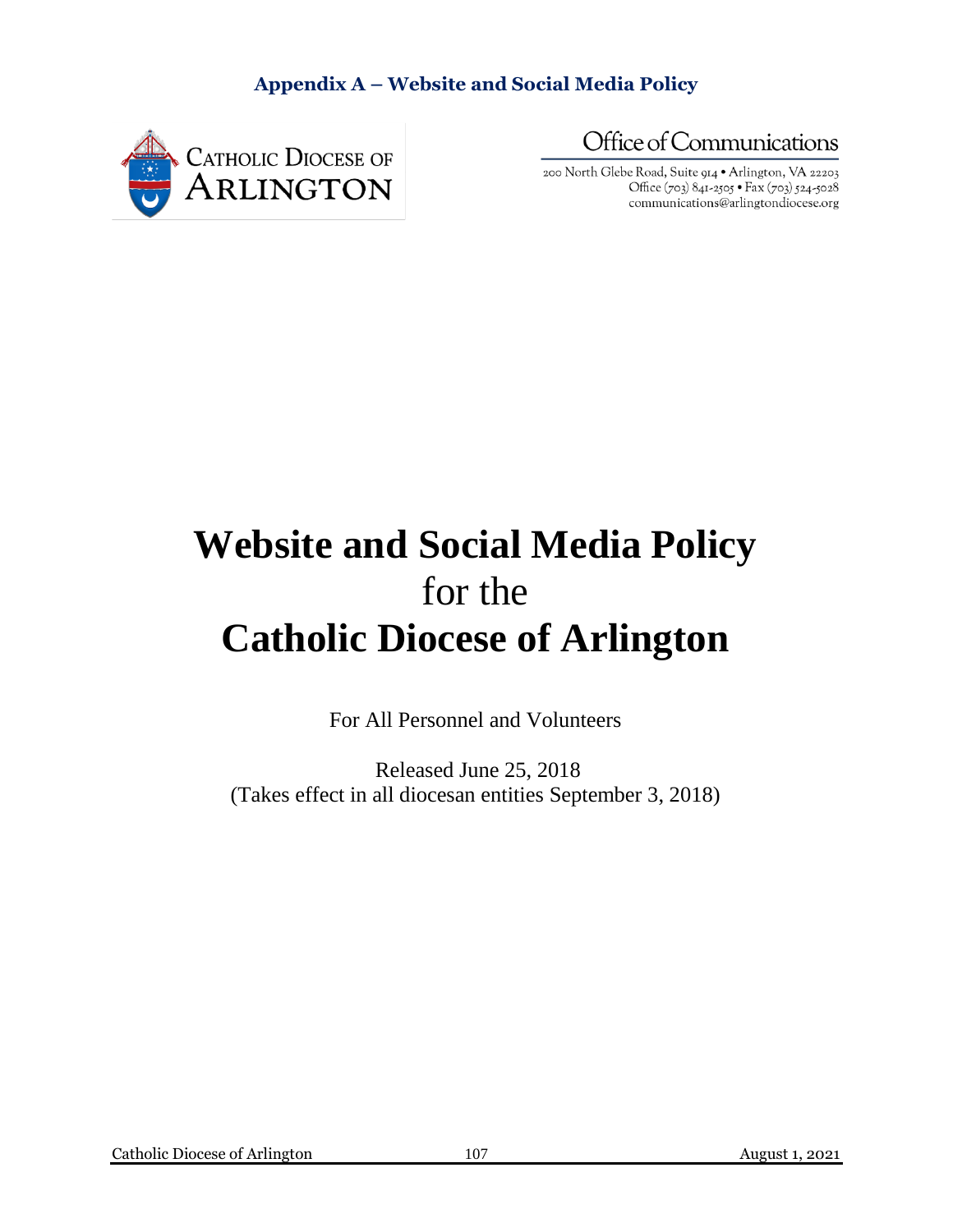**Appendix A – Website and Social Media Policy**

CATHOLIC DIOCESE OF ARLINGTON

Office of Communications

200 North Glebe Road, Suite 914 • Arlington, VA 22203
Office (703) 841-2505 • Fax (703) 524-5028
communications@arlingtondiocese.org

# Website and Social Media Policy
for the
# Catholic Diocese of Arlington

For All Personnel and Volunteers

Released June 25, 2018
(Takes effect in all diocesan entities September 3, 2018)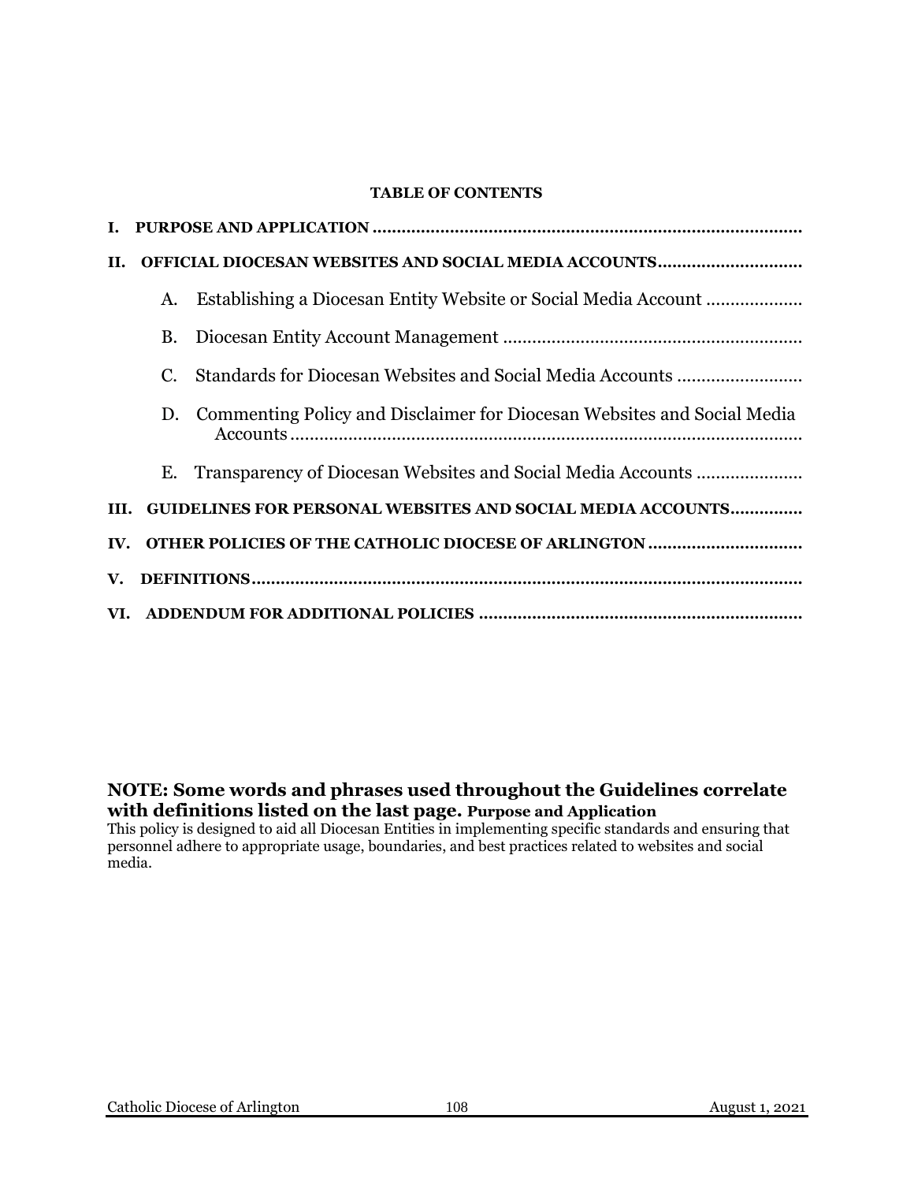**TABLE OF CONTENTS**

**I. PURPOSE AND APPLICATION ........................................................................................**

**II. OFFICIAL DIOCESAN WEBSITES AND SOCIAL MEDIA ACCOUNTS.............................**

A. Establishing a Diocesan Entity Website or Social Media Account ...................

B. Diocesan Entity Account Management .............................................................

C. Standards for Diocesan Websites and Social Media Accounts .........................

D. Commenting Policy and Disclaimer for Diocesan Websites and Social Media Accounts ........................................................................................................

E. Transparency of Diocesan Websites and Social Media Accounts .....................

**III. GUIDELINES FOR PERSONAL WEBSITES AND SOCIAL MEDIA ACCOUNTS..............**

**IV. OTHER POLICIES OF THE CATHOLIC DIOCESE OF ARLINGTON ................................**

**V. DEFINITIONS.................................................................................................................**

**VI. ADDENDUM FOR ADDITIONAL POLICIES ..................................................................**

**NOTE: Some words and phrases used throughout the Guidelines correlate with definitions listed on the last page.** **Purpose and Application**

This policy is designed to aid all Diocesan Entities in implementing specific standards and ensuring that personnel adhere to appropriate usage, boundaries, and best practices related to websites and social media.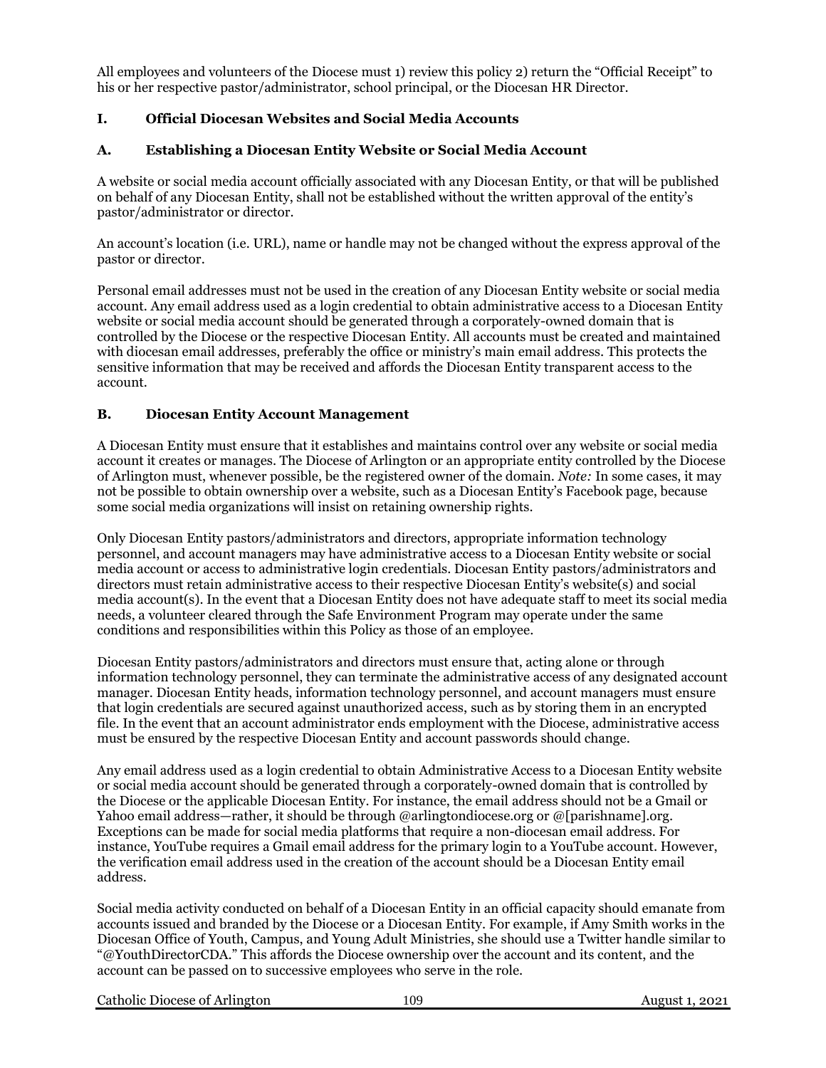All employees and volunteers of the Diocese must 1) review this policy 2) return the "Official Receipt" to his or her respective pastor/administrator, school principal, or the Diocesan HR Director.

## I. Official Diocesan Websites and Social Media Accounts

### A. Establishing a Diocesan Entity Website or Social Media Account

A website or social media account officially associated with any Diocesan Entity, or that will be published on behalf of any Diocesan Entity, shall not be established without the written approval of the entity's pastor/administrator or director.

An account's location (i.e. URL), name or handle may not be changed without the express approval of the pastor or director.

Personal email addresses must not be used in the creation of any Diocesan Entity website or social media account. Any email address used as a login credential to obtain administrative access to a Diocesan Entity website or social media account should be generated through a corporately-owned domain that is controlled by the Diocese or the respective Diocesan Entity. All accounts must be created and maintained with diocesan email addresses, preferably the office or ministry's main email address. This protects the sensitive information that may be received and affords the Diocesan Entity transparent access to the account.

### B. Diocesan Entity Account Management

A Diocesan Entity must ensure that it establishes and maintains control over any website or social media account it creates or manages. The Diocese of Arlington or an appropriate entity controlled by the Diocese of Arlington must, whenever possible, be the registered owner of the domain. *Note:* In some cases, it may not be possible to obtain ownership over a website, such as a Diocesan Entity's Facebook page, because some social media organizations will insist on retaining ownership rights.

Only Diocesan Entity pastors/administrators and directors, appropriate information technology personnel, and account managers may have administrative access to a Diocesan Entity website or social media account or access to administrative login credentials. Diocesan Entity pastors/administrators and directors must retain administrative access to their respective Diocesan Entity's website(s) and social media account(s). In the event that a Diocesan Entity does not have adequate staff to meet its social media needs, a volunteer cleared through the Safe Environment Program may operate under the same conditions and responsibilities within this Policy as those of an employee.

Diocesan Entity pastors/administrators and directors must ensure that, acting alone or through information technology personnel, they can terminate the administrative access of any designated account manager. Diocesan Entity heads, information technology personnel, and account managers must ensure that login credentials are secured against unauthorized access, such as by storing them in an encrypted file. In the event that an account administrator ends employment with the Diocese, administrative access must be ensured by the respective Diocesan Entity and account passwords should change.

Any email address used as a login credential to obtain Administrative Access to a Diocesan Entity website or social media account should be generated through a corporately-owned domain that is controlled by the Diocese or the applicable Diocesan Entity. For instance, the email address should not be a Gmail or Yahoo email address—rather, it should be through @arlingtondiocese.org or @[parishname].org. Exceptions can be made for social media platforms that require a non-diocesan email address. For instance, YouTube requires a Gmail email address for the primary login to a YouTube account. However, the verification email address used in the creation of the account should be a Diocesan Entity email address.

Social media activity conducted on behalf of a Diocesan Entity in an official capacity should emanate from accounts issued and branded by the Diocese or a Diocesan Entity. For example, if Amy Smith works in the Diocesan Office of Youth, Campus, and Young Adult Ministries, she should use a Twitter handle similar to "@YouthDirectorCDA." This affords the Diocese ownership over the account and its content, and the account can be passed on to successive employees who serve in the role.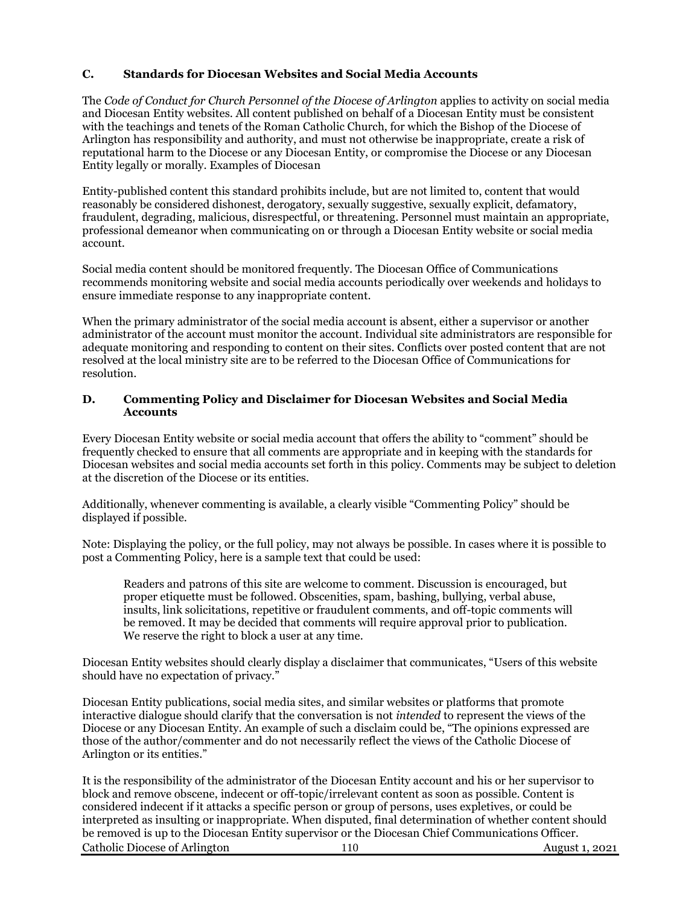### C. Standards for Diocesan Websites and Social Media Accounts

The *Code of Conduct for Church Personnel of the Diocese of Arlington* applies to activity on social media and Diocesan Entity websites. All content published on behalf of a Diocesan Entity must be consistent with the teachings and tenets of the Roman Catholic Church, for which the Bishop of the Diocese of Arlington has responsibility and authority, and must not otherwise be inappropriate, create a risk of reputational harm to the Diocese or any Diocesan Entity, or compromise the Diocese or any Diocesan Entity legally or morally. Examples of Diocesan

Entity-published content this standard prohibits include, but are not limited to, content that would reasonably be considered dishonest, derogatory, sexually suggestive, sexually explicit, defamatory, fraudulent, degrading, malicious, disrespectful, or threatening. Personnel must maintain an appropriate, professional demeanor when communicating on or through a Diocesan Entity website or social media account.

Social media content should be monitored frequently. The Diocesan Office of Communications recommends monitoring website and social media accounts periodically over weekends and holidays to ensure immediate response to any inappropriate content.

When the primary administrator of the social media account is absent, either a supervisor or another administrator of the account must monitor the account. Individual site administrators are responsible for adequate monitoring and responding to content on their sites. Conflicts over posted content that are not resolved at the local ministry site are to be referred to the Diocesan Office of Communications for resolution.

### D. Commenting Policy and Disclaimer for Diocesan Websites and Social Media Accounts

Every Diocesan Entity website or social media account that offers the ability to "comment" should be frequently checked to ensure that all comments are appropriate and in keeping with the standards for Diocesan websites and social media accounts set forth in this policy. Comments may be subject to deletion at the discretion of the Diocese or its entities.

Additionally, whenever commenting is available, a clearly visible "Commenting Policy" should be displayed if possible.

Note: Displaying the policy, or the full policy, may not always be possible. In cases where it is possible to post a Commenting Policy, here is a sample text that could be used:

> Readers and patrons of this site are welcome to comment. Discussion is encouraged, but proper etiquette must be followed. Obscenities, spam, bashing, bullying, verbal abuse, insults, link solicitations, repetitive or fraudulent comments, and off-topic comments will be removed. It may be decided that comments will require approval prior to publication. We reserve the right to block a user at any time.

Diocesan Entity websites should clearly display a disclaimer that communicates, "Users of this website should have no expectation of privacy."

Diocesan Entity publications, social media sites, and similar websites or platforms that promote interactive dialogue should clarify that the conversation is not *intended* to represent the views of the Diocese or any Diocesan Entity. An example of such a disclaim could be, "The opinions expressed are those of the author/commenter and do not necessarily reflect the views of the Catholic Diocese of Arlington or its entities."

It is the responsibility of the administrator of the Diocesan Entity account and his or her supervisor to block and remove obscene, indecent or off-topic/irrelevant content as soon as possible. Content is considered indecent if it attacks a specific person or group of persons, uses expletives, or could be interpreted as insulting or inappropriate. When disputed, final determination of whether content should be removed is up to the Diocesan Entity supervisor or the Diocesan Chief Communications Officer.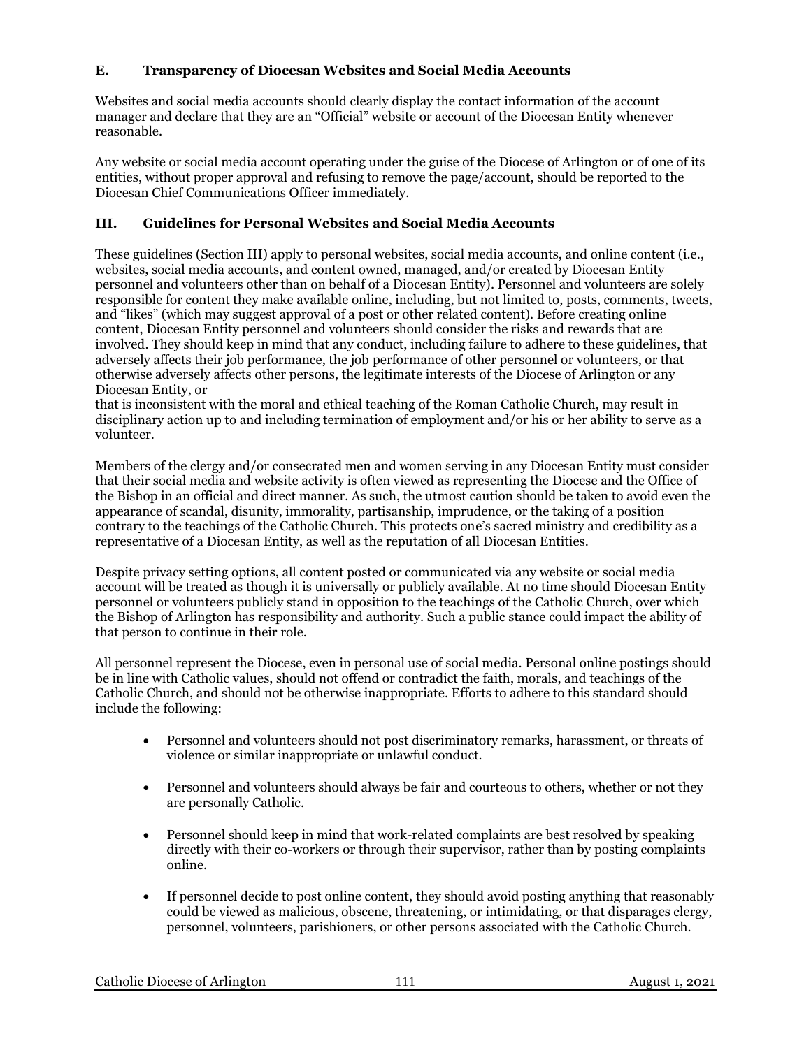### E. Transparency of Diocesan Websites and Social Media Accounts

Websites and social media accounts should clearly display the contact information of the account manager and declare that they are an "Official" website or account of the Diocesan Entity whenever reasonable.

Any website or social media account operating under the guise of the Diocese of Arlington or of one of its entities, without proper approval and refusing to remove the page/account, should be reported to the Diocesan Chief Communications Officer immediately.

## III. Guidelines for Personal Websites and Social Media Accounts

These guidelines (Section III) apply to personal websites, social media accounts, and online content (i.e., websites, social media accounts, and content owned, managed, and/or created by Diocesan Entity personnel and volunteers other than on behalf of a Diocesan Entity). Personnel and volunteers are solely responsible for content they make available online, including, but not limited to, posts, comments, tweets, and "likes" (which may suggest approval of a post or other related content). Before creating online content, Diocesan Entity personnel and volunteers should consider the risks and rewards that are involved. They should keep in mind that any conduct, including failure to adhere to these guidelines, that adversely affects their job performance, the job performance of other personnel or volunteers, or that otherwise adversely affects other persons, the legitimate interests of the Diocese of Arlington or any Diocesan Entity, or
that is inconsistent with the moral and ethical teaching of the Roman Catholic Church, may result in disciplinary action up to and including termination of employment and/or his or her ability to serve as a volunteer.

Members of the clergy and/or consecrated men and women serving in any Diocesan Entity must consider that their social media and website activity is often viewed as representing the Diocese and the Office of the Bishop in an official and direct manner. As such, the utmost caution should be taken to avoid even the appearance of scandal, disunity, immorality, partisanship, imprudence, or the taking of a position contrary to the teachings of the Catholic Church. This protects one's sacred ministry and credibility as a representative of a Diocesan Entity, as well as the reputation of all Diocesan Entities.

Despite privacy setting options, all content posted or communicated via any website or social media account will be treated as though it is universally or publicly available. At no time should Diocesan Entity personnel or volunteers publicly stand in opposition to the teachings of the Catholic Church, over which the Bishop of Arlington has responsibility and authority. Such a public stance could impact the ability of that person to continue in their role.

All personnel represent the Diocese, even in personal use of social media. Personal online postings should be in line with Catholic values, should not offend or contradict the faith, morals, and teachings of the Catholic Church, and should not be otherwise inappropriate. Efforts to adhere to this standard should include the following:

- Personnel and volunteers should not post discriminatory remarks, harassment, or threats of violence or similar inappropriate or unlawful conduct.

- Personnel and volunteers should always be fair and courteous to others, whether or not they are personally Catholic.

- Personnel should keep in mind that work-related complaints are best resolved by speaking directly with their co-workers or through their supervisor, rather than by posting complaints online.

- If personnel decide to post online content, they should avoid posting anything that reasonably could be viewed as malicious, obscene, threatening, or intimidating, or that disparages clergy, personnel, volunteers, parishioners, or other persons associated with the Catholic Church.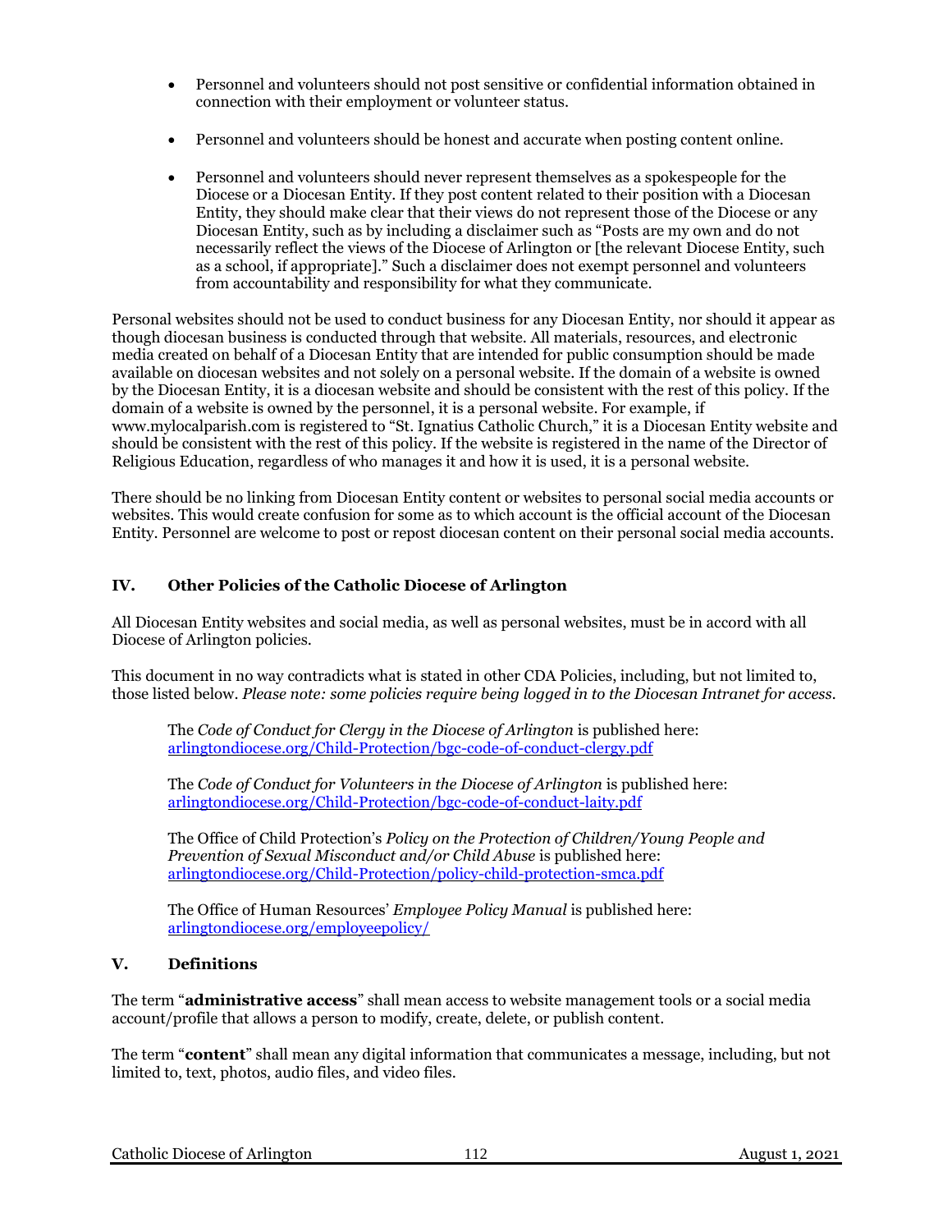- Personnel and volunteers should not post sensitive or confidential information obtained in connection with their employment or volunteer status.

- Personnel and volunteers should be honest and accurate when posting content online.

- Personnel and volunteers should never represent themselves as a spokespeople for the Diocese or a Diocesan Entity. If they post content related to their position with a Diocesan Entity, they should make clear that their views do not represent those of the Diocese or any Diocesan Entity, such as by including a disclaimer such as "Posts are my own and do not necessarily reflect the views of the Diocese of Arlington or [the relevant Diocese Entity, such as a school, if appropriate]." Such a disclaimer does not exempt personnel and volunteers from accountability and responsibility for what they communicate.

Personal websites should not be used to conduct business for any Diocesan Entity, nor should it appear as though diocesan business is conducted through that website. All materials, resources, and electronic media created on behalf of a Diocesan Entity that are intended for public consumption should be made available on diocesan websites and not solely on a personal website. If the domain of a website is owned by the Diocesan Entity, it is a diocesan website and should be consistent with the rest of this policy. If the domain of a website is owned by the personnel, it is a personal website. For example, if www.mylocalparish.com is registered to "St. Ignatius Catholic Church," it is a Diocesan Entity website and should be consistent with the rest of this policy. If the website is registered in the name of the Director of Religious Education, regardless of who manages it and how it is used, it is a personal website.

There should be no linking from Diocesan Entity content or websites to personal social media accounts or websites. This would create confusion for some as to which account is the official account of the Diocesan Entity. Personnel are welcome to post or repost diocesan content on their personal social media accounts.

## IV. Other Policies of the Catholic Diocese of Arlington

All Diocesan Entity websites and social media, as well as personal websites, must be in accord with all Diocese of Arlington policies.

This document in no way contradicts what is stated in other CDA Policies, including, but not limited to, those listed below. *Please note: some policies require being logged in to the Diocesan Intranet for access.*

The *Code of Conduct for Clergy in the Diocese of Arlington* is published here: arlingtondiocese.org/Child-Protection/bgc-code-of-conduct-clergy.pdf

The *Code of Conduct for Volunteers in the Diocese of Arlington* is published here: arlingtondiocese.org/Child-Protection/bgc-code-of-conduct-laity.pdf

The Office of Child Protection's *Policy on the Protection of Children/Young People and Prevention of Sexual Misconduct and/or Child Abuse* is published here: arlingtondiocese.org/Child-Protection/policy-child-protection-smca.pdf

The Office of Human Resources' *Employee Policy Manual* is published here: arlingtondiocese.org/employeepolicy/

## V. Definitions

The term "**administrative access**" shall mean access to website management tools or a social media account/profile that allows a person to modify, create, delete, or publish content.

The term "**content**" shall mean any digital information that communicates a message, including, but not limited to, text, photos, audio files, and video files.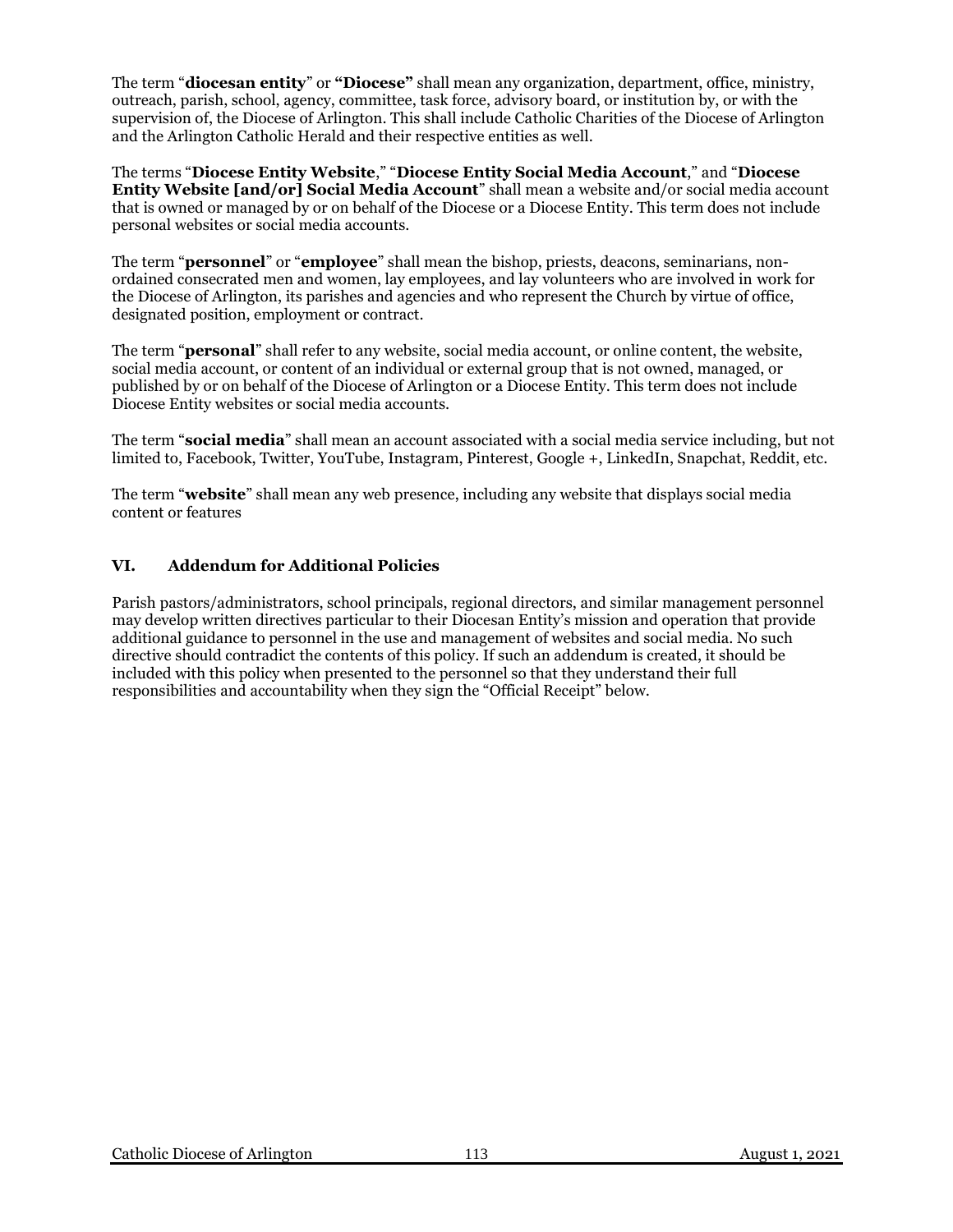The term “**diocesan entity**” or **“Diocese”** shall mean any organization, department, office, ministry, outreach, parish, school, agency, committee, task force, advisory board, or institution by, or with the supervision of, the Diocese of Arlington. This shall include Catholic Charities of the Diocese of Arlington and the Arlington Catholic Herald and their respective entities as well.

The terms “**Diocese Entity Website**,” “**Diocese Entity Social Media Account**,” and “**Diocese Entity Website [and/or] Social Media Account**” shall mean a website and/or social media account that is owned or managed by or on behalf of the Diocese or a Diocese Entity. This term does not include personal websites or social media accounts.

The term “**personnel**” or “**employee**” shall mean the bishop, priests, deacons, seminarians, non-ordained consecrated men and women, lay employees, and lay volunteers who are involved in work for the Diocese of Arlington, its parishes and agencies and who represent the Church by virtue of office, designated position, employment or contract.

The term “**personal**” shall refer to any website, social media account, or online content, the website, social media account, or content of an individual or external group that is not owned, managed, or published by or on behalf of the Diocese of Arlington or a Diocese Entity. This term does not include Diocese Entity websites or social media accounts.

The term “**social media**” shall mean an account associated with a social media service including, but not limited to, Facebook, Twitter, YouTube, Instagram, Pinterest, Google +, LinkedIn, Snapchat, Reddit, etc.

The term “**website**” shall mean any web presence, including any website that displays social media content or features

## VI. Addendum for Additional Policies

Parish pastors/administrators, school principals, regional directors, and similar management personnel may develop written directives particular to their Diocesan Entity’s mission and operation that provide additional guidance to personnel in the use and management of websites and social media. No such directive should contradict the contents of this policy. If such an addendum is created, it should be included with this policy when presented to the personnel so that they understand their full responsibilities and accountability when they sign the “Official Receipt” below.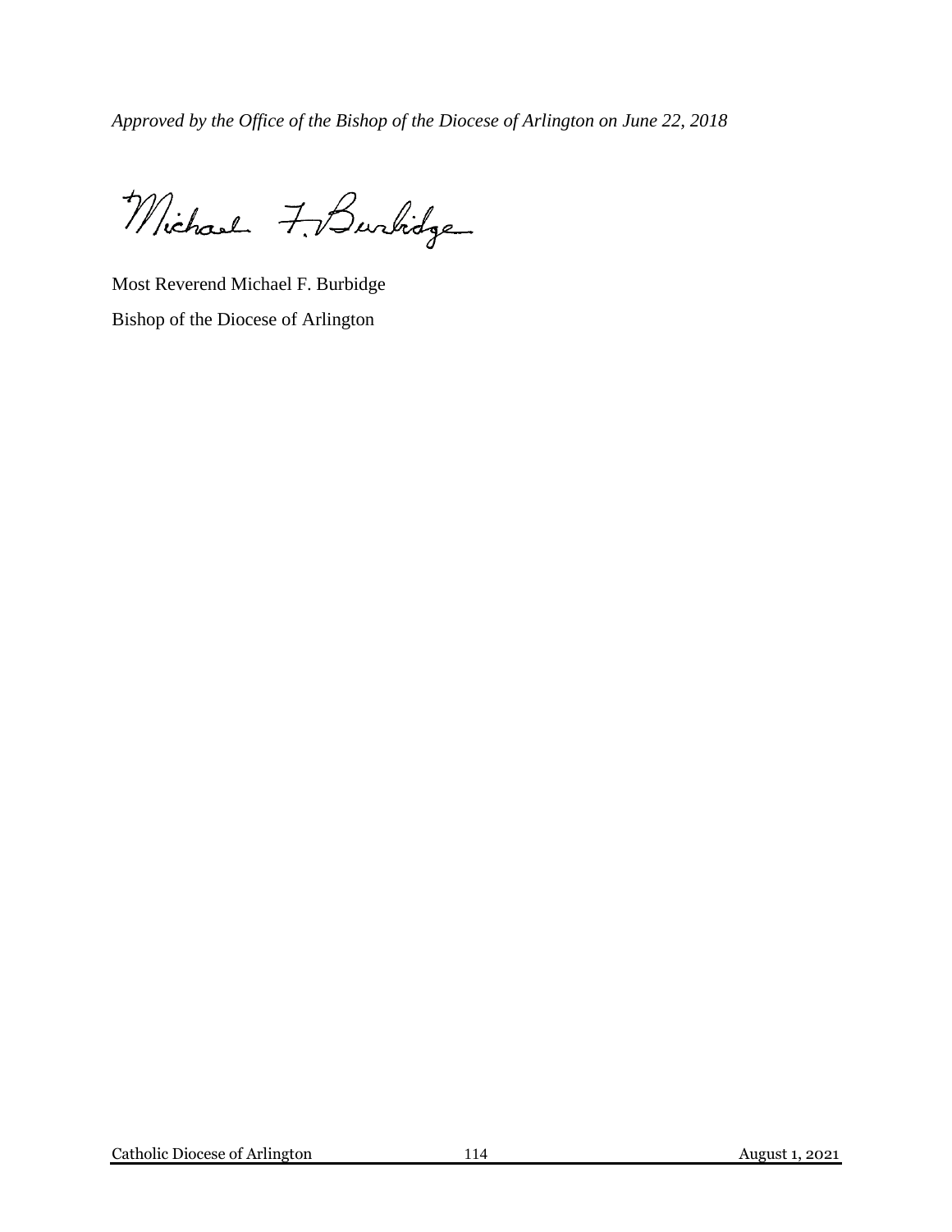*Approved by the Office of the Bishop of the Diocese of Arlington on June 22, 2018*

Michael F. Burbidge

Most Reverend Michael F. Burbidge

Bishop of the Diocese of Arlington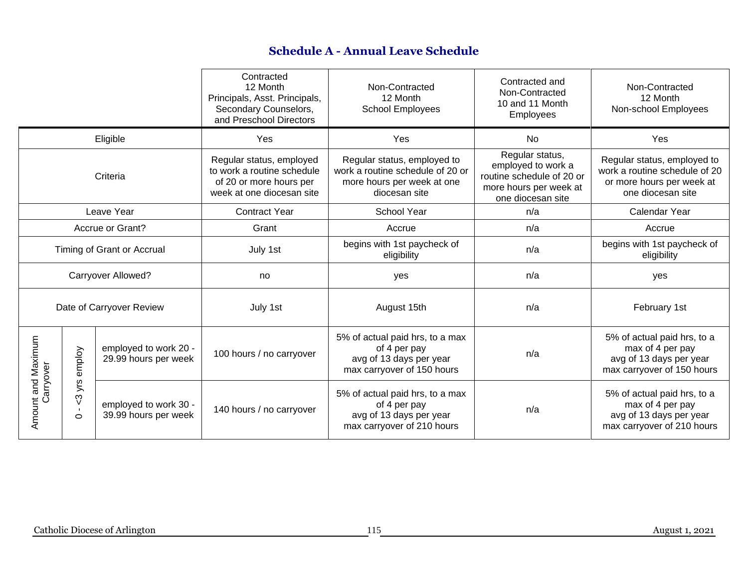## Schedule A - Annual Leave Schedule

| | | | Contracted 12 Month Principals, Asst. Principals, Secondary Counselors, and Preschool Directors | Non-Contracted 12 Month School Employees | Contracted and Non-Contracted 10 and 11 Month Employees | Non-Contracted 12 Month Non-school Employees |
|---|---|---|---|---|---|---|
| Eligible | | | Yes | Yes | No | Yes |
| Criteria | | | Regular status, employed to work a routine schedule of 20 or more hours per week at one diocesan site | Regular status, employed to work a routine schedule of 20 or more hours per week at one diocesan site | Regular status, employed to work a routine schedule of 20 or more hours per week at one diocesan site | Regular status, employed to work a routine schedule of 20 or more hours per week at one diocesan site |
| Leave Year | | | Contract Year | School Year | n/a | Calendar Year |
| Accrue or Grant? | | | Grant | Accrue | n/a | Accrue |
| Timing of Grant or Accrual | | | July 1st | begins with 1st paycheck of eligibility | n/a | begins with 1st paycheck of eligibility |
| Carryover Allowed? | | | no | yes | n/a | yes |
| Date of Carryover Review | | | July 1st | August 15th | n/a | February 1st |
| Amount and Maximum Carryover | 0 - <3 yrs employ | employed to work 20 - 29.99 hours per week | 100 hours / no carryover | 5% of actual paid hrs, to a max of 4 per pay avg of 13 days per year max carryover of 150 hours | n/a | 5% of actual paid hrs, to a max of 4 per pay avg of 13 days per year max carryover of 150 hours |
| | | employed to work 30 - 39.99 hours per week | 140 hours / no carryover | 5% of actual paid hrs, to a max of 4 per pay avg of 13 days per year max carryover of 210 hours | n/a | 5% of actual paid hrs, to a max of 4 per pay avg of 13 days per year max carryover of 210 hours |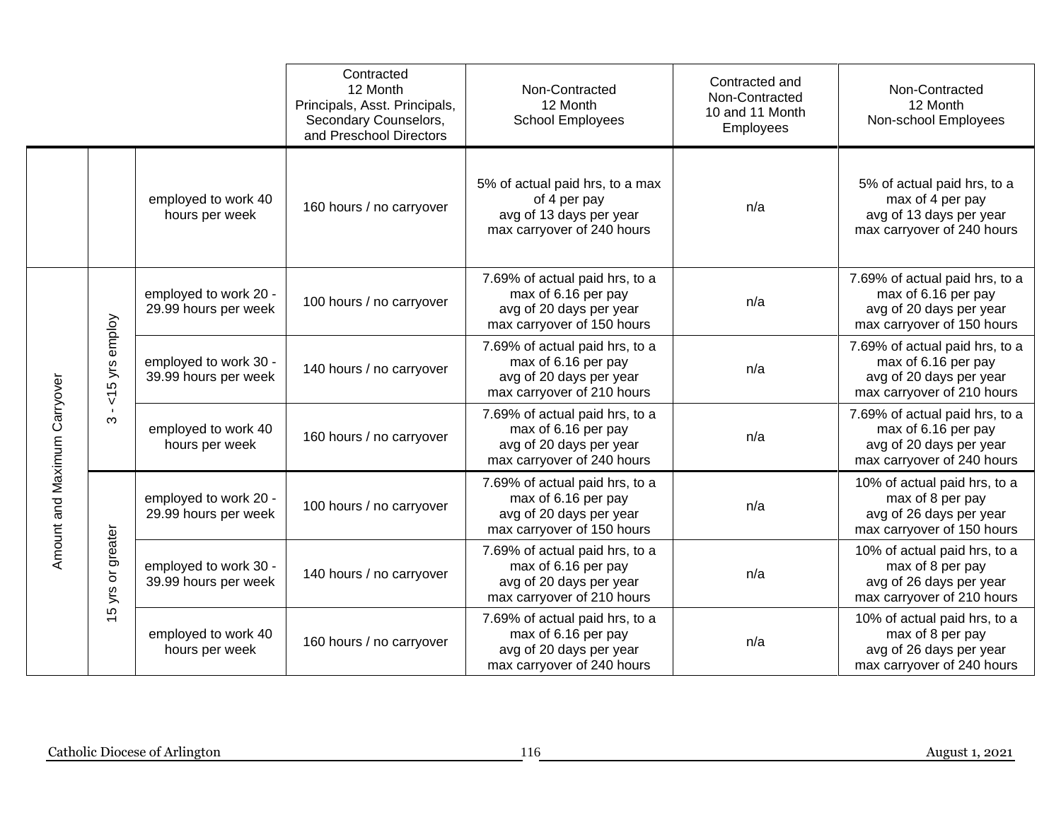| | | | Contracted 12 Month Principals, Asst. Principals, Secondary Counselors, and Preschool Directors | Non-Contracted 12 Month School Employees | Contracted and Non-Contracted 10 and 11 Month Employees | Non-Contracted 12 Month Non-school Employees |
|---|---|---|---|---|---|---|
| | | employed to work 40 hours per week | 160 hours / no carryover | 5% of actual paid hrs, to a max of 4 per pay avg of 13 days per year max carryover of 240 hours | n/a | 5% of actual paid hrs, to a max of 4 per pay avg of 13 days per year max carryover of 240 hours |
| Amount and Maximum Carryover | 3 - <15 yrs employ | employed to work 20 - 29.99 hours per week | 100 hours / no carryover | 7.69% of actual paid hrs, to a max of 6.16 per pay avg of 20 days per year max carryover of 150 hours | n/a | 7.69% of actual paid hrs, to a max of 6.16 per pay avg of 20 days per year max carryover of 150 hours |
| | | employed to work 30 - 39.99 hours per week | 140 hours / no carryover | 7.69% of actual paid hrs, to a max of 6.16 per pay avg of 20 days per year max carryover of 210 hours | n/a | 7.69% of actual paid hrs, to a max of 6.16 per pay avg of 20 days per year max carryover of 210 hours |
| | | employed to work 40 hours per week | 160 hours / no carryover | 7.69% of actual paid hrs, to a max of 6.16 per pay avg of 20 days per year max carryover of 240 hours | n/a | 7.69% of actual paid hrs, to a max of 6.16 per pay avg of 20 days per year max carryover of 240 hours |
| | 15 yrs or greater | employed to work 20 - 29.99 hours per week | 100 hours / no carryover | 7.69% of actual paid hrs, to a max of 6.16 per pay avg of 20 days per year max carryover of 150 hours | n/a | 10% of actual paid hrs, to a max of 8 per pay avg of 26 days per year max carryover of 150 hours |
| | | employed to work 30 - 39.99 hours per week | 140 hours / no carryover | 7.69% of actual paid hrs, to a max of 6.16 per pay avg of 20 days per year max carryover of 210 hours | n/a | 10% of actual paid hrs, to a max of 8 per pay avg of 26 days per year max carryover of 210 hours |
| | | employed to work 40 hours per week | 160 hours / no carryover | 7.69% of actual paid hrs, to a max of 6.16 per pay avg of 20 days per year max carryover of 240 hours | n/a | 10% of actual paid hrs, to a max of 8 per pay avg of 26 days per year max carryover of 240 hours |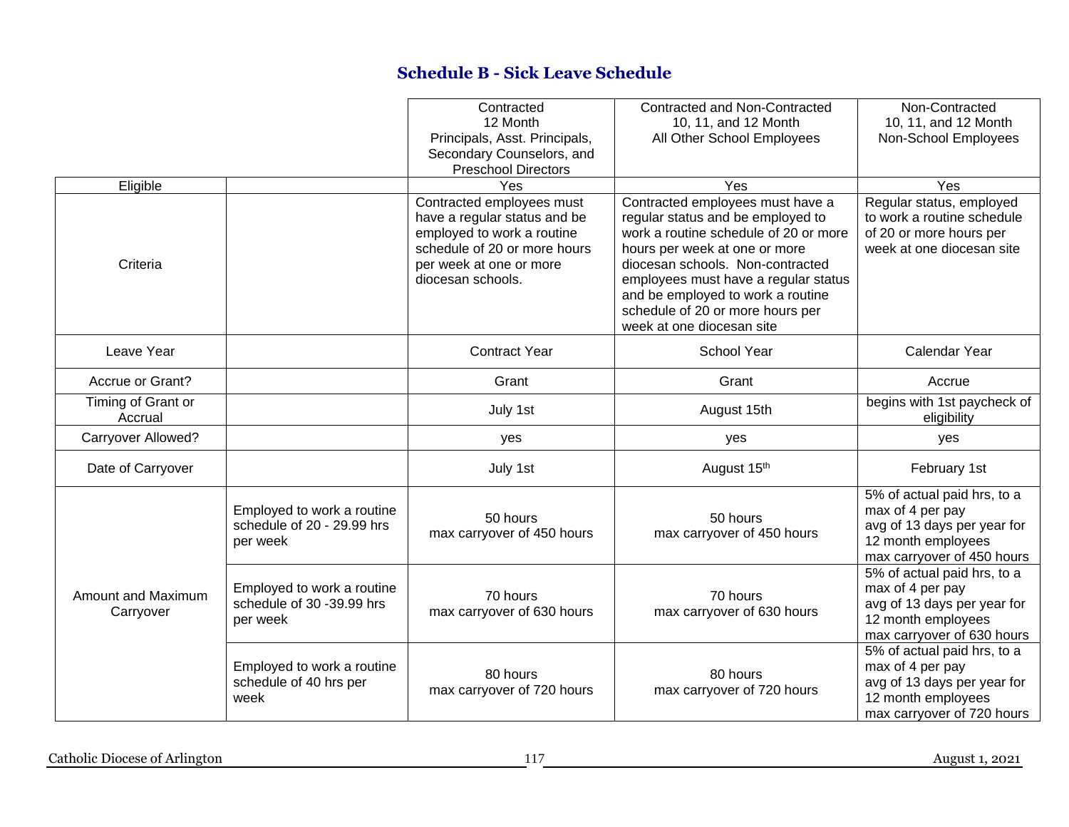## Schedule B - Sick Leave Schedule

| | | Contracted 12 Month Principals, Asst. Principals, Secondary Counselors, and Preschool Directors | Contracted and Non-Contracted 10, 11, and 12 Month All Other School Employees | Non-Contracted 10, 11, and 12 Month Non-School Employees |
|---|---|---|---|---|
| Eligible | | Yes | Yes | Yes |
| Criteria | | Contracted employees must have a regular status and be employed to work a routine schedule of 20 or more hours per week at one or more diocesan schools. | Contracted employees must have a regular status and be employed to work a routine schedule of 20 or more hours per week at one or more diocesan schools. Non-contracted employees must have a regular status and be employed to work a routine schedule of 20 or more hours per week at one diocesan site | Regular status, employed to work a routine schedule of 20 or more hours per week at one diocesan site |
| Leave Year | | Contract Year | School Year | Calendar Year |
| Accrue or Grant? | | Grant | Grant | Accrue |
| Timing of Grant or Accrual | | July 1st | August 15th | begins with 1st paycheck of eligibility |
| Carryover Allowed? | | yes | yes | yes |
| Date of Carryover | | July 1st | August 15th | February 1st |
| Amount and Maximum Carryover | Employed to work a routine schedule of 20 - 29.99 hrs per week | 50 hours max carryover of 450 hours | 50 hours max carryover of 450 hours | 5% of actual paid hrs, to a max of 4 per pay avg of 13 days per year for 12 month employees max carryover of 450 hours |
| | Employed to work a routine schedule of 30 -39.99 hrs per week | 70 hours max carryover of 630 hours | 70 hours max carryover of 630 hours | 5% of actual paid hrs, to a max of 4 per pay avg of 13 days per year for 12 month employees max carryover of 630 hours |
| | Employed to work a routine schedule of 40 hrs per week | 80 hours max carryover of 720 hours | 80 hours max carryover of 720 hours | 5% of actual paid hrs, to a max of 4 per pay avg of 13 days per year for 12 month employees max carryover of 720 hours |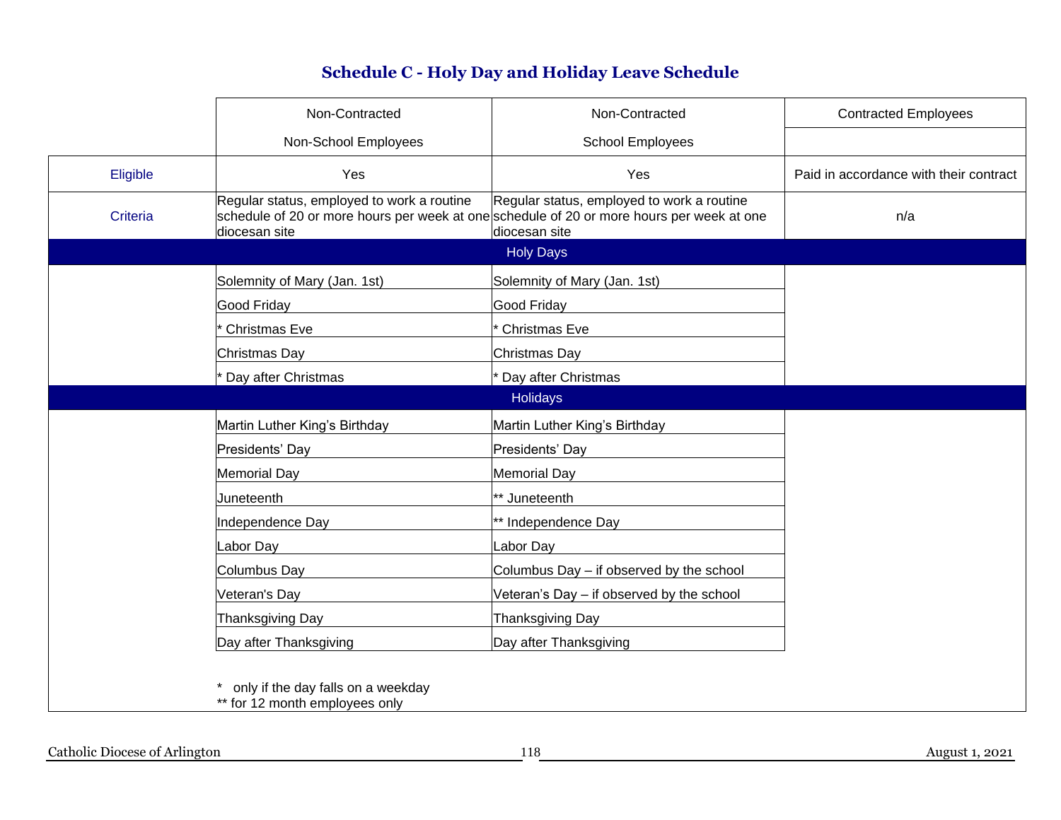## Schedule C - Holy Day and Holiday Leave Schedule

| | Non-Contracted Non-School Employees | Non-Contracted School Employees | Contracted Employees |
|---|---|---|---|
| Eligible | Yes | Yes | Paid in accordance with their contract |
| Criteria | Regular status, employed to work a routine schedule of 20 or more hours per week at one diocesan site | Regular status, employed to work a routine schedule of 20 or more hours per week at one diocesan site | n/a |
| **Holy Days** | | | |
| | Solemnity of Mary (Jan. 1st) | Solemnity of Mary (Jan. 1st) | |
| | Good Friday | Good Friday | |
| | * Christmas Eve | * Christmas Eve | |
| | Christmas Day | Christmas Day | |
| | * Day after Christmas | * Day after Christmas | |
| **Holidays** | | | |
| | Martin Luther King's Birthday | Martin Luther King's Birthday | |
| | Presidents' Day | Presidents' Day | |
| | Memorial Day | Memorial Day | |
| | Juneteenth | ** Juneteenth | |
| | Independence Day | ** Independence Day | |
| | Labor Day | Labor Day | |
| | Columbus Day | Columbus Day – if observed by the school | |
| | Veteran's Day | Veteran's Day – if observed by the school | |
| | Thanksgiving Day | Thanksgiving Day | |
| | Day after Thanksgiving | Day after Thanksgiving | |

\* only if the day falls on a weekday
** for 12 month employees only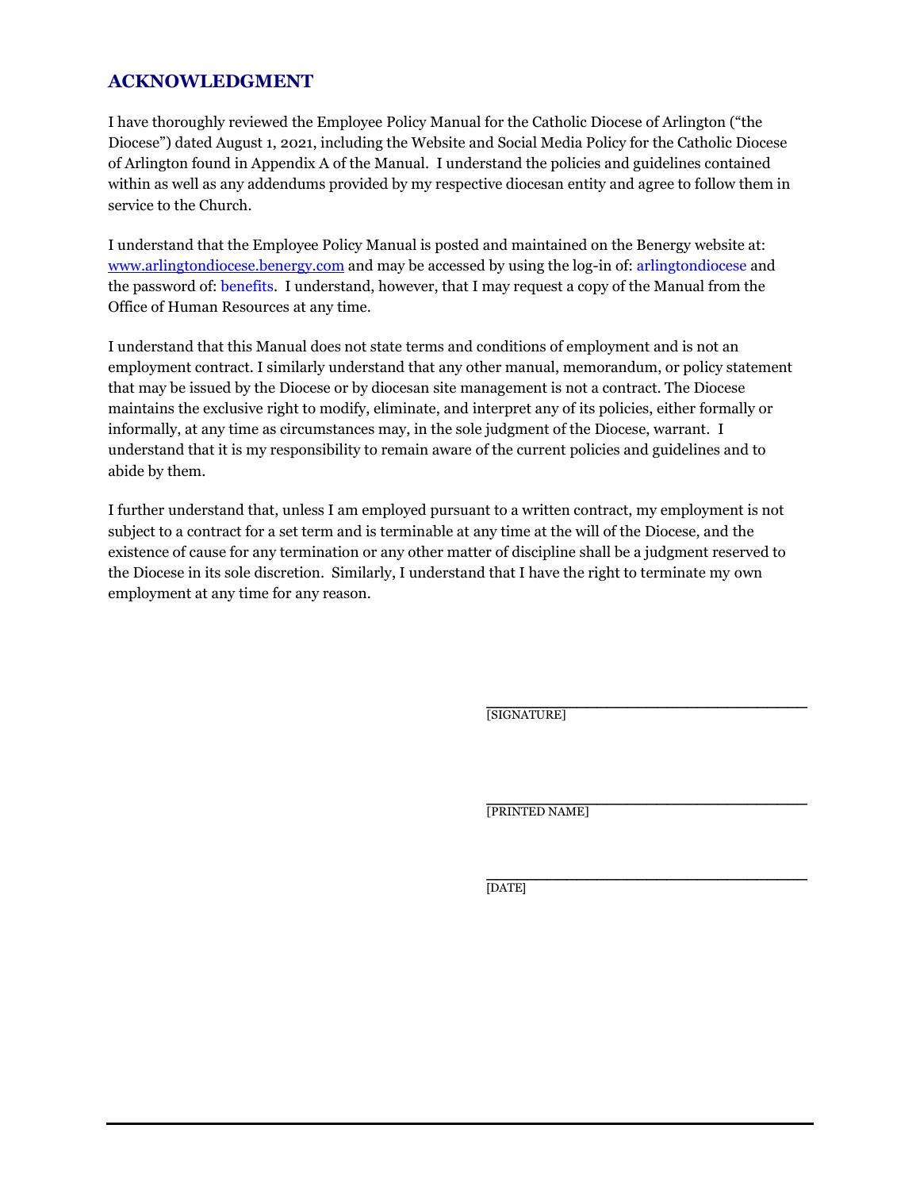## ACKNOWLEDGMENT

I have thoroughly reviewed the Employee Policy Manual for the Catholic Diocese of Arlington ("the Diocese") dated August 1, 2021, including the Website and Social Media Policy for the Catholic Diocese of Arlington found in Appendix A of the Manual. I understand the policies and guidelines contained within as well as any addendums provided by my respective diocesan entity and agree to follow them in service to the Church.

I understand that the Employee Policy Manual is posted and maintained on the Benergy website at: www.arlingtondiocese.benergy.com and may be accessed by using the log-in of: arlingtondiocese and the password of: benefits. I understand, however, that I may request a copy of the Manual from the Office of Human Resources at any time.

I understand that this Manual does not state terms and conditions of employment and is not an employment contract. I similarly understand that any other manual, memorandum, or policy statement that may be issued by the Diocese or by diocesan site management is not a contract. The Diocese maintains the exclusive right to modify, eliminate, and interpret any of its policies, either formally or informally, at any time as circumstances may, in the sole judgment of the Diocese, warrant. I understand that it is my responsibility to remain aware of the current policies and guidelines and to abide by them.

I further understand that, unless I am employed pursuant to a written contract, my employment is not subject to a contract for a set term and is terminable at any time at the will of the Diocese, and the existence of cause for any termination or any other matter of discipline shall be a judgment reserved to the Diocese in its sole discretion. Similarly, I understand that I have the right to terminate my own employment at any time for any reason.

\_\_\_\_\_\_\_\_\_\_\_\_\_\_\_\_\_\_\_\_\_\_\_\_\_\_\_\_\_\_\_\_\_\_\_\_
[SIGNATURE]

\_\_\_\_\_\_\_\_\_\_\_\_\_\_\_\_\_\_\_\_\_\_\_\_\_\_\_\_\_\_\_\_\_\_\_\_
[PRINTED NAME]

\_\_\_\_\_\_\_\_\_\_\_\_\_\_\_\_\_\_\_\_\_\_\_\_\_\_\_\_\_\_\_\_\_\_\_\_
[DATE]